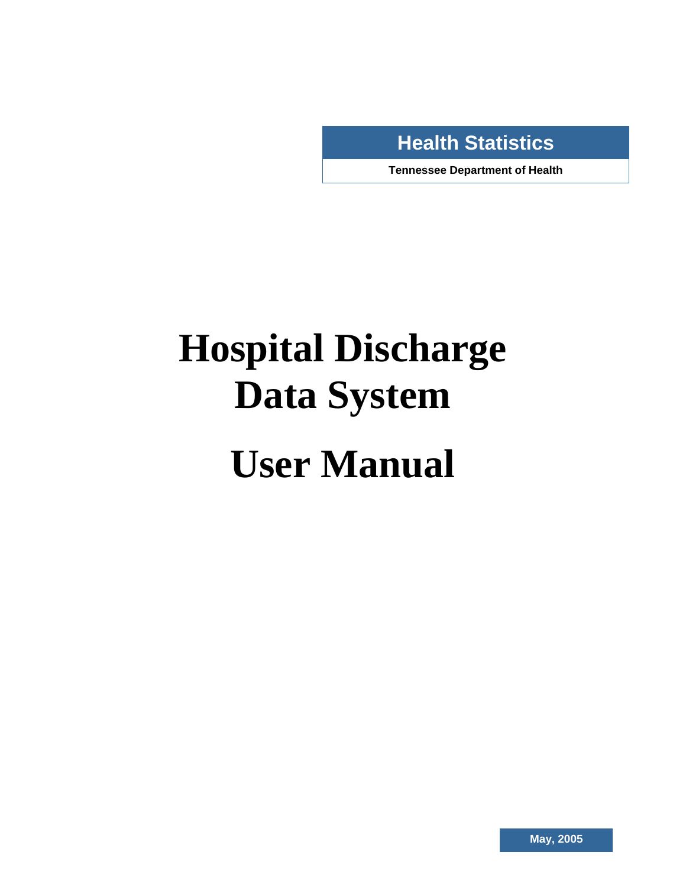**Health Statistics**

**Tennessee Department of Health**

# Hospital Discharge Data System

# User Manual

**May, 2005**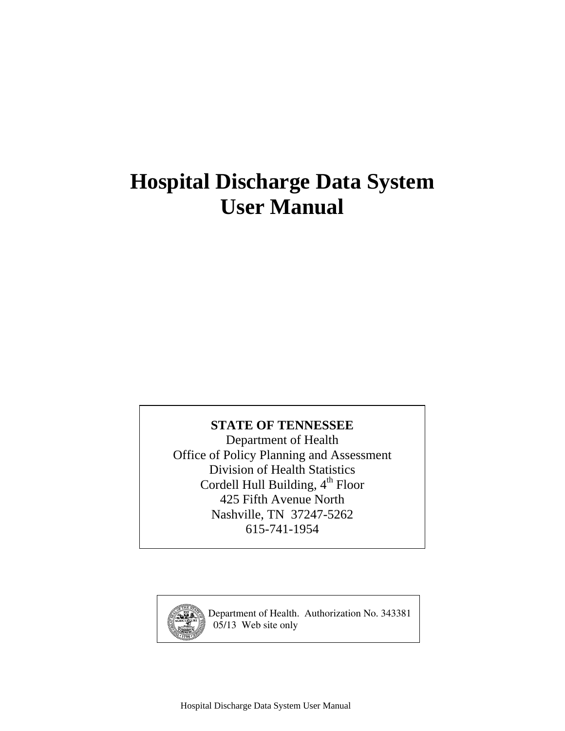# Hospital Discharge Data System User Manual

**STATE OF TENNESSEE**
Department of Health
Office of Policy Planning and Assessment
Division of Health Statistics
Cordell Hull Building, 4th Floor
425 Fifth Avenue North
Nashville, TN 37247-5262
615-741-1954

Department of Health. Authorization No. 343381
05/13 Web site only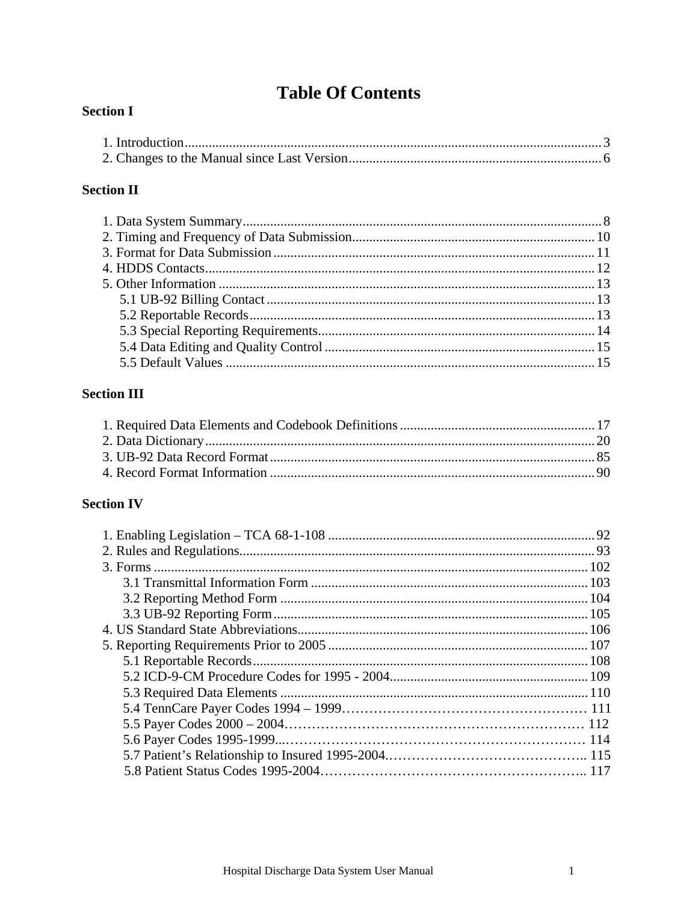# Table Of Contents

**Section I**

1. Introduction........................................................................................................................3
2. Changes to the Manual since Last Version........................................................................6

**Section II**

1. Data System Summary........................................................................................................8
2. Timing and Frequency of Data Submission......................................................................10
3. Format for Data Submission.............................................................................................11
4. HDDS Contacts.................................................................................................................12
5. Other Information.............................................................................................................13
    - 5.1 UB-92 Billing Contact...............................................................................................13
    - 5.2 Reportable Records....................................................................................................13
    - 5.3 Special Reporting Requirements................................................................................14
    - 5.4 Data Editing and Quality Control..............................................................................15
    - 5.5 Default Values...........................................................................................................15

**Section III**

1. Required Data Elements and Codebook Definitions........................................................17
2. Data Dictionary.................................................................................................................20
3. UB-92 Data Record Format..............................................................................................85
4. Record Format Information..............................................................................................90

**Section IV**

1. Enabling Legislation – TCA 68-1-108.............................................................................92
2. Rules and Regulations.......................................................................................................93
3. Forms...............................................................................................................................102
    - 3.1 Transmittal Information Form.................................................................................103
    - 3.2 Reporting Method Form.........................................................................................104
    - 3.3 UB-92 Reporting Form...........................................................................................105
4. US Standard State Abbreviations....................................................................................106
5. Reporting Requirements Prior to 2005...........................................................................107
    - 5.1 Reportable Records.................................................................................................108
    - 5.2 ICD-9-CM Procedure Codes for 1995 - 2004.........................................................109
    - 5.3 Required Data Elements.........................................................................................110
    - 5.4 TennCare Payer Codes 1994 – 1999……………………………………………… 111
    - 5.5 Payer Codes 2000 – 2004………………………………………………………… 112
    - 5.6 Payer Codes 1995-1999..………………………………………………………… 114
    - 5.7 Patient's Relationship to Insured 1995-2004.…………………………………….. 115
    - 5.8 Patient Status Codes 1995-2004………………………………………………….. 117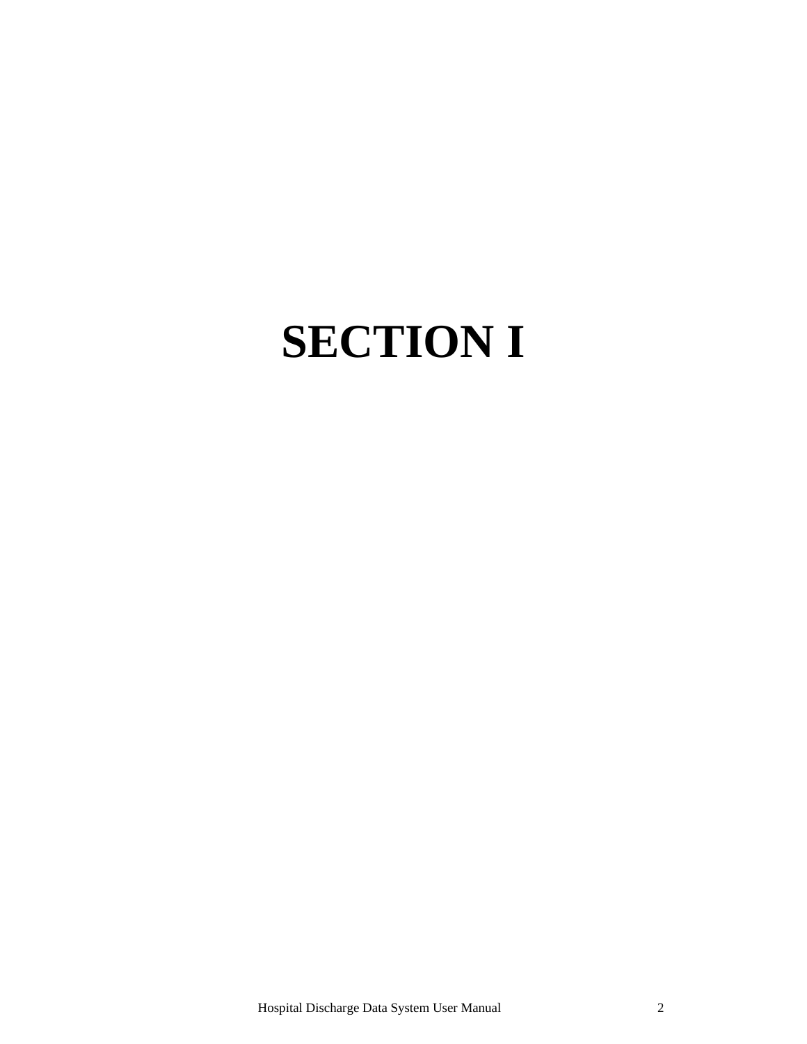# SECTION I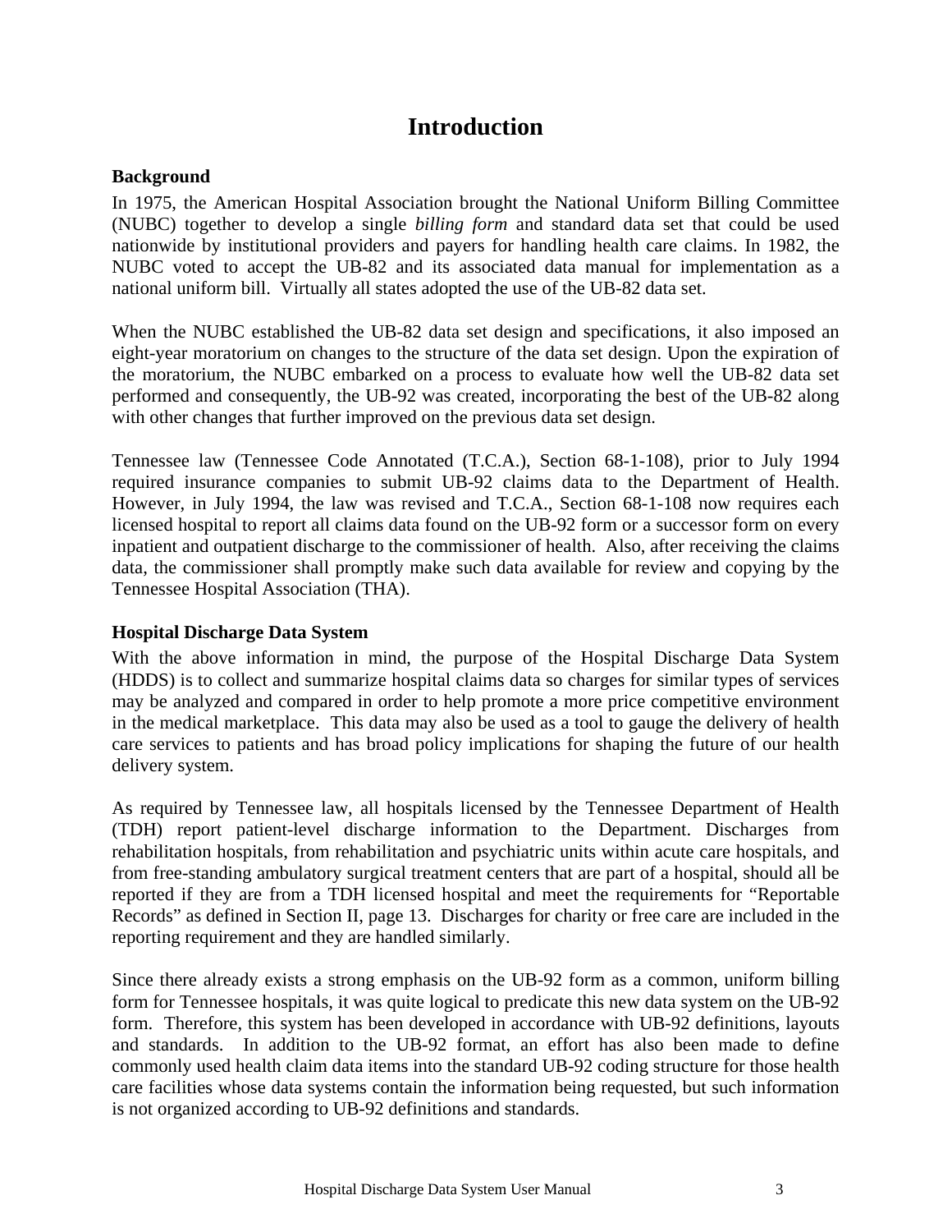# Introduction

**Background**

In 1975, the American Hospital Association brought the National Uniform Billing Committee (NUBC) together to develop a single *billing form* and standard data set that could be used nationwide by institutional providers and payers for handling health care claims. In 1982, the NUBC voted to accept the UB-82 and its associated data manual for implementation as a national uniform bill. Virtually all states adopted the use of the UB-82 data set.

When the NUBC established the UB-82 data set design and specifications, it also imposed an eight-year moratorium on changes to the structure of the data set design. Upon the expiration of the moratorium, the NUBC embarked on a process to evaluate how well the UB-82 data set performed and consequently, the UB-92 was created, incorporating the best of the UB-82 along with other changes that further improved on the previous data set design.

Tennessee law (Tennessee Code Annotated (T.C.A.), Section 68-1-108), prior to July 1994 required insurance companies to submit UB-92 claims data to the Department of Health. However, in July 1994, the law was revised and T.C.A., Section 68-1-108 now requires each licensed hospital to report all claims data found on the UB-92 form or a successor form on every inpatient and outpatient discharge to the commissioner of health. Also, after receiving the claims data, the commissioner shall promptly make such data available for review and copying by the Tennessee Hospital Association (THA).

**Hospital Discharge Data System**

With the above information in mind, the purpose of the Hospital Discharge Data System (HDDS) is to collect and summarize hospital claims data so charges for similar types of services may be analyzed and compared in order to help promote a more price competitive environment in the medical marketplace. This data may also be used as a tool to gauge the delivery of health care services to patients and has broad policy implications for shaping the future of our health delivery system.

As required by Tennessee law, all hospitals licensed by the Tennessee Department of Health (TDH) report patient-level discharge information to the Department. Discharges from rehabilitation hospitals, from rehabilitation and psychiatric units within acute care hospitals, and from free-standing ambulatory surgical treatment centers that are part of a hospital, should all be reported if they are from a TDH licensed hospital and meet the requirements for "Reportable Records" as defined in Section II, page 13. Discharges for charity or free care are included in the reporting requirement and they are handled similarly.

Since there already exists a strong emphasis on the UB-92 form as a common, uniform billing form for Tennessee hospitals, it was quite logical to predicate this new data system on the UB-92 form. Therefore, this system has been developed in accordance with UB-92 definitions, layouts and standards. In addition to the UB-92 format, an effort has also been made to define commonly used health claim data items into the standard UB-92 coding structure for those health care facilities whose data systems contain the information being requested, but such information is not organized according to UB-92 definitions and standards.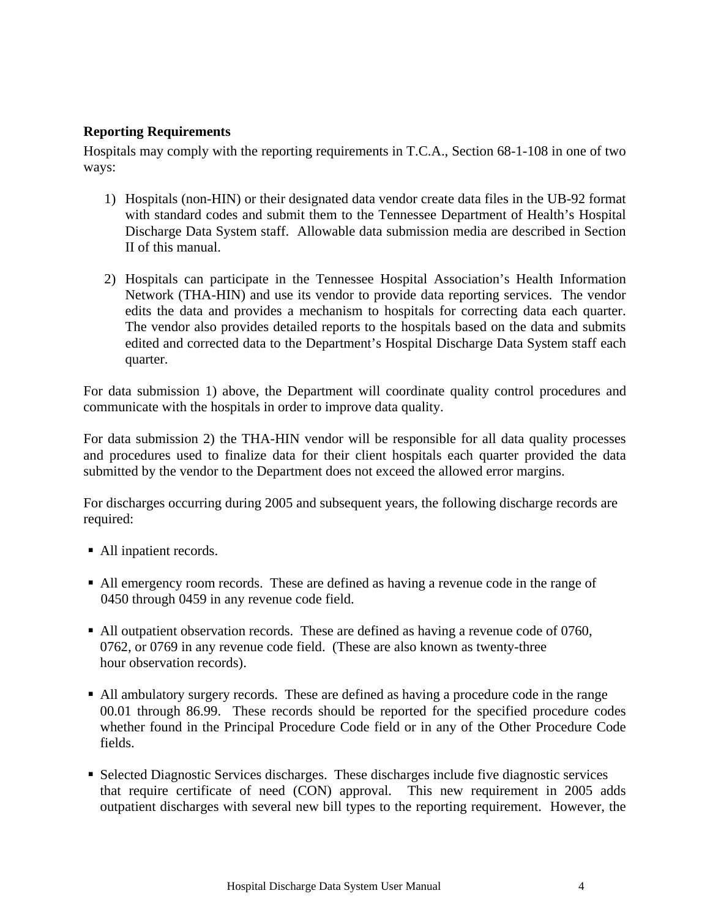**Reporting Requirements**

Hospitals may comply with the reporting requirements in T.C.A., Section 68-1-108 in one of two ways:

1) Hospitals (non-HIN) or their designated data vendor create data files in the UB-92 format with standard codes and submit them to the Tennessee Department of Health's Hospital Discharge Data System staff. Allowable data submission media are described in Section II of this manual.

2) Hospitals can participate in the Tennessee Hospital Association's Health Information Network (THA-HIN) and use its vendor to provide data reporting services. The vendor edits the data and provides a mechanism to hospitals for correcting data each quarter. The vendor also provides detailed reports to the hospitals based on the data and submits edited and corrected data to the Department's Hospital Discharge Data System staff each quarter.

For data submission 1) above, the Department will coordinate quality control procedures and communicate with the hospitals in order to improve data quality.

For data submission 2) the THA-HIN vendor will be responsible for all data quality processes and procedures used to finalize data for their client hospitals each quarter provided the data submitted by the vendor to the Department does not exceed the allowed error margins.

For discharges occurring during 2005 and subsequent years, the following discharge records are required:

- All inpatient records.

- All emergency room records. These are defined as having a revenue code in the range of 0450 through 0459 in any revenue code field.

- All outpatient observation records. These are defined as having a revenue code of 0760, 0762, or 0769 in any revenue code field. (These are also known as twenty-three hour observation records).

- All ambulatory surgery records. These are defined as having a procedure code in the range 00.01 through 86.99. These records should be reported for the specified procedure codes whether found in the Principal Procedure Code field or in any of the Other Procedure Code fields.

- Selected Diagnostic Services discharges. These discharges include five diagnostic services that require certificate of need (CON) approval. This new requirement in 2005 adds outpatient discharges with several new bill types to the reporting requirement. However, the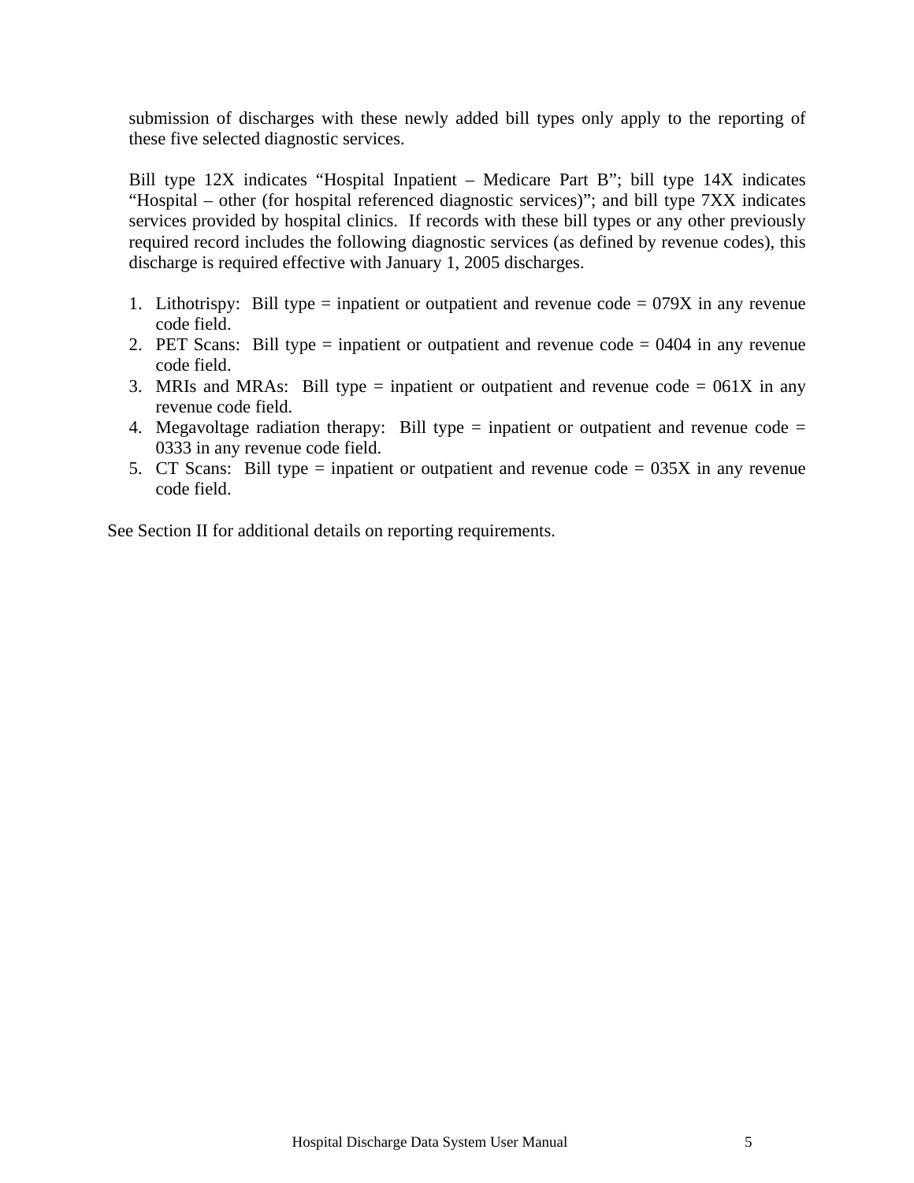submission of discharges with these newly added bill types only apply to the reporting of these five selected diagnostic services.

Bill type 12X indicates "Hospital Inpatient – Medicare Part B"; bill type 14X indicates "Hospital – other (for hospital referenced diagnostic services)"; and bill type 7XX indicates services provided by hospital clinics. If records with these bill types or any other previously required record includes the following diagnostic services (as defined by revenue codes), this discharge is required effective with January 1, 2005 discharges.

1. Lithotrispy: Bill type = inpatient or outpatient and revenue code = 079X in any revenue code field.
2. PET Scans: Bill type = inpatient or outpatient and revenue code = 0404 in any revenue code field.
3. MRIs and MRAs: Bill type = inpatient or outpatient and revenue code = 061X in any revenue code field.
4. Megavoltage radiation therapy: Bill type = inpatient or outpatient and revenue code = 0333 in any revenue code field.
5. CT Scans: Bill type = inpatient or outpatient and revenue code = 035X in any revenue code field.

See Section II for additional details on reporting requirements.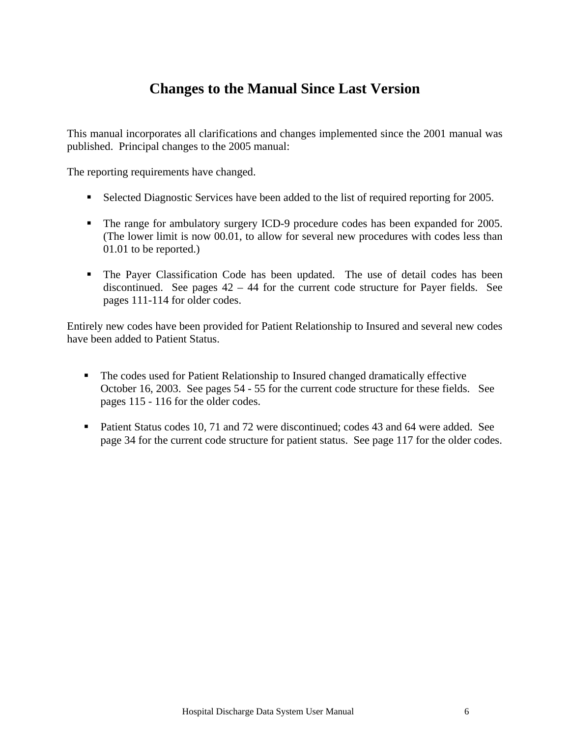# Changes to the Manual Since Last Version

This manual incorporates all clarifications and changes implemented since the 2001 manual was published. Principal changes to the 2005 manual:

The reporting requirements have changed.

- Selected Diagnostic Services have been added to the list of required reporting for 2005.
- The range for ambulatory surgery ICD-9 procedure codes has been expanded for 2005. (The lower limit is now 00.01, to allow for several new procedures with codes less than 01.01 to be reported.)
- The Payer Classification Code has been updated. The use of detail codes has been discontinued. See pages 42 – 44 for the current code structure for Payer fields. See pages 111-114 for older codes.

Entirely new codes have been provided for Patient Relationship to Insured and several new codes have been added to Patient Status.

- The codes used for Patient Relationship to Insured changed dramatically effective October 16, 2003. See pages 54 - 55 for the current code structure for these fields. See pages 115 - 116 for the older codes.
- Patient Status codes 10, 71 and 72 were discontinued; codes 43 and 64 were added. See page 34 for the current code structure for patient status. See page 117 for the older codes.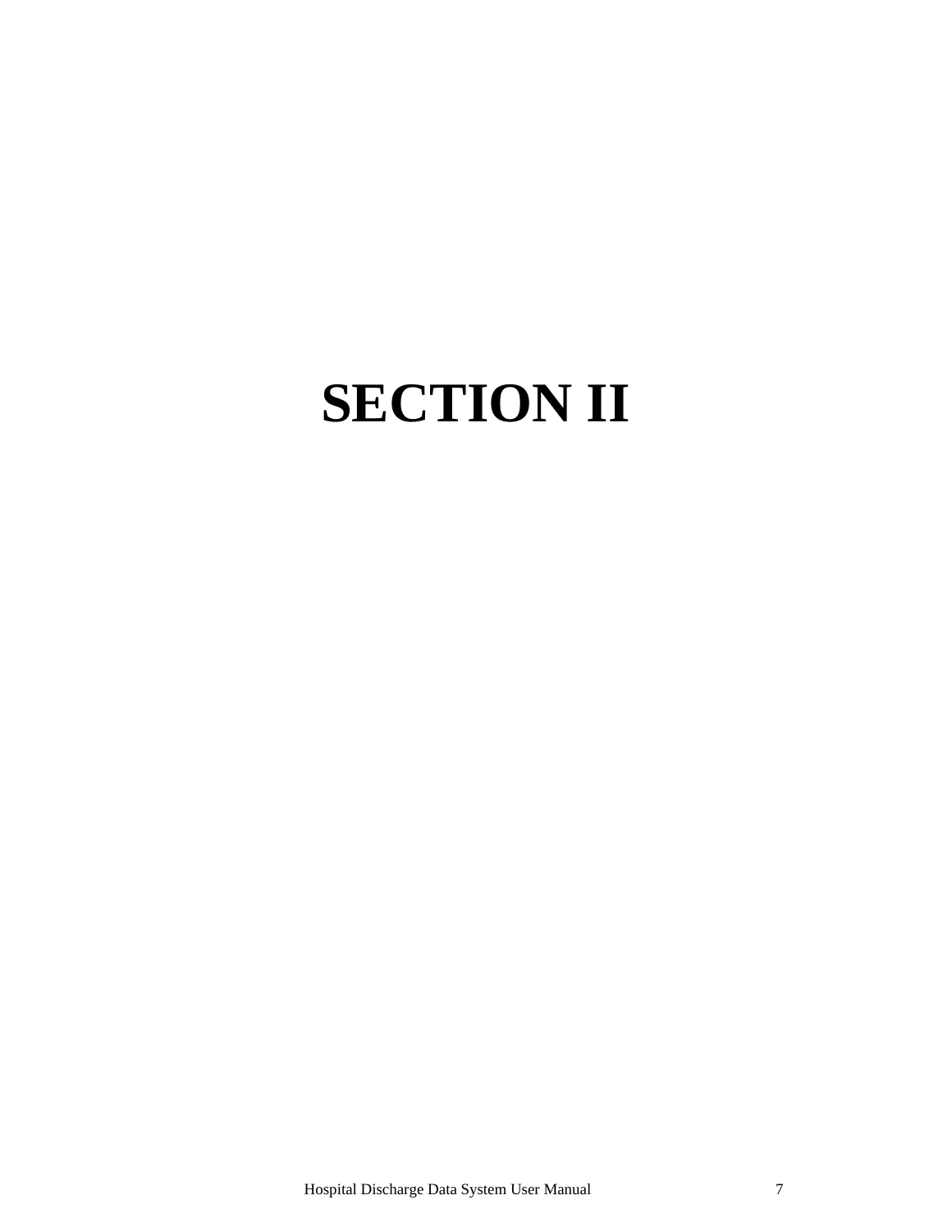# SECTION II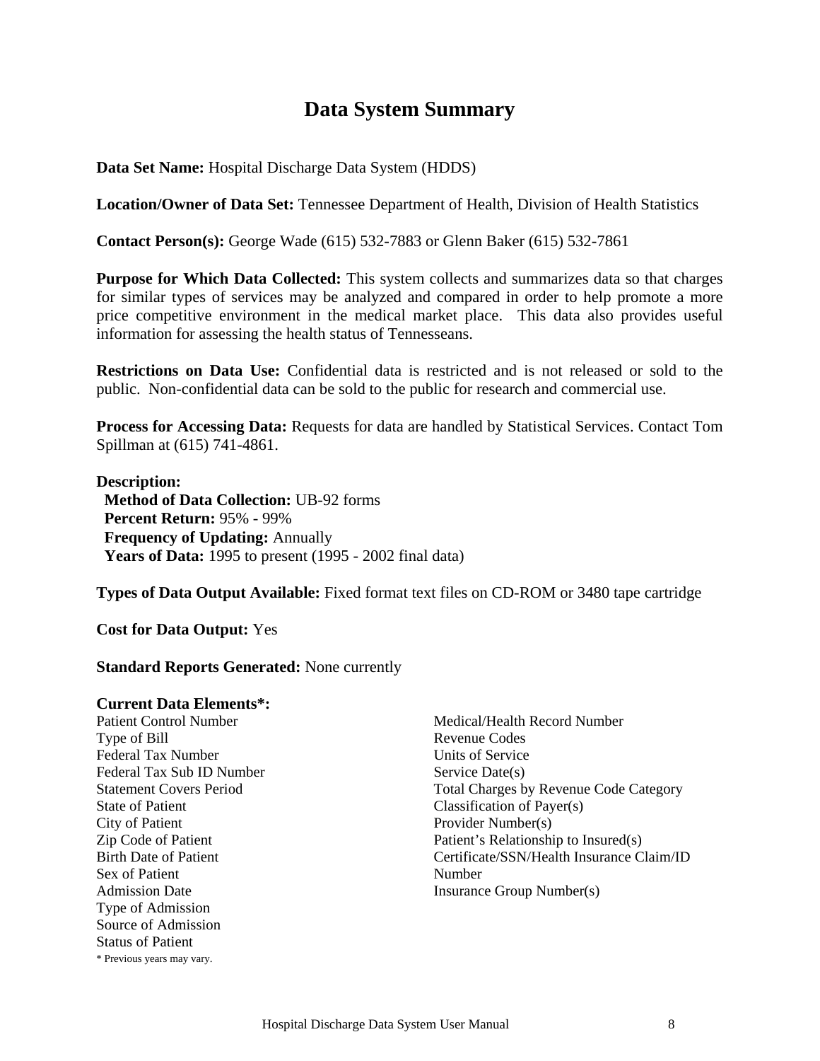# Data System Summary

**Data Set Name:** Hospital Discharge Data System (HDDS)

**Location/Owner of Data Set:** Tennessee Department of Health, Division of Health Statistics

**Contact Person(s):** George Wade (615) 532-7883 or Glenn Baker (615) 532-7861

**Purpose for Which Data Collected:** This system collects and summarizes data so that charges for similar types of services may be analyzed and compared in order to help promote a more price competitive environment in the medical market place. This data also provides useful information for assessing the health status of Tennesseans.

**Restrictions on Data Use:** Confidential data is restricted and is not released or sold to the public. Non-confidential data can be sold to the public for research and commercial use.

**Process for Accessing Data:** Requests for data are handled by Statistical Services. Contact Tom Spillman at (615) 741-4861.

**Description:**
- **Method of Data Collection:** UB-92 forms
- **Percent Return:** 95% - 99%
- **Frequency of Updating:** Annually
- **Years of Data:** 1995 to present (1995 - 2002 final data)

**Types of Data Output Available:** Fixed format text files on CD-ROM or 3480 tape cartridge

**Cost for Data Output:** Yes

**Standard Reports Generated:** None currently

**Current Data Elements*:**

Patient Control Number
Type of Bill
Federal Tax Number
Federal Tax Sub ID Number
Statement Covers Period
State of Patient
City of Patient
Zip Code of Patient
Birth Date of Patient
Sex of Patient
Admission Date
Type of Admission
Source of Admission
Status of Patient
Medical/Health Record Number
Revenue Codes
Units of Service
Service Date(s)
Total Charges by Revenue Code Category
Classification of Payer(s)
Provider Number(s)
Patient's Relationship to Insured(s)
Certificate/SSN/Health Insurance Claim/ID Number
Insurance Group Number(s)

\* Previous years may vary.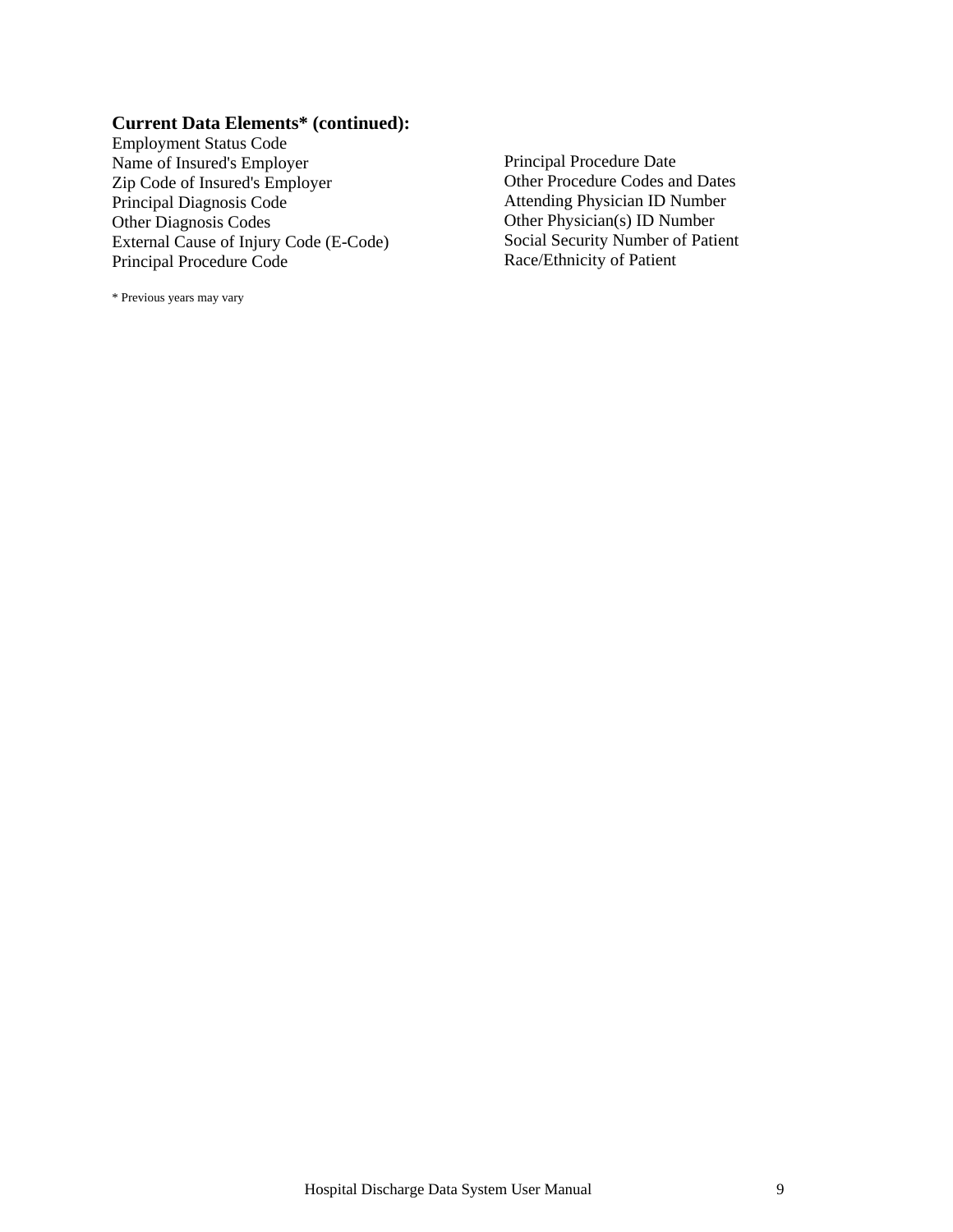**Current Data Elements* (continued):**

Employment Status Code
Name of Insured's Employer
Zip Code of Insured's Employer
Principal Diagnosis Code
Other Diagnosis Codes
External Cause of Injury Code (E-Code)
Principal Procedure Code
Principal Procedure Date
Other Procedure Codes and Dates
Attending Physician ID Number
Other Physician(s) ID Number
Social Security Number of Patient
Race/Ethnicity of Patient

* Previous years may vary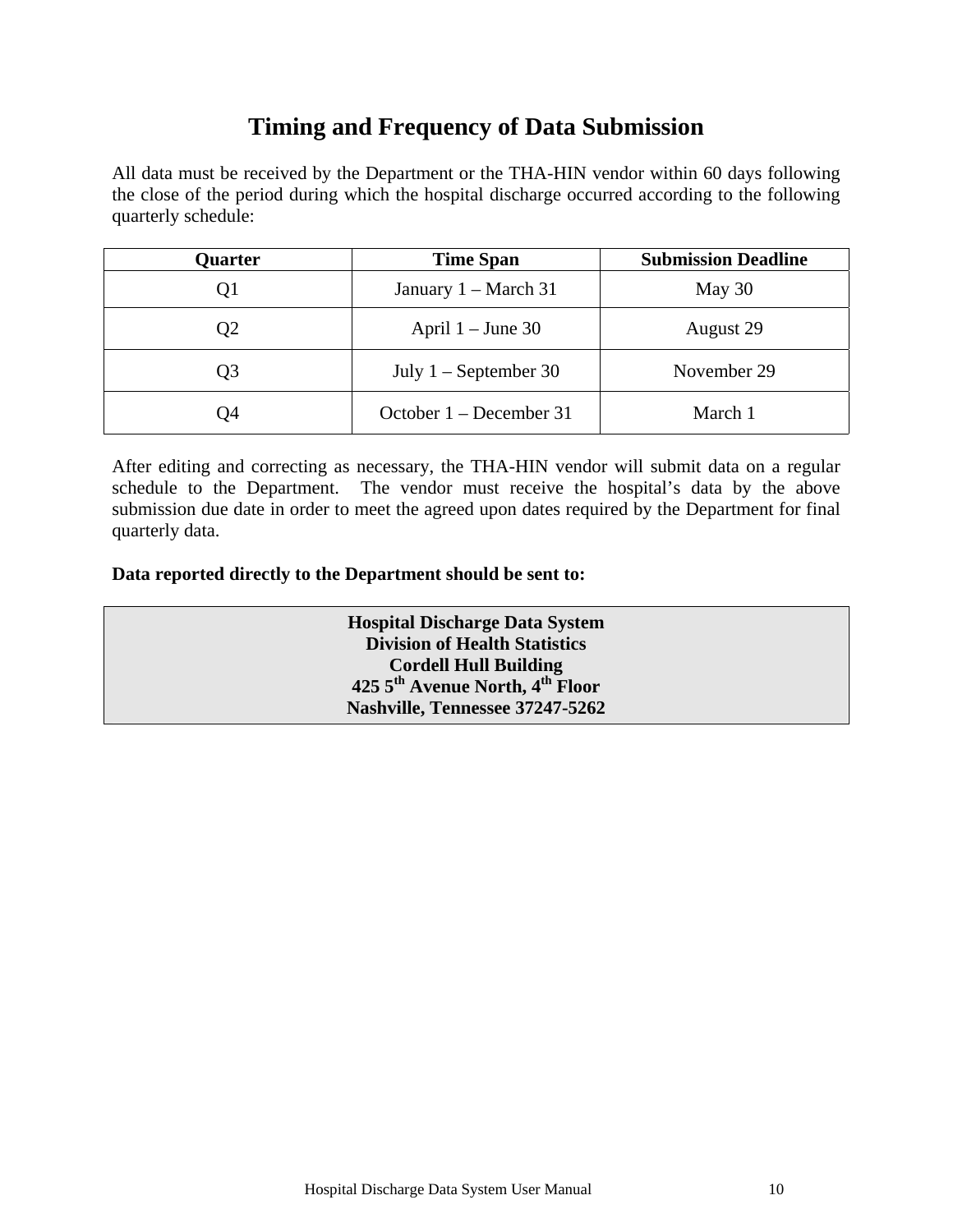# Timing and Frequency of Data Submission

All data must be received by the Department or the THA-HIN vendor within 60 days following the close of the period during which the hospital discharge occurred according to the following quarterly schedule:

| Quarter | Time Span | Submission Deadline |
|---|---|---|
| Q1 | January 1 – March 31 | May 30 |
| Q2 | April 1 – June 30 | August 29 |
| Q3 | July 1 – September 30 | November 29 |
| Q4 | October 1 – December 31 | March 1 |

After editing and correcting as necessary, the THA-HIN vendor will submit data on a regular schedule to the Department. The vendor must receive the hospital's data by the above submission due date in order to meet the agreed upon dates required by the Department for final quarterly data.

**Data reported directly to the Department should be sent to:**

**Hospital Discharge Data System**
**Division of Health Statistics**
**Cordell Hull Building**
**425 5th Avenue North, 4th Floor**
**Nashville, Tennessee 37247-5262**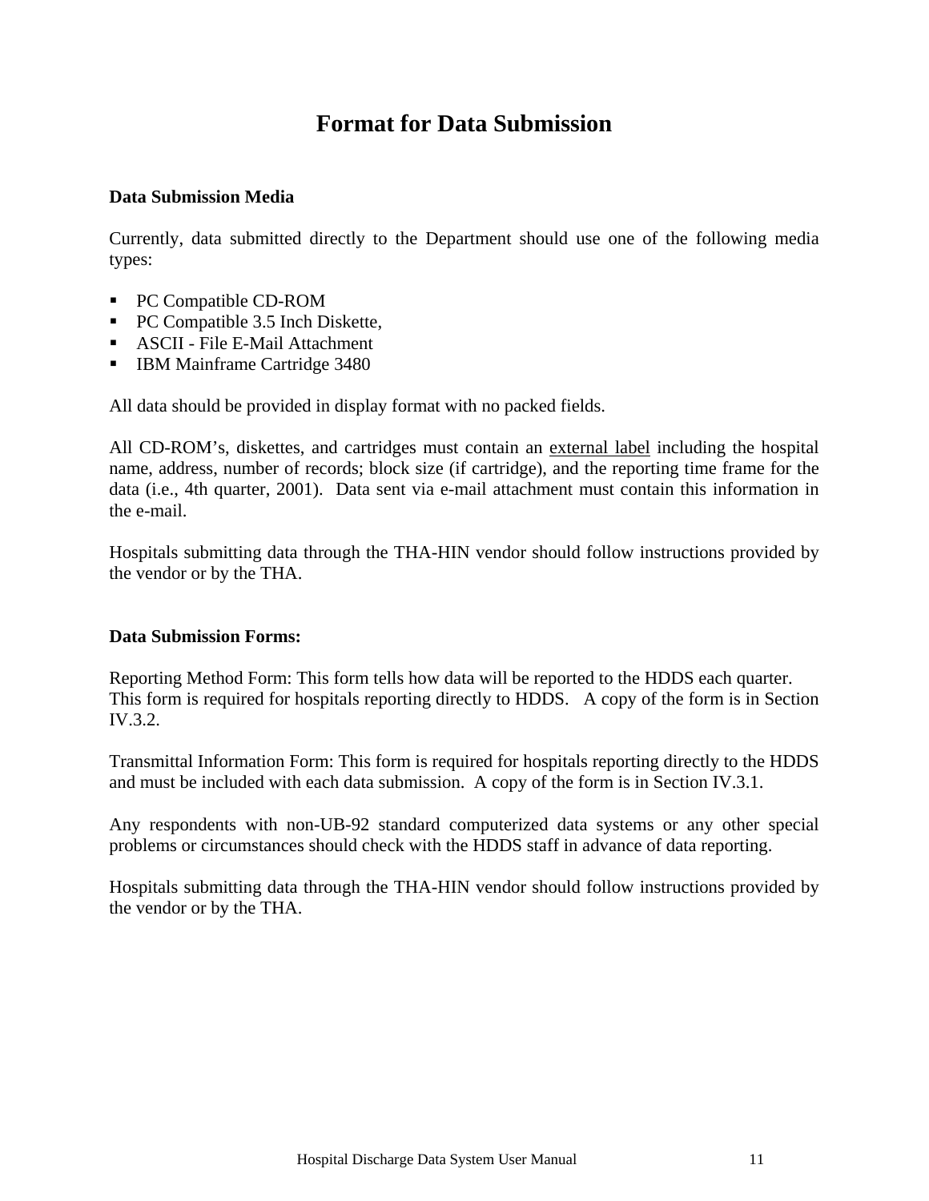# Format for Data Submission

**Data Submission Media**

Currently, data submitted directly to the Department should use one of the following media types:

- PC Compatible CD-ROM
- PC Compatible 3.5 Inch Diskette,
- ASCII - File E-Mail Attachment
- IBM Mainframe Cartridge 3480

All data should be provided in display format with no packed fields.

All CD-ROM's, diskettes, and cartridges must contain an <u>external label</u> including the hospital name, address, number of records; block size (if cartridge), and the reporting time frame for the data (i.e., 4th quarter, 2001). Data sent via e-mail attachment must contain this information in the e-mail.

Hospitals submitting data through the THA-HIN vendor should follow instructions provided by the vendor or by the THA.

**Data Submission Forms:**

Reporting Method Form: This form tells how data will be reported to the HDDS each quarter. This form is required for hospitals reporting directly to HDDS. A copy of the form is in Section IV.3.2.

Transmittal Information Form: This form is required for hospitals reporting directly to the HDDS and must be included with each data submission. A copy of the form is in Section IV.3.1.

Any respondents with non-UB-92 standard computerized data systems or any other special problems or circumstances should check with the HDDS staff in advance of data reporting.

Hospitals submitting data through the THA-HIN vendor should follow instructions provided by the vendor or by the THA.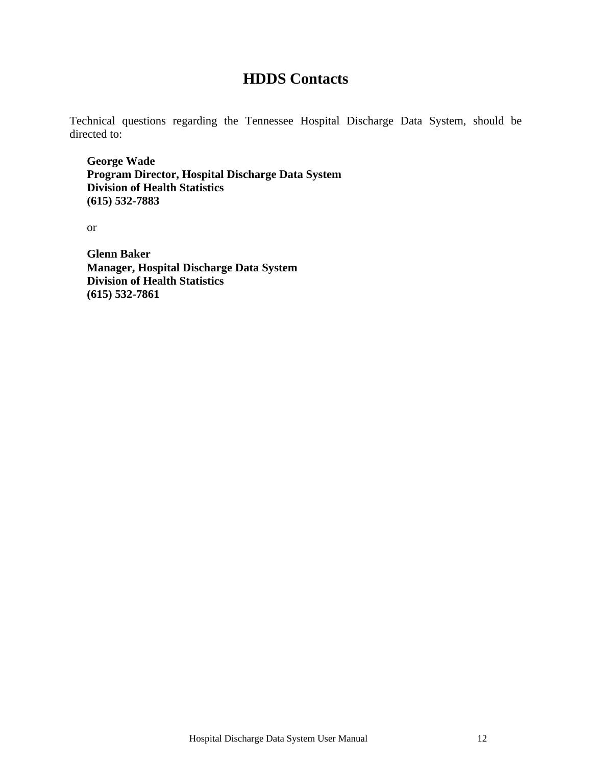# HDDS Contacts

Technical questions regarding the Tennessee Hospital Discharge Data System, should be directed to:

**George Wade**
**Program Director, Hospital Discharge Data System**
**Division of Health Statistics**
**(615) 532-7883**

or

**Glenn Baker**
**Manager, Hospital Discharge Data System**
**Division of Health Statistics**
**(615) 532-7861**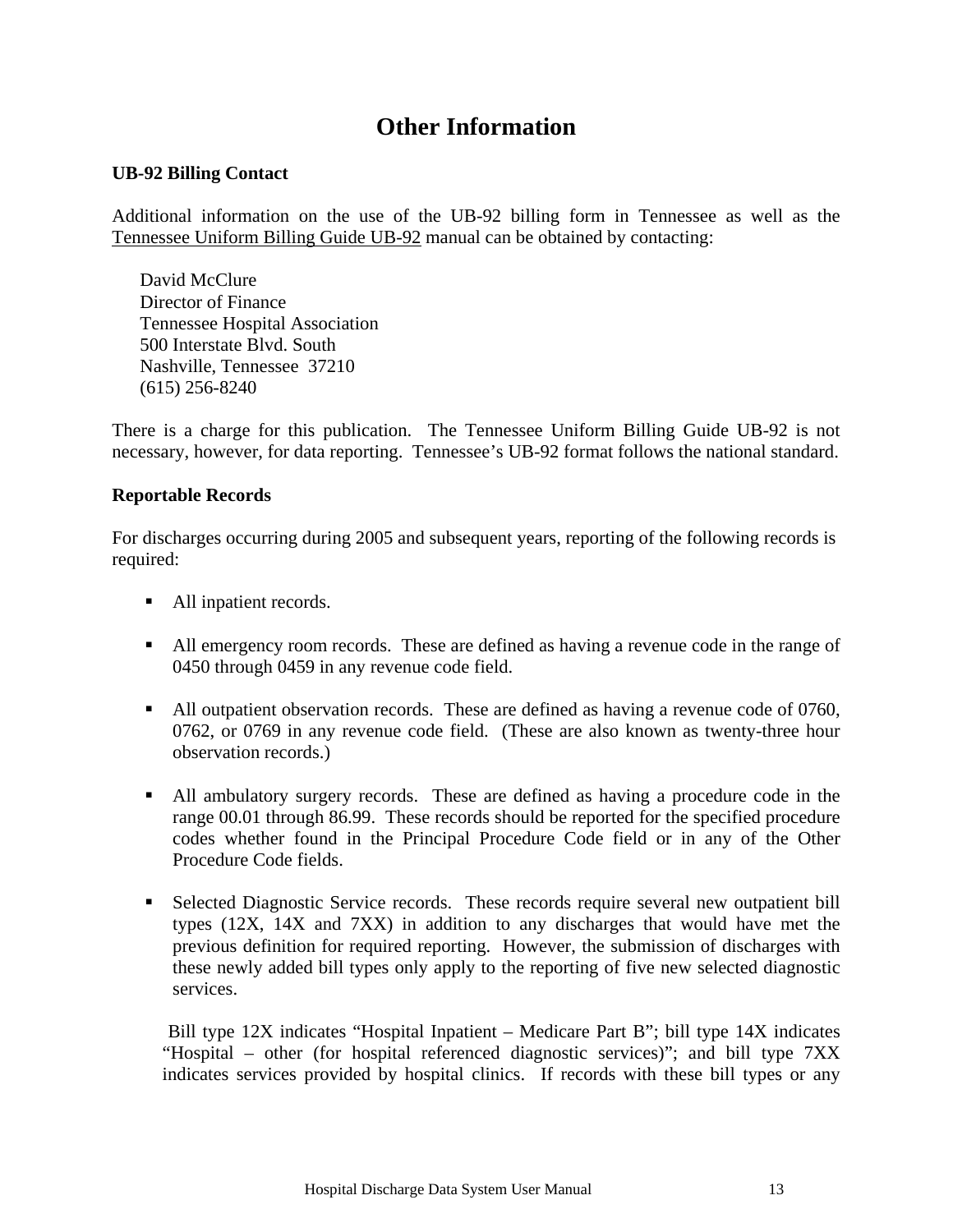# Other Information

**UB-92 Billing Contact**

Additional information on the use of the UB-92 billing form in Tennessee as well as the Tennessee Uniform Billing Guide UB-92 manual can be obtained by contacting:

David McClure  
Director of Finance  
Tennessee Hospital Association  
500 Interstate Blvd. South  
Nashville, Tennessee 37210  
(615) 256-8240

There is a charge for this publication. The Tennessee Uniform Billing Guide UB-92 is not necessary, however, for data reporting. Tennessee's UB-92 format follows the national standard.

**Reportable Records**

For discharges occurring during 2005 and subsequent years, reporting of the following records is required:

- All inpatient records.
- All emergency room records. These are defined as having a revenue code in the range of 0450 through 0459 in any revenue code field.
- All outpatient observation records. These are defined as having a revenue code of 0760, 0762, or 0769 in any revenue code field. (These are also known as twenty-three hour observation records.)
- All ambulatory surgery records. These are defined as having a procedure code in the range 00.01 through 86.99. These records should be reported for the specified procedure codes whether found in the Principal Procedure Code field or in any of the Other Procedure Code fields.
- Selected Diagnostic Service records. These records require several new outpatient bill types (12X, 14X and 7XX) in addition to any discharges that would have met the previous definition for required reporting. However, the submission of discharges with these newly added bill types only apply to the reporting of five new selected diagnostic services.

  Bill type 12X indicates "Hospital Inpatient – Medicare Part B"; bill type 14X indicates "Hospital – other (for hospital referenced diagnostic services)"; and bill type 7XX indicates services provided by hospital clinics. If records with these bill types or any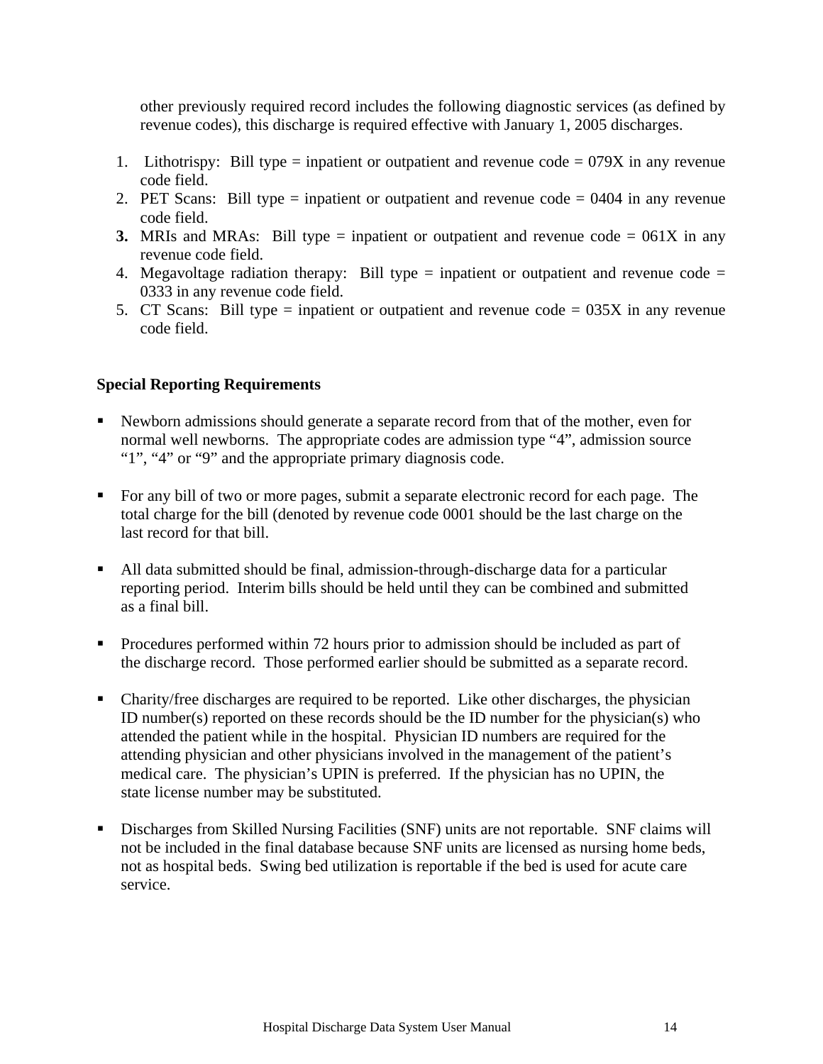other previously required record includes the following diagnostic services (as defined by revenue codes), this discharge is required effective with January 1, 2005 discharges.

1. Lithotrispy: Bill type = inpatient or outpatient and revenue code = 079X in any revenue code field.
2. PET Scans: Bill type = inpatient or outpatient and revenue code = 0404 in any revenue code field.
3. MRIs and MRAs: Bill type = inpatient or outpatient and revenue code = 061X in any revenue code field.
4. Megavoltage radiation therapy: Bill type = inpatient or outpatient and revenue code = 0333 in any revenue code field.
5. CT Scans: Bill type = inpatient or outpatient and revenue code = 035X in any revenue code field.

**Special Reporting Requirements**

- Newborn admissions should generate a separate record from that of the mother, even for normal well newborns. The appropriate codes are admission type "4", admission source "1", "4" or "9" and the appropriate primary diagnosis code.

- For any bill of two or more pages, submit a separate electronic record for each page. The total charge for the bill (denoted by revenue code 0001 should be the last charge on the last record for that bill.

- All data submitted should be final, admission-through-discharge data for a particular reporting period. Interim bills should be held until they can be combined and submitted as a final bill.

- Procedures performed within 72 hours prior to admission should be included as part of the discharge record. Those performed earlier should be submitted as a separate record.

- Charity/free discharges are required to be reported. Like other discharges, the physician ID number(s) reported on these records should be the ID number for the physician(s) who attended the patient while in the hospital. Physician ID numbers are required for the attending physician and other physicians involved in the management of the patient's medical care. The physician's UPIN is preferred. If the physician has no UPIN, the state license number may be substituted.

- Discharges from Skilled Nursing Facilities (SNF) units are not reportable. SNF claims will not be included in the final database because SNF units are licensed as nursing home beds, not as hospital beds. Swing bed utilization is reportable if the bed is used for acute care service.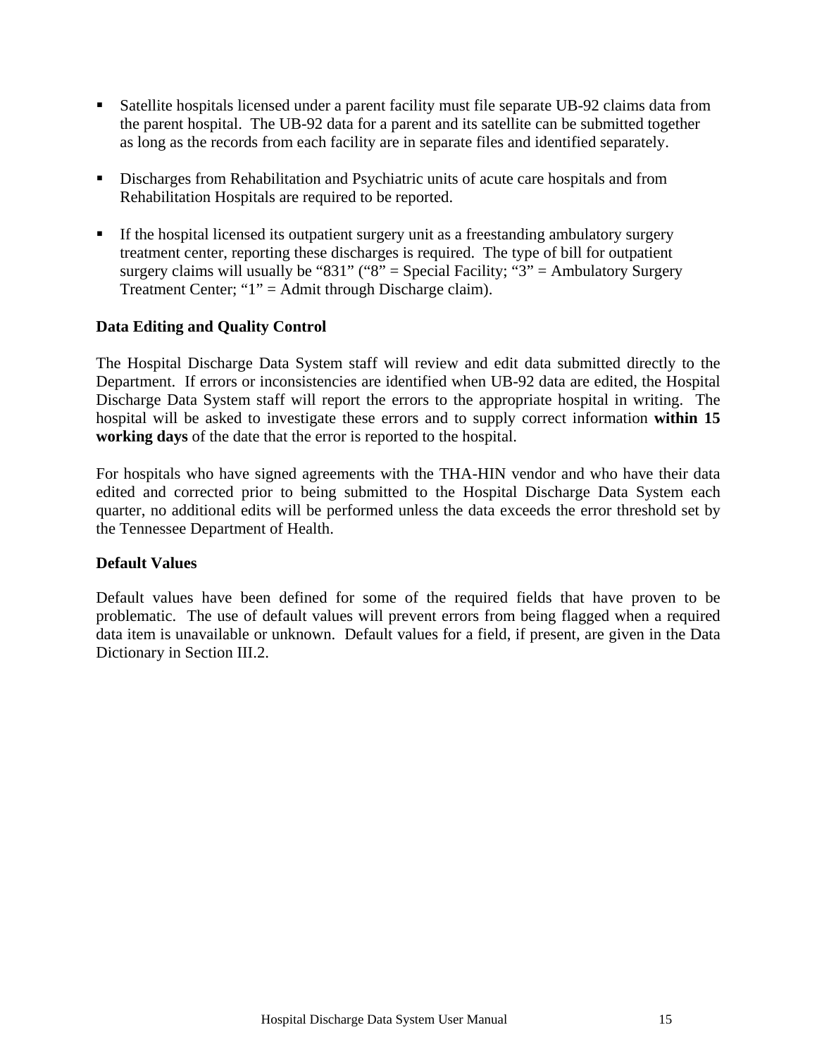- Satellite hospitals licensed under a parent facility must file separate UB-92 claims data from the parent hospital. The UB-92 data for a parent and its satellite can be submitted together as long as the records from each facility are in separate files and identified separately.

- Discharges from Rehabilitation and Psychiatric units of acute care hospitals and from Rehabilitation Hospitals are required to be reported.

- If the hospital licensed its outpatient surgery unit as a freestanding ambulatory surgery treatment center, reporting these discharges is required. The type of bill for outpatient surgery claims will usually be "831" ("8" = Special Facility; "3" = Ambulatory Surgery Treatment Center; "1" = Admit through Discharge claim).

**Data Editing and Quality Control**

The Hospital Discharge Data System staff will review and edit data submitted directly to the Department. If errors or inconsistencies are identified when UB-92 data are edited, the Hospital Discharge Data System staff will report the errors to the appropriate hospital in writing. The hospital will be asked to investigate these errors and to supply correct information **within 15 working days** of the date that the error is reported to the hospital.

For hospitals who have signed agreements with the THA-HIN vendor and who have their data edited and corrected prior to being submitted to the Hospital Discharge Data System each quarter, no additional edits will be performed unless the data exceeds the error threshold set by the Tennessee Department of Health.

**Default Values**

Default values have been defined for some of the required fields that have proven to be problematic. The use of default values will prevent errors from being flagged when a required data item is unavailable or unknown. Default values for a field, if present, are given in the Data Dictionary in Section III.2.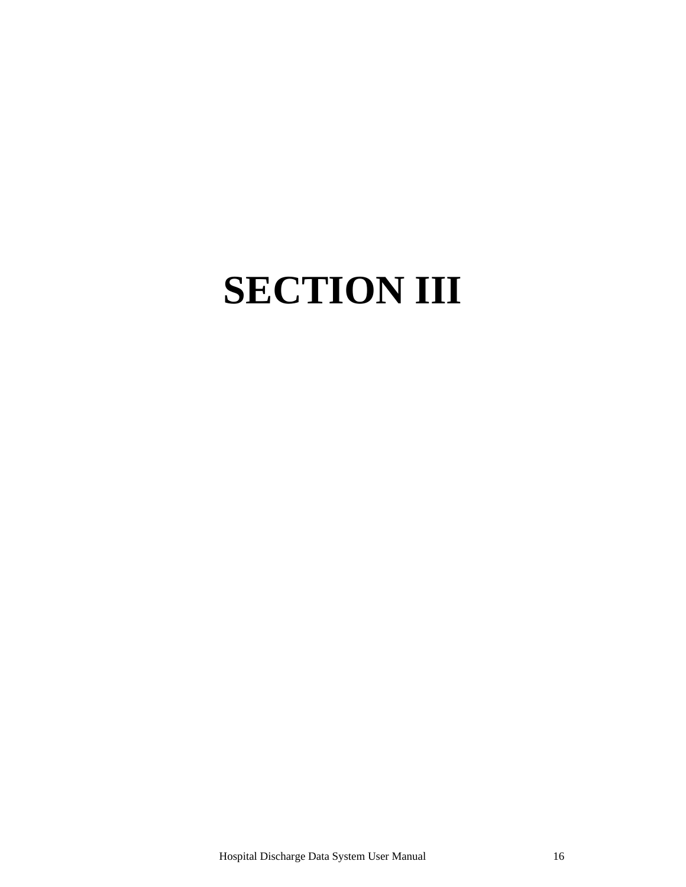# SECTION III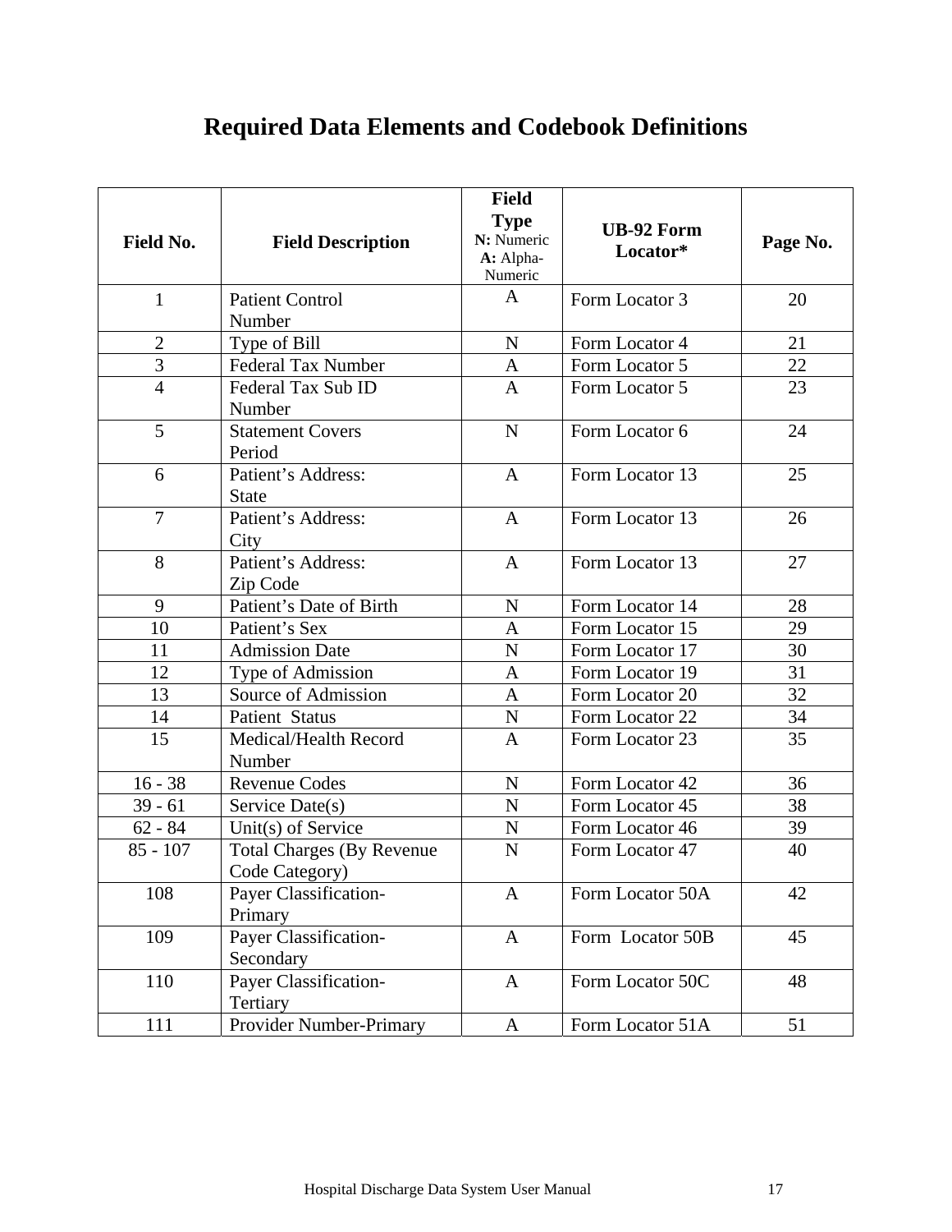# Required Data Elements and Codebook Definitions

| Field No. | Field Description | Field Type N: Numeric A: Alpha-Numeric | UB-92 Form Locator* | Page No. |
|---|---|---|---|---|
| 1 | Patient Control Number | A | Form Locator 3 | 20 |
| 2 | Type of Bill | N | Form Locator 4 | 21 |
| 3 | Federal Tax Number | A | Form Locator 5 | 22 |
| 4 | Federal Tax Sub ID Number | A | Form Locator 5 | 23 |
| 5 | Statement Covers Period | N | Form Locator 6 | 24 |
| 6 | Patient's Address: State | A | Form Locator 13 | 25 |
| 7 | Patient's Address: City | A | Form Locator 13 | 26 |
| 8 | Patient's Address: Zip Code | A | Form Locator 13 | 27 |
| 9 | Patient's Date of Birth | N | Form Locator 14 | 28 |
| 10 | Patient's Sex | A | Form Locator 15 | 29 |
| 11 | Admission Date | N | Form Locator 17 | 30 |
| 12 | Type of Admission | A | Form Locator 19 | 31 |
| 13 | Source of Admission | A | Form Locator 20 | 32 |
| 14 | Patient Status | N | Form Locator 22 | 34 |
| 15 | Medical/Health Record Number | A | Form Locator 23 | 35 |
| 16 - 38 | Revenue Codes | N | Form Locator 42 | 36 |
| 39 - 61 | Service Date(s) | N | Form Locator 45 | 38 |
| 62 - 84 | Unit(s) of Service | N | Form Locator 46 | 39 |
| 85 - 107 | Total Charges (By Revenue Code Category) | N | Form Locator 47 | 40 |
| 108 | Payer Classification-Primary | A | Form Locator 50A | 42 |
| 109 | Payer Classification-Secondary | A | Form Locator 50B | 45 |
| 110 | Payer Classification-Tertiary | A | Form Locator 50C | 48 |
| 111 | Provider Number-Primary | A | Form Locator 51A | 51 |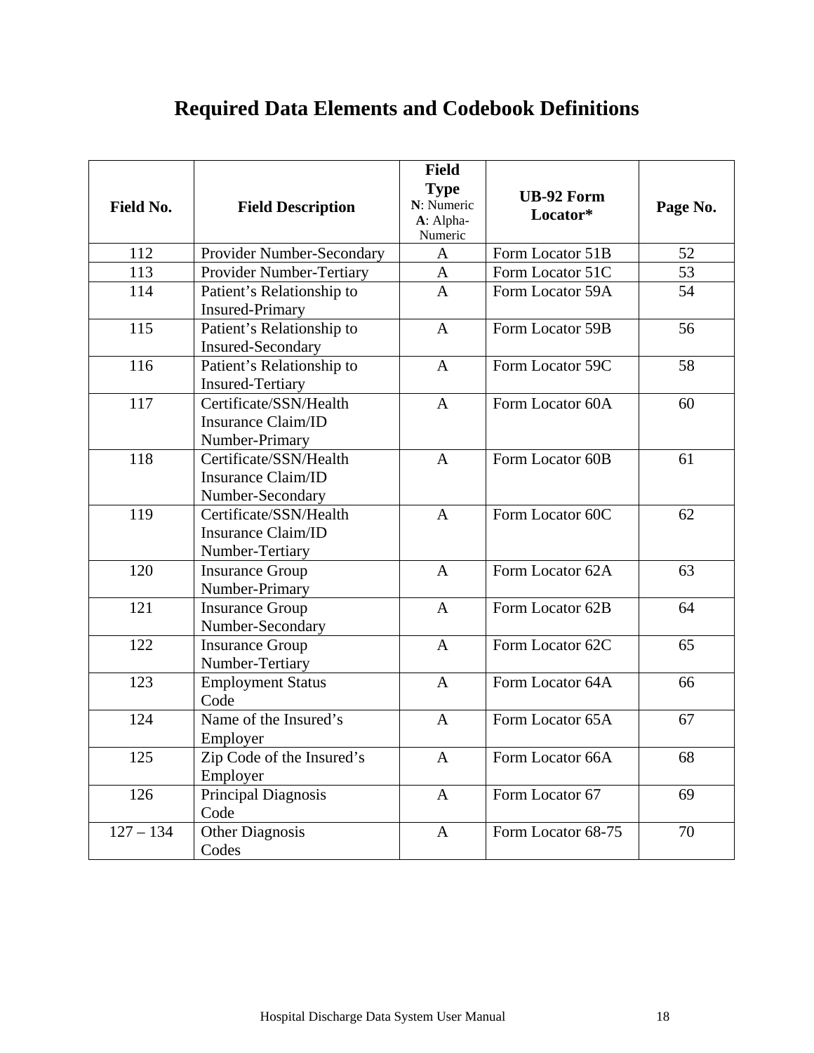# Required Data Elements and Codebook Definitions

| Field No. | Field Description | Field Type **N**: Numeric **A**: Alpha-Numeric | UB-92 Form Locator* | Page No. |
|---|---|---|---|---|
| 112 | Provider Number-Secondary | A | Form Locator 51B | 52 |
| 113 | Provider Number-Tertiary | A | Form Locator 51C | 53 |
| 114 | Patient's Relationship to Insured-Primary | A | Form Locator 59A | 54 |
| 115 | Patient's Relationship to Insured-Secondary | A | Form Locator 59B | 56 |
| 116 | Patient's Relationship to Insured-Tertiary | A | Form Locator 59C | 58 |
| 117 | Certificate/SSN/Health Insurance Claim/ID Number-Primary | A | Form Locator 60A | 60 |
| 118 | Certificate/SSN/Health Insurance Claim/ID Number-Secondary | A | Form Locator 60B | 61 |
| 119 | Certificate/SSN/Health Insurance Claim/ID Number-Tertiary | A | Form Locator 60C | 62 |
| 120 | Insurance Group Number-Primary | A | Form Locator 62A | 63 |
| 121 | Insurance Group Number-Secondary | A | Form Locator 62B | 64 |
| 122 | Insurance Group Number-Tertiary | A | Form Locator 62C | 65 |
| 123 | Employment Status Code | A | Form Locator 64A | 66 |
| 124 | Name of the Insured's Employer | A | Form Locator 65A | 67 |
| 125 | Zip Code of the Insured's Employer | A | Form Locator 66A | 68 |
| 126 | Principal Diagnosis Code | A | Form Locator 67 | 69 |
| 127 – 134 | Other Diagnosis Codes | A | Form Locator 68-75 | 70 |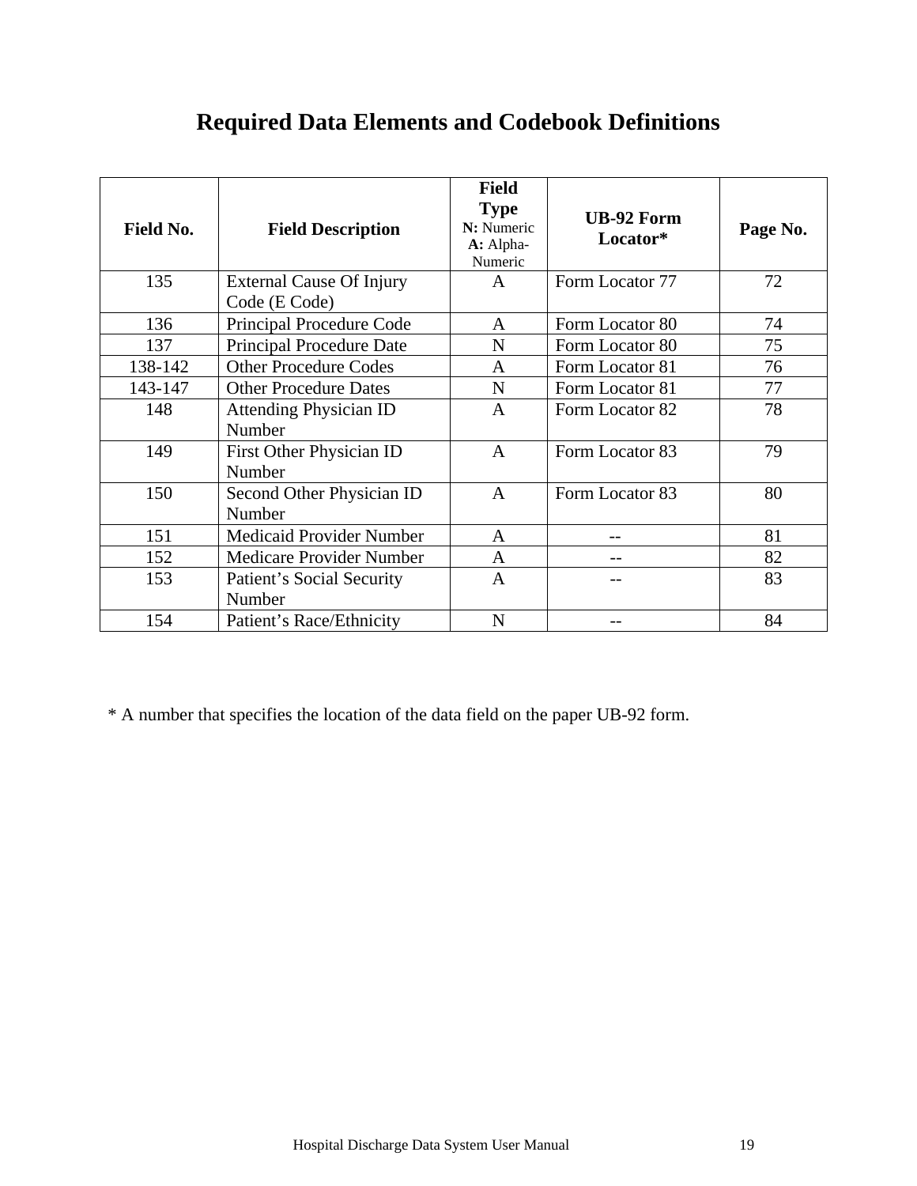# Required Data Elements and Codebook Definitions

| Field No. | Field Description | Field Type N: Numeric A: Alpha-Numeric | UB-92 Form Locator* | Page No. |
|---|---|---|---|---|
| 135 | External Cause Of Injury Code (E Code) | A | Form Locator 77 | 72 |
| 136 | Principal Procedure Code | A | Form Locator 80 | 74 |
| 137 | Principal Procedure Date | N | Form Locator 80 | 75 |
| 138-142 | Other Procedure Codes | A | Form Locator 81 | 76 |
| 143-147 | Other Procedure Dates | N | Form Locator 81 | 77 |
| 148 | Attending Physician ID Number | A | Form Locator 82 | 78 |
| 149 | First Other Physician ID Number | A | Form Locator 83 | 79 |
| 150 | Second Other Physician ID Number | A | Form Locator 83 | 80 |
| 151 | Medicaid Provider Number | A | -- | 81 |
| 152 | Medicare Provider Number | A | -- | 82 |
| 153 | Patient's Social Security Number | A | -- | 83 |
| 154 | Patient's Race/Ethnicity | N | -- | 84 |

* A number that specifies the location of the data field on the paper UB-92 form.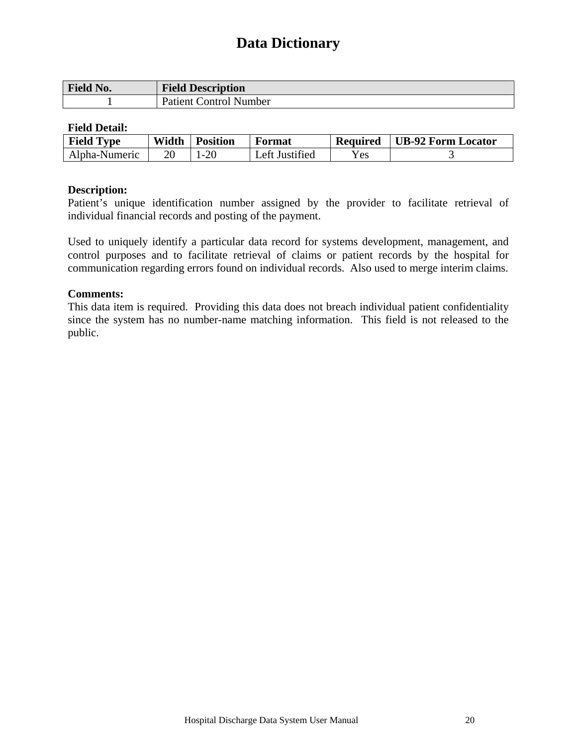# Data Dictionary

| Field No. | Field Description |
|---|---|
| 1 | Patient Control Number |

**Field Detail:**

| Field Type | Width | Position | Format | Required | UB-92 Form Locator |
|---|---|---|---|---|---|
| Alpha-Numeric | 20 | 1-20 | Left Justified | Yes | 3 |

**Description:**
Patient's unique identification number assigned by the provider to facilitate retrieval of individual financial records and posting of the payment.

Used to uniquely identify a particular data record for systems development, management, and control purposes and to facilitate retrieval of claims or patient records by the hospital for communication regarding errors found on individual records. Also used to merge interim claims.

**Comments:**
This data item is required. Providing this data does not breach individual patient confidentiality since the system has no number-name matching information. This field is not released to the public.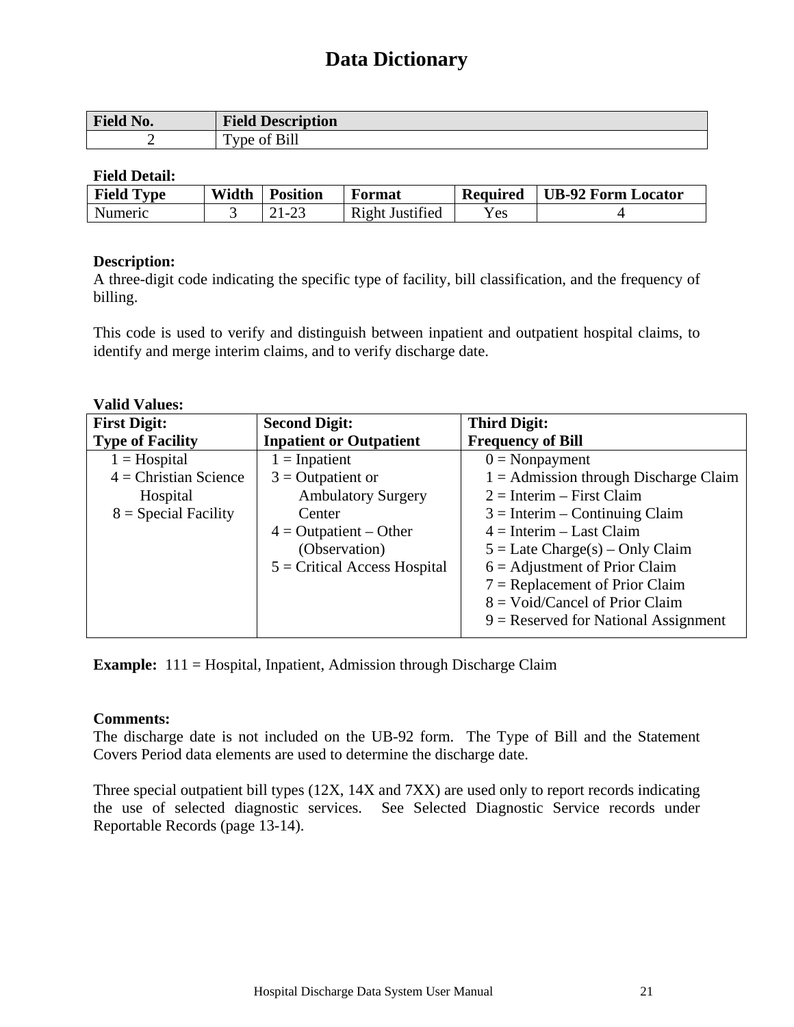# Data Dictionary

| Field No. | Field Description |
|---|---|
| 2 | Type of Bill |

**Field Detail:**

| Field Type | Width | Position | Format | Required | UB-92 Form Locator |
|---|---|---|---|---|---|
| Numeric | 3 | 21-23 | Right Justified | Yes | 4 |

**Description:**
A three-digit code indicating the specific type of facility, bill classification, and the frequency of billing.

This code is used to verify and distinguish between inpatient and outpatient hospital claims, to identify and merge interim claims, and to verify discharge date.

**Valid Values:**

| First Digit: Type of Facility | Second Digit: Inpatient or Outpatient | Third Digit: Frequency of Bill |
|---|---|---|
| 1 = Hospital<br>4 = Christian Science Hospital<br>8 = Special Facility | 1 = Inpatient<br>3 = Outpatient or Ambulatory Surgery Center<br>4 = Outpatient – Other (Observation)<br>5 = Critical Access Hospital | 0 = Nonpayment<br>1 = Admission through Discharge Claim<br>2 = Interim – First Claim<br>3 = Interim – Continuing Claim<br>4 = Interim – Last Claim<br>5 = Late Charge(s) – Only Claim<br>6 = Adjustment of Prior Claim<br>7 = Replacement of Prior Claim<br>8 = Void/Cancel of Prior Claim<br>9 = Reserved for National Assignment |

**Example:** 111 = Hospital, Inpatient, Admission through Discharge Claim

**Comments:**
The discharge date is not included on the UB-92 form. The Type of Bill and the Statement Covers Period data elements are used to determine the discharge date.

Three special outpatient bill types (12X, 14X and 7XX) are used only to report records indicating the use of selected diagnostic services. See Selected Diagnostic Service records under Reportable Records (page 13-14).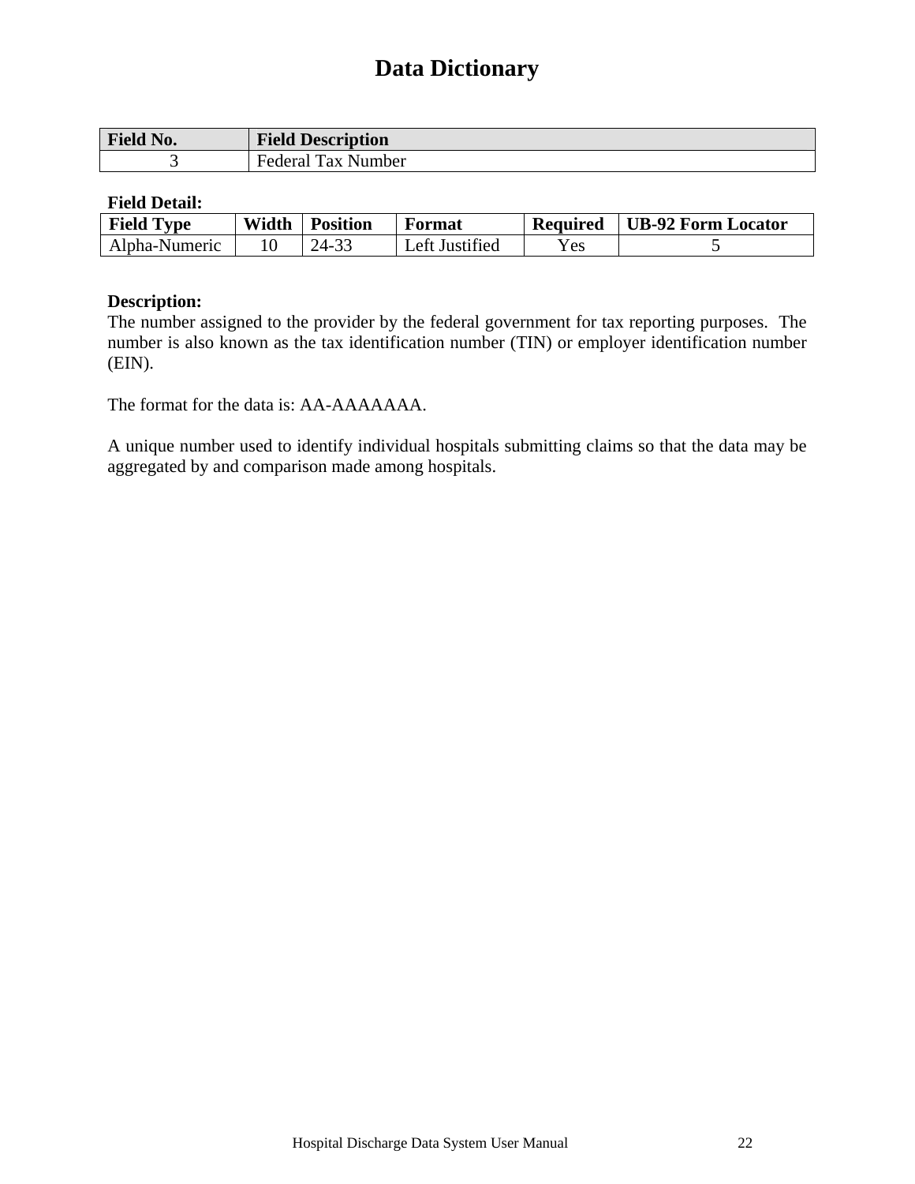# Data Dictionary

| Field No. | Field Description |
|---|---|
| 3 | Federal Tax Number |

**Field Detail:**

| Field Type | Width | Position | Format | Required | UB-92 Form Locator |
|---|---|---|---|---|---|
| Alpha-Numeric | 10 | 24-33 | Left Justified | Yes | 5 |

**Description:**
The number assigned to the provider by the federal government for tax reporting purposes. The number is also known as the tax identification number (TIN) or employer identification number (EIN).

The format for the data is: AA-AAAAAAA.

A unique number used to identify individual hospitals submitting claims so that the data may be aggregated by and comparison made among hospitals.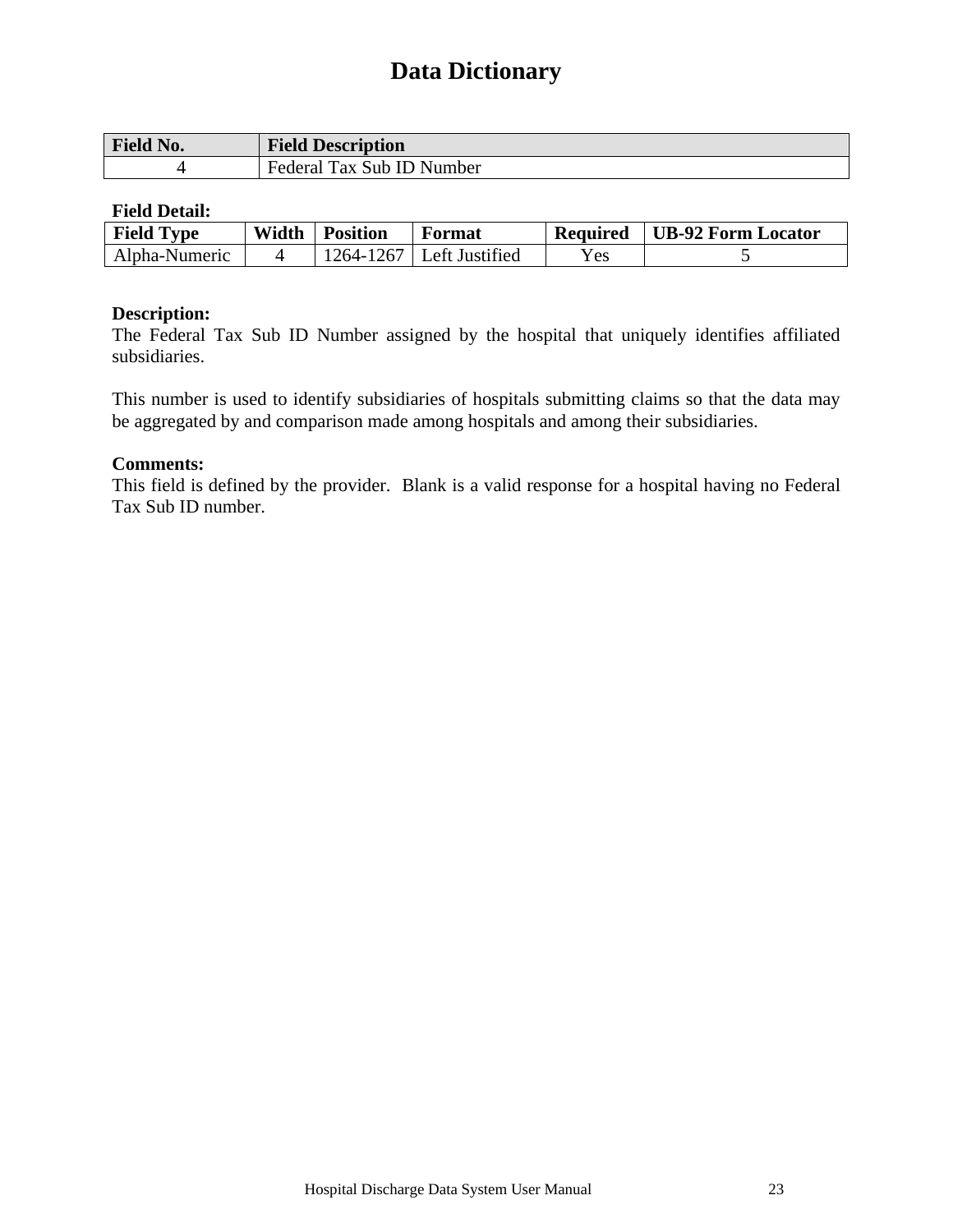# Data Dictionary

| Field No. | Field Description |
|---|---|
| 4 | Federal Tax Sub ID Number |

**Field Detail:**

| Field Type | Width | Position | Format | Required | UB-92 Form Locator |
|---|---|---|---|---|---|
| Alpha-Numeric | 4 | 1264-1267 | Left Justified | Yes | 5 |

**Description:**
The Federal Tax Sub ID Number assigned by the hospital that uniquely identifies affiliated subsidiaries.

This number is used to identify subsidiaries of hospitals submitting claims so that the data may be aggregated by and comparison made among hospitals and among their subsidiaries.

**Comments:**
This field is defined by the provider. Blank is a valid response for a hospital having no Federal Tax Sub ID number.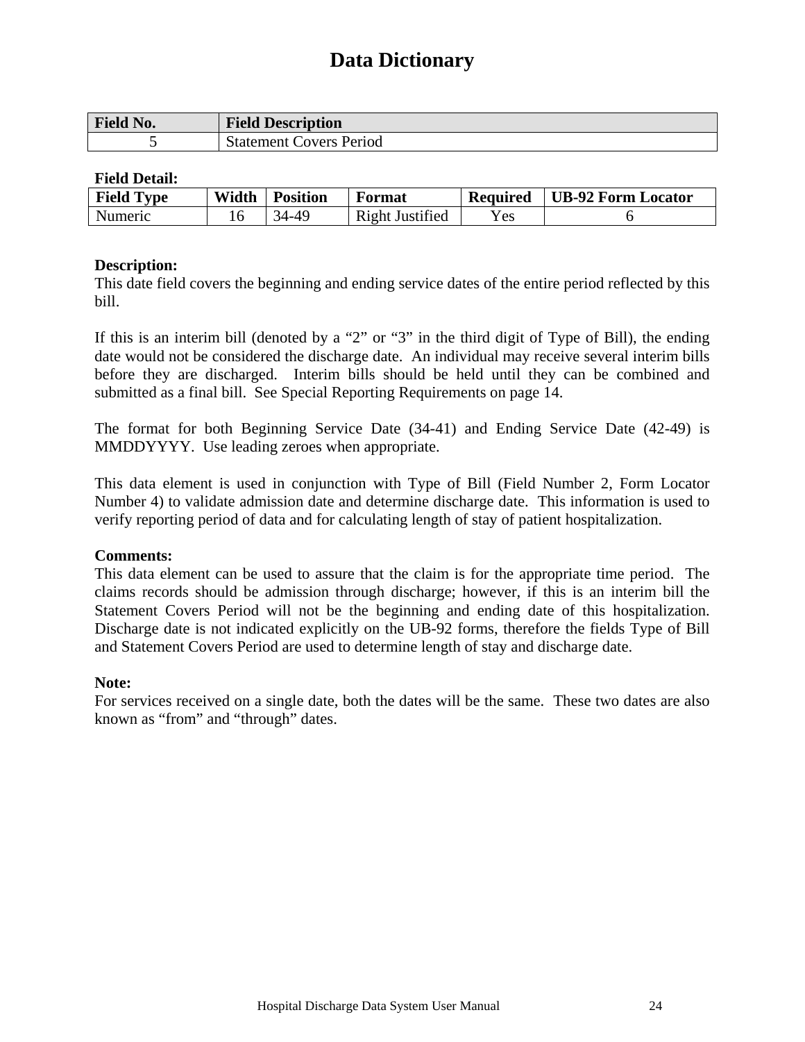# Data Dictionary

| Field No. | Field Description |
|---|---|
| 5 | Statement Covers Period |

**Field Detail:**

| Field Type | Width | Position | Format | Required | UB-92 Form Locator |
|---|---|---|---|---|---|
| Numeric | 16 | 34-49 | Right Justified | Yes | 6 |

**Description:**
This date field covers the beginning and ending service dates of the entire period reflected by this bill.

If this is an interim bill (denoted by a "2" or "3" in the third digit of Type of Bill), the ending date would not be considered the discharge date. An individual may receive several interim bills before they are discharged. Interim bills should be held until they can be combined and submitted as a final bill. See Special Reporting Requirements on page 14.

The format for both Beginning Service Date (34-41) and Ending Service Date (42-49) is MMDDYYYY. Use leading zeroes when appropriate.

This data element is used in conjunction with Type of Bill (Field Number 2, Form Locator Number 4) to validate admission date and determine discharge date. This information is used to verify reporting period of data and for calculating length of stay of patient hospitalization.

**Comments:**
This data element can be used to assure that the claim is for the appropriate time period. The claims records should be admission through discharge; however, if this is an interim bill the Statement Covers Period will not be the beginning and ending date of this hospitalization. Discharge date is not indicated explicitly on the UB-92 forms, therefore the fields Type of Bill and Statement Covers Period are used to determine length of stay and discharge date.

**Note:**
For services received on a single date, both the dates will be the same. These two dates are also known as "from" and "through" dates.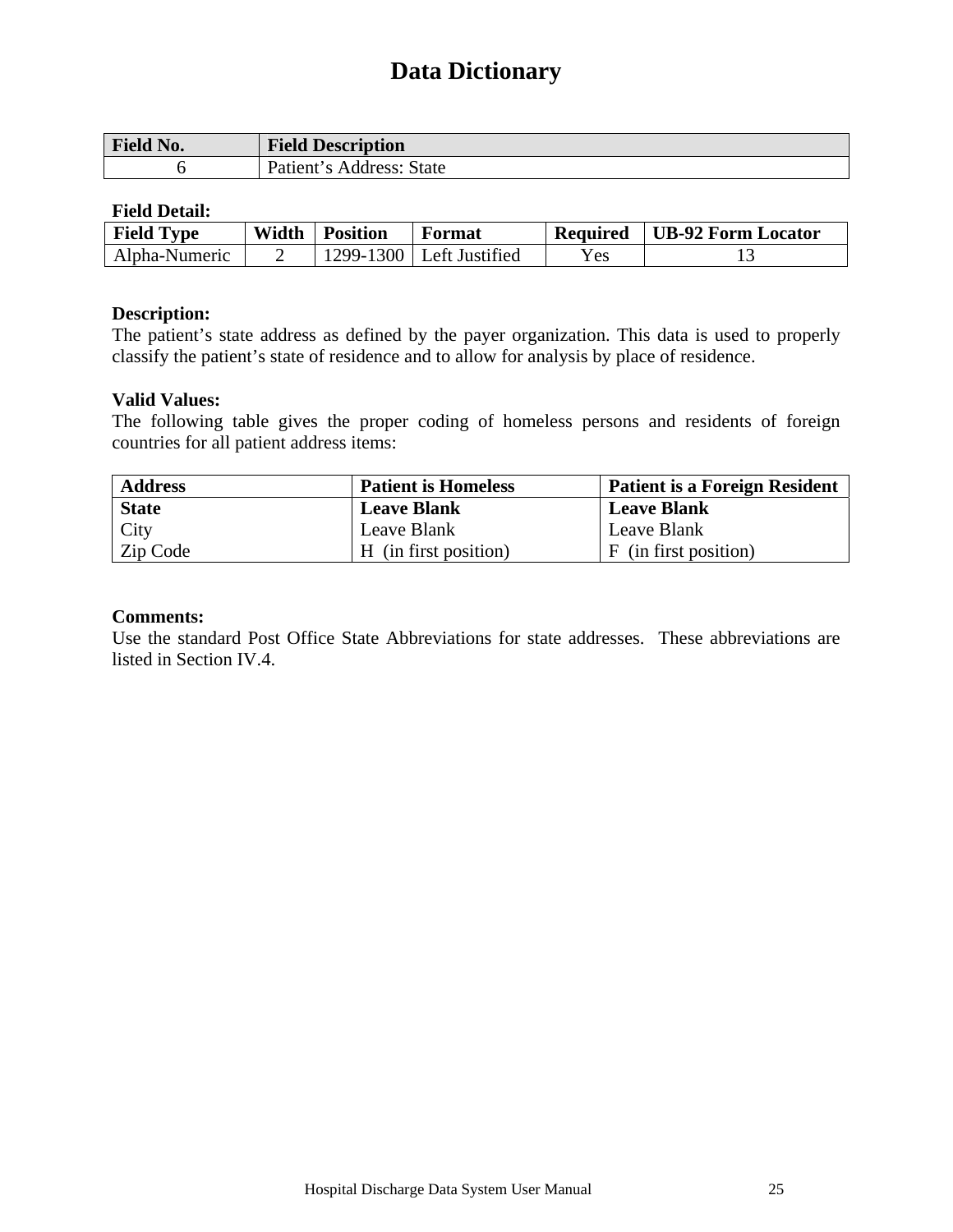# Data Dictionary

| Field No. | Field Description |
|---|---|
| 6 | Patient’s Address: State |

**Field Detail:**

| Field Type | Width | Position | Format | Required | UB-92 Form Locator |
|---|---|---|---|---|---|
| Alpha-Numeric | 2 | 1299-1300 | Left Justified | Yes | 13 |

**Description:**
The patient’s state address as defined by the payer organization. This data is used to properly classify the patient’s state of residence and to allow for analysis by place of residence.

**Valid Values:**
The following table gives the proper coding of homeless persons and residents of foreign countries for all patient address items:

| Address | Patient is Homeless | Patient is a Foreign Resident |
|---|---|---|
| **State** | **Leave Blank** | **Leave Blank** |
| City | Leave Blank | Leave Blank |
| Zip Code | H (in first position) | F (in first position) |

**Comments:**
Use the standard Post Office State Abbreviations for state addresses. These abbreviations are listed in Section IV.4.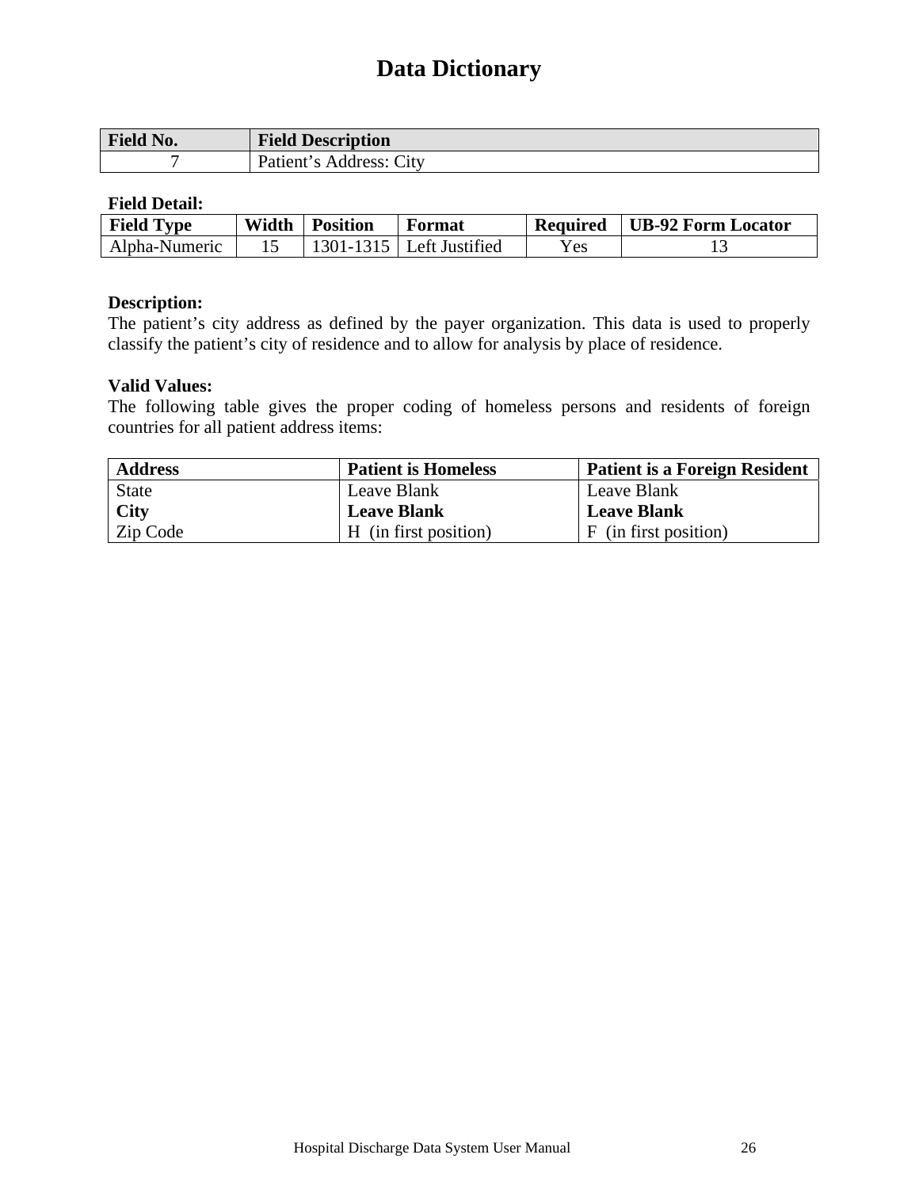# Data Dictionary

| Field No. | Field Description |
|---|---|
| 7 | Patient's Address: City |

**Field Detail:**

| Field Type | Width | Position | Format | Required | UB-92 Form Locator |
|---|---|---|---|---|---|
| Alpha-Numeric | 15 | 1301-1315 | Left Justified | Yes | 13 |

**Description:**
The patient's city address as defined by the payer organization. This data is used to properly classify the patient's city of residence and to allow for analysis by place of residence.

**Valid Values:**
The following table gives the proper coding of homeless persons and residents of foreign countries for all patient address items:

| Address | Patient is Homeless | Patient is a Foreign Resident |
|---|---|---|
| State | Leave Blank | Leave Blank |
| **City** | **Leave Blank** | **Leave Blank** |
| Zip Code | H (in first position) | F (in first position) |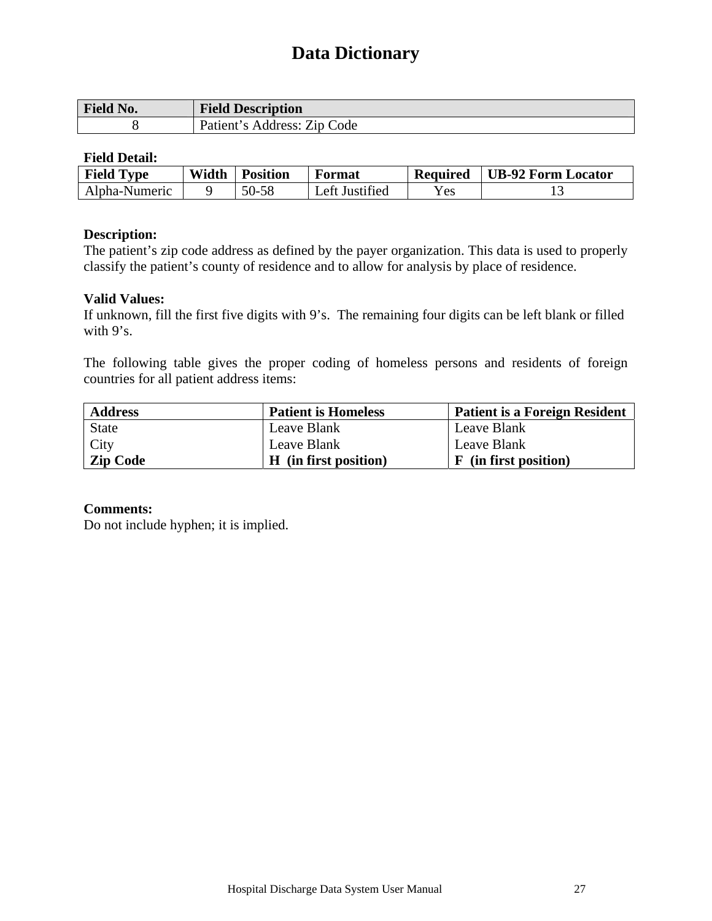# Data Dictionary

| Field No. | Field Description |
|---|---|
| 8 | Patient’s Address: Zip Code |

**Field Detail:**

| Field Type | Width | Position | Format | Required | UB-92 Form Locator |
|---|---|---|---|---|---|
| Alpha-Numeric | 9 | 50-58 | Left Justified | Yes | 13 |

**Description:**
The patient’s zip code address as defined by the payer organization. This data is used to properly classify the patient’s county of residence and to allow for analysis by place of residence.

**Valid Values:**
If unknown, fill the first five digits with 9’s. The remaining four digits can be left blank or filled with 9’s.

The following table gives the proper coding of homeless persons and residents of foreign countries for all patient address items:

| Address | Patient is Homeless | Patient is a Foreign Resident |
|---|---|---|
| State | Leave Blank | Leave Blank |
| City | Leave Blank | Leave Blank |
| **Zip Code** | **H (in first position)** | **F (in first position)** |

**Comments:**
Do not include hyphen; it is implied.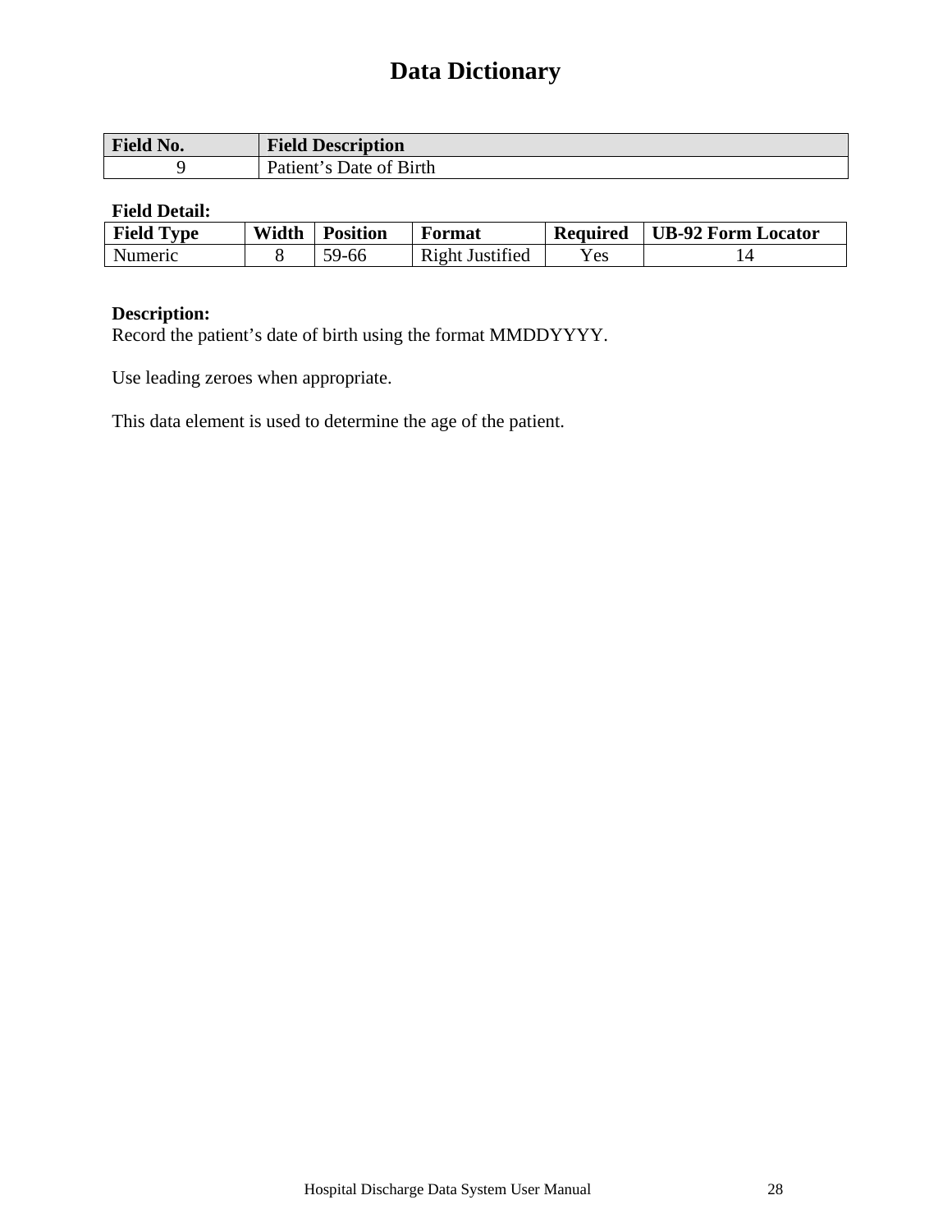# Data Dictionary

| Field No. | Field Description |
|---|---|
| 9 | Patient's Date of Birth |

**Field Detail:**

| Field Type | Width | Position | Format | Required | UB-92 Form Locator |
|---|---|---|---|---|---|
| Numeric | 8 | 59-66 | Right Justified | Yes | 14 |

**Description:**
Record the patient's date of birth using the format MMDDYYYY.

Use leading zeroes when appropriate.

This data element is used to determine the age of the patient.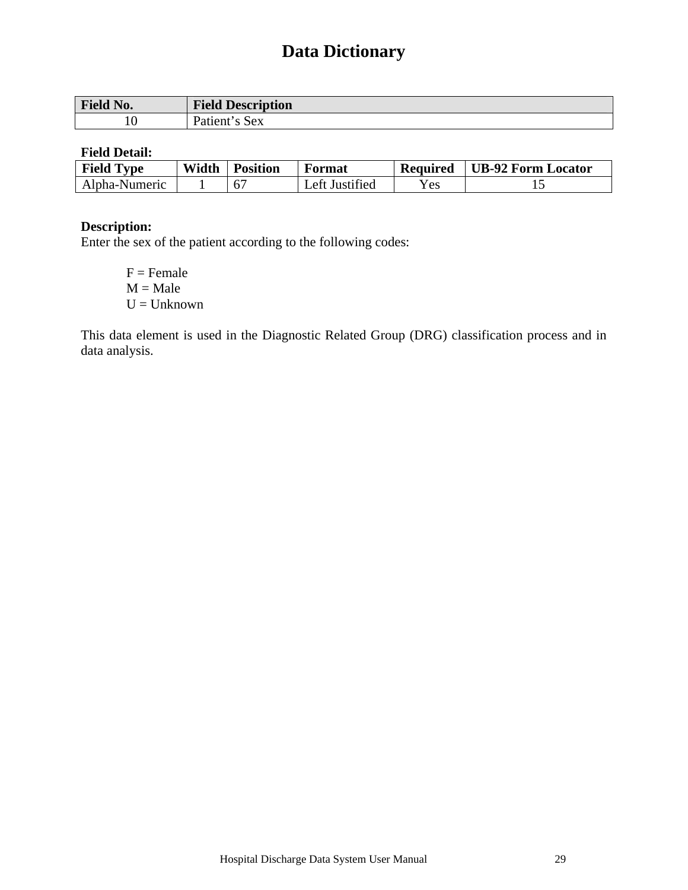# Data Dictionary

| Field No. | Field Description |
|---|---|
| 10 | Patient's Sex |

**Field Detail:**

| Field Type | Width | Position | Format | Required | UB-92 Form Locator |
|---|---|---|---|---|---|
| Alpha-Numeric | 1 | 67 | Left Justified | Yes | 15 |

**Description:**
Enter the sex of the patient according to the following codes:

F = Female
M = Male
U = Unknown

This data element is used in the Diagnostic Related Group (DRG) classification process and in data analysis.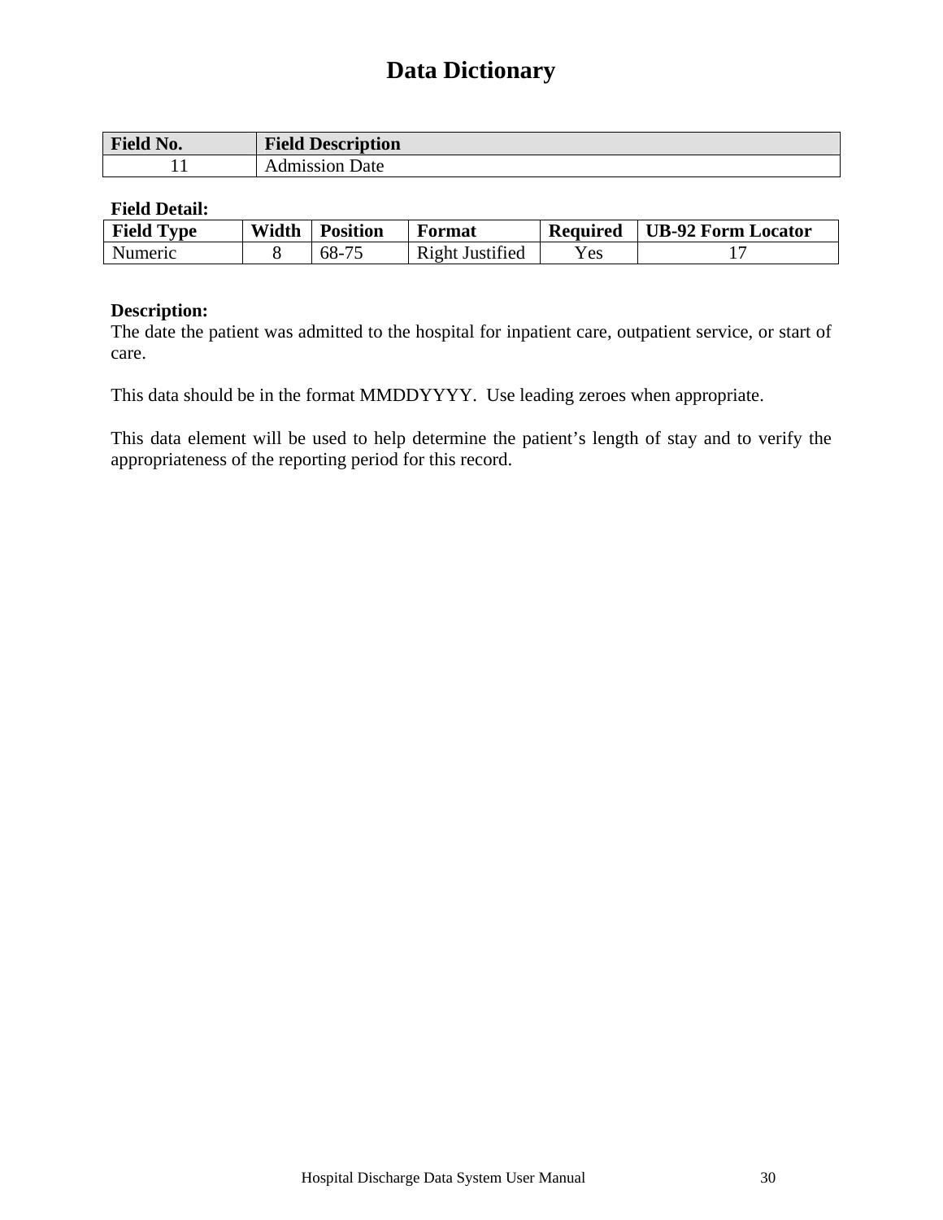# Data Dictionary

| Field No. | Field Description |
|---|---|
| 11 | Admission Date |

**Field Detail:**

| Field Type | Width | Position | Format | Required | UB-92 Form Locator |
|---|---|---|---|---|---|
| Numeric | 8 | 68-75 | Right Justified | Yes | 17 |

**Description:**
The date the patient was admitted to the hospital for inpatient care, outpatient service, or start of care.

This data should be in the format MMDDYYYY. Use leading zeroes when appropriate.

This data element will be used to help determine the patient's length of stay and to verify the appropriateness of the reporting period for this record.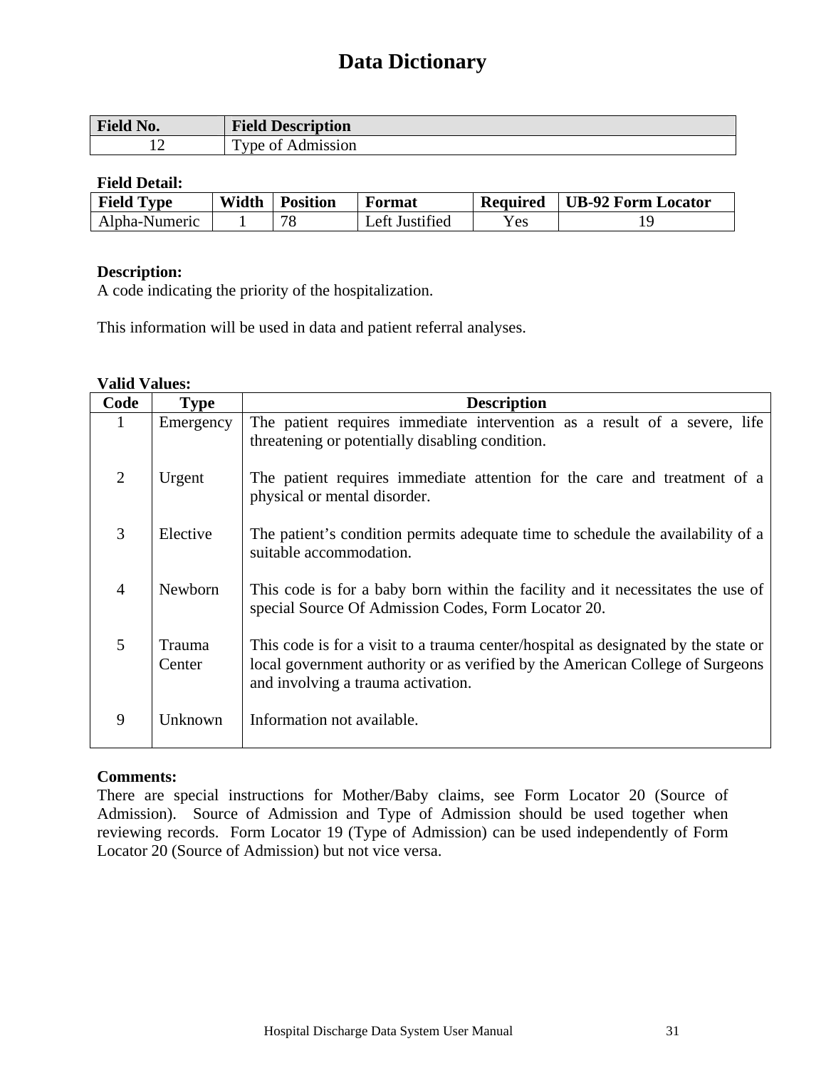# Data Dictionary

| Field No. | Field Description |
|---|---|
| 12 | Type of Admission |

**Field Detail:**

| Field Type | Width | Position | Format | Required | UB-92 Form Locator |
|---|---|---|---|---|---|
| Alpha-Numeric | 1 | 78 | Left Justified | Yes | 19 |

**Description:**
A code indicating the priority of the hospitalization.

This information will be used in data and patient referral analyses.

**Valid Values:**

| Code | Type | Description |
|---|---|---|
| 1 | Emergency | The patient requires immediate intervention as a result of a severe, life threatening or potentially disabling condition. |
| 2 | Urgent | The patient requires immediate attention for the care and treatment of a physical or mental disorder. |
| 3 | Elective | The patient's condition permits adequate time to schedule the availability of a suitable accommodation. |
| 4 | Newborn | This code is for a baby born within the facility and it necessitates the use of special Source Of Admission Codes, Form Locator 20. |
| 5 | Trauma Center | This code is for a visit to a trauma center/hospital as designated by the state or local government authority or as verified by the American College of Surgeons and involving a trauma activation. |
| 9 | Unknown | Information not available. |

**Comments:**
There are special instructions for Mother/Baby claims, see Form Locator 20 (Source of Admission). Source of Admission and Type of Admission should be used together when reviewing records. Form Locator 19 (Type of Admission) can be used independently of Form Locator 20 (Source of Admission) but not vice versa.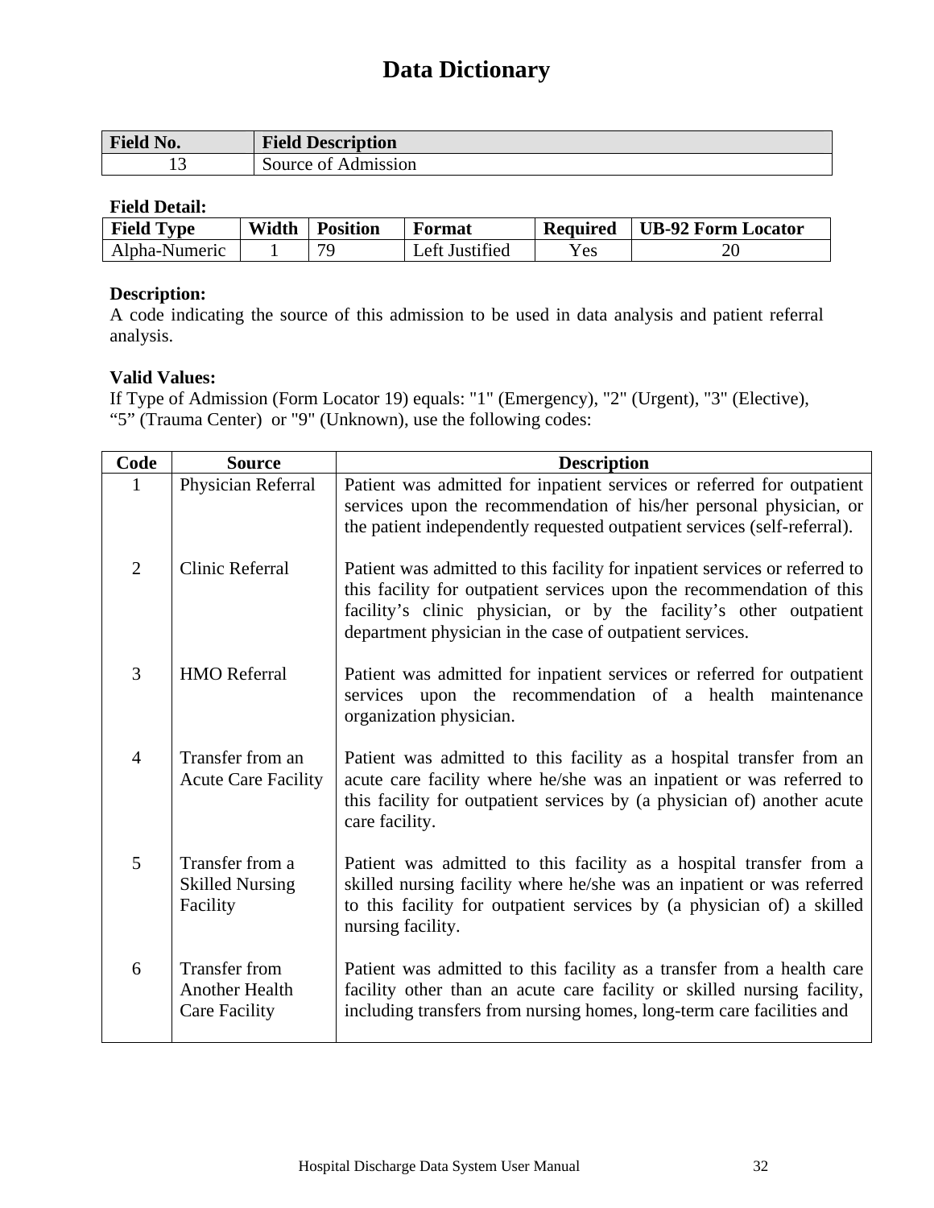# Data Dictionary

| Field No. | Field Description |
|---|---|
| 13 | Source of Admission |

**Field Detail:**

| Field Type | Width | Position | Format | Required | UB-92 Form Locator |
|---|---|---|---|---|---|
| Alpha-Numeric | 1 | 79 | Left Justified | Yes | 20 |

**Description:**
A code indicating the source of this admission to be used in data analysis and patient referral analysis.

**Valid Values:**
If Type of Admission (Form Locator 19) equals: "1" (Emergency), "2" (Urgent), "3" (Elective), "5" (Trauma Center) or "9" (Unknown), use the following codes:

| Code | Source | Description |
|---|---|---|
| 1 | Physician Referral | Patient was admitted for inpatient services or referred for outpatient services upon the recommendation of his/her personal physician, or the patient independently requested outpatient services (self-referral). |
| 2 | Clinic Referral | Patient was admitted to this facility for inpatient services or referred to this facility for outpatient services upon the recommendation of this facility's clinic physician, or by the facility's other outpatient department physician in the case of outpatient services. |
| 3 | HMO Referral | Patient was admitted for inpatient services or referred for outpatient services upon the recommendation of a health maintenance organization physician. |
| 4 | Transfer from an Acute Care Facility | Patient was admitted to this facility as a hospital transfer from an acute care facility where he/she was an inpatient or was referred to this facility for outpatient services by (a physician of) another acute care facility. |
| 5 | Transfer from a Skilled Nursing Facility | Patient was admitted to this facility as a hospital transfer from a skilled nursing facility where he/she was an inpatient or was referred to this facility for outpatient services by (a physician of) a skilled nursing facility. |
| 6 | Transfer from Another Health Care Facility | Patient was admitted to this facility as a transfer from a health care facility other than an acute care facility or skilled nursing facility, including transfers from nursing homes, long-term care facilities and |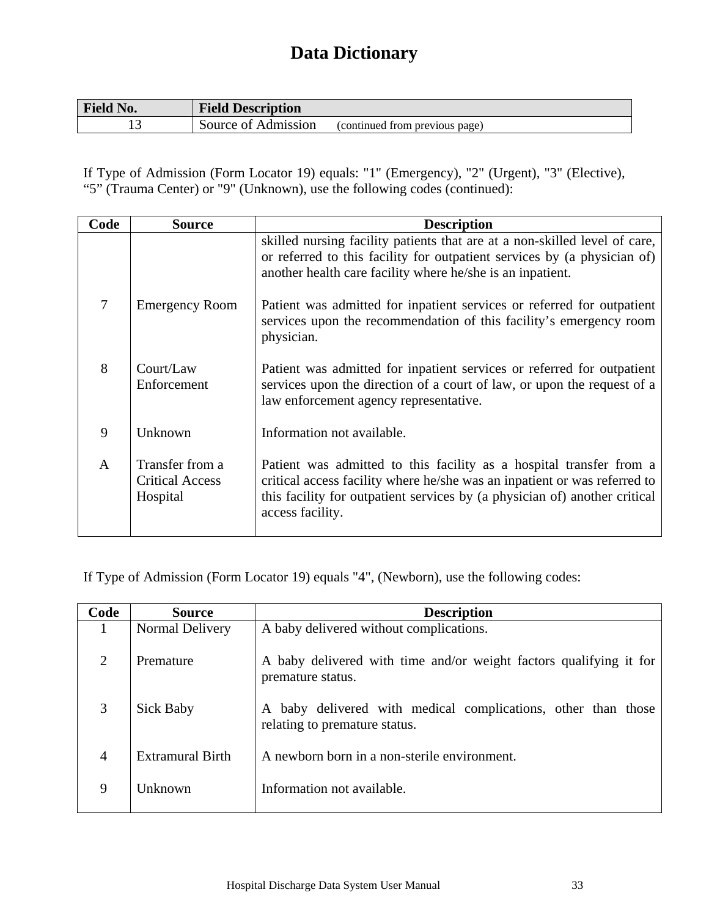# Data Dictionary

| Field No. | Field Description |
|---|---|
| 13 | Source of Admission (continued from previous page) |

If Type of Admission (Form Locator 19) equals: "1" (Emergency), "2" (Urgent), "3" (Elective), “5” (Trauma Center) or "9" (Unknown), use the following codes (continued):

| Code | Source | Description |
|---|---|---|
| | | skilled nursing facility patients that are at a non-skilled level of care, or referred to this facility for outpatient services by (a physician of) another health care facility where he/she is an inpatient. |
| 7 | Emergency Room | Patient was admitted for inpatient services or referred for outpatient services upon the recommendation of this facility’s emergency room physician. |
| 8 | Court/Law Enforcement | Patient was admitted for inpatient services or referred for outpatient services upon the direction of a court of law, or upon the request of a law enforcement agency representative. |
| 9 | Unknown | Information not available. |
| A | Transfer from a Critical Access Hospital | Patient was admitted to this facility as a hospital transfer from a critical access facility where he/she was an inpatient or was referred to this facility for outpatient services by (a physician of) another critical access facility. |

If Type of Admission (Form Locator 19) equals "4", (Newborn), use the following codes:

| Code | Source | Description |
|---|---|---|
| 1 | Normal Delivery | A baby delivered without complications. |
| 2 | Premature | A baby delivered with time and/or weight factors qualifying it for premature status. |
| 3 | Sick Baby | A baby delivered with medical complications, other than those relating to premature status. |
| 4 | Extramural Birth | A newborn born in a non-sterile environment. |
| 9 | Unknown | Information not available. |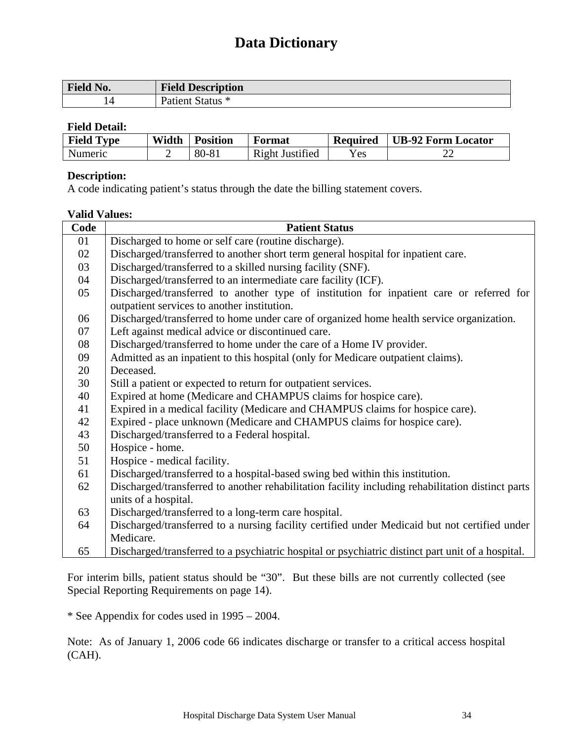# Data Dictionary

| Field No. | Field Description |
|---|---|
| 14 | Patient Status * |

**Field Detail:**

| Field Type | Width | Position | Format | Required | UB-92 Form Locator |
|---|---|---|---|---|---|
| Numeric | 2 | 80-81 | Right Justified | Yes | 22 |

**Description:**
A code indicating patient's status through the date the billing statement covers.

**Valid Values:**

| Code | Patient Status |
|---|---|
| 01 | Discharged to home or self care (routine discharge). |
| 02 | Discharged/transferred to another short term general hospital for inpatient care. |
| 03 | Discharged/transferred to a skilled nursing facility (SNF). |
| 04 | Discharged/transferred to an intermediate care facility (ICF). |
| 05 | Discharged/transferred to another type of institution for inpatient care or referred for outpatient services to another institution. |
| 06 | Discharged/transferred to home under care of organized home health service organization. |
| 07 | Left against medical advice or discontinued care. |
| 08 | Discharged/transferred to home under the care of a Home IV provider. |
| 09 | Admitted as an inpatient to this hospital (only for Medicare outpatient claims). |
| 20 | Deceased. |
| 30 | Still a patient or expected to return for outpatient services. |
| 40 | Expired at home (Medicare and CHAMPUS claims for hospice care). |
| 41 | Expired in a medical facility (Medicare and CHAMPUS claims for hospice care). |
| 42 | Expired - place unknown (Medicare and CHAMPUS claims for hospice care). |
| 43 | Discharged/transferred to a Federal hospital. |
| 50 | Hospice - home. |
| 51 | Hospice - medical facility. |
| 61 | Discharged/transferred to a hospital-based swing bed within this institution. |
| 62 | Discharged/transferred to another rehabilitation facility including rehabilitation distinct parts units of a hospital. |
| 63 | Discharged/transferred to a long-term care hospital. |
| 64 | Discharged/transferred to a nursing facility certified under Medicaid but not certified under Medicare. |
| 65 | Discharged/transferred to a psychiatric hospital or psychiatric distinct part unit of a hospital. |

For interim bills, patient status should be "30". But these bills are not currently collected (see Special Reporting Requirements on page 14).

* See Appendix for codes used in 1995 – 2004.

Note: As of January 1, 2006 code 66 indicates discharge or transfer to a critical access hospital (CAH).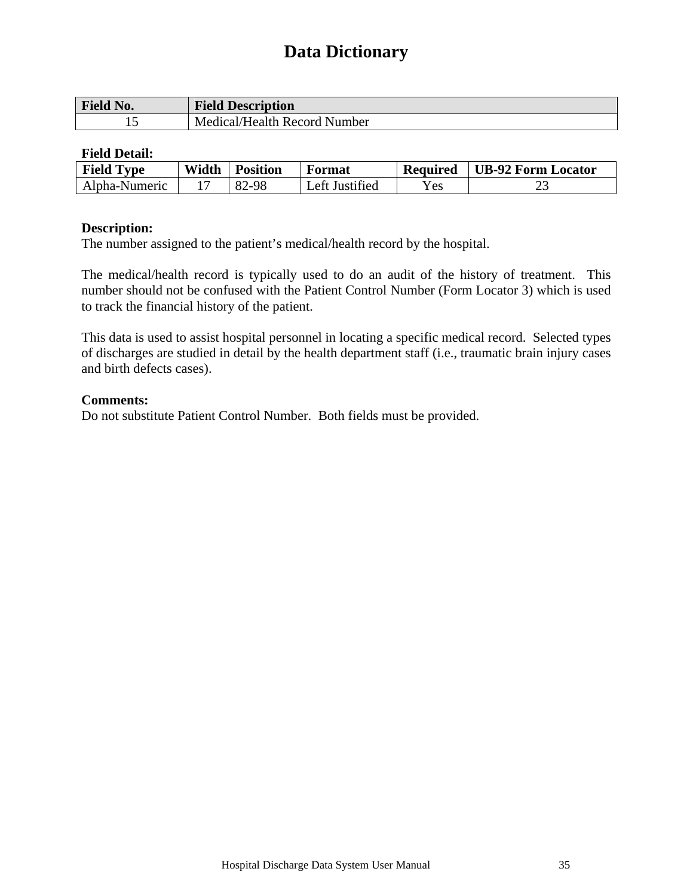# Data Dictionary

| Field No. | Field Description |
|---|---|
| 15 | Medical/Health Record Number |

**Field Detail:**

| Field Type | Width | Position | Format | Required | UB-92 Form Locator |
|---|---|---|---|---|---|
| Alpha-Numeric | 17 | 82-98 | Left Justified | Yes | 23 |

**Description:**
The number assigned to the patient's medical/health record by the hospital.

The medical/health record is typically used to do an audit of the history of treatment. This number should not be confused with the Patient Control Number (Form Locator 3) which is used to track the financial history of the patient.

This data is used to assist hospital personnel in locating a specific medical record. Selected types of discharges are studied in detail by the health department staff (i.e., traumatic brain injury cases and birth defects cases).

**Comments:**
Do not substitute Patient Control Number. Both fields must be provided.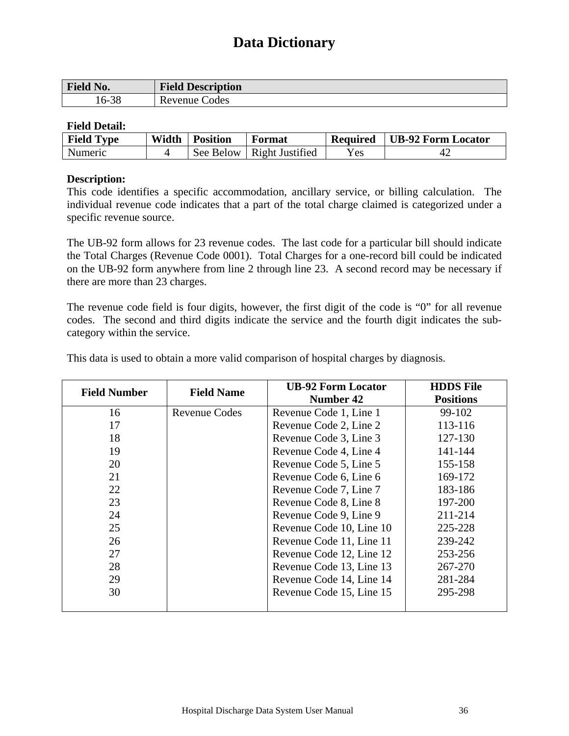# Data Dictionary

| Field No. | Field Description |
|---|---|
| 16-38 | Revenue Codes |

**Field Detail:**

| Field Type | Width | Position | Format | Required | UB-92 Form Locator |
|---|---|---|---|---|---|
| Numeric | 4 | See Below | Right Justified | Yes | 42 |

**Description:**
This code identifies a specific accommodation, ancillary service, or billing calculation. The individual revenue code indicates that a part of the total charge claimed is categorized under a specific revenue source.

The UB-92 form allows for 23 revenue codes. The last code for a particular bill should indicate the Total Charges (Revenue Code 0001). Total Charges for a one-record bill could be indicated on the UB-92 form anywhere from line 2 through line 23. A second record may be necessary if there are more than 23 charges.

The revenue code field is four digits, however, the first digit of the code is "0" for all revenue codes. The second and third digits indicate the service and the fourth digit indicates the sub-category within the service.

This data is used to obtain a more valid comparison of hospital charges by diagnosis.

| Field Number | Field Name | UB-92 Form Locator Number 42 | HDDS File Positions |
|---|---|---|---|
| 16 | Revenue Codes | Revenue Code 1, Line 1 | 99-102 |
| 17 | | Revenue Code 2, Line 2 | 113-116 |
| 18 | | Revenue Code 3, Line 3 | 127-130 |
| 19 | | Revenue Code 4, Line 4 | 141-144 |
| 20 | | Revenue Code 5, Line 5 | 155-158 |
| 21 | | Revenue Code 6, Line 6 | 169-172 |
| 22 | | Revenue Code 7, Line 7 | 183-186 |
| 23 | | Revenue Code 8, Line 8 | 197-200 |
| 24 | | Revenue Code 9, Line 9 | 211-214 |
| 25 | | Revenue Code 10, Line 10 | 225-228 |
| 26 | | Revenue Code 11, Line 11 | 239-242 |
| 27 | | Revenue Code 12, Line 12 | 253-256 |
| 28 | | Revenue Code 13, Line 13 | 267-270 |
| 29 | | Revenue Code 14, Line 14 | 281-284 |
| 30 | | Revenue Code 15, Line 15 | 295-298 |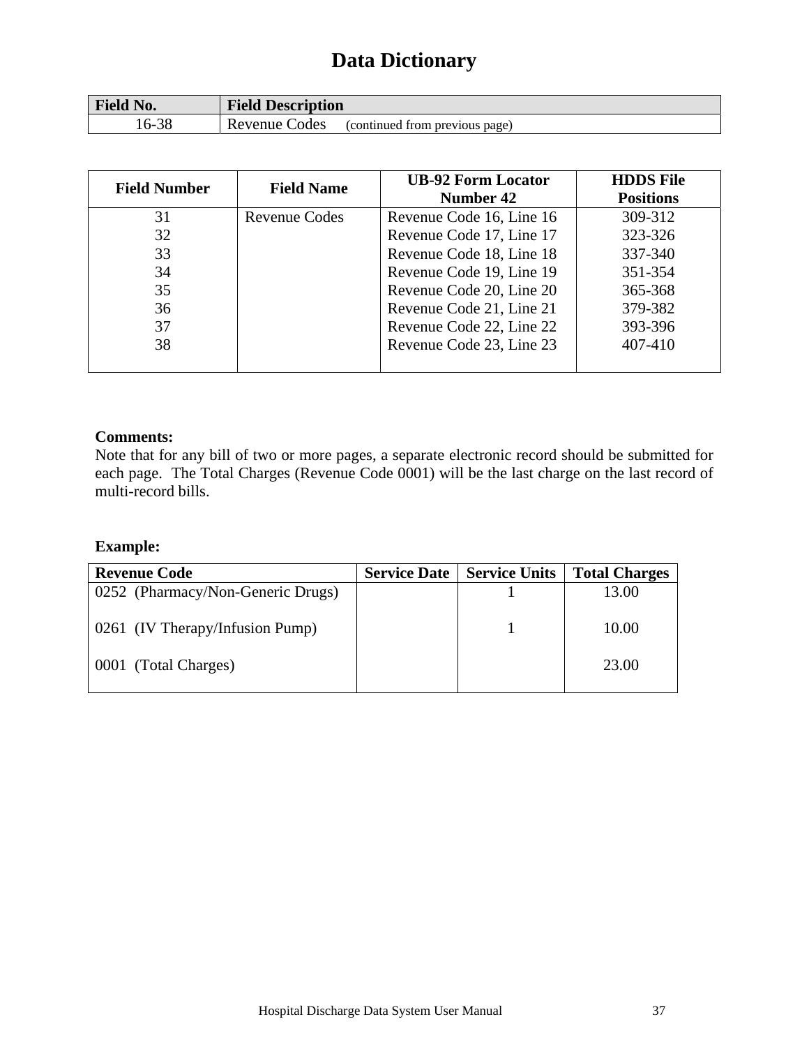# Data Dictionary

| Field No. | Field Description |
|---|---|
| 16-38 | Revenue Codes (continued from previous page) |

| Field Number | Field Name | UB-92 Form Locator Number 42 | HDDS File Positions |
|---|---|---|---|
| 31 | Revenue Codes | Revenue Code 16, Line 16 | 309-312 |
| 32 | | Revenue Code 17, Line 17 | 323-326 |
| 33 | | Revenue Code 18, Line 18 | 337-340 |
| 34 | | Revenue Code 19, Line 19 | 351-354 |
| 35 | | Revenue Code 20, Line 20 | 365-368 |
| 36 | | Revenue Code 21, Line 21 | 379-382 |
| 37 | | Revenue Code 22, Line 22 | 393-396 |
| 38 | | Revenue Code 23, Line 23 | 407-410 |

**Comments:**
Note that for any bill of two or more pages, a separate electronic record should be submitted for each page. The Total Charges (Revenue Code 0001) will be the last charge on the last record of multi-record bills.

**Example:**

| Revenue Code | Service Date | Service Units | Total Charges |
|---|---|---|---|
| 0252 (Pharmacy/Non-Generic Drugs) | | 1 | 13.00 |
| 0261 (IV Therapy/Infusion Pump) | | 1 | 10.00 |
| 0001 (Total Charges) | | | 23.00 |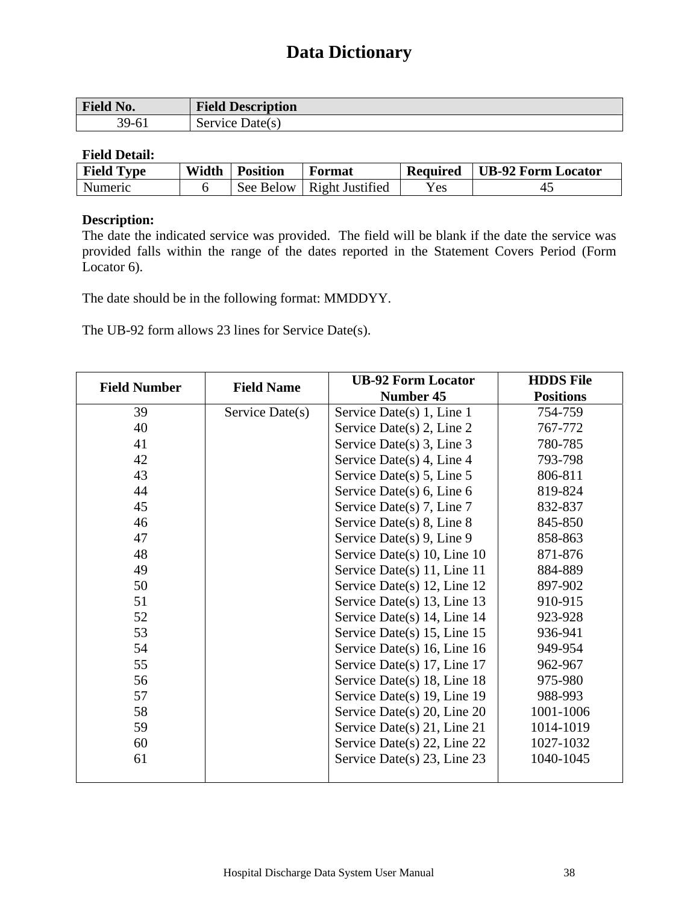# Data Dictionary

| Field No. | Field Description |
|---|---|
| 39-61 | Service Date(s) |

**Field Detail:**

| Field Type | Width | Position | Format | Required | UB-92 Form Locator |
|---|---|---|---|---|---|
| Numeric | 6 | See Below | Right Justified | Yes | 45 |

**Description:**
The date the indicated service was provided. The field will be blank if the date the service was provided falls within the range of the dates reported in the Statement Covers Period (Form Locator 6).

The date should be in the following format: MMDDYY.

The UB-92 form allows 23 lines for Service Date(s).

| Field Number | Field Name | UB-92 Form Locator Number 45 | HDDS File Positions |
|---|---|---|---|
| 39 | Service Date(s) | Service Date(s) 1, Line 1 | 754-759 |
| 40 | | Service Date(s) 2, Line 2 | 767-772 |
| 41 | | Service Date(s) 3, Line 3 | 780-785 |
| 42 | | Service Date(s) 4, Line 4 | 793-798 |
| 43 | | Service Date(s) 5, Line 5 | 806-811 |
| 44 | | Service Date(s) 6, Line 6 | 819-824 |
| 45 | | Service Date(s) 7, Line 7 | 832-837 |
| 46 | | Service Date(s) 8, Line 8 | 845-850 |
| 47 | | Service Date(s) 9, Line 9 | 858-863 |
| 48 | | Service Date(s) 10, Line 10 | 871-876 |
| 49 | | Service Date(s) 11, Line 11 | 884-889 |
| 50 | | Service Date(s) 12, Line 12 | 897-902 |
| 51 | | Service Date(s) 13, Line 13 | 910-915 |
| 52 | | Service Date(s) 14, Line 14 | 923-928 |
| 53 | | Service Date(s) 15, Line 15 | 936-941 |
| 54 | | Service Date(s) 16, Line 16 | 949-954 |
| 55 | | Service Date(s) 17, Line 17 | 962-967 |
| 56 | | Service Date(s) 18, Line 18 | 975-980 |
| 57 | | Service Date(s) 19, Line 19 | 988-993 |
| 58 | | Service Date(s) 20, Line 20 | 1001-1006 |
| 59 | | Service Date(s) 21, Line 21 | 1014-1019 |
| 60 | | Service Date(s) 22, Line 22 | 1027-1032 |
| 61 | | Service Date(s) 23, Line 23 | 1040-1045 |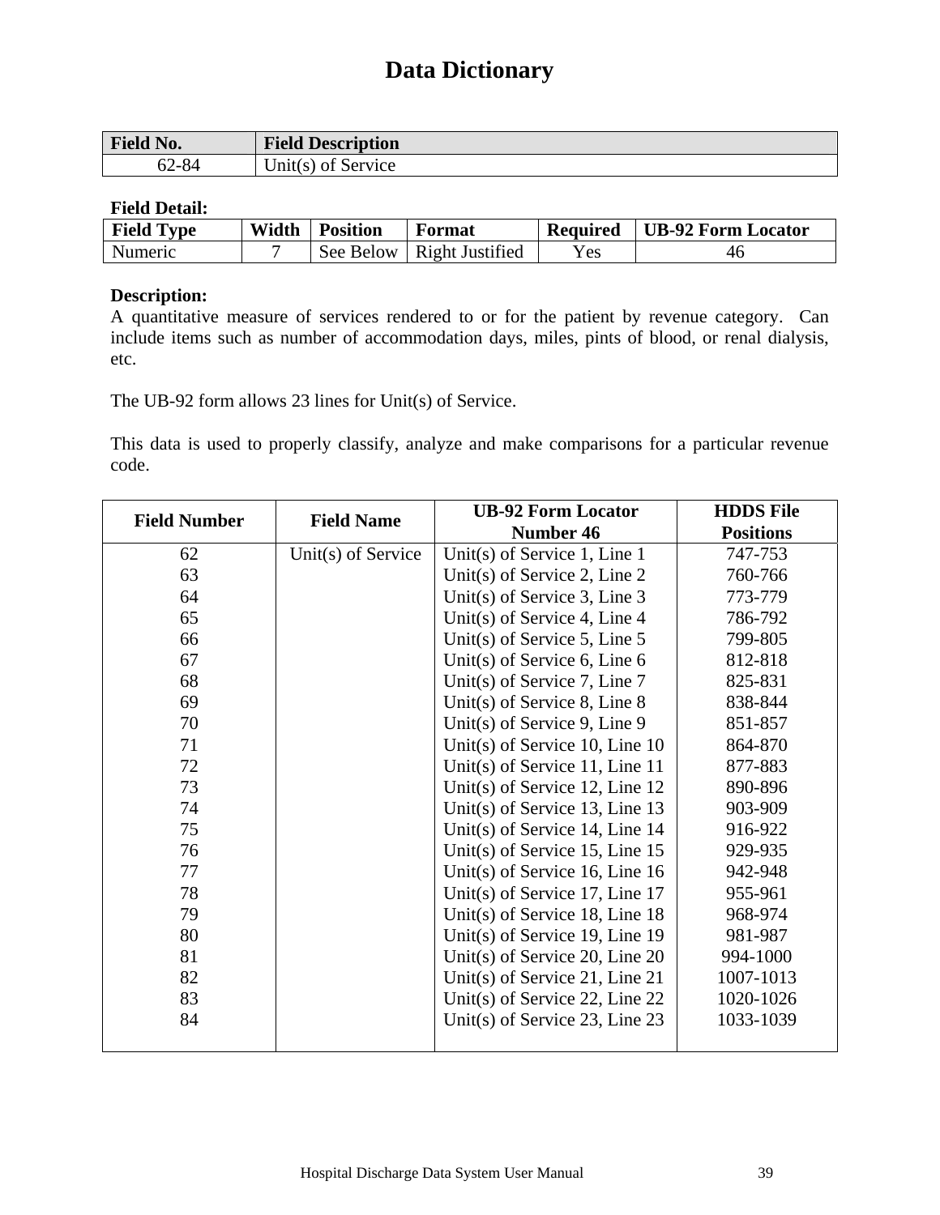# Data Dictionary

| Field No. | Field Description |
|---|---|
| 62-84 | Unit(s) of Service |

**Field Detail:**

| Field Type | Width | Position | Format | Required | UB-92 Form Locator |
|---|---|---|---|---|---|
| Numeric | 7 | See Below | Right Justified | Yes | 46 |

**Description:**

A quantitative measure of services rendered to or for the patient by revenue category. Can include items such as number of accommodation days, miles, pints of blood, or renal dialysis, etc.

The UB-92 form allows 23 lines for Unit(s) of Service.

This data is used to properly classify, analyze and make comparisons for a particular revenue code.

| Field Number | Field Name | UB-92 Form Locator Number 46 | HDDS File Positions |
|---|---|---|---|
| 62 | Unit(s) of Service | Unit(s) of Service 1, Line 1 | 747-753 |
| 63 | | Unit(s) of Service 2, Line 2 | 760-766 |
| 64 | | Unit(s) of Service 3, Line 3 | 773-779 |
| 65 | | Unit(s) of Service 4, Line 4 | 786-792 |
| 66 | | Unit(s) of Service 5, Line 5 | 799-805 |
| 67 | | Unit(s) of Service 6, Line 6 | 812-818 |
| 68 | | Unit(s) of Service 7, Line 7 | 825-831 |
| 69 | | Unit(s) of Service 8, Line 8 | 838-844 |
| 70 | | Unit(s) of Service 9, Line 9 | 851-857 |
| 71 | | Unit(s) of Service 10, Line 10 | 864-870 |
| 72 | | Unit(s) of Service 11, Line 11 | 877-883 |
| 73 | | Unit(s) of Service 12, Line 12 | 890-896 |
| 74 | | Unit(s) of Service 13, Line 13 | 903-909 |
| 75 | | Unit(s) of Service 14, Line 14 | 916-922 |
| 76 | | Unit(s) of Service 15, Line 15 | 929-935 |
| 77 | | Unit(s) of Service 16, Line 16 | 942-948 |
| 78 | | Unit(s) of Service 17, Line 17 | 955-961 |
| 79 | | Unit(s) of Service 18, Line 18 | 968-974 |
| 80 | | Unit(s) of Service 19, Line 19 | 981-987 |
| 81 | | Unit(s) of Service 20, Line 20 | 994-1000 |
| 82 | | Unit(s) of Service 21, Line 21 | 1007-1013 |
| 83 | | Unit(s) of Service 22, Line 22 | 1020-1026 |
| 84 | | Unit(s) of Service 23, Line 23 | 1033-1039 |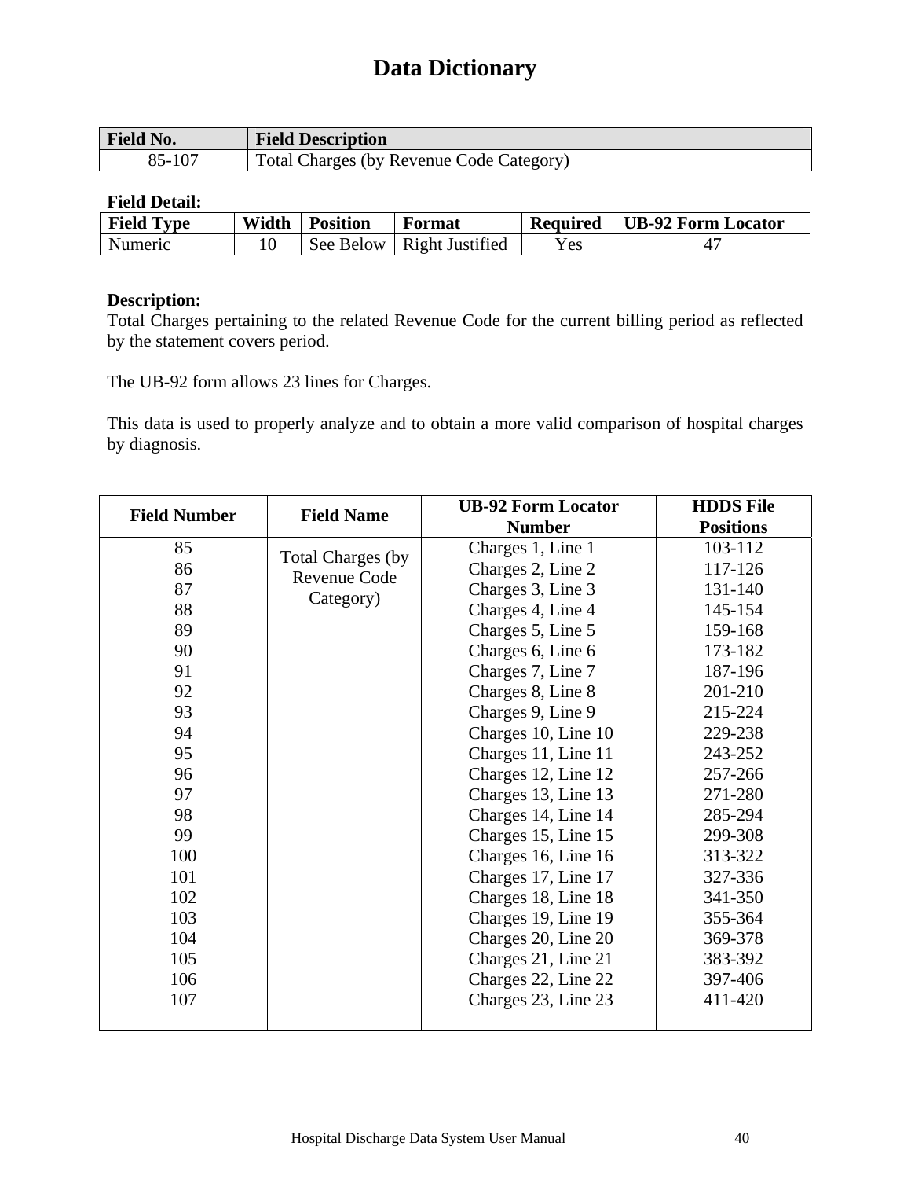# Data Dictionary

| Field No. | Field Description |
|---|---|
| 85-107 | Total Charges (by Revenue Code Category) |

**Field Detail:**

| Field Type | Width | Position | Format | Required | UB-92 Form Locator |
|---|---|---|---|---|---|
| Numeric | 10 | See Below | Right Justified | Yes | 47 |

**Description:**
Total Charges pertaining to the related Revenue Code for the current billing period as reflected by the statement covers period.

The UB-92 form allows 23 lines for Charges.

This data is used to properly analyze and to obtain a more valid comparison of hospital charges by diagnosis.

| Field Number | Field Name | UB-92 Form Locator Number | HDDS File Positions |
|---|---|---|---|
| 85 | Total Charges (by Revenue Code Category) | Charges 1, Line 1 | 103-112 |
| 86 | | Charges 2, Line 2 | 117-126 |
| 87 | | Charges 3, Line 3 | 131-140 |
| 88 | | Charges 4, Line 4 | 145-154 |
| 89 | | Charges 5, Line 5 | 159-168 |
| 90 | | Charges 6, Line 6 | 173-182 |
| 91 | | Charges 7, Line 7 | 187-196 |
| 92 | | Charges 8, Line 8 | 201-210 |
| 93 | | Charges 9, Line 9 | 215-224 |
| 94 | | Charges 10, Line 10 | 229-238 |
| 95 | | Charges 11, Line 11 | 243-252 |
| 96 | | Charges 12, Line 12 | 257-266 |
| 97 | | Charges 13, Line 13 | 271-280 |
| 98 | | Charges 14, Line 14 | 285-294 |
| 99 | | Charges 15, Line 15 | 299-308 |
| 100 | | Charges 16, Line 16 | 313-322 |
| 101 | | Charges 17, Line 17 | 327-336 |
| 102 | | Charges 18, Line 18 | 341-350 |
| 103 | | Charges 19, Line 19 | 355-364 |
| 104 | | Charges 20, Line 20 | 369-378 |
| 105 | | Charges 21, Line 21 | 383-392 |
| 106 | | Charges 22, Line 22 | 397-406 |
| 107 | | Charges 23, Line 23 | 411-420 |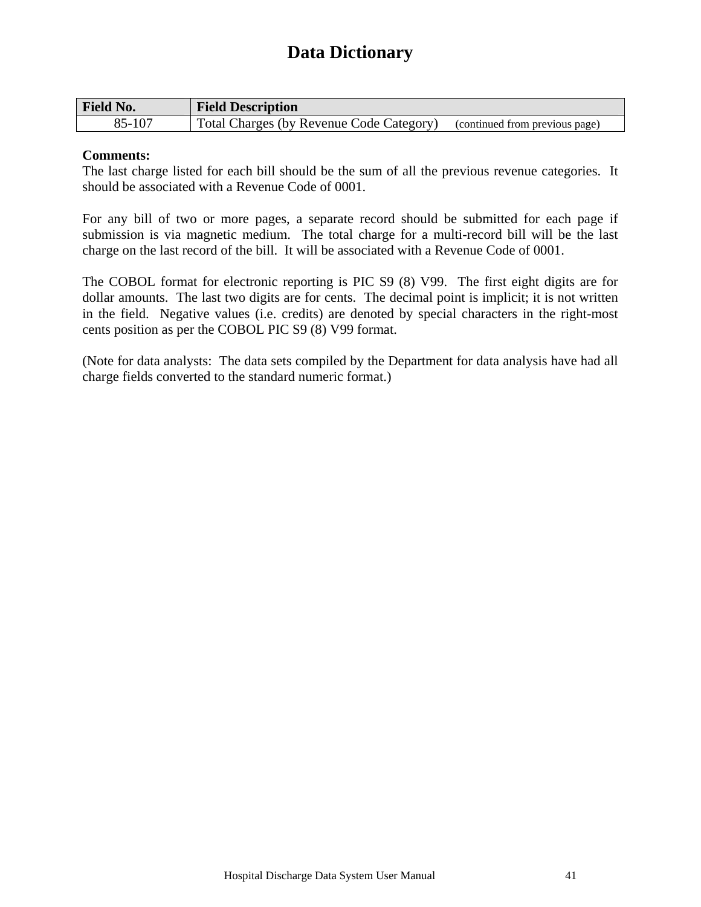# Data Dictionary

| Field No. | Field Description |
|---|---|
| 85-107 | Total Charges (by Revenue Code Category) (continued from previous page) |

**Comments:**

The last charge listed for each bill should be the sum of all the previous revenue categories. It should be associated with a Revenue Code of 0001.

For any bill of two or more pages, a separate record should be submitted for each page if submission is via magnetic medium. The total charge for a multi-record bill will be the last charge on the last record of the bill. It will be associated with a Revenue Code of 0001.

The COBOL format for electronic reporting is PIC S9 (8) V99. The first eight digits are for dollar amounts. The last two digits are for cents. The decimal point is implicit; it is not written in the field. Negative values (i.e. credits) are denoted by special characters in the right-most cents position as per the COBOL PIC S9 (8) V99 format.

(Note for data analysts: The data sets compiled by the Department for data analysis have had all charge fields converted to the standard numeric format.)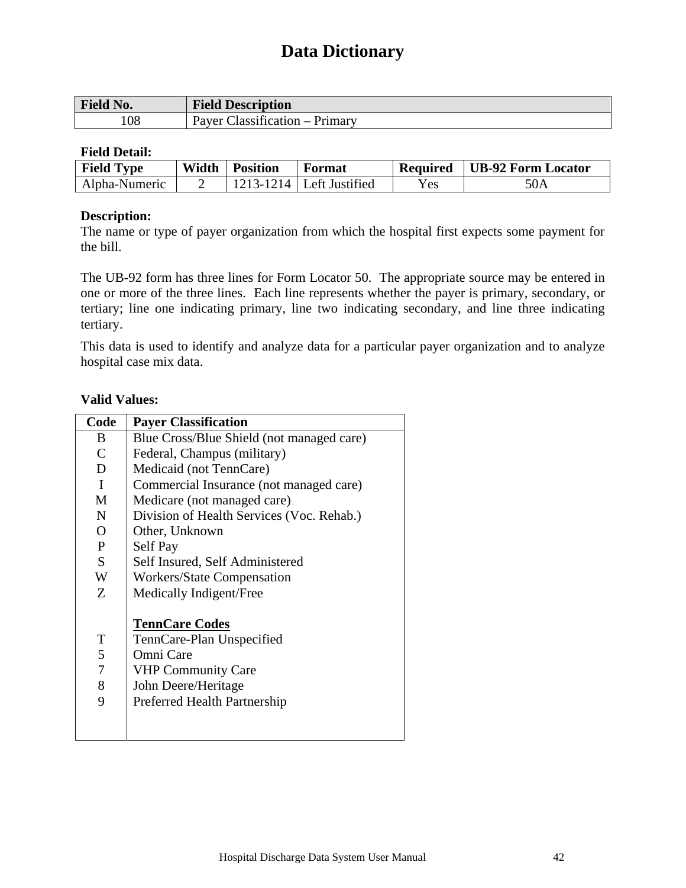# Data Dictionary

| Field No. | Field Description |
|---|---|
| 108 | Payer Classification – Primary |

**Field Detail:**

| Field Type | Width | Position | Format | Required | UB-92 Form Locator |
|---|---|---|---|---|---|
| Alpha-Numeric | 2 | 1213-1214 | Left Justified | Yes | 50A |

**Description:**
The name or type of payer organization from which the hospital first expects some payment for the bill.

The UB-92 form has three lines for Form Locator 50. The appropriate source may be entered in one or more of the three lines. Each line represents whether the payer is primary, secondary, or tertiary; line one indicating primary, line two indicating secondary, and line three indicating tertiary.

This data is used to identify and analyze data for a particular payer organization and to analyze hospital case mix data.

**Valid Values:**

| Code | Payer Classification |
|---|---|
| B | Blue Cross/Blue Shield (not managed care) |
| C | Federal, Champus (military) |
| D | Medicaid (not TennCare) |
| I | Commercial Insurance (not managed care) |
| M | Medicare (not managed care) |
| N | Division of Health Services (Voc. Rehab.) |
| O | Other, Unknown |
| P | Self Pay |
| S | Self Insured, Self Administered |
| W | Workers/State Compensation |
| Z | Medically Indigent/Free |
| | **TennCare Codes** |
| T | TennCare-Plan Unspecified |
| 5 | Omni Care |
| 7 | VHP Community Care |
| 8 | John Deere/Heritage |
| 9 | Preferred Health Partnership |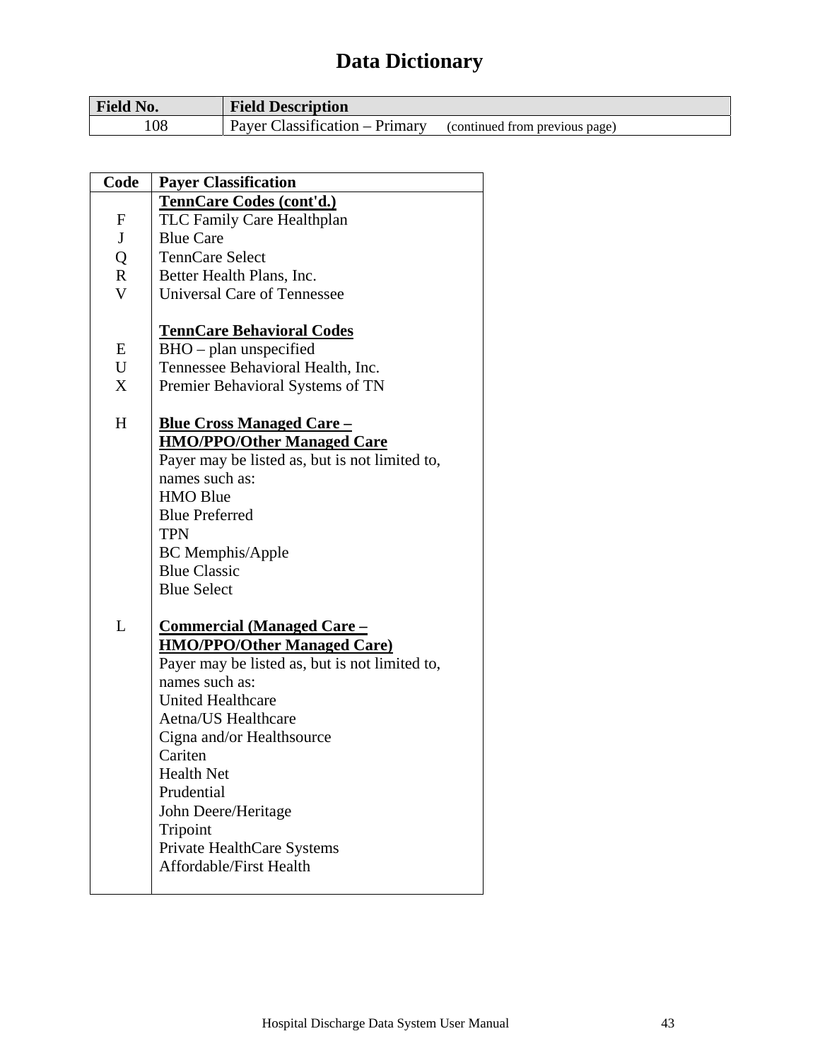# Data Dictionary

| Field No. | Field Description |
|---|---|
| 108 | Payer Classification – Primary (continued from previous page) |

| Code | Payer Classification |
|---|---|
| | **TennCare Codes (cont'd.)** |
| F | TLC Family Care Healthplan |
| J | Blue Care |
| Q | TennCare Select |
| R | Better Health Plans, Inc. |
| V | Universal Care of Tennessee |
| | |
| | **TennCare Behavioral Codes** |
| E | BHO – plan unspecified |
| U | Tennessee Behavioral Health, Inc. |
| X | Premier Behavioral Systems of TN |
| | |
| H | **Blue Cross Managed Care – HMO/PPO/Other Managed Care** |
| | Payer may be listed as, but is not limited to, names such as: |
| | HMO Blue |
| | Blue Preferred |
| | TPN |
| | BC Memphis/Apple |
| | Blue Classic |
| | Blue Select |
| | |
| L | **Commercial (Managed Care – HMO/PPO/Other Managed Care)** |
| | Payer may be listed as, but is not limited to, names such as: |
| | United Healthcare |
| | Aetna/US Healthcare |
| | Cigna and/or Healthsource |
| | Cariten |
| | Health Net |
| | Prudential |
| | John Deere/Heritage |
| | Tripoint |
| | Private HealthCare Systems |
| | Affordable/First Health |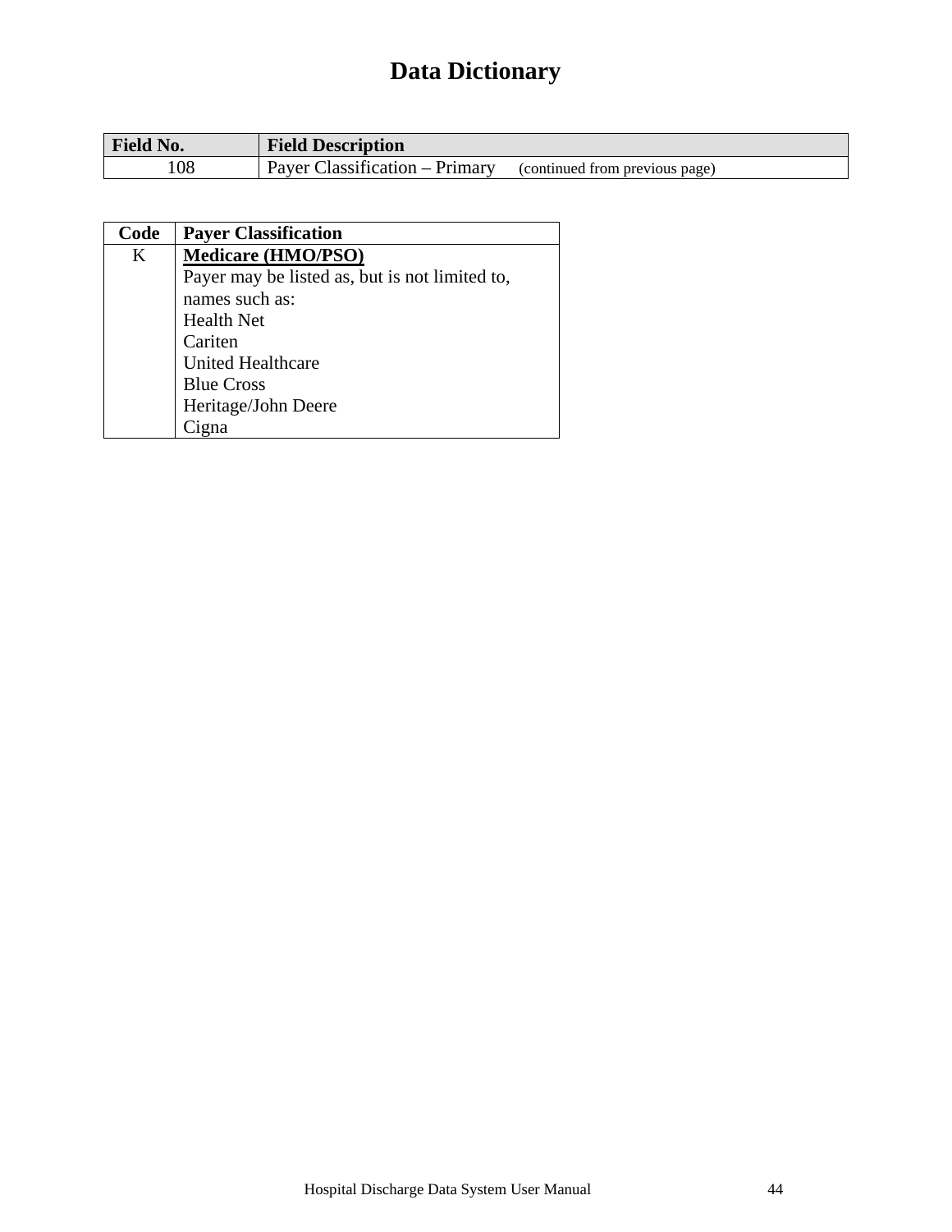# Data Dictionary

| Field No. | Field Description |
| --- | --- |
| 108 | Payer Classification – Primary (continued from previous page) |

| Code | Payer Classification |
| --- | --- |
| K | **Medicare (HMO/PSO)**<br>Payer may be listed as, but is not limited to, names such as:<br>Health Net<br>Cariten<br>United Healthcare<br>Blue Cross<br>Heritage/John Deere<br>Cigna |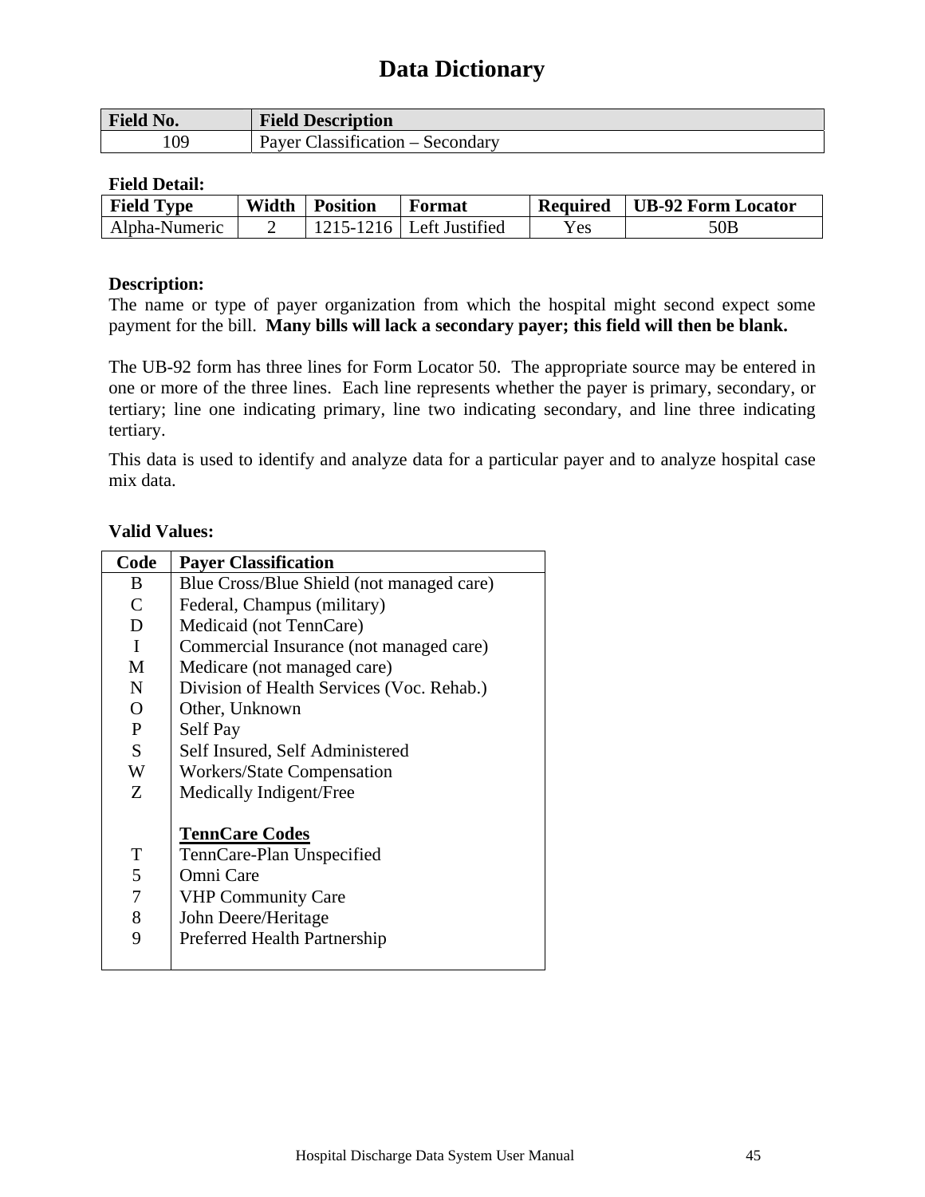# Data Dictionary

| Field No. | Field Description |
|---|---|
| 109 | Payer Classification – Secondary |

**Field Detail:**

| Field Type | Width | Position | Format | Required | UB-92 Form Locator |
|---|---|---|---|---|---|
| Alpha-Numeric | 2 | 1215-1216 | Left Justified | Yes | 50B |

**Description:**

The name or type of payer organization from which the hospital might second expect some payment for the bill. **Many bills will lack a secondary payer; this field will then be blank.**

The UB-92 form has three lines for Form Locator 50. The appropriate source may be entered in one or more of the three lines. Each line represents whether the payer is primary, secondary, or tertiary; line one indicating primary, line two indicating secondary, and line three indicating tertiary.

This data is used to identify and analyze data for a particular payer and to analyze hospital case mix data.

**Valid Values:**

| Code | Payer Classification |
|---|---|
| B | Blue Cross/Blue Shield (not managed care) |
| C | Federal, Champus (military) |
| D | Medicaid (not TennCare) |
| I | Commercial Insurance (not managed care) |
| M | Medicare (not managed care) |
| N | Division of Health Services (Voc. Rehab.) |
| O | Other, Unknown |
| P | Self Pay |
| S | Self Insured, Self Administered |
| W | Workers/State Compensation |
| Z | Medically Indigent/Free |
| | **TennCare Codes** |
| T | TennCare-Plan Unspecified |
| 5 | Omni Care |
| 7 | VHP Community Care |
| 8 | John Deere/Heritage |
| 9 | Preferred Health Partnership |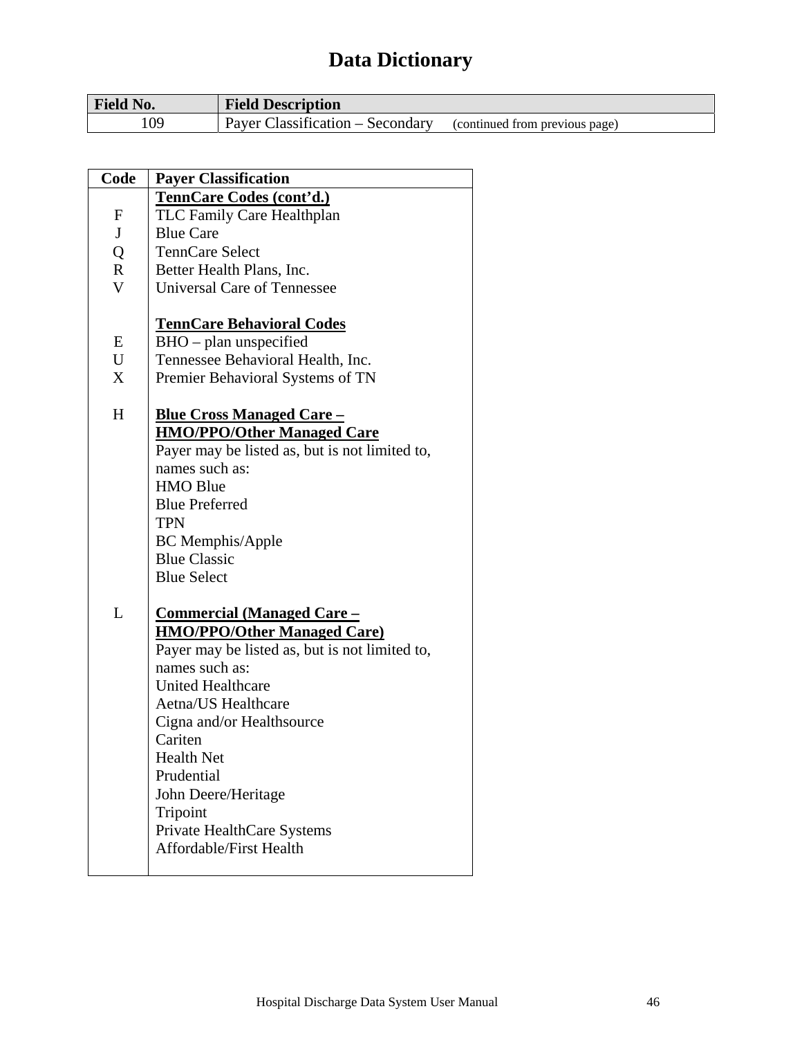# Data Dictionary

| Field No. | Field Description |
|---|---|
| 109 | Payer Classification – Secondary (continued from previous page) |

| Code | Payer Classification |
|---|---|
| | **TennCare Codes (cont'd.)** |
| F | TLC Family Care Healthplan |
| J | Blue Care |
| Q | TennCare Select |
| R | Better Health Plans, Inc. |
| V | Universal Care of Tennessee |
| | |
| | **TennCare Behavioral Codes** |
| E | BHO – plan unspecified |
| U | Tennessee Behavioral Health, Inc. |
| X | Premier Behavioral Systems of TN |
| | |
| H | **Blue Cross Managed Care – HMO/PPO/Other Managed Care**<br>Payer may be listed as, but is not limited to, names such as:<br>HMO Blue<br>Blue Preferred<br>TPN<br>BC Memphis/Apple<br>Blue Classic<br>Blue Select |
| | |
| L | **Commercial (Managed Care – HMO/PPO/Other Managed Care)**<br>Payer may be listed as, but is not limited to, names such as:<br>United Healthcare<br>Aetna/US Healthcare<br>Cigna and/or Healthsource<br>Cariten<br>Health Net<br>Prudential<br>John Deere/Heritage<br>Tripoint<br>Private HealthCare Systems<br>Affordable/First Health |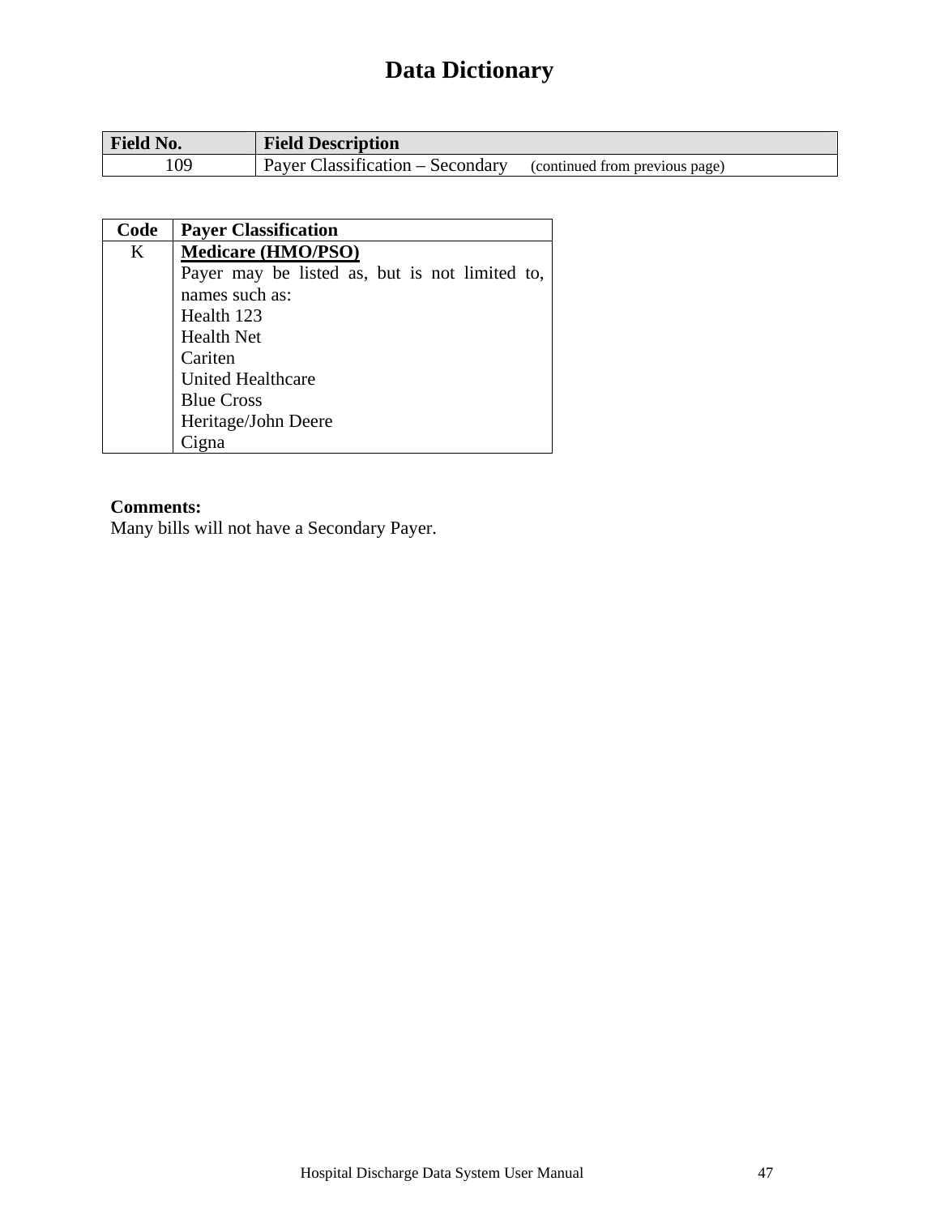# Data Dictionary

| Field No. | Field Description |
| --- | --- |
| 109 | Payer Classification – Secondary (continued from previous page) |

| Code | Payer Classification |
| --- | --- |
| K | **Medicare (HMO/PSO)**<br>Payer may be listed as, but is not limited to, names such as:<br>Health 123<br>Health Net<br>Cariten<br>United Healthcare<br>Blue Cross<br>Heritage/John Deere<br>Cigna |

**Comments:**
Many bills will not have a Secondary Payer.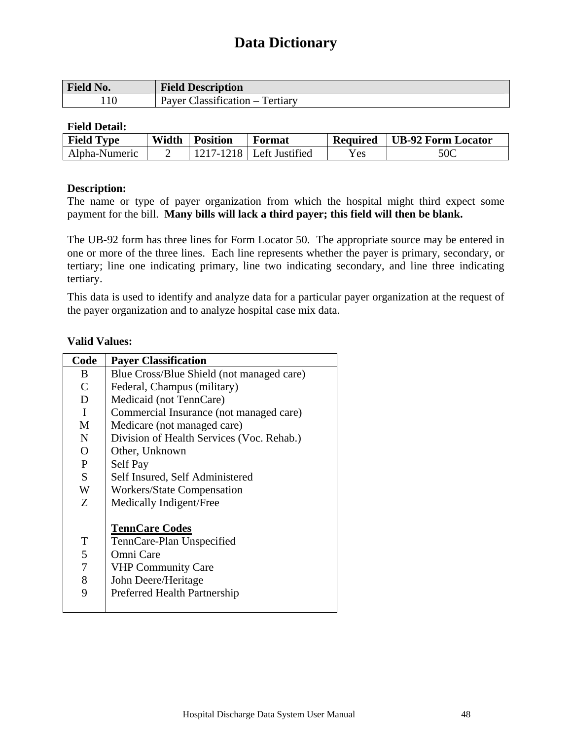# Data Dictionary

| Field No. | Field Description |
|---|---|
| 110 | Payer Classification – Tertiary |

**Field Detail:**

| Field Type | Width | Position | Format | Required | UB-92 Form Locator |
|---|---|---|---|---|---|
| Alpha-Numeric | 2 | 1217-1218 | Left Justified | Yes | 50C |

**Description:**
The name or type of payer organization from which the hospital might third expect some payment for the bill. **Many bills will lack a third payer; this field will then be blank.**

The UB-92 form has three lines for Form Locator 50. The appropriate source may be entered in one or more of the three lines. Each line represents whether the payer is primary, secondary, or tertiary; line one indicating primary, line two indicating secondary, and line three indicating tertiary.

This data is used to identify and analyze data for a particular payer organization at the request of the payer organization and to analyze hospital case mix data.

**Valid Values:**

| Code | Payer Classification |
|---|---|
| B | Blue Cross/Blue Shield (not managed care) |
| C | Federal, Champus (military) |
| D | Medicaid (not TennCare) |
| I | Commercial Insurance (not managed care) |
| M | Medicare (not managed care) |
| N | Division of Health Services (Voc. Rehab.) |
| O | Other, Unknown |
| P | Self Pay |
| S | Self Insured, Self Administered |
| W | Workers/State Compensation |
| Z | Medically Indigent/Free |
| | **TennCare Codes** |
| T | TennCare-Plan Unspecified |
| 5 | Omni Care |
| 7 | VHP Community Care |
| 8 | John Deere/Heritage |
| 9 | Preferred Health Partnership |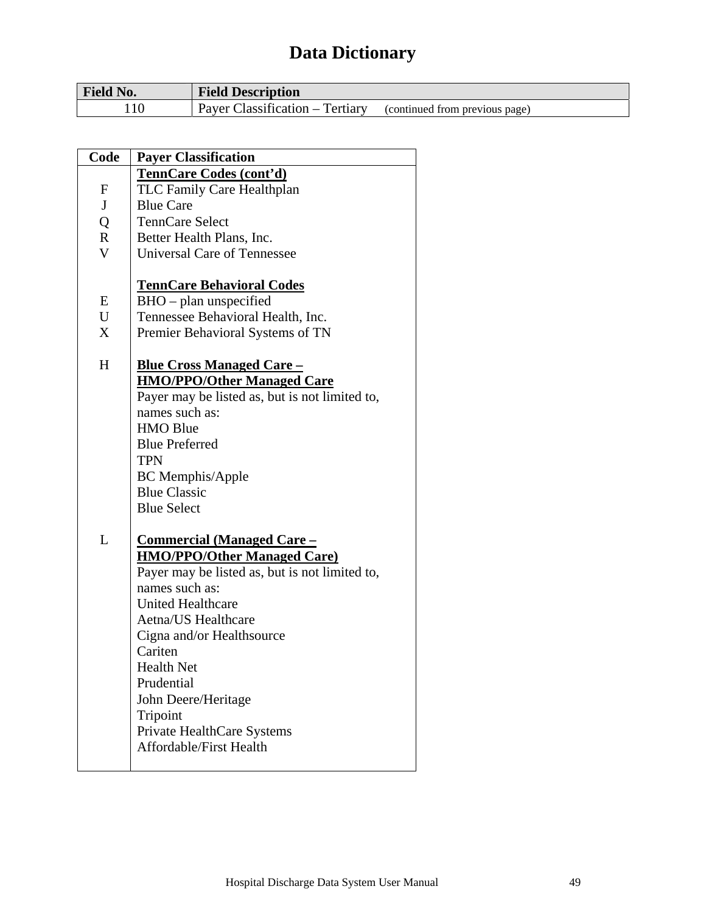# Data Dictionary

| Field No. | Field Description |
|---|---|
| 110 | Payer Classification – Tertiary (continued from previous page) |

| Code | Payer Classification |
|---|---|
| | **TennCare Codes (cont'd)** |
| F | TLC Family Care Healthplan |
| J | Blue Care |
| Q | TennCare Select |
| R | Better Health Plans, Inc. |
| V | Universal Care of Tennessee |
| | |
| | **TennCare Behavioral Codes** |
| E | BHO – plan unspecified |
| U | Tennessee Behavioral Health, Inc. |
| X | Premier Behavioral Systems of TN |
| | |
| H | **Blue Cross Managed Care – HMO/PPO/Other Managed Care** |
| | Payer may be listed as, but is not limited to, names such as: |
| | HMO Blue |
| | Blue Preferred |
| | TPN |
| | BC Memphis/Apple |
| | Blue Classic |
| | Blue Select |
| | |
| L | **Commercial (Managed Care – HMO/PPO/Other Managed Care)** |
| | Payer may be listed as, but is not limited to, names such as: |
| | United Healthcare |
| | Aetna/US Healthcare |
| | Cigna and/or Healthsource |
| | Cariten |
| | Health Net |
| | Prudential |
| | John Deere/Heritage |
| | Tripoint |
| | Private HealthCare Systems |
| | Affordable/First Health |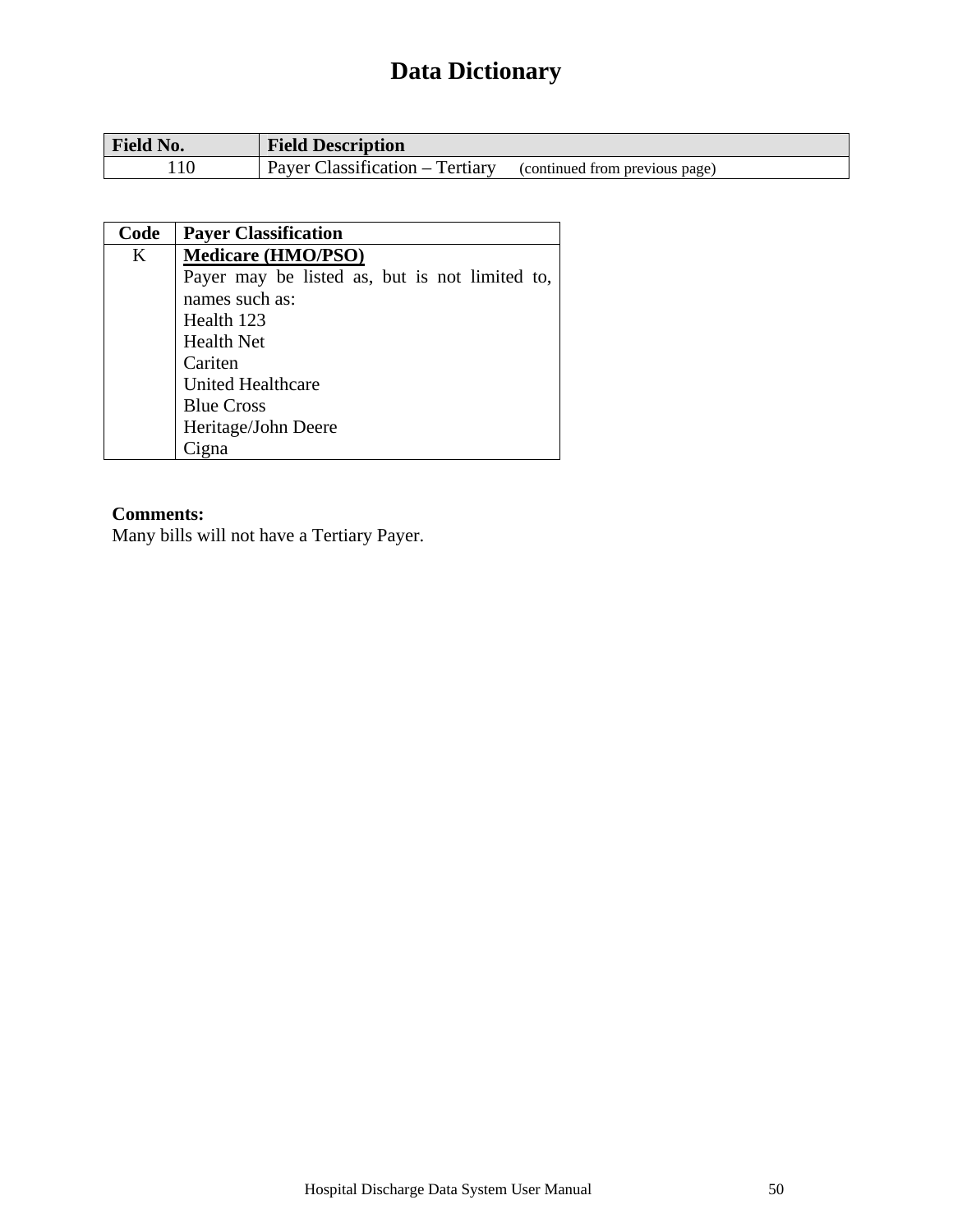# Data Dictionary

| Field No. | Field Description |
|---|---|
| 110 | Payer Classification – Tertiary (continued from previous page) |

| Code | Payer Classification |
|---|---|
| K | **Medicare (HMO/PSO)**<br>Payer may be listed as, but is not limited to, names such as:<br>Health 123<br>Health Net<br>Cariten<br>United Healthcare<br>Blue Cross<br>Heritage/John Deere<br>Cigna |

**Comments:**
Many bills will not have a Tertiary Payer.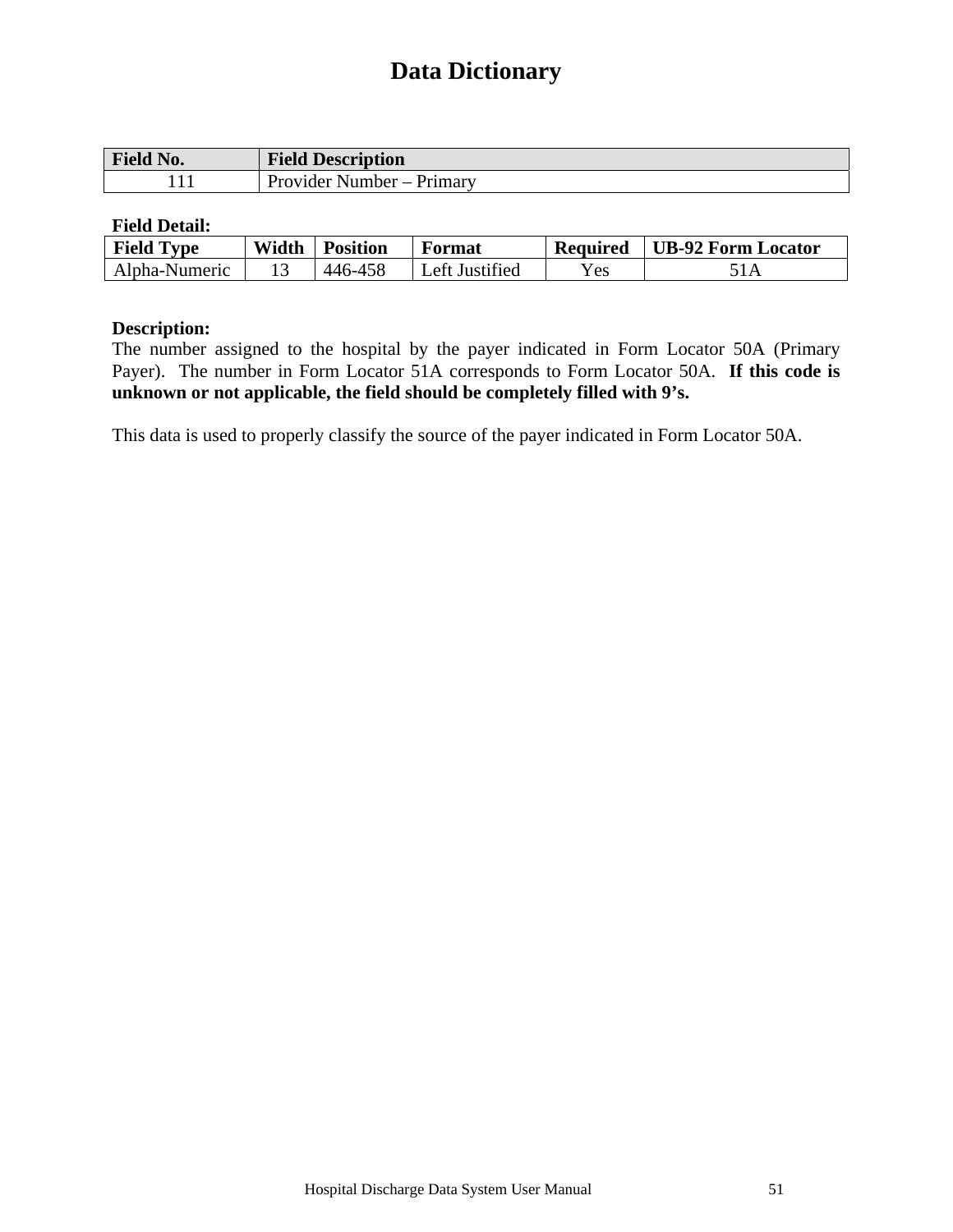# Data Dictionary

| Field No. | Field Description |
| --- | --- |
| 111 | Provider Number – Primary |

**Field Detail:**

| Field Type | Width | Position | Format | Required | UB-92 Form Locator |
| --- | --- | --- | --- | --- | --- |
| Alpha-Numeric | 13 | 446-458 | Left Justified | Yes | 51A |

**Description:**
The number assigned to the hospital by the payer indicated in Form Locator 50A (Primary Payer). The number in Form Locator 51A corresponds to Form Locator 50A. **If this code is unknown or not applicable, the field should be completely filled with 9's.**

This data is used to properly classify the source of the payer indicated in Form Locator 50A.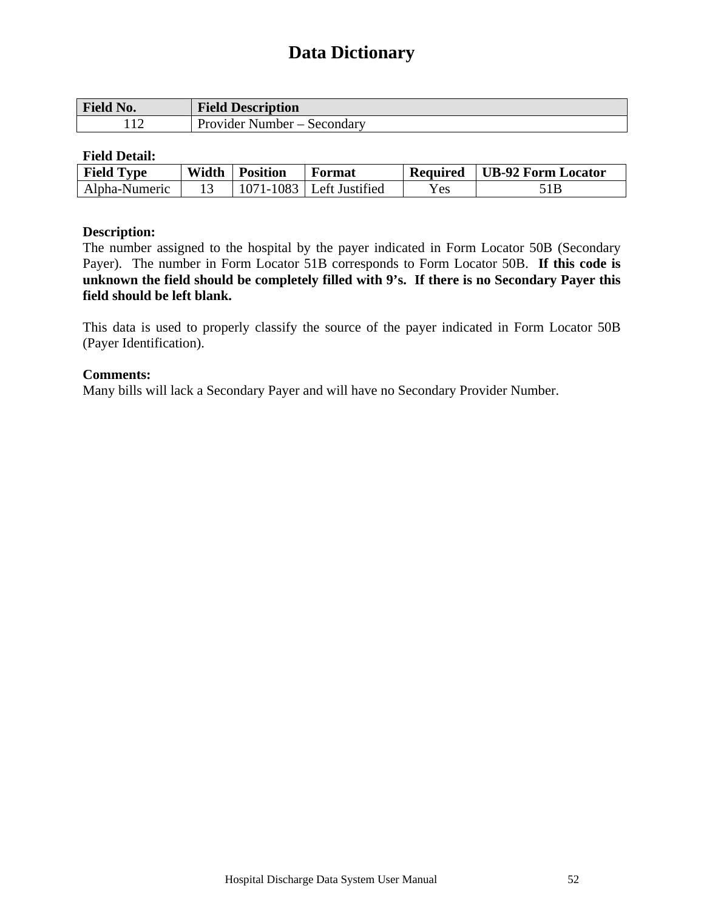# Data Dictionary

| Field No. | Field Description |
|---|---|
| 112 | Provider Number – Secondary |

**Field Detail:**

| Field Type | Width | Position | Format | Required | UB-92 Form Locator |
|---|---|---|---|---|---|
| Alpha-Numeric | 13 | 1071-1083 | Left Justified | Yes | 51B |

**Description:**
The number assigned to the hospital by the payer indicated in Form Locator 50B (Secondary Payer). The number in Form Locator 51B corresponds to Form Locator 50B. **If this code is unknown the field should be completely filled with 9's. If there is no Secondary Payer this field should be left blank.**

This data is used to properly classify the source of the payer indicated in Form Locator 50B (Payer Identification).

**Comments:**
Many bills will lack a Secondary Payer and will have no Secondary Provider Number.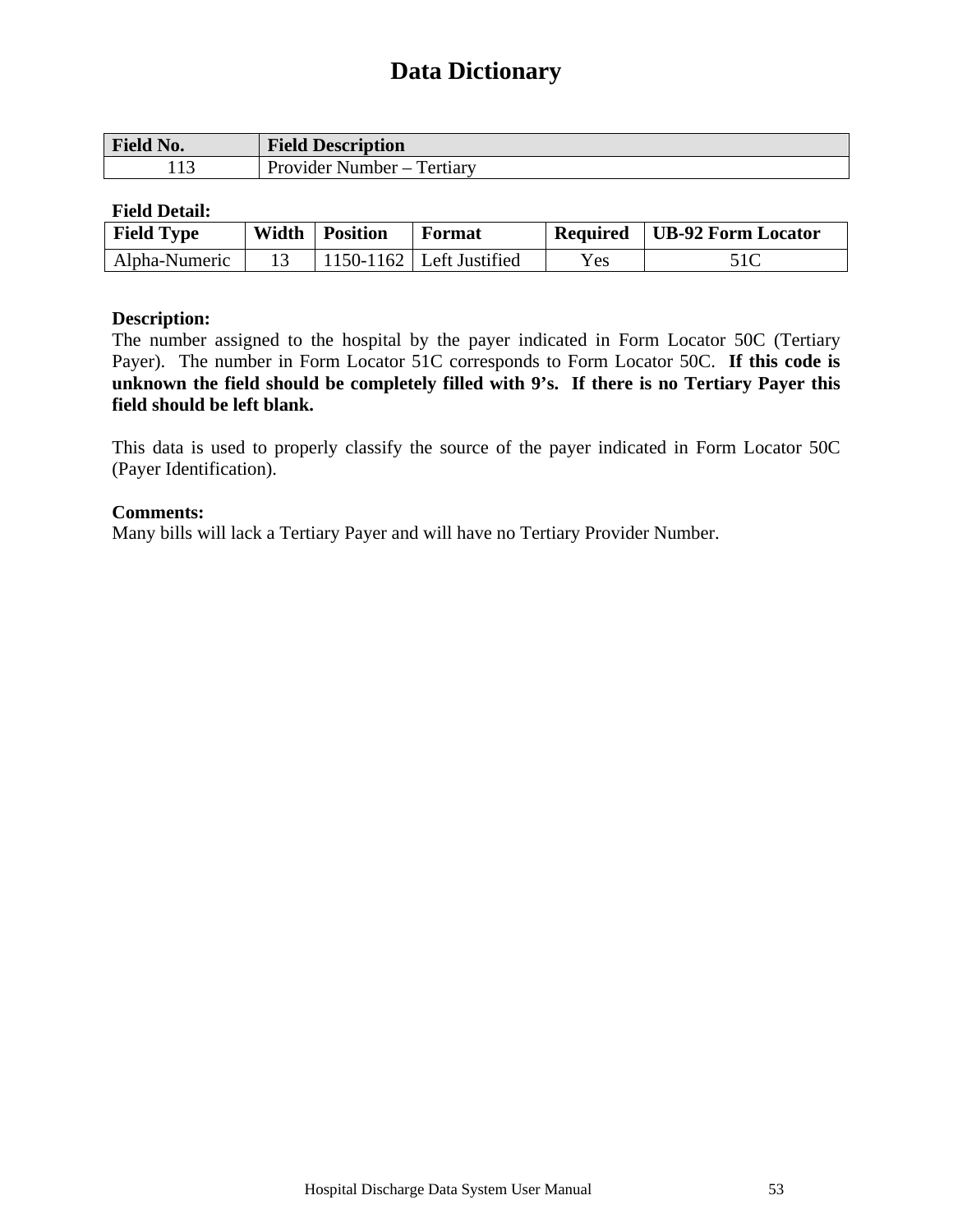# Data Dictionary

| Field No. | Field Description |
|---|---|
| 113 | Provider Number – Tertiary |

**Field Detail:**

| Field Type | Width | Position | Format | Required | UB-92 Form Locator |
|---|---|---|---|---|---|
| Alpha-Numeric | 13 | 1150-1162 | Left Justified | Yes | 51C |

**Description:**
The number assigned to the hospital by the payer indicated in Form Locator 50C (Tertiary Payer). The number in Form Locator 51C corresponds to Form Locator 50C. **If this code is unknown the field should be completely filled with 9's. If there is no Tertiary Payer this field should be left blank.**

This data is used to properly classify the source of the payer indicated in Form Locator 50C (Payer Identification).

**Comments:**
Many bills will lack a Tertiary Payer and will have no Tertiary Provider Number.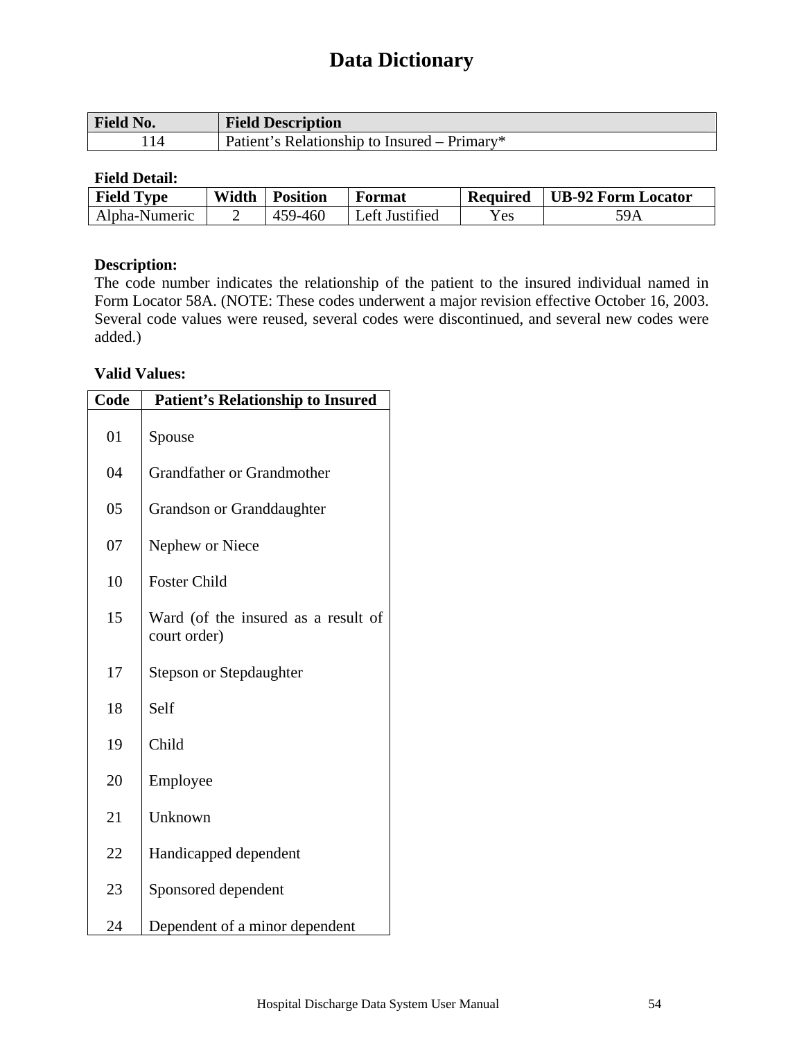# Data Dictionary

| Field No. | Field Description |
|---|---|
| 114 | Patient's Relationship to Insured – Primary* |

**Field Detail:**

| Field Type | Width | Position | Format | Required | UB-92 Form Locator |
|---|---|---|---|---|---|
| Alpha-Numeric | 2 | 459-460 | Left Justified | Yes | 59A |

**Description:**

The code number indicates the relationship of the patient to the insured individual named in Form Locator 58A. (NOTE: These codes underwent a major revision effective October 16, 2003. Several code values were reused, several codes were discontinued, and several new codes were added.)

**Valid Values:**

| Code | Patient's Relationship to Insured |
|---|---|
| 01 | Spouse |
| 04 | Grandfather or Grandmother |
| 05 | Grandson or Granddaughter |
| 07 | Nephew or Niece |
| 10 | Foster Child |
| 15 | Ward (of the insured as a result of court order) |
| 17 | Stepson or Stepdaughter |
| 18 | Self |
| 19 | Child |
| 20 | Employee |
| 21 | Unknown |
| 22 | Handicapped dependent |
| 23 | Sponsored dependent |
| 24 | Dependent of a minor dependent |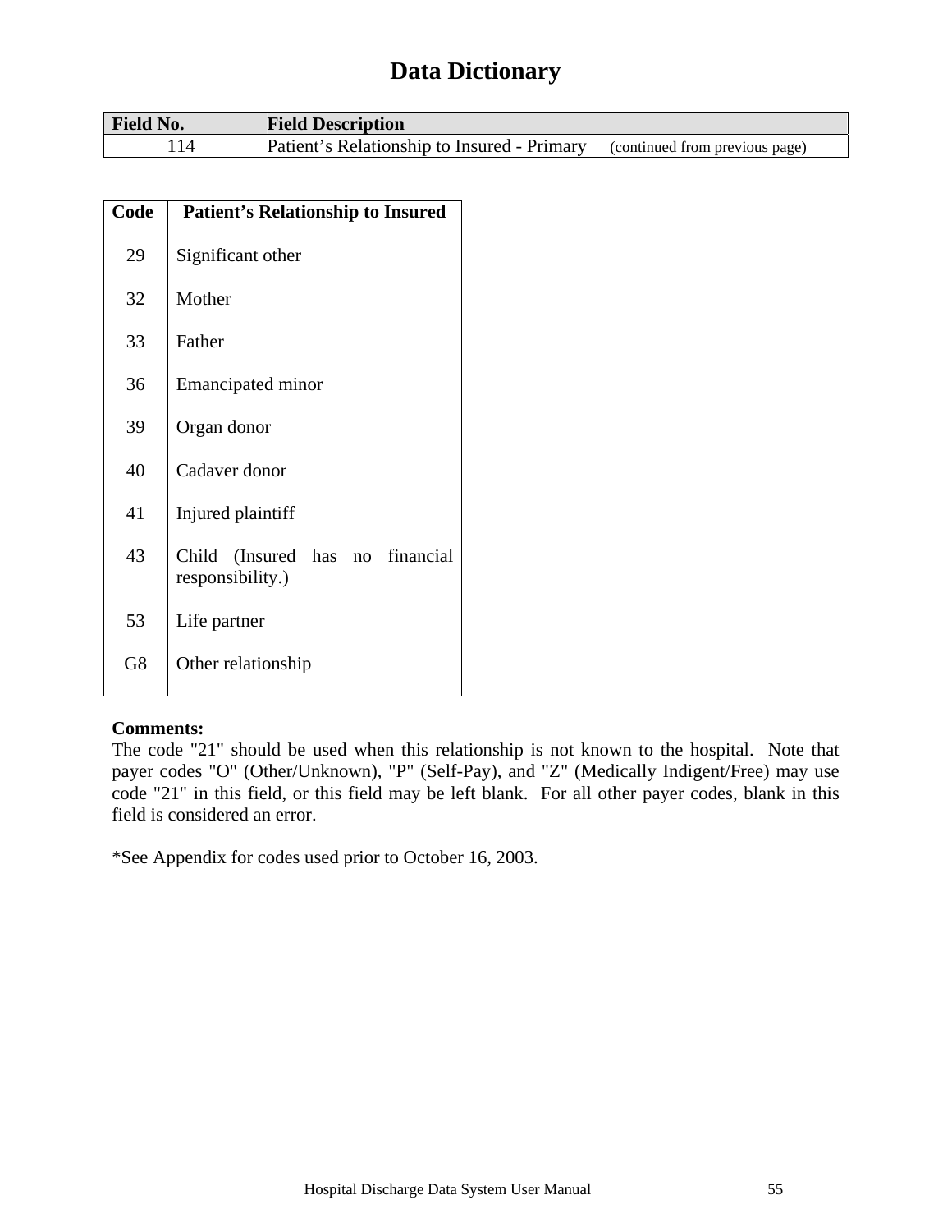# Data Dictionary

| Field No. | Field Description |
|---|---|
| 114 | Patient's Relationship to Insured - Primary (continued from previous page) |

| Code | Patient's Relationship to Insured |
|---|---|
| 29 | Significant other |
| 32 | Mother |
| 33 | Father |
| 36 | Emancipated minor |
| 39 | Organ donor |
| 40 | Cadaver donor |
| 41 | Injured plaintiff |
| 43 | Child (Insured has no financial responsibility.) |
| 53 | Life partner |
| G8 | Other relationship |

**Comments:**
The code "21" should be used when this relationship is not known to the hospital. Note that payer codes "O" (Other/Unknown), "P" (Self-Pay), and "Z" (Medically Indigent/Free) may use code "21" in this field, or this field may be left blank. For all other payer codes, blank in this field is considered an error.

*See Appendix for codes used prior to October 16, 2003.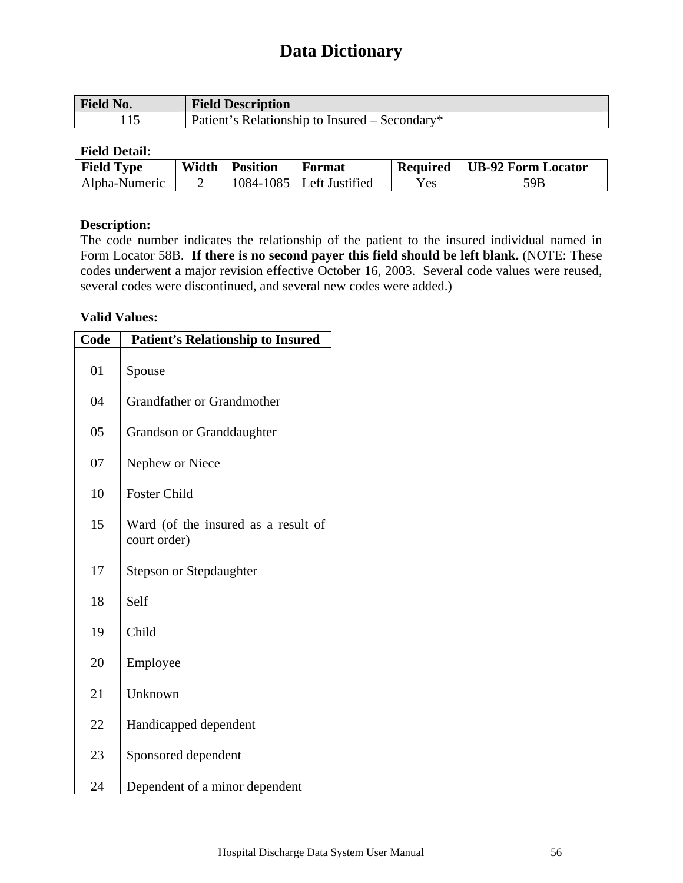# Data Dictionary

| Field No. | Field Description |
|---|---|
| 115 | Patient's Relationship to Insured – Secondary* |

**Field Detail:**

| Field Type | Width | Position | Format | Required | UB-92 Form Locator |
|---|---|---|---|---|---|
| Alpha-Numeric | 2 | 1084-1085 | Left Justified | Yes | 59B |

**Description:**
The code number indicates the relationship of the patient to the insured individual named in Form Locator 58B. **If there is no second payer this field should be left blank.** (NOTE: These codes underwent a major revision effective October 16, 2003. Several code values were reused, several codes were discontinued, and several new codes were added.)

**Valid Values:**

| Code | Patient's Relationship to Insured |
|---|---|
| 01 | Spouse |
| 04 | Grandfather or Grandmother |
| 05 | Grandson or Granddaughter |
| 07 | Nephew or Niece |
| 10 | Foster Child |
| 15 | Ward (of the insured as a result of court order) |
| 17 | Stepson or Stepdaughter |
| 18 | Self |
| 19 | Child |
| 20 | Employee |
| 21 | Unknown |
| 22 | Handicapped dependent |
| 23 | Sponsored dependent |
| 24 | Dependent of a minor dependent |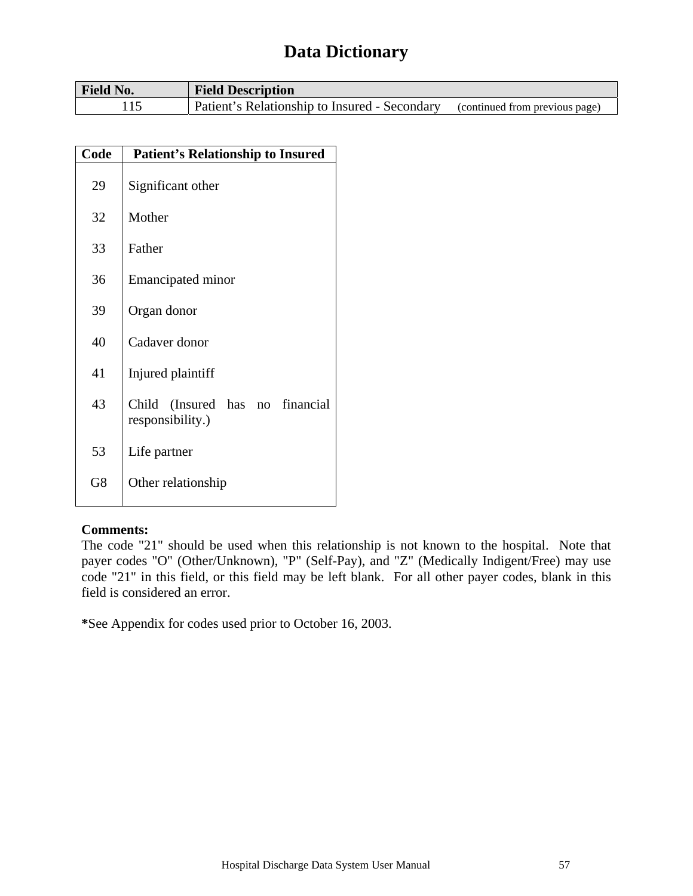# Data Dictionary

| Field No. | Field Description |
|---|---|
| 115 | Patient's Relationship to Insured - Secondary (continued from previous page) |

| Code | Patient's Relationship to Insured |
|---|---|
| 29 | Significant other |
| 32 | Mother |
| 33 | Father |
| 36 | Emancipated minor |
| 39 | Organ donor |
| 40 | Cadaver donor |
| 41 | Injured plaintiff |
| 43 | Child (Insured has no financial responsibility.) |
| 53 | Life partner |
| G8 | Other relationship |

**Comments:**
The code "21" should be used when this relationship is not known to the hospital. Note that payer codes "O" (Other/Unknown), "P" (Self-Pay), and "Z" (Medically Indigent/Free) may use code "21" in this field, or this field may be left blank. For all other payer codes, blank in this field is considered an error.

**\***See Appendix for codes used prior to October 16, 2003.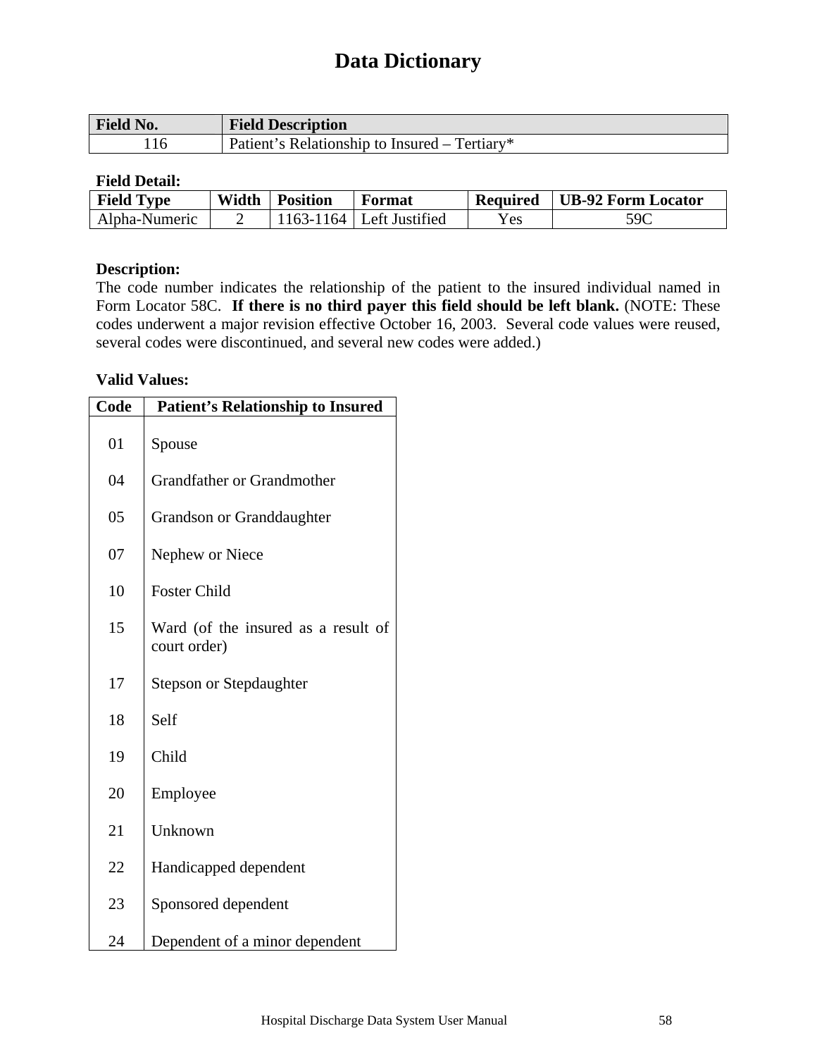# Data Dictionary

| Field No. | Field Description |
|---|---|
| 116 | Patient’s Relationship to Insured – Tertiary* |

**Field Detail:**

| Field Type | Width | Position | Format | Required | UB-92 Form Locator |
|---|---|---|---|---|---|
| Alpha-Numeric | 2 | 1163-1164 | Left Justified | Yes | 59C |

**Description:**
The code number indicates the relationship of the patient to the insured individual named in Form Locator 58C. **If there is no third payer this field should be left blank.** (NOTE: These codes underwent a major revision effective October 16, 2003. Several code values were reused, several codes were discontinued, and several new codes were added.)

**Valid Values:**

| Code | Patient’s Relationship to Insured |
|---|---|
| 01 | Spouse |
| 04 | Grandfather or Grandmother |
| 05 | Grandson or Granddaughter |
| 07 | Nephew or Niece |
| 10 | Foster Child |
| 15 | Ward (of the insured as a result of court order) |
| 17 | Stepson or Stepdaughter |
| 18 | Self |
| 19 | Child |
| 20 | Employee |
| 21 | Unknown |
| 22 | Handicapped dependent |
| 23 | Sponsored dependent |
| 24 | Dependent of a minor dependent |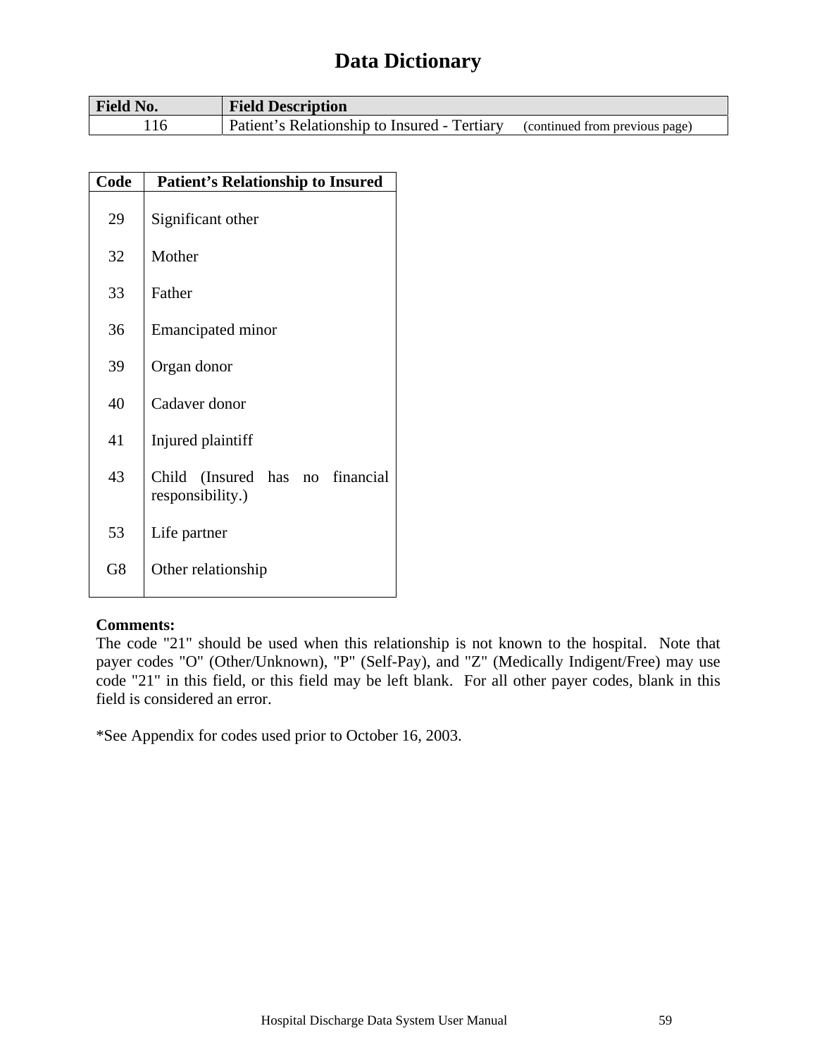# Data Dictionary

| Field No. | Field Description |
|---|---|
| 116 | Patient's Relationship to Insured - Tertiary (continued from previous page) |

| Code | Patient's Relationship to Insured |
|---|---|
| 29 | Significant other |
| 32 | Mother |
| 33 | Father |
| 36 | Emancipated minor |
| 39 | Organ donor |
| 40 | Cadaver donor |
| 41 | Injured plaintiff |
| 43 | Child (Insured has no financial responsibility.) |
| 53 | Life partner |
| G8 | Other relationship |

**Comments:**
The code "21" should be used when this relationship is not known to the hospital. Note that payer codes "O" (Other/Unknown), "P" (Self-Pay), and "Z" (Medically Indigent/Free) may use code "21" in this field, or this field may be left blank. For all other payer codes, blank in this field is considered an error.

*See Appendix for codes used prior to October 16, 2003.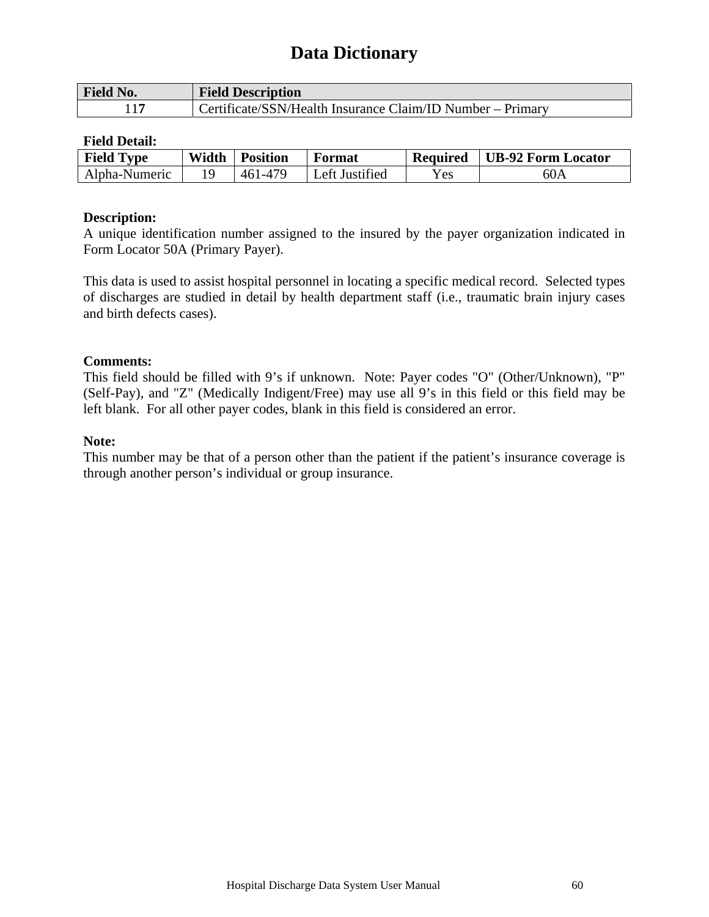# Data Dictionary

| Field No. | Field Description |
|---|---|
| 117 | Certificate/SSN/Health Insurance Claim/ID Number – Primary |

**Field Detail:**

| Field Type | Width | Position | Format | Required | UB-92 Form Locator |
|---|---|---|---|---|---|
| Alpha-Numeric | 19 | 461-479 | Left Justified | Yes | 60A |

**Description:**

A unique identification number assigned to the insured by the payer organization indicated in Form Locator 50A (Primary Payer).

This data is used to assist hospital personnel in locating a specific medical record. Selected types of discharges are studied in detail by health department staff (i.e., traumatic brain injury cases and birth defects cases).

**Comments:**

This field should be filled with 9's if unknown. Note: Payer codes "O" (Other/Unknown), "P" (Self-Pay), and "Z" (Medically Indigent/Free) may use all 9's in this field or this field may be left blank. For all other payer codes, blank in this field is considered an error.

**Note:**

This number may be that of a person other than the patient if the patient's insurance coverage is through another person's individual or group insurance.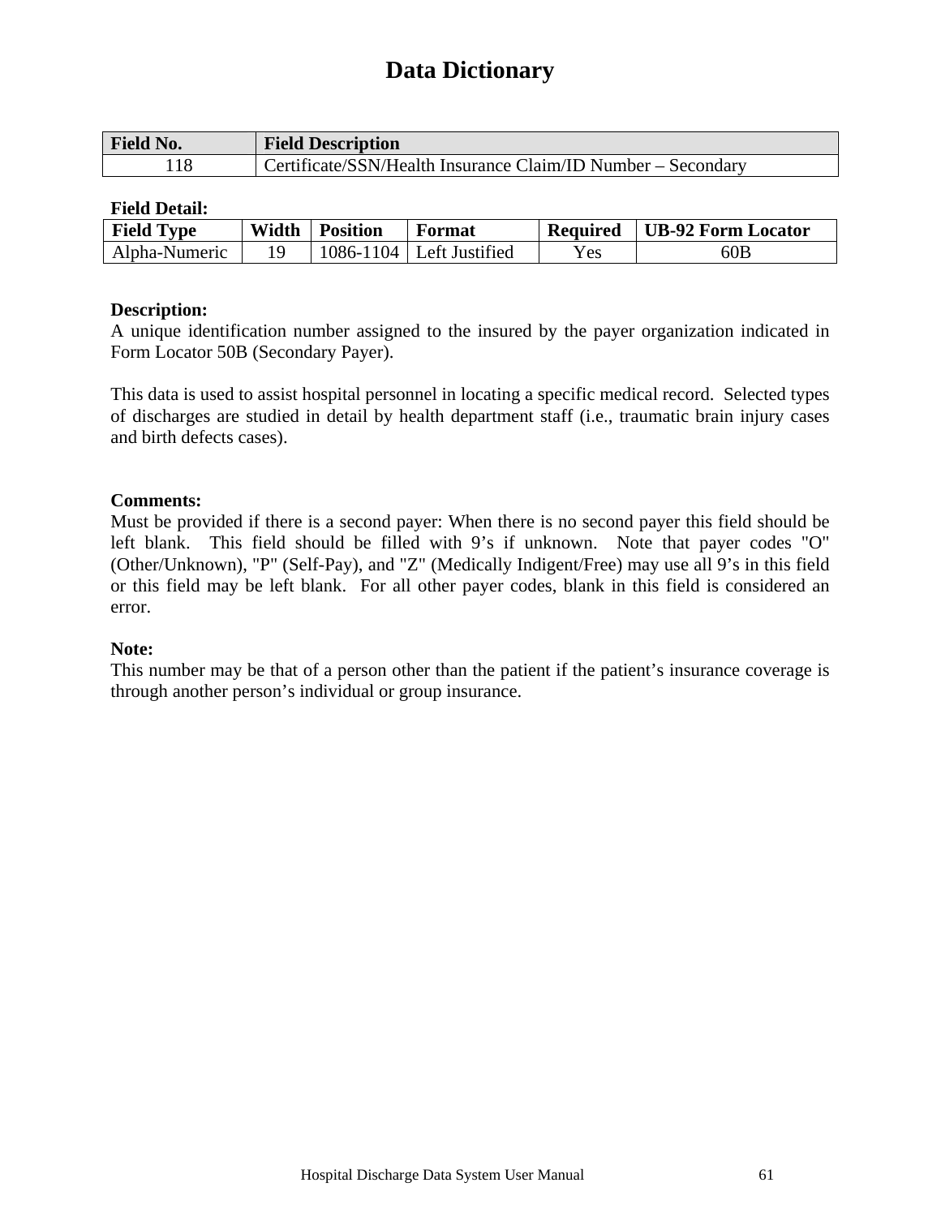# Data Dictionary

| Field No. | Field Description |
|---|---|
| 118 | Certificate/SSN/Health Insurance Claim/ID Number – Secondary |

**Field Detail:**

| Field Type | Width | Position | Format | Required | UB-92 Form Locator |
|---|---|---|---|---|---|
| Alpha-Numeric | 19 | 1086-1104 | Left Justified | Yes | 60B |

**Description:**
A unique identification number assigned to the insured by the payer organization indicated in Form Locator 50B (Secondary Payer).

This data is used to assist hospital personnel in locating a specific medical record. Selected types of discharges are studied in detail by health department staff (i.e., traumatic brain injury cases and birth defects cases).

**Comments:**
Must be provided if there is a second payer: When there is no second payer this field should be left blank. This field should be filled with 9's if unknown. Note that payer codes "O" (Other/Unknown), "P" (Self-Pay), and "Z" (Medically Indigent/Free) may use all 9's in this field or this field may be left blank. For all other payer codes, blank in this field is considered an error.

**Note:**
This number may be that of a person other than the patient if the patient's insurance coverage is through another person's individual or group insurance.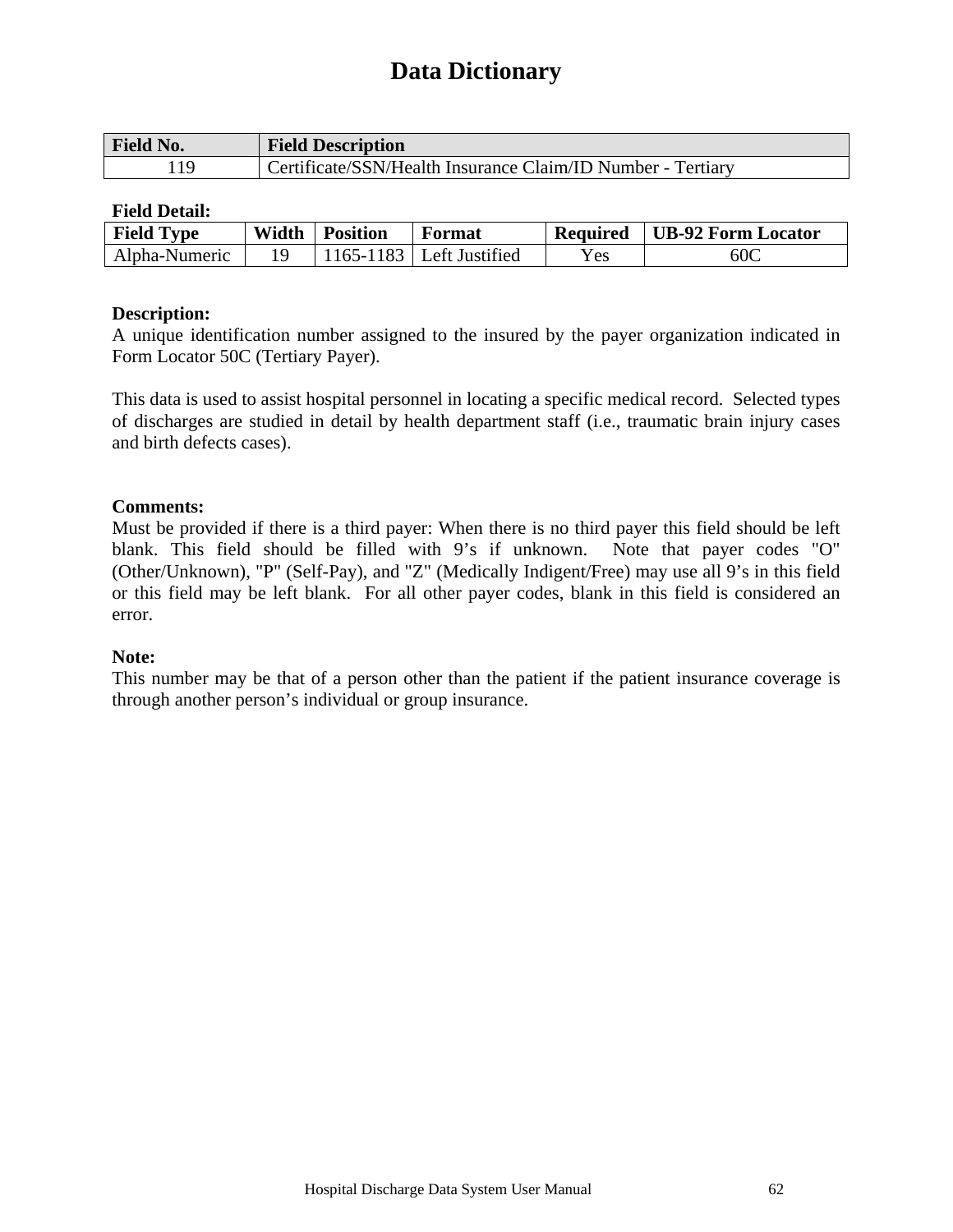# Data Dictionary

| Field No. | Field Description |
|---|---|
| 119 | Certificate/SSN/Health Insurance Claim/ID Number - Tertiary |

**Field Detail:**

| Field Type | Width | Position | Format | Required | UB-92 Form Locator |
|---|---|---|---|---|---|
| Alpha-Numeric | 19 | 1165-1183 | Left Justified | Yes | 60C |

**Description:**
A unique identification number assigned to the insured by the payer organization indicated in Form Locator 50C (Tertiary Payer).

This data is used to assist hospital personnel in locating a specific medical record. Selected types of discharges are studied in detail by health department staff (i.e., traumatic brain injury cases and birth defects cases).

**Comments:**
Must be provided if there is a third payer: When there is no third payer this field should be left blank. This field should be filled with 9's if unknown. Note that payer codes "O" (Other/Unknown), "P" (Self-Pay), and "Z" (Medically Indigent/Free) may use all 9's in this field or this field may be left blank. For all other payer codes, blank in this field is considered an error.

**Note:**
This number may be that of a person other than the patient if the patient insurance coverage is through another person's individual or group insurance.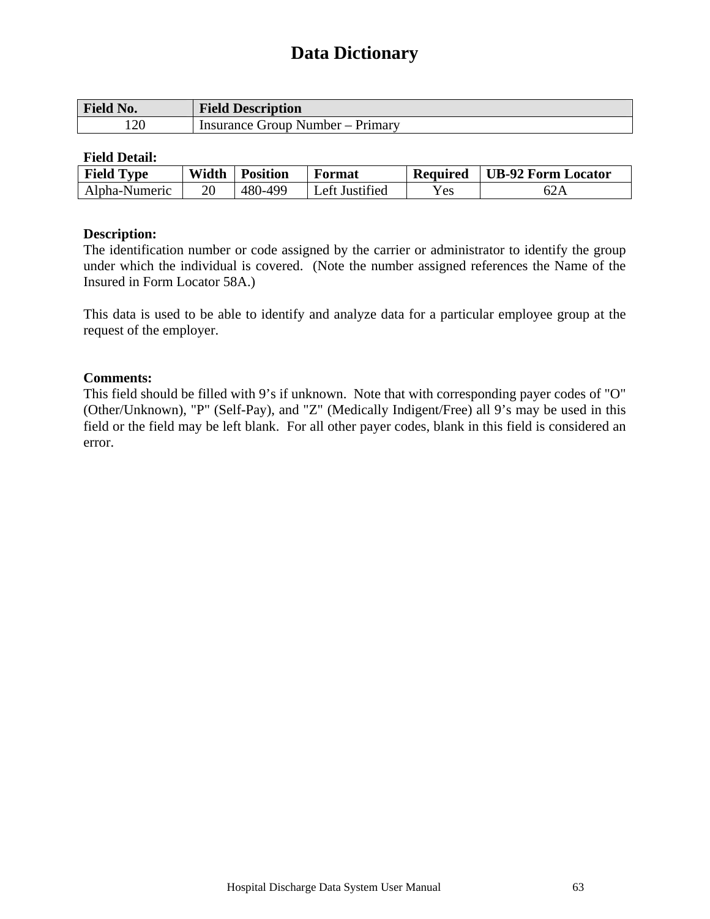# Data Dictionary

| Field No. | Field Description |
|---|---|
| 120 | Insurance Group Number – Primary |

**Field Detail:**

| Field Type | Width | Position | Format | Required | UB-92 Form Locator |
|---|---|---|---|---|---|
| Alpha-Numeric | 20 | 480-499 | Left Justified | Yes | 62A |

**Description:**
The identification number or code assigned by the carrier or administrator to identify the group under which the individual is covered. (Note the number assigned references the Name of the Insured in Form Locator 58A.)

This data is used to be able to identify and analyze data for a particular employee group at the request of the employer.

**Comments:**
This field should be filled with 9's if unknown. Note that with corresponding payer codes of "O" (Other/Unknown), "P" (Self-Pay), and "Z" (Medically Indigent/Free) all 9's may be used in this field or the field may be left blank. For all other payer codes, blank in this field is considered an error.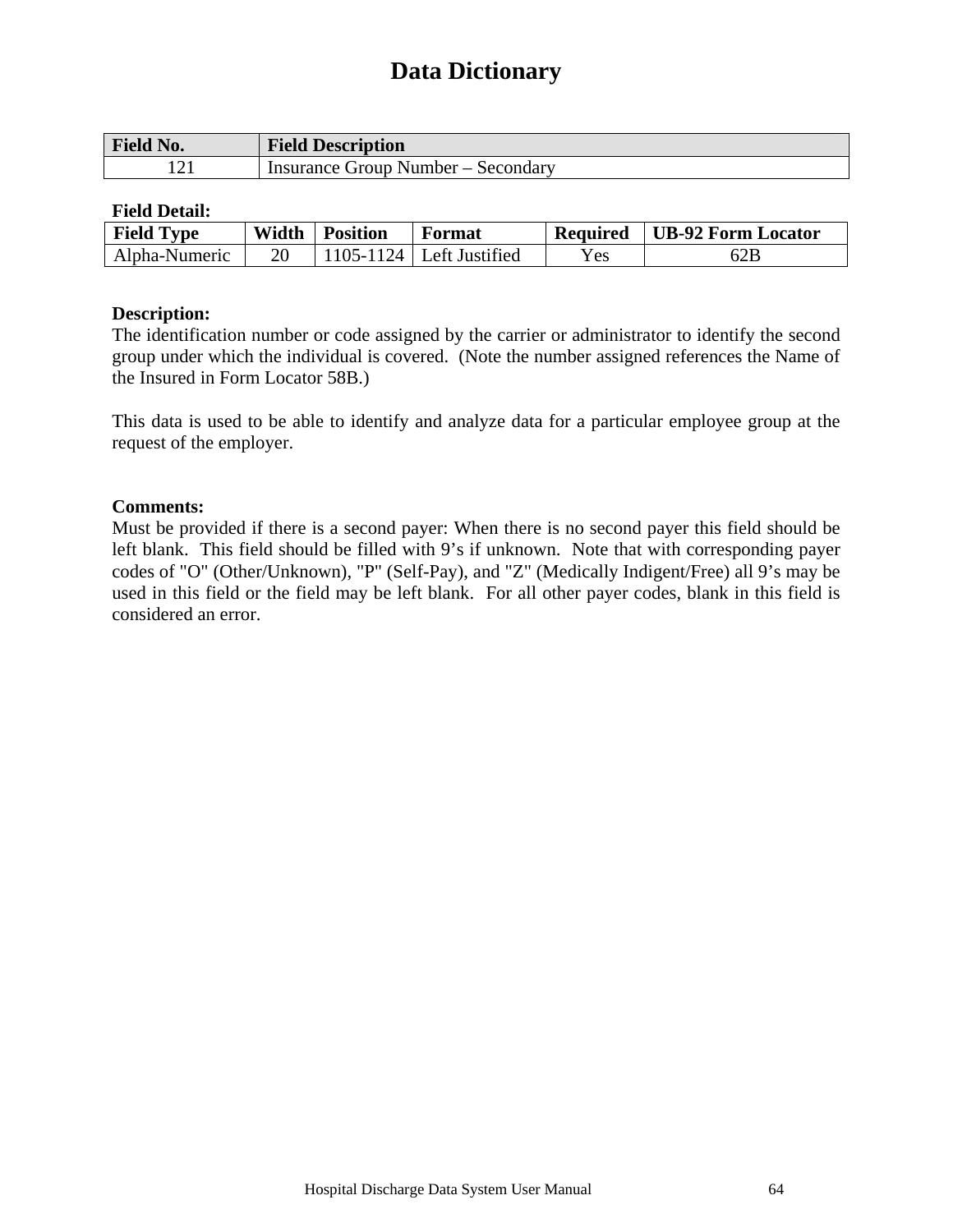# Data Dictionary

| Field No. | Field Description |
|---|---|
| 121 | Insurance Group Number – Secondary |

**Field Detail:**

| Field Type | Width | Position | Format | Required | UB-92 Form Locator |
|---|---|---|---|---|---|
| Alpha-Numeric | 20 | 1105-1124 | Left Justified | Yes | 62B |

**Description:**
The identification number or code assigned by the carrier or administrator to identify the second group under which the individual is covered. (Note the number assigned references the Name of the Insured in Form Locator 58B.)

This data is used to be able to identify and analyze data for a particular employee group at the request of the employer.

**Comments:**
Must be provided if there is a second payer: When there is no second payer this field should be left blank. This field should be filled with 9's if unknown. Note that with corresponding payer codes of "O" (Other/Unknown), "P" (Self-Pay), and "Z" (Medically Indigent/Free) all 9's may be used in this field or the field may be left blank. For all other payer codes, blank in this field is considered an error.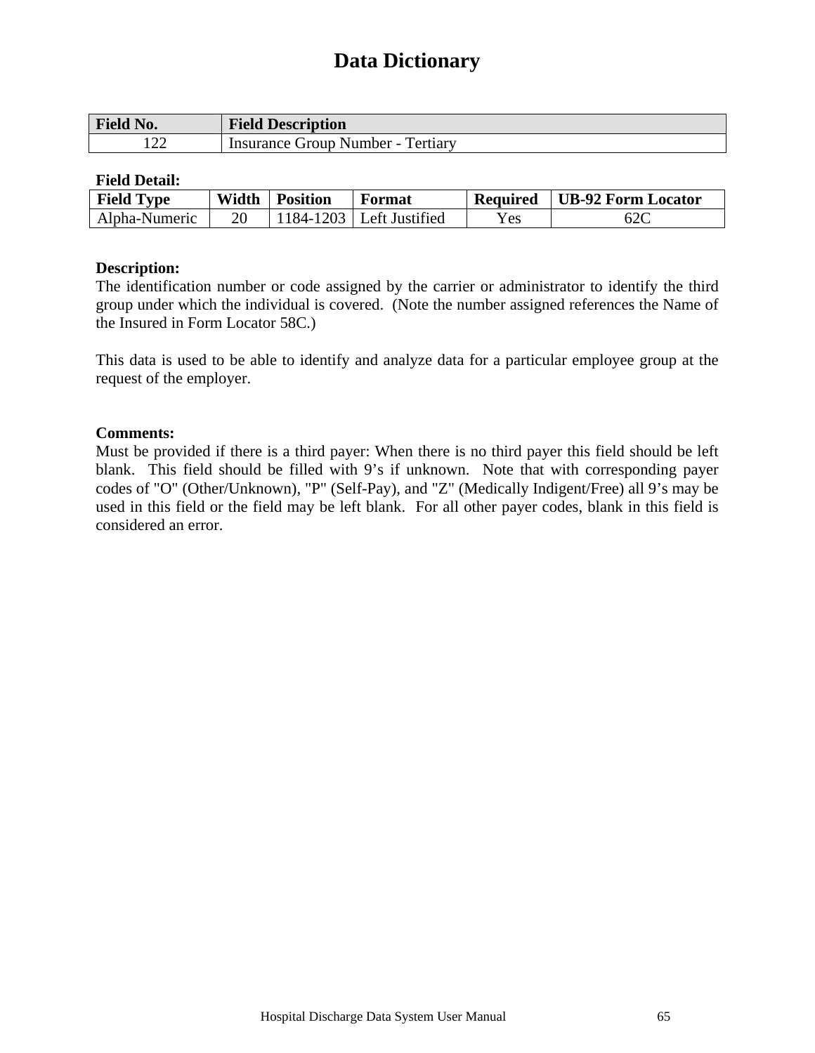# Data Dictionary

| Field No. | Field Description |
|---|---|
| 122 | Insurance Group Number - Tertiary |

**Field Detail:**

| Field Type | Width | Position | Format | Required | UB-92 Form Locator |
|---|---|---|---|---|---|
| Alpha-Numeric | 20 | 1184-1203 | Left Justified | Yes | 62C |

**Description:**

The identification number or code assigned by the carrier or administrator to identify the third group under which the individual is covered. (Note the number assigned references the Name of the Insured in Form Locator 58C.)

This data is used to be able to identify and analyze data for a particular employee group at the request of the employer.

**Comments:**

Must be provided if there is a third payer: When there is no third payer this field should be left blank. This field should be filled with 9's if unknown. Note that with corresponding payer codes of "O" (Other/Unknown), "P" (Self-Pay), and "Z" (Medically Indigent/Free) all 9's may be used in this field or the field may be left blank. For all other payer codes, blank in this field is considered an error.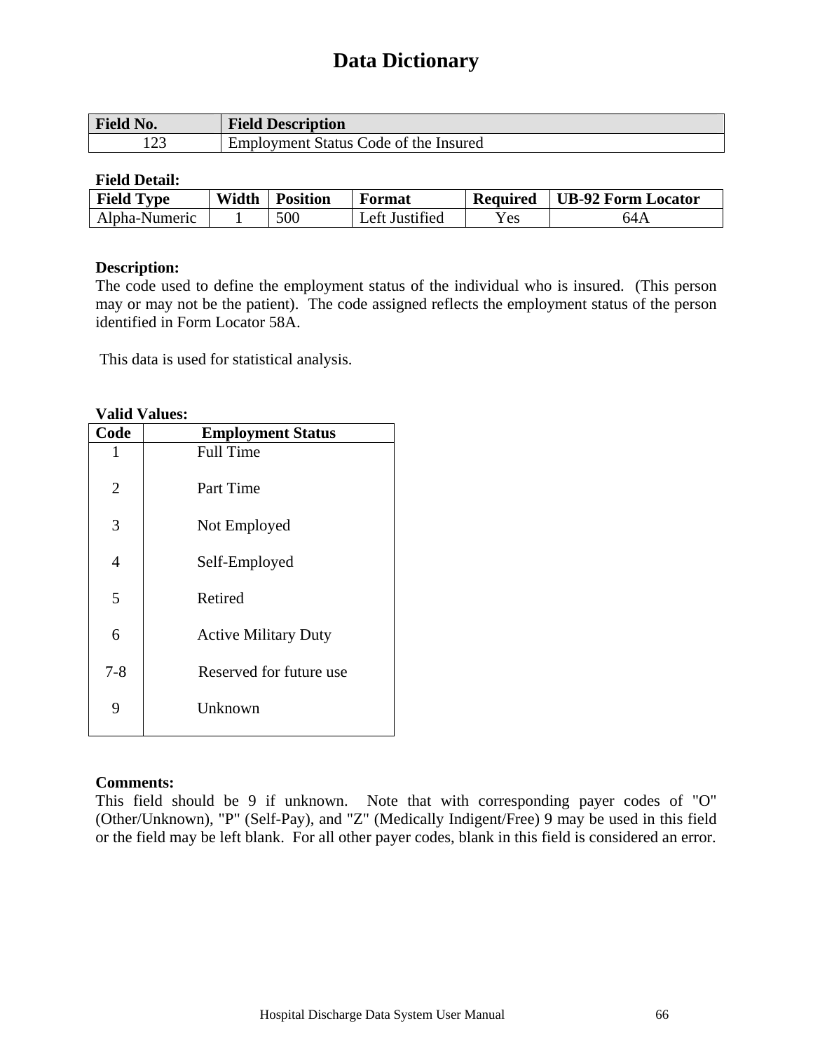# Data Dictionary

| Field No. | Field Description |
|---|---|
| 123 | Employment Status Code of the Insured |

**Field Detail:**

| Field Type | Width | Position | Format | Required | UB-92 Form Locator |
|---|---|---|---|---|---|
| Alpha-Numeric | 1 | 500 | Left Justified | Yes | 64A |

**Description:**

The code used to define the employment status of the individual who is insured. (This person may or may not be the patient). The code assigned reflects the employment status of the person identified in Form Locator 58A.

This data is used for statistical analysis.

**Valid Values:**

| Code | Employment Status |
|---|---|
| 1 | Full Time |
| 2 | Part Time |
| 3 | Not Employed |
| 4 | Self-Employed |
| 5 | Retired |
| 6 | Active Military Duty |
| 7-8 | Reserved for future use |
| 9 | Unknown |

**Comments:**

This field should be 9 if unknown. Note that with corresponding payer codes of "O" (Other/Unknown), "P" (Self-Pay), and "Z" (Medically Indigent/Free) 9 may be used in this field or the field may be left blank. For all other payer codes, blank in this field is considered an error.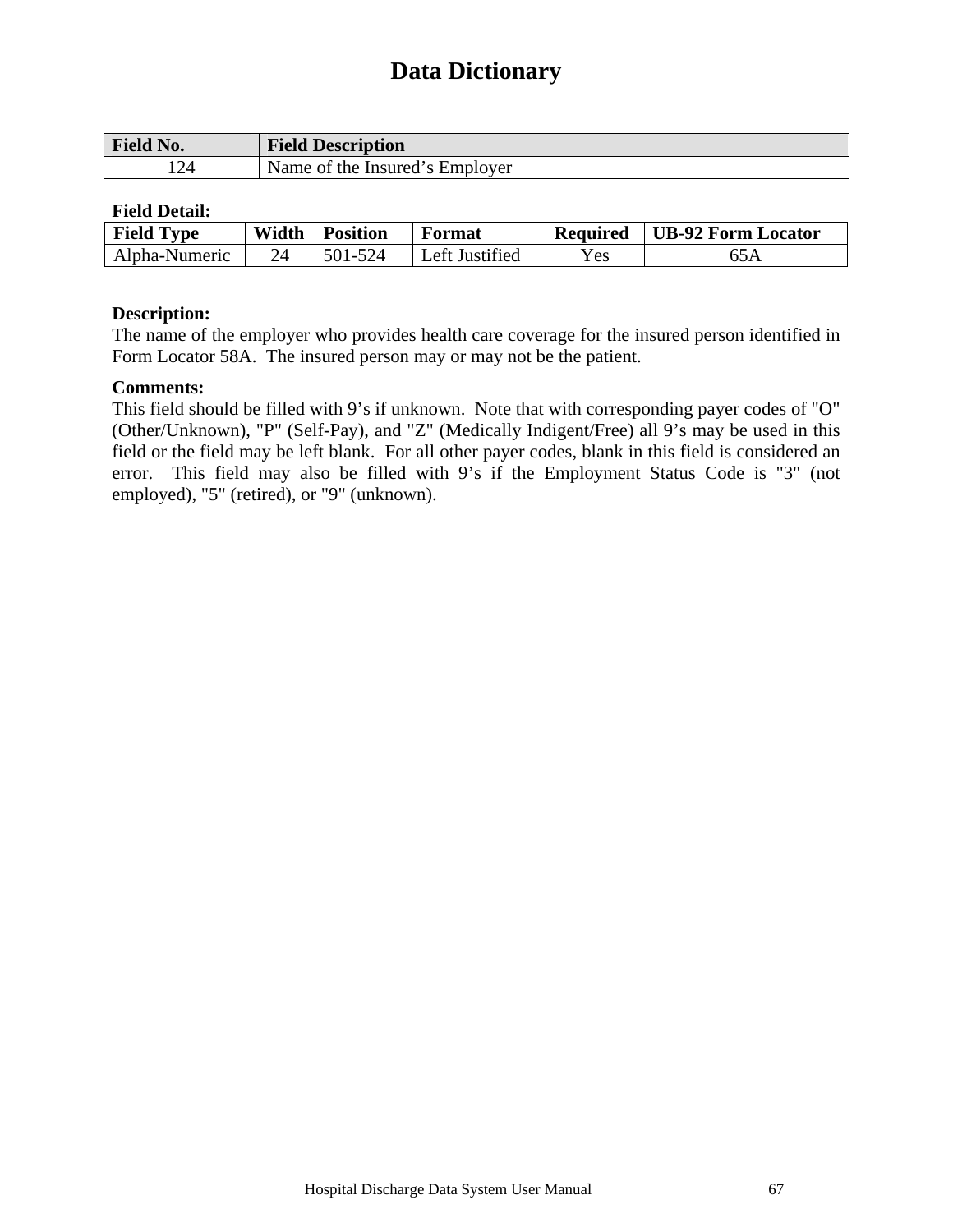# Data Dictionary

| Field No. | Field Description |
|---|---|
| 124 | Name of the Insured's Employer |

**Field Detail:**

| Field Type | Width | Position | Format | Required | UB-92 Form Locator |
|---|---|---|---|---|---|
| Alpha-Numeric | 24 | 501-524 | Left Justified | Yes | 65A |

**Description:**
The name of the employer who provides health care coverage for the insured person identified in Form Locator 58A. The insured person may or may not be the patient.

**Comments:**
This field should be filled with 9's if unknown. Note that with corresponding payer codes of "O" (Other/Unknown), "P" (Self-Pay), and "Z" (Medically Indigent/Free) all 9's may be used in this field or the field may be left blank. For all other payer codes, blank in this field is considered an error. This field may also be filled with 9's if the Employment Status Code is "3" (not employed), "5" (retired), or "9" (unknown).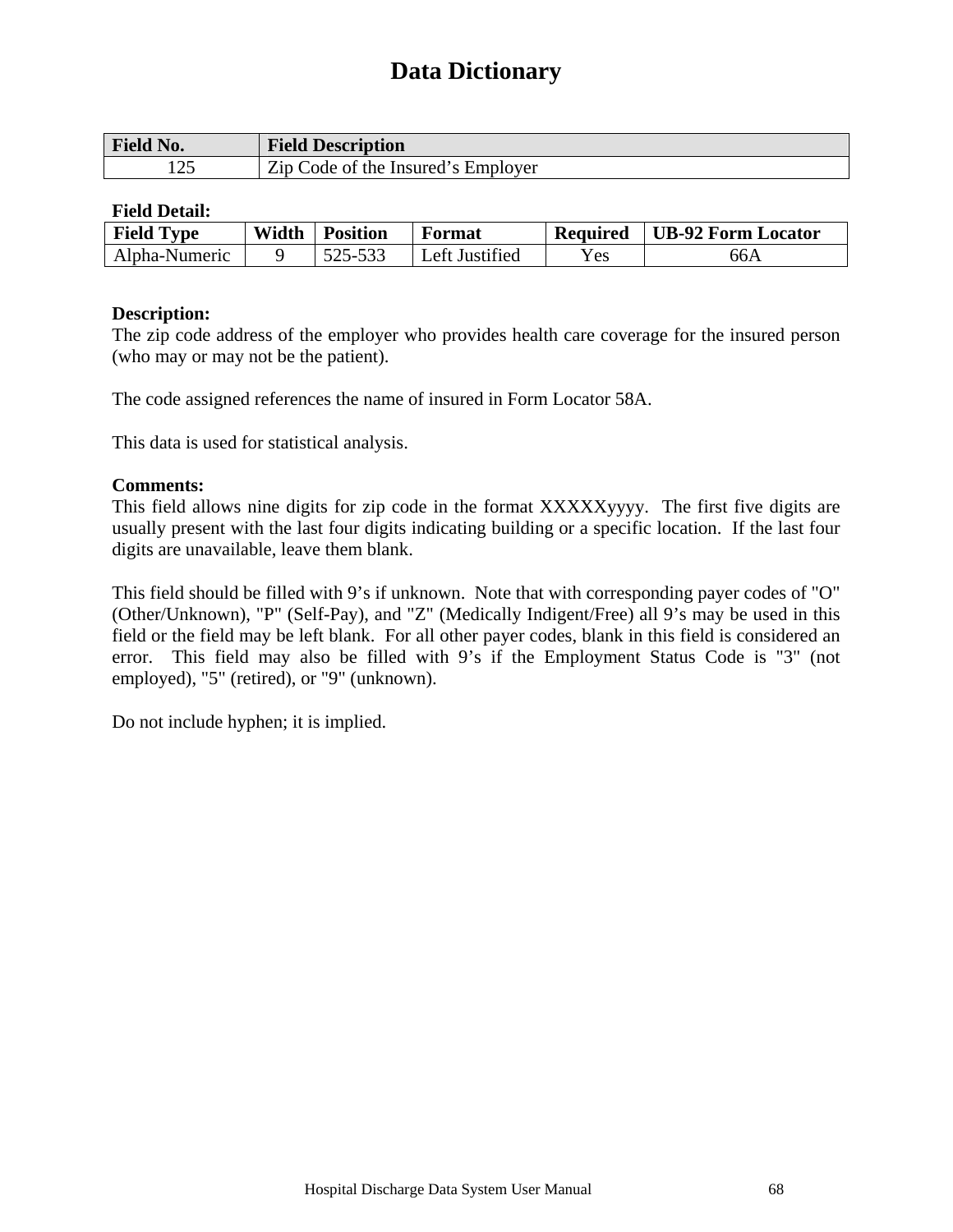# Data Dictionary

| Field No. | Field Description |
|---|---|
| 125 | Zip Code of the Insured's Employer |

**Field Detail:**

| Field Type | Width | Position | Format | Required | UB-92 Form Locator |
|---|---|---|---|---|---|
| Alpha-Numeric | 9 | 525-533 | Left Justified | Yes | 66A |

**Description:**
The zip code address of the employer who provides health care coverage for the insured person (who may or may not be the patient).

The code assigned references the name of insured in Form Locator 58A.

This data is used for statistical analysis.

**Comments:**
This field allows nine digits for zip code in the format XXXXXyyyy. The first five digits are usually present with the last four digits indicating building or a specific location. If the last four digits are unavailable, leave them blank.

This field should be filled with 9's if unknown. Note that with corresponding payer codes of "O" (Other/Unknown), "P" (Self-Pay), and "Z" (Medically Indigent/Free) all 9's may be used in this field or the field may be left blank. For all other payer codes, blank in this field is considered an error. This field may also be filled with 9's if the Employment Status Code is "3" (not employed), "5" (retired), or "9" (unknown).

Do not include hyphen; it is implied.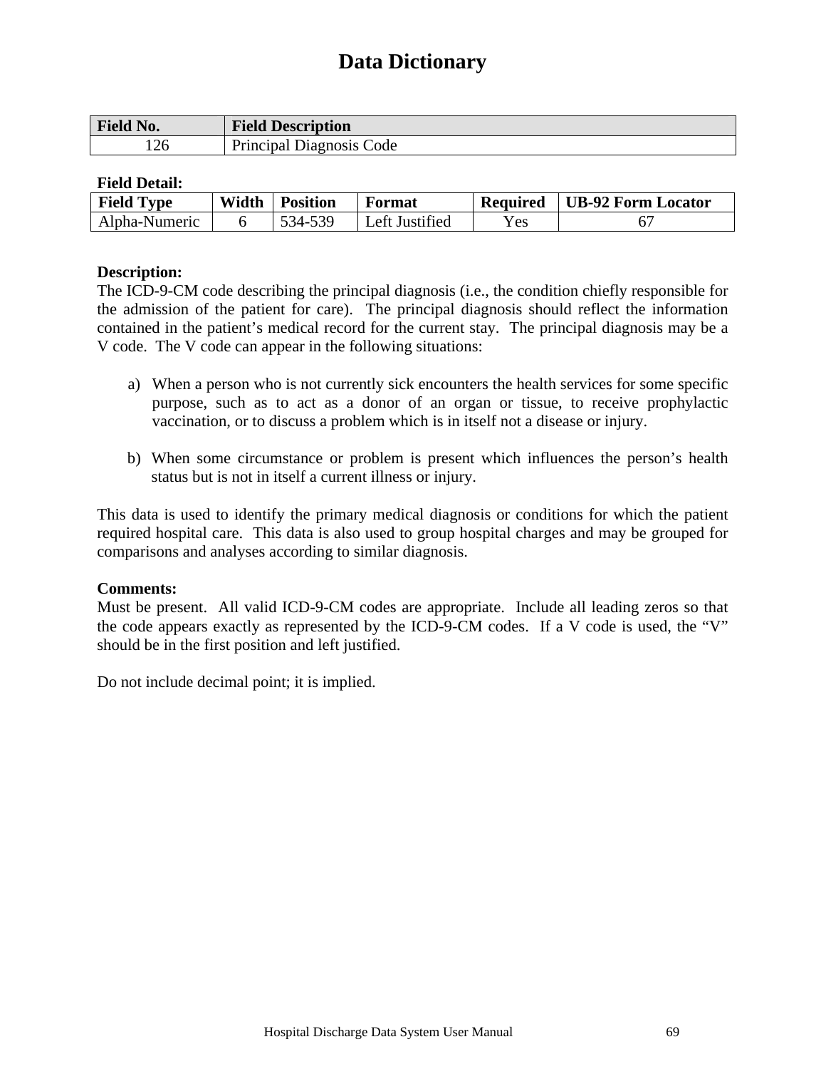# Data Dictionary

| Field No. | Field Description |
|---|---|
| 126 | Principal Diagnosis Code |

**Field Detail:**

| Field Type | Width | Position | Format | Required | UB-92 Form Locator |
|---|---|---|---|---|---|
| Alpha-Numeric | 6 | 534-539 | Left Justified | Yes | 67 |

**Description:**
The ICD-9-CM code describing the principal diagnosis (i.e., the condition chiefly responsible for the admission of the patient for care). The principal diagnosis should reflect the information contained in the patient's medical record for the current stay. The principal diagnosis may be a V code. The V code can appear in the following situations:

a) When a person who is not currently sick encounters the health services for some specific purpose, such as to act as a donor of an organ or tissue, to receive prophylactic vaccination, or to discuss a problem which is in itself not a disease or injury.

b) When some circumstance or problem is present which influences the person's health status but is not in itself a current illness or injury.

This data is used to identify the primary medical diagnosis or conditions for which the patient required hospital care. This data is also used to group hospital charges and may be grouped for comparisons and analyses according to similar diagnosis.

**Comments:**
Must be present. All valid ICD-9-CM codes are appropriate. Include all leading zeros so that the code appears exactly as represented by the ICD-9-CM codes. If a V code is used, the "V" should be in the first position and left justified.

Do not include decimal point; it is implied.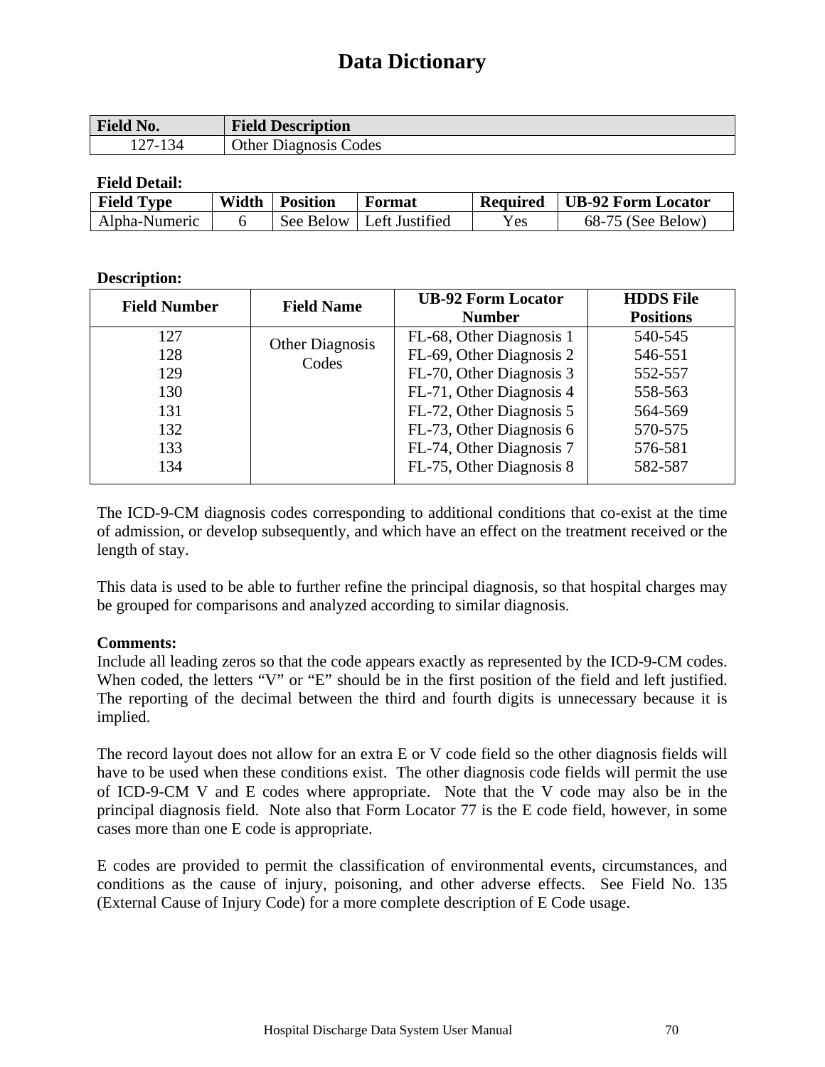# Data Dictionary

| Field No. | Field Description |
|---|---|
| 127-134 | Other Diagnosis Codes |

**Field Detail:**

| Field Type | Width | Position | Format | Required | UB-92 Form Locator |
|---|---|---|---|---|---|
| Alpha-Numeric | 6 | See Below | Left Justified | Yes | 68-75 (See Below) |

**Description:**

| Field Number | Field Name | UB-92 Form Locator Number | HDDS File Positions |
|---|---|---|---|
| 127 | Other Diagnosis Codes | FL-68, Other Diagnosis 1 | 540-545 |
| 128 | | FL-69, Other Diagnosis 2 | 546-551 |
| 129 | | FL-70, Other Diagnosis 3 | 552-557 |
| 130 | | FL-71, Other Diagnosis 4 | 558-563 |
| 131 | | FL-72, Other Diagnosis 5 | 564-569 |
| 132 | | FL-73, Other Diagnosis 6 | 570-575 |
| 133 | | FL-74, Other Diagnosis 7 | 576-581 |
| 134 | | FL-75, Other Diagnosis 8 | 582-587 |

The ICD-9-CM diagnosis codes corresponding to additional conditions that co-exist at the time of admission, or develop subsequently, and which have an effect on the treatment received or the length of stay.

This data is used to be able to further refine the principal diagnosis, so that hospital charges may be grouped for comparisons and analyzed according to similar diagnosis.

**Comments:**
Include all leading zeros so that the code appears exactly as represented by the ICD-9-CM codes. When coded, the letters "V" or "E" should be in the first position of the field and left justified. The reporting of the decimal between the third and fourth digits is unnecessary because it is implied.

The record layout does not allow for an extra E or V code field so the other diagnosis fields will have to be used when these conditions exist. The other diagnosis code fields will permit the use of ICD-9-CM V and E codes where appropriate. Note that the V code may also be in the principal diagnosis field. Note also that Form Locator 77 is the E code field, however, in some cases more than one E code is appropriate.

E codes are provided to permit the classification of environmental events, circumstances, and conditions as the cause of injury, poisoning, and other adverse effects. See Field No. 135 (External Cause of Injury Code) for a more complete description of E Code usage.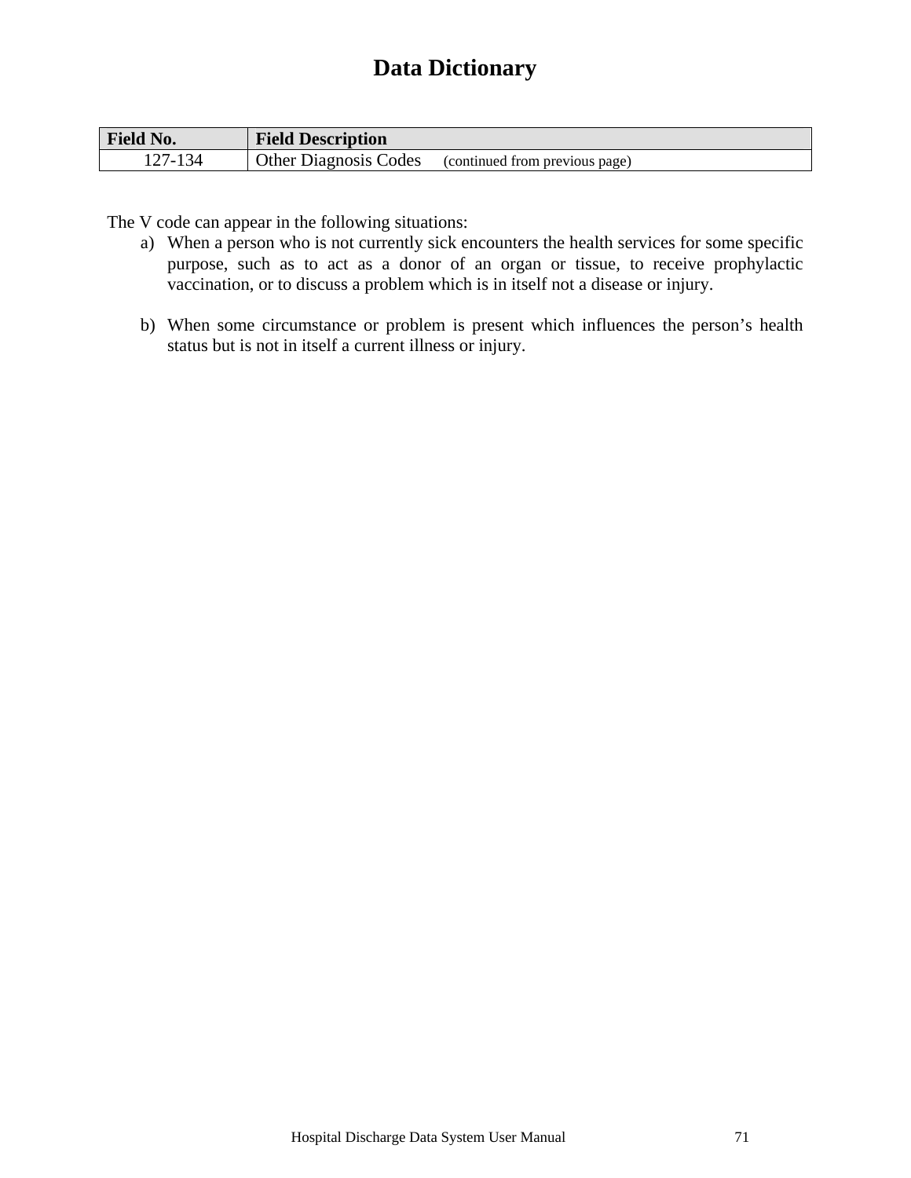# Data Dictionary

| Field No. | Field Description |
|---|---|
| 127-134 | Other Diagnosis Codes (continued from previous page) |

The V code can appear in the following situations:

a) When a person who is not currently sick encounters the health services for some specific purpose, such as to act as a donor of an organ or tissue, to receive prophylactic vaccination, or to discuss a problem which is in itself not a disease or injury.

b) When some circumstance or problem is present which influences the person's health status but is not in itself a current illness or injury.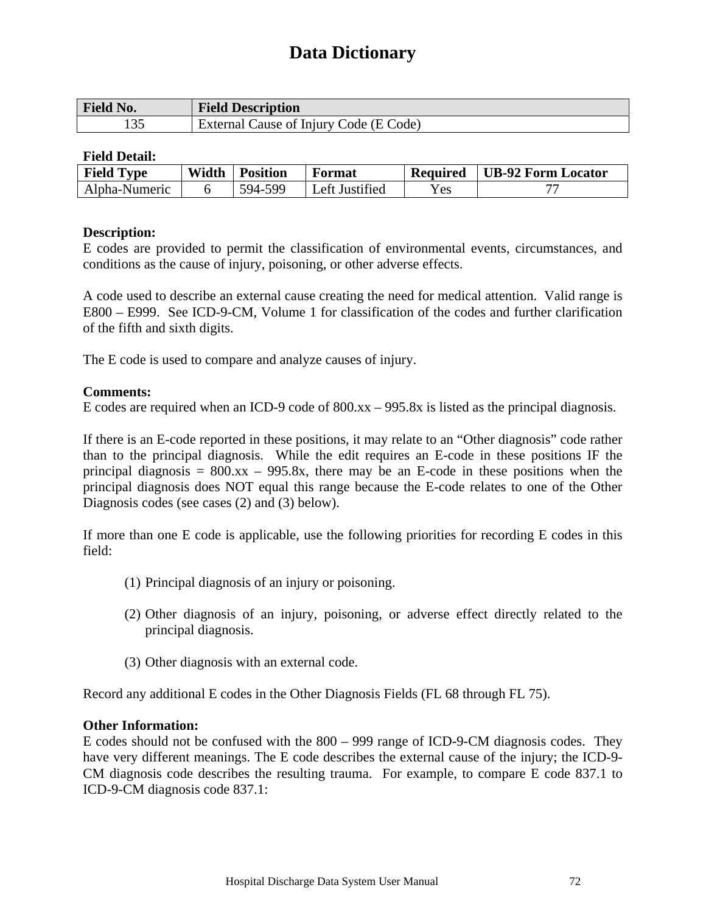# Data Dictionary

| Field No. | Field Description |
|---|---|
| 135 | External Cause of Injury Code (E Code) |

**Field Detail:**

| Field Type | Width | Position | Format | Required | UB-92 Form Locator |
|---|---|---|---|---|---|
| Alpha-Numeric | 6 | 594-599 | Left Justified | Yes | 77 |

**Description:**
E codes are provided to permit the classification of environmental events, circumstances, and conditions as the cause of injury, poisoning, or other adverse effects.

A code used to describe an external cause creating the need for medical attention. Valid range is E800 – E999. See ICD-9-CM, Volume 1 for classification of the codes and further clarification of the fifth and sixth digits.

The E code is used to compare and analyze causes of injury.

**Comments:**
E codes are required when an ICD-9 code of 800.xx – 995.8x is listed as the principal diagnosis.

If there is an E-code reported in these positions, it may relate to an "Other diagnosis" code rather than to the principal diagnosis. While the edit requires an E-code in these positions IF the principal diagnosis = 800.xx – 995.8x, there may be an E-code in these positions when the principal diagnosis does NOT equal this range because the E-code relates to one of the Other Diagnosis codes (see cases (2) and (3) below).

If more than one E code is applicable, use the following priorities for recording E codes in this field:

(1) Principal diagnosis of an injury or poisoning.

(2) Other diagnosis of an injury, poisoning, or adverse effect directly related to the principal diagnosis.

(3) Other diagnosis with an external code.

Record any additional E codes in the Other Diagnosis Fields (FL 68 through FL 75).

**Other Information:**
E codes should not be confused with the 800 – 999 range of ICD-9-CM diagnosis codes. They have very different meanings. The E code describes the external cause of the injury; the ICD-9-CM diagnosis code describes the resulting trauma. For example, to compare E code 837.1 to ICD-9-CM diagnosis code 837.1: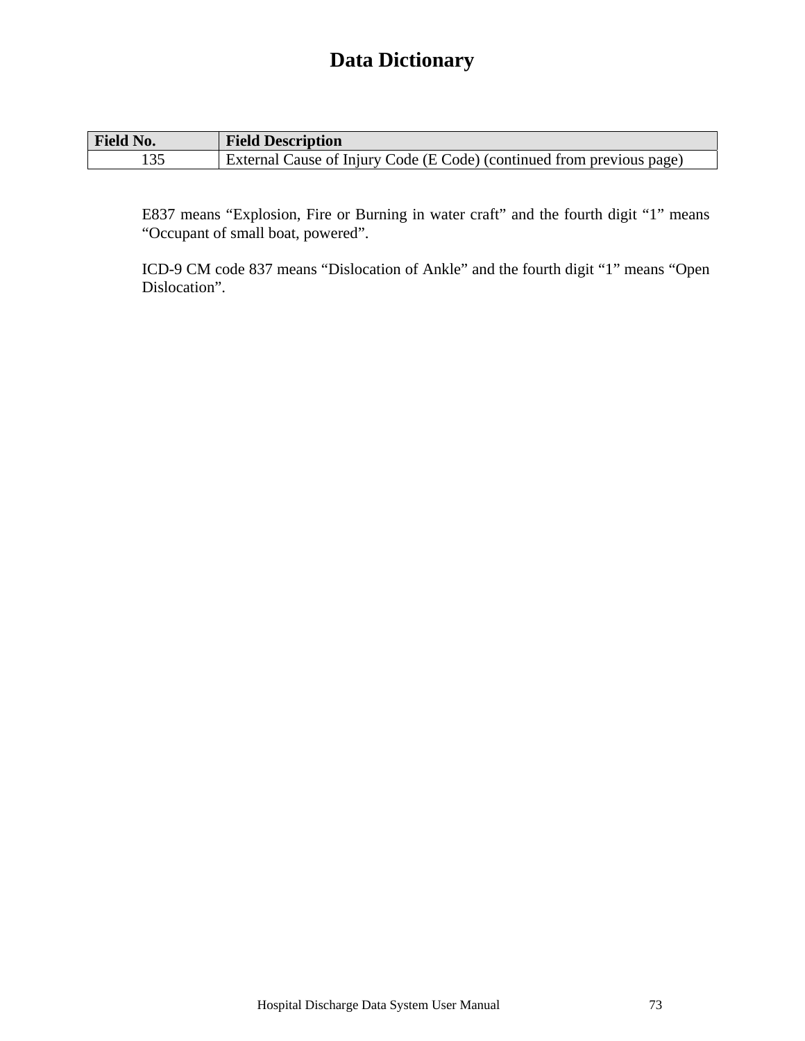# Data Dictionary

| Field No. | Field Description |
| --- | --- |
| 135 | External Cause of Injury Code (E Code) (continued from previous page) |

E837 means “Explosion, Fire or Burning in water craft” and the fourth digit “1” means “Occupant of small boat, powered”.

ICD-9 CM code 837 means “Dislocation of Ankle” and the fourth digit “1” means “Open Dislocation”.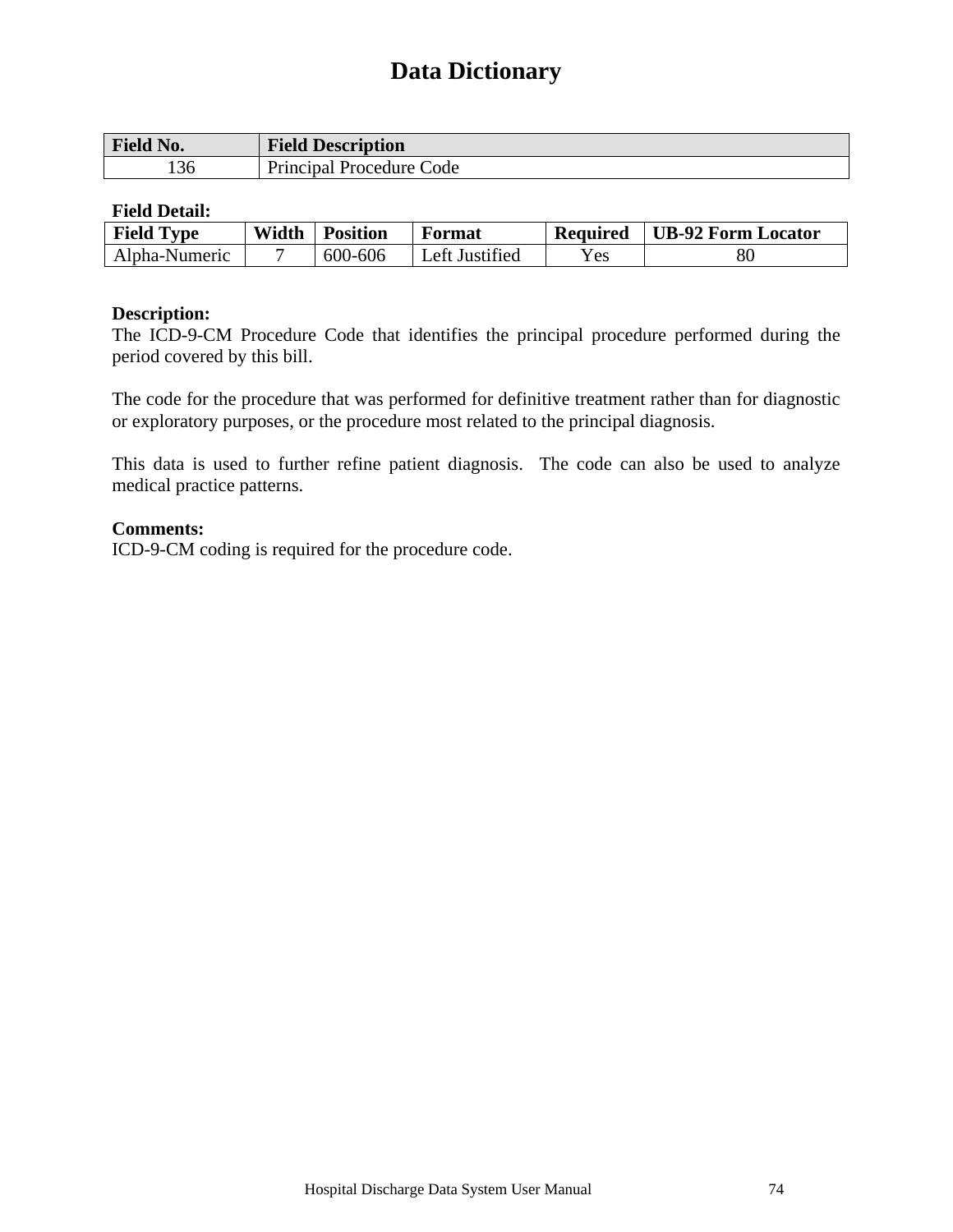# Data Dictionary

| Field No. | Field Description |
|---|---|
| 136 | Principal Procedure Code |

**Field Detail:**

| Field Type | Width | Position | Format | Required | UB-92 Form Locator |
|---|---|---|---|---|---|
| Alpha-Numeric | 7 | 600-606 | Left Justified | Yes | 80 |

**Description:**
The ICD-9-CM Procedure Code that identifies the principal procedure performed during the period covered by this bill.

The code for the procedure that was performed for definitive treatment rather than for diagnostic or exploratory purposes, or the procedure most related to the principal diagnosis.

This data is used to further refine patient diagnosis. The code can also be used to analyze medical practice patterns.

**Comments:**
ICD-9-CM coding is required for the procedure code.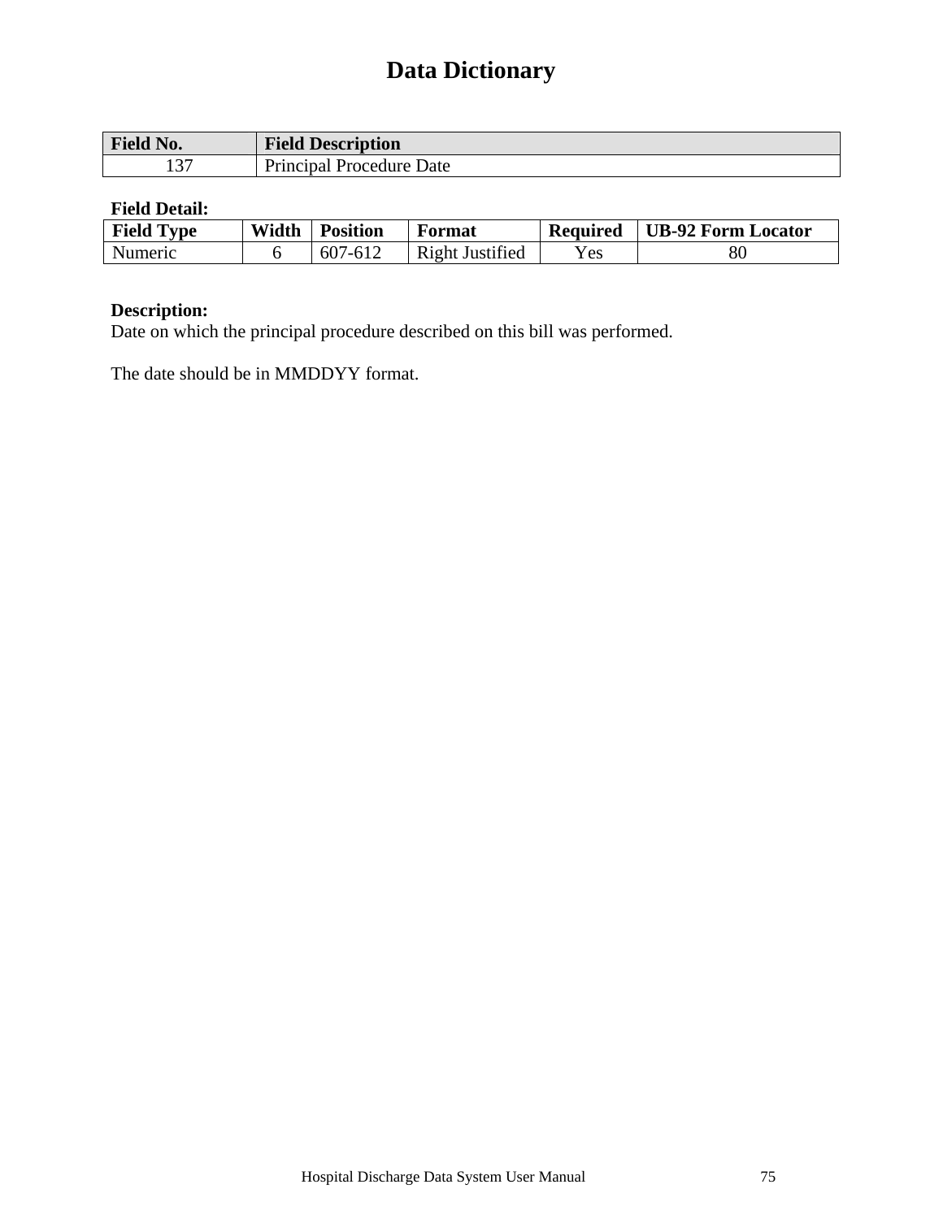# Data Dictionary

| Field No. | Field Description |
|---|---|
| 137 | Principal Procedure Date |

**Field Detail:**

| Field Type | Width | Position | Format | Required | UB-92 Form Locator |
|---|---|---|---|---|---|
| Numeric | 6 | 607-612 | Right Justified | Yes | 80 |

**Description:**

Date on which the principal procedure described on this bill was performed.

The date should be in MMDDYY format.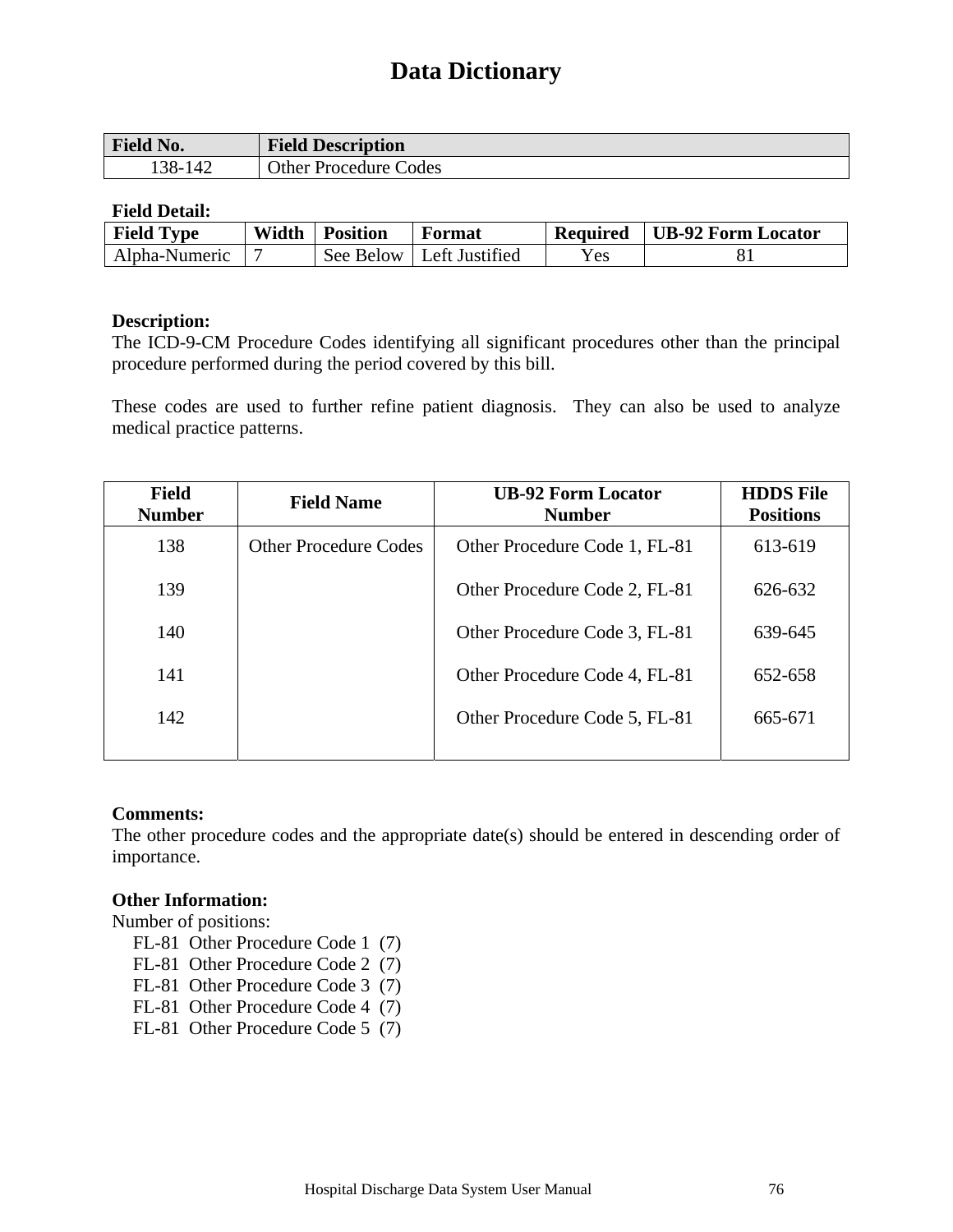# Data Dictionary

| Field No. | Field Description |
|---|---|
| 138-142 | Other Procedure Codes |

**Field Detail:**

| Field Type | Width | Position | Format | Required | UB-92 Form Locator |
|---|---|---|---|---|---|
| Alpha-Numeric | 7 | See Below | Left Justified | Yes | 81 |

**Description:**
The ICD-9-CM Procedure Codes identifying all significant procedures other than the principal procedure performed during the period covered by this bill.

These codes are used to further refine patient diagnosis. They can also be used to analyze medical practice patterns.

| Field Number | Field Name | UB-92 Form Locator Number | HDDS File Positions |
|---|---|---|---|
| 138 | Other Procedure Codes | Other Procedure Code 1, FL-81 | 613-619 |
| 139 | | Other Procedure Code 2, FL-81 | 626-632 |
| 140 | | Other Procedure Code 3, FL-81 | 639-645 |
| 141 | | Other Procedure Code 4, FL-81 | 652-658 |
| 142 | | Other Procedure Code 5, FL-81 | 665-671 |

**Comments:**
The other procedure codes and the appropriate date(s) should be entered in descending order of importance.

**Other Information:**
Number of positions:
- FL-81 Other Procedure Code 1 (7)
- FL-81 Other Procedure Code 2 (7)
- FL-81 Other Procedure Code 3 (7)
- FL-81 Other Procedure Code 4 (7)
- FL-81 Other Procedure Code 5 (7)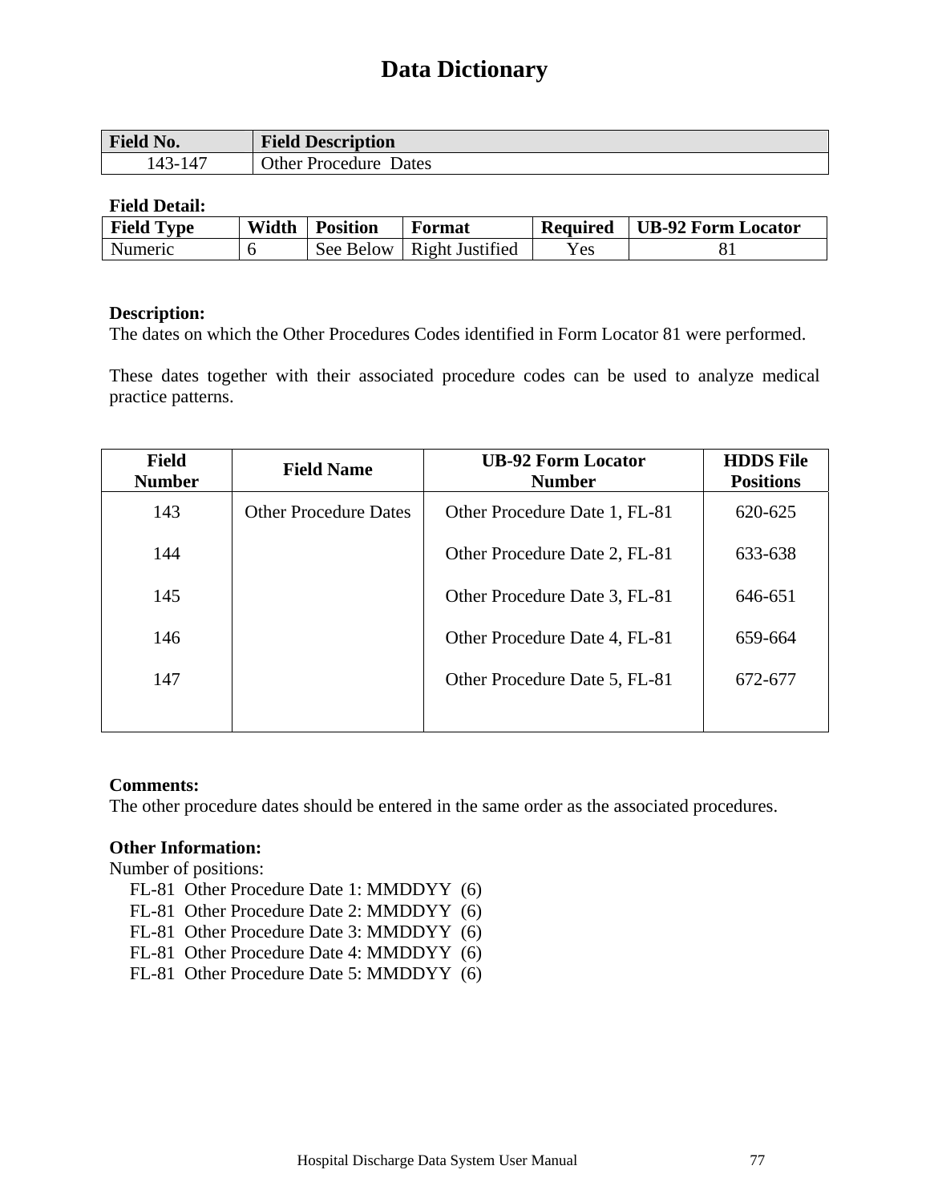# Data Dictionary

| Field No. | Field Description |
|---|---|
| 143-147 | Other Procedure Dates |

**Field Detail:**

| Field Type | Width | Position | Format | Required | UB-92 Form Locator |
|---|---|---|---|---|---|
| Numeric | 6 | See Below | Right Justified | Yes | 81 |

**Description:**
The dates on which the Other Procedures Codes identified in Form Locator 81 were performed.

These dates together with their associated procedure codes can be used to analyze medical practice patterns.

| Field Number | Field Name | UB-92 Form Locator Number | HDDS File Positions |
|---|---|---|---|
| 143 | Other Procedure Dates | Other Procedure Date 1, FL-81 | 620-625 |
| 144 | | Other Procedure Date 2, FL-81 | 633-638 |
| 145 | | Other Procedure Date 3, FL-81 | 646-651 |
| 146 | | Other Procedure Date 4, FL-81 | 659-664 |
| 147 | | Other Procedure Date 5, FL-81 | 672-677 |

**Comments:**
The other procedure dates should be entered in the same order as the associated procedures.

**Other Information:**
Number of positions:
- FL-81 Other Procedure Date 1: MMDDYY (6)
- FL-81 Other Procedure Date 2: MMDDYY (6)
- FL-81 Other Procedure Date 3: MMDDYY (6)
- FL-81 Other Procedure Date 4: MMDDYY (6)
- FL-81 Other Procedure Date 5: MMDDYY (6)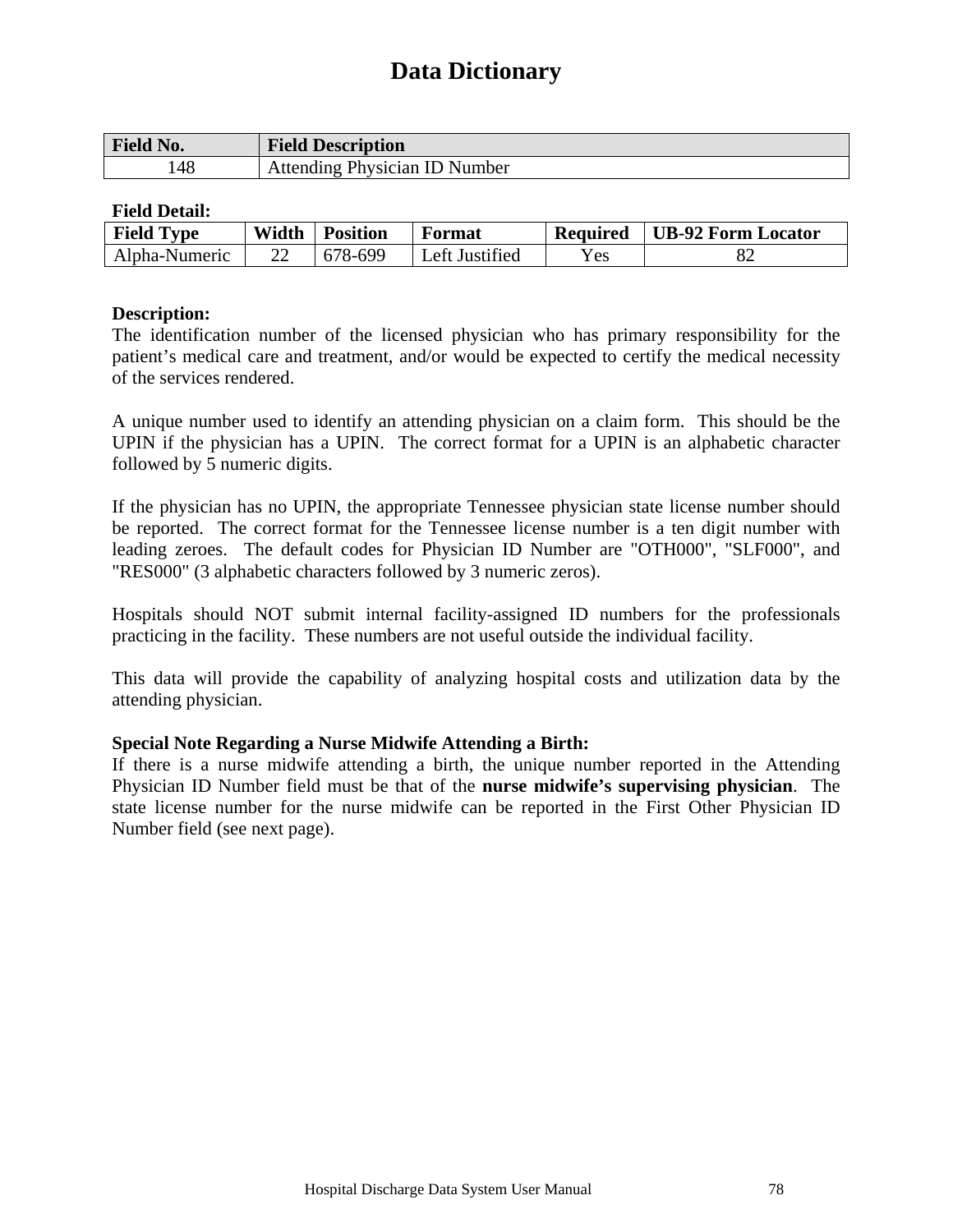# Data Dictionary

| Field No. | Field Description |
|---|---|
| 148 | Attending Physician ID Number |

**Field Detail:**

| Field Type | Width | Position | Format | Required | UB-92 Form Locator |
|---|---|---|---|---|---|
| Alpha-Numeric | 22 | 678-699 | Left Justified | Yes | 82 |

**Description:**
The identification number of the licensed physician who has primary responsibility for the patient's medical care and treatment, and/or would be expected to certify the medical necessity of the services rendered.

A unique number used to identify an attending physician on a claim form. This should be the UPIN if the physician has a UPIN. The correct format for a UPIN is an alphabetic character followed by 5 numeric digits.

If the physician has no UPIN, the appropriate Tennessee physician state license number should be reported. The correct format for the Tennessee license number is a ten digit number with leading zeroes. The default codes for Physician ID Number are "OTH000", "SLF000", and "RES000" (3 alphabetic characters followed by 3 numeric zeros).

Hospitals should NOT submit internal facility-assigned ID numbers for the professionals practicing in the facility. These numbers are not useful outside the individual facility.

This data will provide the capability of analyzing hospital costs and utilization data by the attending physician.

**Special Note Regarding a Nurse Midwife Attending a Birth:**
If there is a nurse midwife attending a birth, the unique number reported in the Attending Physician ID Number field must be that of the **nurse midwife's supervising physician**. The state license number for the nurse midwife can be reported in the First Other Physician ID Number field (see next page).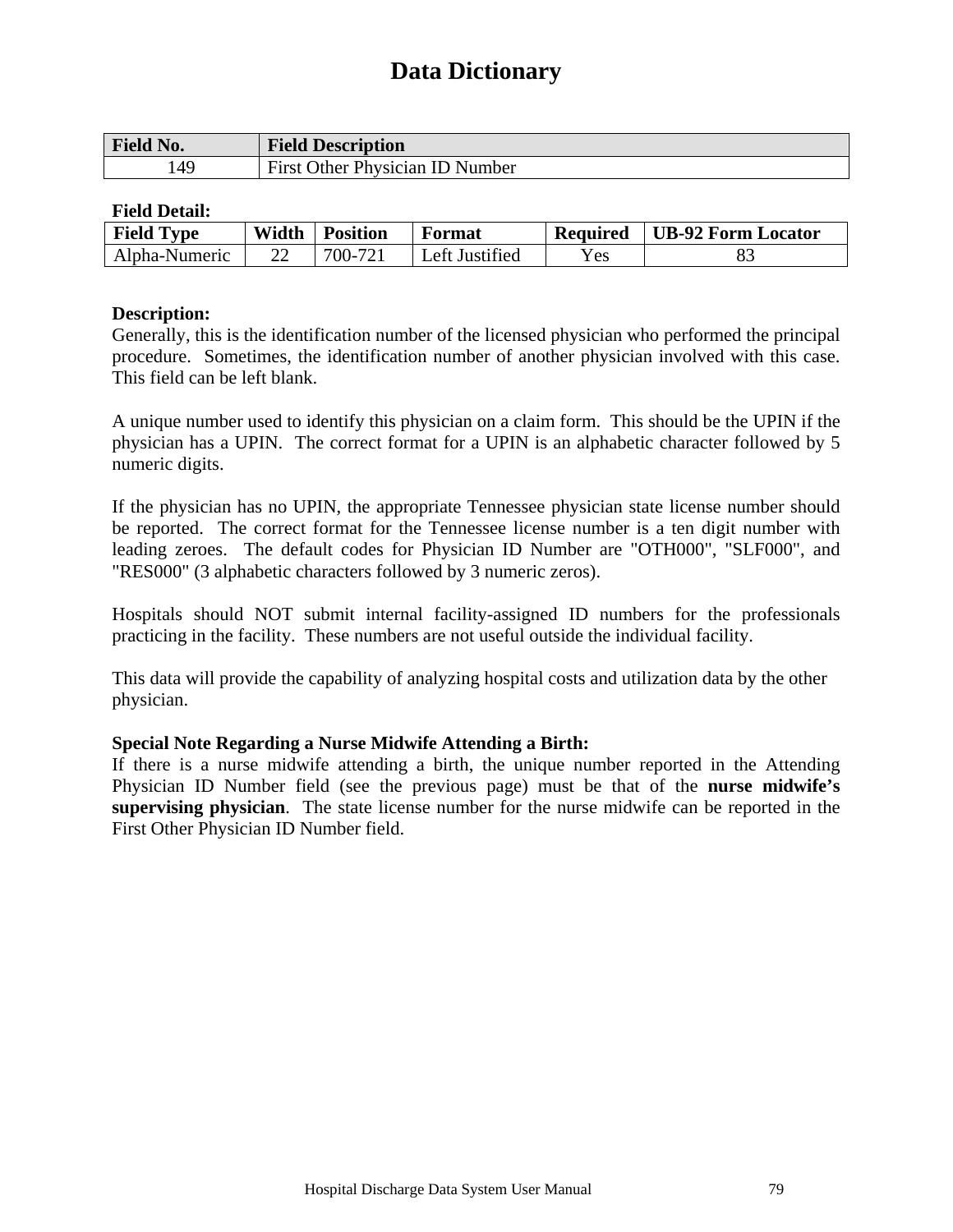# Data Dictionary

| Field No. | Field Description |
|---|---|
| 149 | First Other Physician ID Number |

**Field Detail:**

| Field Type | Width | Position | Format | Required | UB-92 Form Locator |
|---|---|---|---|---|---|
| Alpha-Numeric | 22 | 700-721 | Left Justified | Yes | 83 |

**Description:**
Generally, this is the identification number of the licensed physician who performed the principal procedure. Sometimes, the identification number of another physician involved with this case. This field can be left blank.

A unique number used to identify this physician on a claim form. This should be the UPIN if the physician has a UPIN. The correct format for a UPIN is an alphabetic character followed by 5 numeric digits.

If the physician has no UPIN, the appropriate Tennessee physician state license number should be reported. The correct format for the Tennessee license number is a ten digit number with leading zeroes. The default codes for Physician ID Number are "OTH000", "SLF000", and "RES000" (3 alphabetic characters followed by 3 numeric zeros).

Hospitals should NOT submit internal facility-assigned ID numbers for the professionals practicing in the facility. These numbers are not useful outside the individual facility.

This data will provide the capability of analyzing hospital costs and utilization data by the other physician.

**Special Note Regarding a Nurse Midwife Attending a Birth:**
If there is a nurse midwife attending a birth, the unique number reported in the Attending Physician ID Number field (see the previous page) must be that of the **nurse midwife's supervising physician**. The state license number for the nurse midwife can be reported in the First Other Physician ID Number field.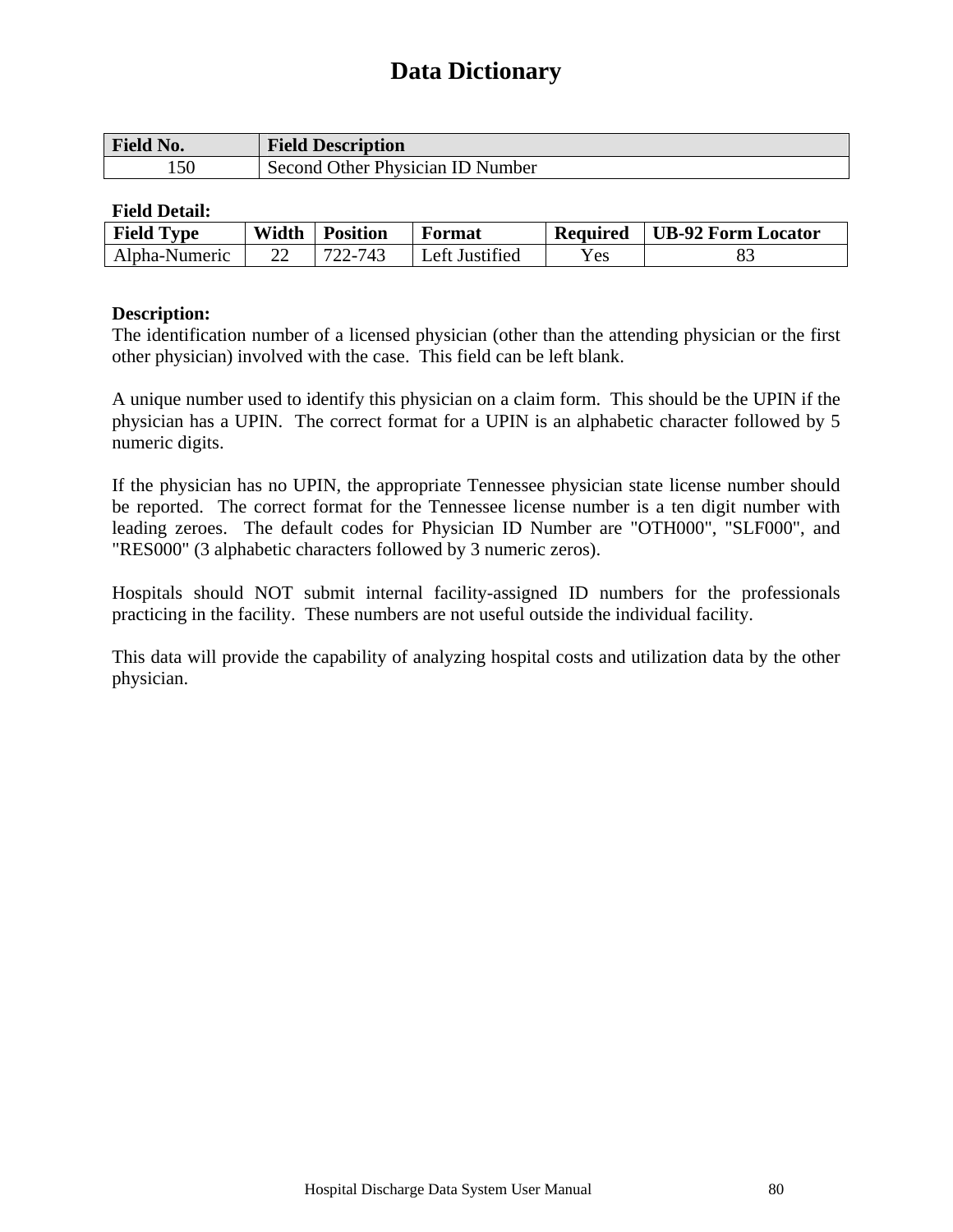# Data Dictionary

| Field No. | Field Description |
|---|---|
| 150 | Second Other Physician ID Number |

**Field Detail:**

| Field Type | Width | Position | Format | Required | UB-92 Form Locator |
|---|---|---|---|---|---|
| Alpha-Numeric | 22 | 722-743 | Left Justified | Yes | 83 |

**Description:**
The identification number of a licensed physician (other than the attending physician or the first other physician) involved with the case. This field can be left blank.

A unique number used to identify this physician on a claim form. This should be the UPIN if the physician has a UPIN. The correct format for a UPIN is an alphabetic character followed by 5 numeric digits.

If the physician has no UPIN, the appropriate Tennessee physician state license number should be reported. The correct format for the Tennessee license number is a ten digit number with leading zeroes. The default codes for Physician ID Number are "OTH000", "SLF000", and "RES000" (3 alphabetic characters followed by 3 numeric zeros).

Hospitals should NOT submit internal facility-assigned ID numbers for the professionals practicing in the facility. These numbers are not useful outside the individual facility.

This data will provide the capability of analyzing hospital costs and utilization data by the other physician.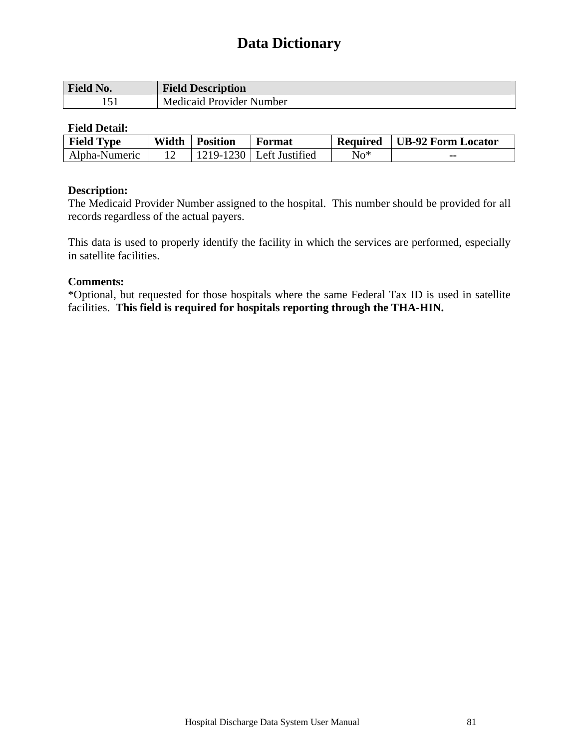# Data Dictionary

| Field No. | Field Description |
|---|---|
| 151 | Medicaid Provider Number |

**Field Detail:**

| Field Type | Width | Position | Format | Required | UB-92 Form Locator |
|---|---|---|---|---|---|
| Alpha-Numeric | 12 | 1219-1230 | Left Justified | No* | -- |

**Description:**
The Medicaid Provider Number assigned to the hospital. This number should be provided for all records regardless of the actual payers.

This data is used to properly identify the facility in which the services are performed, especially in satellite facilities.

**Comments:**
*Optional, but requested for those hospitals where the same Federal Tax ID is used in satellite facilities. **This field is required for hospitals reporting through the THA-HIN.**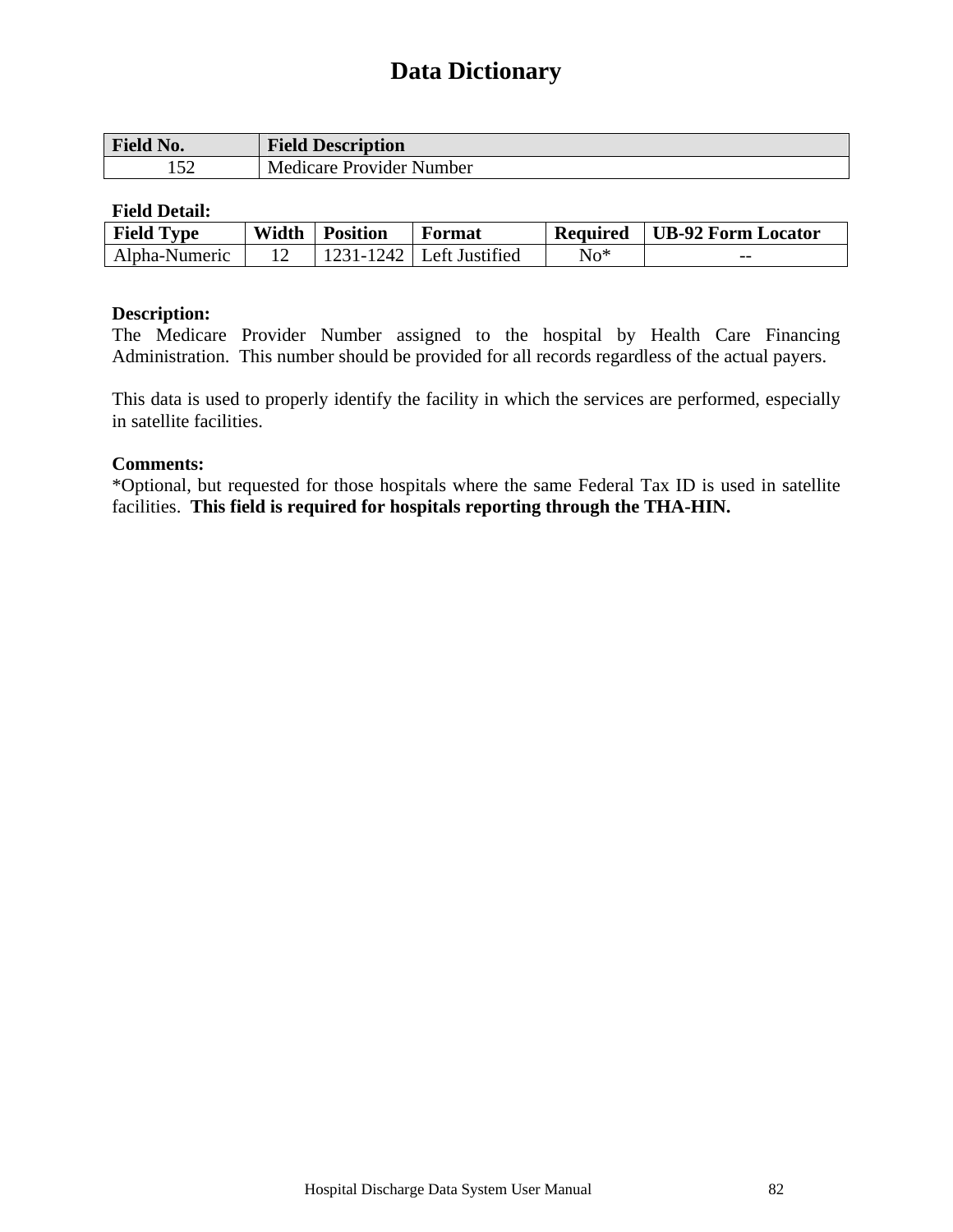# Data Dictionary

| Field No. | Field Description |
|---|---|
| 152 | Medicare Provider Number |

**Field Detail:**

| Field Type | Width | Position | Format | Required | UB-92 Form Locator |
|---|---|---|---|---|---|
| Alpha-Numeric | 12 | 1231-1242 | Left Justified | No* | -- |

**Description:**
The Medicare Provider Number assigned to the hospital by Health Care Financing Administration. This number should be provided for all records regardless of the actual payers.

This data is used to properly identify the facility in which the services are performed, especially in satellite facilities.

**Comments:**
*Optional, but requested for those hospitals where the same Federal Tax ID is used in satellite facilities. **This field is required for hospitals reporting through the THA-HIN.**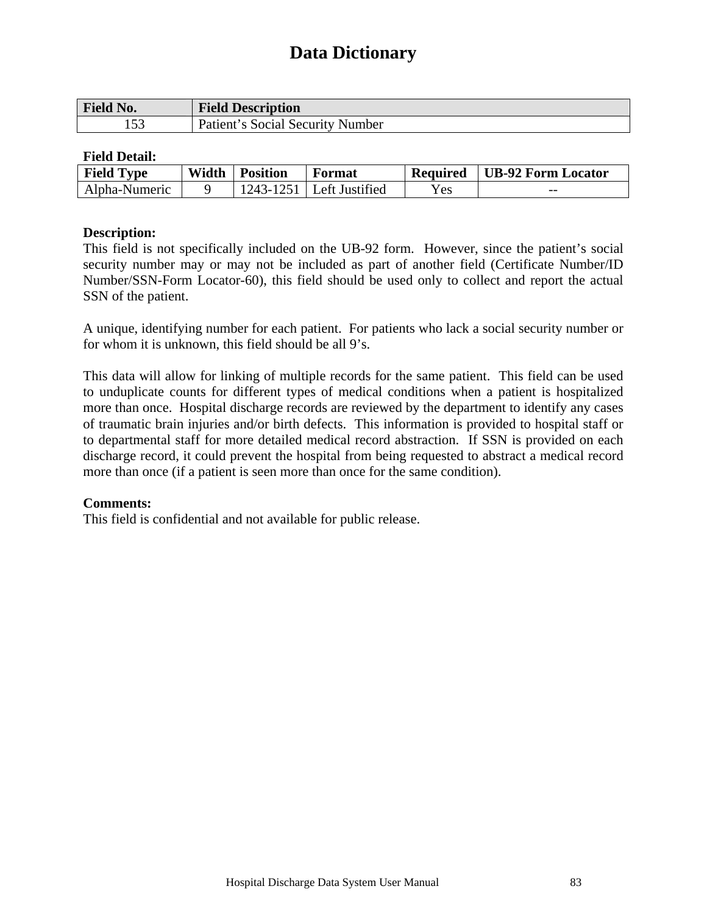# Data Dictionary

| Field No. | Field Description |
| --- | --- |
| 153 | Patient's Social Security Number |

**Field Detail:**

| Field Type | Width | Position | Format | Required | UB-92 Form Locator |
| --- | --- | --- | --- | --- | --- |
| Alpha-Numeric | 9 | 1243-1251 | Left Justified | Yes | -- |

**Description:**

This field is not specifically included on the UB-92 form. However, since the patient's social security number may or may not be included as part of another field (Certificate Number/ID Number/SSN-Form Locator-60), this field should be used only to collect and report the actual SSN of the patient.

A unique, identifying number for each patient. For patients who lack a social security number or for whom it is unknown, this field should be all 9's.

This data will allow for linking of multiple records for the same patient. This field can be used to unduplicate counts for different types of medical conditions when a patient is hospitalized more than once. Hospital discharge records are reviewed by the department to identify any cases of traumatic brain injuries and/or birth defects. This information is provided to hospital staff or to departmental staff for more detailed medical record abstraction. If SSN is provided on each discharge record, it could prevent the hospital from being requested to abstract a medical record more than once (if a patient is seen more than once for the same condition).

**Comments:**

This field is confidential and not available for public release.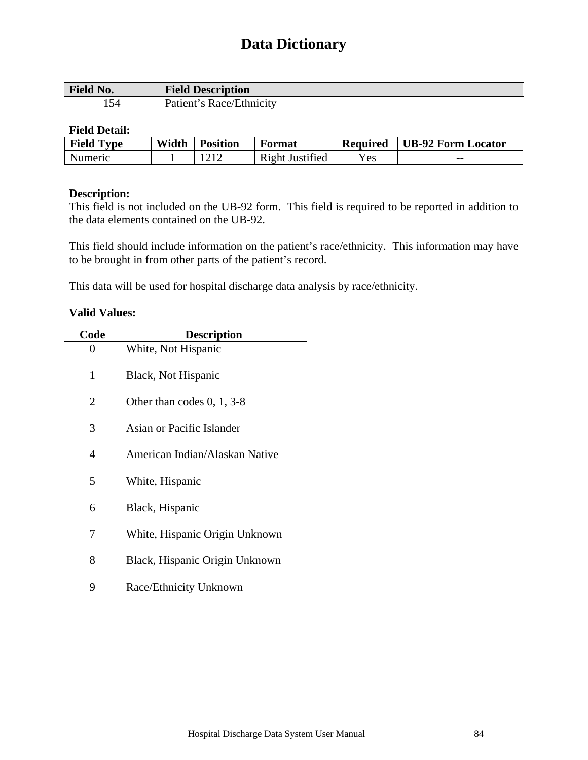# Data Dictionary

| Field No. | Field Description |
|---|---|
| 154 | Patient's Race/Ethnicity |

**Field Detail:**

| Field Type | Width | Position | Format | Required | UB-92 Form Locator |
|---|---|---|---|---|---|
| Numeric | 1 | 1212 | Right Justified | Yes | -- |

**Description:**
This field is not included on the UB-92 form. This field is required to be reported in addition to the data elements contained on the UB-92.

This field should include information on the patient's race/ethnicity. This information may have to be brought in from other parts of the patient's record.

This data will be used for hospital discharge data analysis by race/ethnicity.

**Valid Values:**

| Code | Description |
|---|---|
| 0 | White, Not Hispanic |
| 1 | Black, Not Hispanic |
| 2 | Other than codes 0, 1, 3-8 |
| 3 | Asian or Pacific Islander |
| 4 | American Indian/Alaskan Native |
| 5 | White, Hispanic |
| 6 | Black, Hispanic |
| 7 | White, Hispanic Origin Unknown |
| 8 | Black, Hispanic Origin Unknown |
| 9 | Race/Ethnicity Unknown |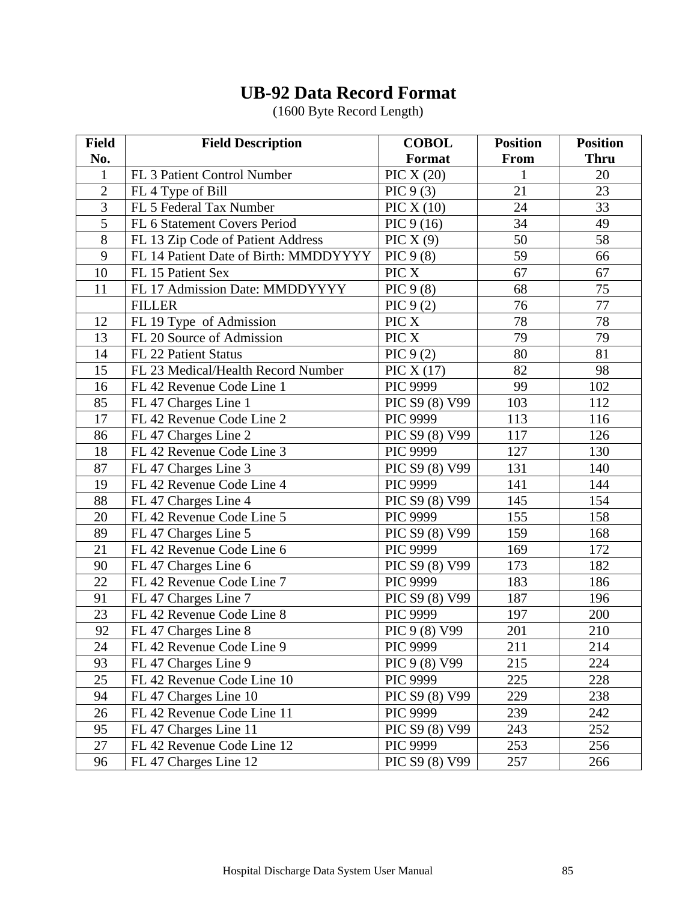# UB-92 Data Record Format

(1600 Byte Record Length)

| Field No. | Field Description | COBOL Format | Position From | Position Thru |
|---|---|---|---|---|
| 1 | FL 3 Patient Control Number | PIC X (20) | 1 | 20 |
| 2 | FL 4 Type of Bill | PIC 9 (3) | 21 | 23 |
| 3 | FL 5 Federal Tax Number | PIC X (10) | 24 | 33 |
| 5 | FL 6 Statement Covers Period | PIC 9 (16) | 34 | 49 |
| 8 | FL 13 Zip Code of Patient Address | PIC X (9) | 50 | 58 |
| 9 | FL 14 Patient Date of Birth: MMDDYYYY | PIC 9 (8) | 59 | 66 |
| 10 | FL 15 Patient Sex | PIC X | 67 | 67 |
| 11 | FL 17 Admission Date: MMDDYYYY | PIC 9 (8) | 68 | 75 |
| | FILLER | PIC 9 (2) | 76 | 77 |
| 12 | FL 19 Type of Admission | PIC X | 78 | 78 |
| 13 | FL 20 Source of Admission | PIC X | 79 | 79 |
| 14 | FL 22 Patient Status | PIC 9 (2) | 80 | 81 |
| 15 | FL 23 Medical/Health Record Number | PIC X (17) | 82 | 98 |
| 16 | FL 42 Revenue Code Line 1 | PIC 9999 | 99 | 102 |
| 85 | FL 47 Charges Line 1 | PIC S9 (8) V99 | 103 | 112 |
| 17 | FL 42 Revenue Code Line 2 | PIC 9999 | 113 | 116 |
| 86 | FL 47 Charges Line 2 | PIC S9 (8) V99 | 117 | 126 |
| 18 | FL 42 Revenue Code Line 3 | PIC 9999 | 127 | 130 |
| 87 | FL 47 Charges Line 3 | PIC S9 (8) V99 | 131 | 140 |
| 19 | FL 42 Revenue Code Line 4 | PIC 9999 | 141 | 144 |
| 88 | FL 47 Charges Line 4 | PIC S9 (8) V99 | 145 | 154 |
| 20 | FL 42 Revenue Code Line 5 | PIC 9999 | 155 | 158 |
| 89 | FL 47 Charges Line 5 | PIC S9 (8) V99 | 159 | 168 |
| 21 | FL 42 Revenue Code Line 6 | PIC 9999 | 169 | 172 |
| 90 | FL 47 Charges Line 6 | PIC S9 (8) V99 | 173 | 182 |
| 22 | FL 42 Revenue Code Line 7 | PIC 9999 | 183 | 186 |
| 91 | FL 47 Charges Line 7 | PIC S9 (8) V99 | 187 | 196 |
| 23 | FL 42 Revenue Code Line 8 | PIC 9999 | 197 | 200 |
| 92 | FL 47 Charges Line 8 | PIC 9 (8) V99 | 201 | 210 |
| 24 | FL 42 Revenue Code Line 9 | PIC 9999 | 211 | 214 |
| 93 | FL 47 Charges Line 9 | PIC 9 (8) V99 | 215 | 224 |
| 25 | FL 42 Revenue Code Line 10 | PIC 9999 | 225 | 228 |
| 94 | FL 47 Charges Line 10 | PIC S9 (8) V99 | 229 | 238 |
| 26 | FL 42 Revenue Code Line 11 | PIC 9999 | 239 | 242 |
| 95 | FL 47 Charges Line 11 | PIC S9 (8) V99 | 243 | 252 |
| 27 | FL 42 Revenue Code Line 12 | PIC 9999 | 253 | 256 |
| 96 | FL 47 Charges Line 12 | PIC S9 (8) V99 | 257 | 266 |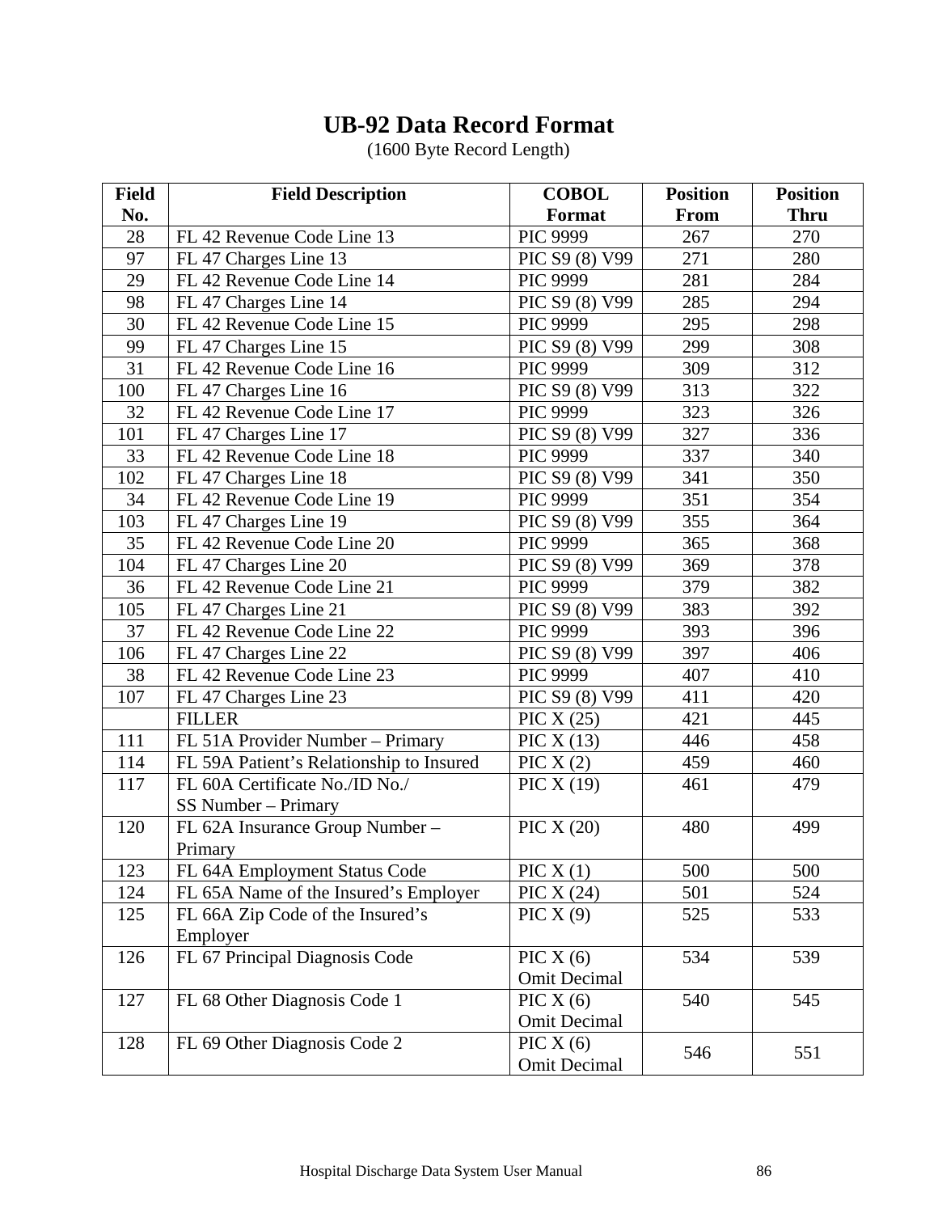# UB-92 Data Record Format

(1600 Byte Record Length)

| Field No. | Field Description | COBOL Format | Position From | Position Thru |
|---|---|---|---|---|
| 28 | FL 42 Revenue Code Line 13 | PIC 9999 | 267 | 270 |
| 97 | FL 47 Charges Line 13 | PIC S9 (8) V99 | 271 | 280 |
| 29 | FL 42 Revenue Code Line 14 | PIC 9999 | 281 | 284 |
| 98 | FL 47 Charges Line 14 | PIC S9 (8) V99 | 285 | 294 |
| 30 | FL 42 Revenue Code Line 15 | PIC 9999 | 295 | 298 |
| 99 | FL 47 Charges Line 15 | PIC S9 (8) V99 | 299 | 308 |
| 31 | FL 42 Revenue Code Line 16 | PIC 9999 | 309 | 312 |
| 100 | FL 47 Charges Line 16 | PIC S9 (8) V99 | 313 | 322 |
| 32 | FL 42 Revenue Code Line 17 | PIC 9999 | 323 | 326 |
| 101 | FL 47 Charges Line 17 | PIC S9 (8) V99 | 327 | 336 |
| 33 | FL 42 Revenue Code Line 18 | PIC 9999 | 337 | 340 |
| 102 | FL 47 Charges Line 18 | PIC S9 (8) V99 | 341 | 350 |
| 34 | FL 42 Revenue Code Line 19 | PIC 9999 | 351 | 354 |
| 103 | FL 47 Charges Line 19 | PIC S9 (8) V99 | 355 | 364 |
| 35 | FL 42 Revenue Code Line 20 | PIC 9999 | 365 | 368 |
| 104 | FL 47 Charges Line 20 | PIC S9 (8) V99 | 369 | 378 |
| 36 | FL 42 Revenue Code Line 21 | PIC 9999 | 379 | 382 |
| 105 | FL 47 Charges Line 21 | PIC S9 (8) V99 | 383 | 392 |
| 37 | FL 42 Revenue Code Line 22 | PIC 9999 | 393 | 396 |
| 106 | FL 47 Charges Line 22 | PIC S9 (8) V99 | 397 | 406 |
| 38 | FL 42 Revenue Code Line 23 | PIC 9999 | 407 | 410 |
| 107 | FL 47 Charges Line 23 | PIC S9 (8) V99 | 411 | 420 |
| | FILLER | PIC X (25) | 421 | 445 |
| 111 | FL 51A Provider Number – Primary | PIC X (13) | 446 | 458 |
| 114 | FL 59A Patient's Relationship to Insured | PIC X (2) | 459 | 460 |
| 117 | FL 60A Certificate No./ID No./ SS Number – Primary | PIC X (19) | 461 | 479 |
| 120 | FL 62A Insurance Group Number – Primary | PIC X (20) | 480 | 499 |
| 123 | FL 64A Employment Status Code | PIC X (1) | 500 | 500 |
| 124 | FL 65A Name of the Insured's Employer | PIC X (24) | 501 | 524 |
| 125 | FL 66A Zip Code of the Insured's Employer | PIC X (9) | 525 | 533 |
| 126 | FL 67 Principal Diagnosis Code | PIC X (6) Omit Decimal | 534 | 539 |
| 127 | FL 68 Other Diagnosis Code 1 | PIC X (6) Omit Decimal | 540 | 545 |
| 128 | FL 69 Other Diagnosis Code 2 | PIC X (6) Omit Decimal | 546 | 551 |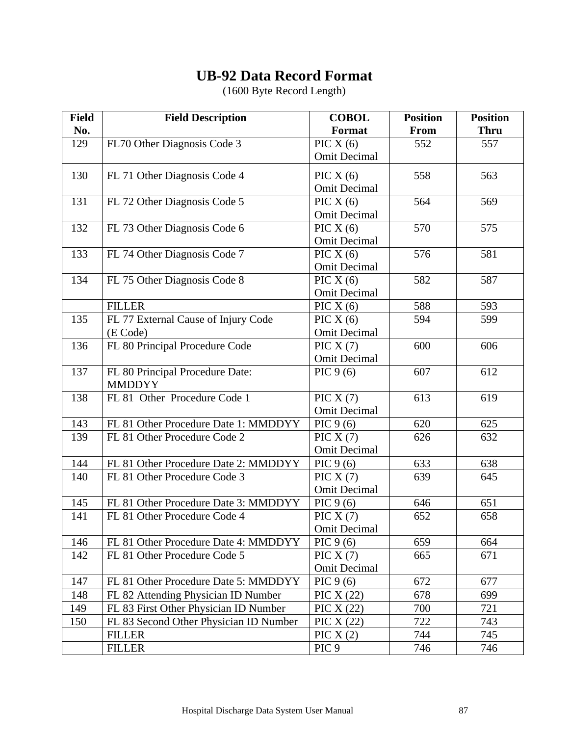# UB-92 Data Record Format

(1600 Byte Record Length)

| Field No. | Field Description | COBOL Format | Position From | Position Thru |
|---|---|---|---|---|
| 129 | FL70 Other Diagnosis Code 3 | PIC X (6) Omit Decimal | 552 | 557 |
| 130 | FL 71 Other Diagnosis Code 4 | PIC X (6) Omit Decimal | 558 | 563 |
| 131 | FL 72 Other Diagnosis Code 5 | PIC X (6) Omit Decimal | 564 | 569 |
| 132 | FL 73 Other Diagnosis Code 6 | PIC X (6) Omit Decimal | 570 | 575 |
| 133 | FL 74 Other Diagnosis Code 7 | PIC X (6) Omit Decimal | 576 | 581 |
| 134 | FL 75 Other Diagnosis Code 8 | PIC X (6) Omit Decimal | 582 | 587 |
| | FILLER | PIC X (6) | 588 | 593 |
| 135 | FL 77 External Cause of Injury Code (E Code) | PIC X (6) Omit Decimal | 594 | 599 |
| 136 | FL 80 Principal Procedure Code | PIC X (7) Omit Decimal | 600 | 606 |
| 137 | FL 80 Principal Procedure Date: MMDDYY | PIC 9 (6) | 607 | 612 |
| 138 | FL 81 Other Procedure Code 1 | PIC X (7) Omit Decimal | 613 | 619 |
| 143 | FL 81 Other Procedure Date 1: MMDDYY | PIC 9 (6) | 620 | 625 |
| 139 | FL 81 Other Procedure Code 2 | PIC X (7) Omit Decimal | 626 | 632 |
| 144 | FL 81 Other Procedure Date 2: MMDDYY | PIC 9 (6) | 633 | 638 |
| 140 | FL 81 Other Procedure Code 3 | PIC X (7) Omit Decimal | 639 | 645 |
| 145 | FL 81 Other Procedure Date 3: MMDDYY | PIC 9 (6) | 646 | 651 |
| 141 | FL 81 Other Procedure Code 4 | PIC X (7) Omit Decimal | 652 | 658 |
| 146 | FL 81 Other Procedure Date 4: MMDDYY | PIC 9 (6) | 659 | 664 |
| 142 | FL 81 Other Procedure Code 5 | PIC X (7) Omit Decimal | 665 | 671 |
| 147 | FL 81 Other Procedure Date 5: MMDDYY | PIC 9 (6) | 672 | 677 |
| 148 | FL 82 Attending Physician ID Number | PIC X (22) | 678 | 699 |
| 149 | FL 83 First Other Physician ID Number | PIC X (22) | 700 | 721 |
| 150 | FL 83 Second Other Physician ID Number | PIC X (22) | 722 | 743 |
| | FILLER | PIC X (2) | 744 | 745 |
| | FILLER | PIC 9 | 746 | 746 |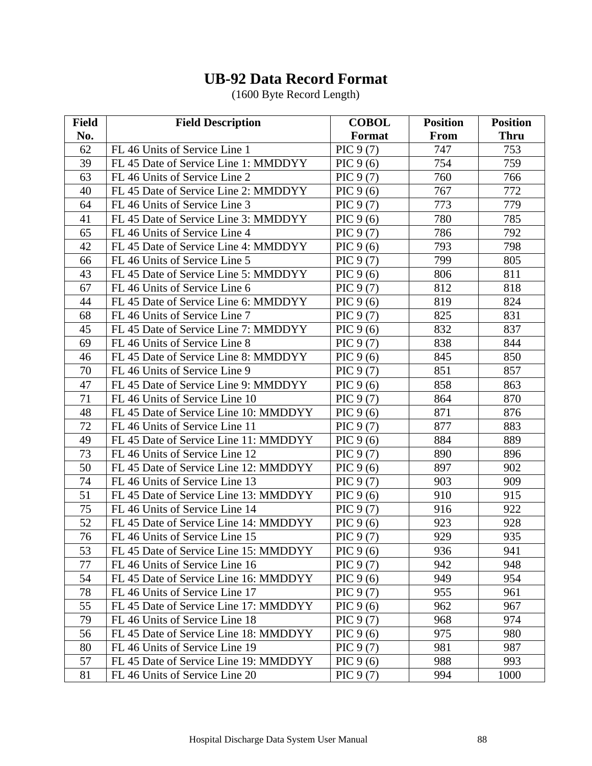# UB-92 Data Record Format

(1600 Byte Record Length)

| Field No. | Field Description | COBOL Format | Position From | Position Thru |
|---|---|---|---|---|
| 62 | FL 46 Units of Service Line 1 | PIC 9 (7) | 747 | 753 |
| 39 | FL 45 Date of Service Line 1: MMDDYY | PIC 9 (6) | 754 | 759 |
| 63 | FL 46 Units of Service Line 2 | PIC 9 (7) | 760 | 766 |
| 40 | FL 45 Date of Service Line 2: MMDDYY | PIC 9 (6) | 767 | 772 |
| 64 | FL 46 Units of Service Line 3 | PIC 9 (7) | 773 | 779 |
| 41 | FL 45 Date of Service Line 3: MMDDYY | PIC 9 (6) | 780 | 785 |
| 65 | FL 46 Units of Service Line 4 | PIC 9 (7) | 786 | 792 |
| 42 | FL 45 Date of Service Line 4: MMDDYY | PIC 9 (6) | 793 | 798 |
| 66 | FL 46 Units of Service Line 5 | PIC 9 (7) | 799 | 805 |
| 43 | FL 45 Date of Service Line 5: MMDDYY | PIC 9 (6) | 806 | 811 |
| 67 | FL 46 Units of Service Line 6 | PIC 9 (7) | 812 | 818 |
| 44 | FL 45 Date of Service Line 6: MMDDYY | PIC 9 (6) | 819 | 824 |
| 68 | FL 46 Units of Service Line 7 | PIC 9 (7) | 825 | 831 |
| 45 | FL 45 Date of Service Line 7: MMDDYY | PIC 9 (6) | 832 | 837 |
| 69 | FL 46 Units of Service Line 8 | PIC 9 (7) | 838 | 844 |
| 46 | FL 45 Date of Service Line 8: MMDDYY | PIC 9 (6) | 845 | 850 |
| 70 | FL 46 Units of Service Line 9 | PIC 9 (7) | 851 | 857 |
| 47 | FL 45 Date of Service Line 9: MMDDYY | PIC 9 (6) | 858 | 863 |
| 71 | FL 46 Units of Service Line 10 | PIC 9 (7) | 864 | 870 |
| 48 | FL 45 Date of Service Line 10: MMDDYY | PIC 9 (6) | 871 | 876 |
| 72 | FL 46 Units of Service Line 11 | PIC 9 (7) | 877 | 883 |
| 49 | FL 45 Date of Service Line 11: MMDDYY | PIC 9 (6) | 884 | 889 |
| 73 | FL 46 Units of Service Line 12 | PIC 9 (7) | 890 | 896 |
| 50 | FL 45 Date of Service Line 12: MMDDYY | PIC 9 (6) | 897 | 902 |
| 74 | FL 46 Units of Service Line 13 | PIC 9 (7) | 903 | 909 |
| 51 | FL 45 Date of Service Line 13: MMDDYY | PIC 9 (6) | 910 | 915 |
| 75 | FL 46 Units of Service Line 14 | PIC 9 (7) | 916 | 922 |
| 52 | FL 45 Date of Service Line 14: MMDDYY | PIC 9 (6) | 923 | 928 |
| 76 | FL 46 Units of Service Line 15 | PIC 9 (7) | 929 | 935 |
| 53 | FL 45 Date of Service Line 15: MMDDYY | PIC 9 (6) | 936 | 941 |
| 77 | FL 46 Units of Service Line 16 | PIC 9 (7) | 942 | 948 |
| 54 | FL 45 Date of Service Line 16: MMDDYY | PIC 9 (6) | 949 | 954 |
| 78 | FL 46 Units of Service Line 17 | PIC 9 (7) | 955 | 961 |
| 55 | FL 45 Date of Service Line 17: MMDDYY | PIC 9 (6) | 962 | 967 |
| 79 | FL 46 Units of Service Line 18 | PIC 9 (7) | 968 | 974 |
| 56 | FL 45 Date of Service Line 18: MMDDYY | PIC 9 (6) | 975 | 980 |
| 80 | FL 46 Units of Service Line 19 | PIC 9 (7) | 981 | 987 |
| 57 | FL 45 Date of Service Line 19: MMDDYY | PIC 9 (6) | 988 | 993 |
| 81 | FL 46 Units of Service Line 20 | PIC 9 (7) | 994 | 1000 |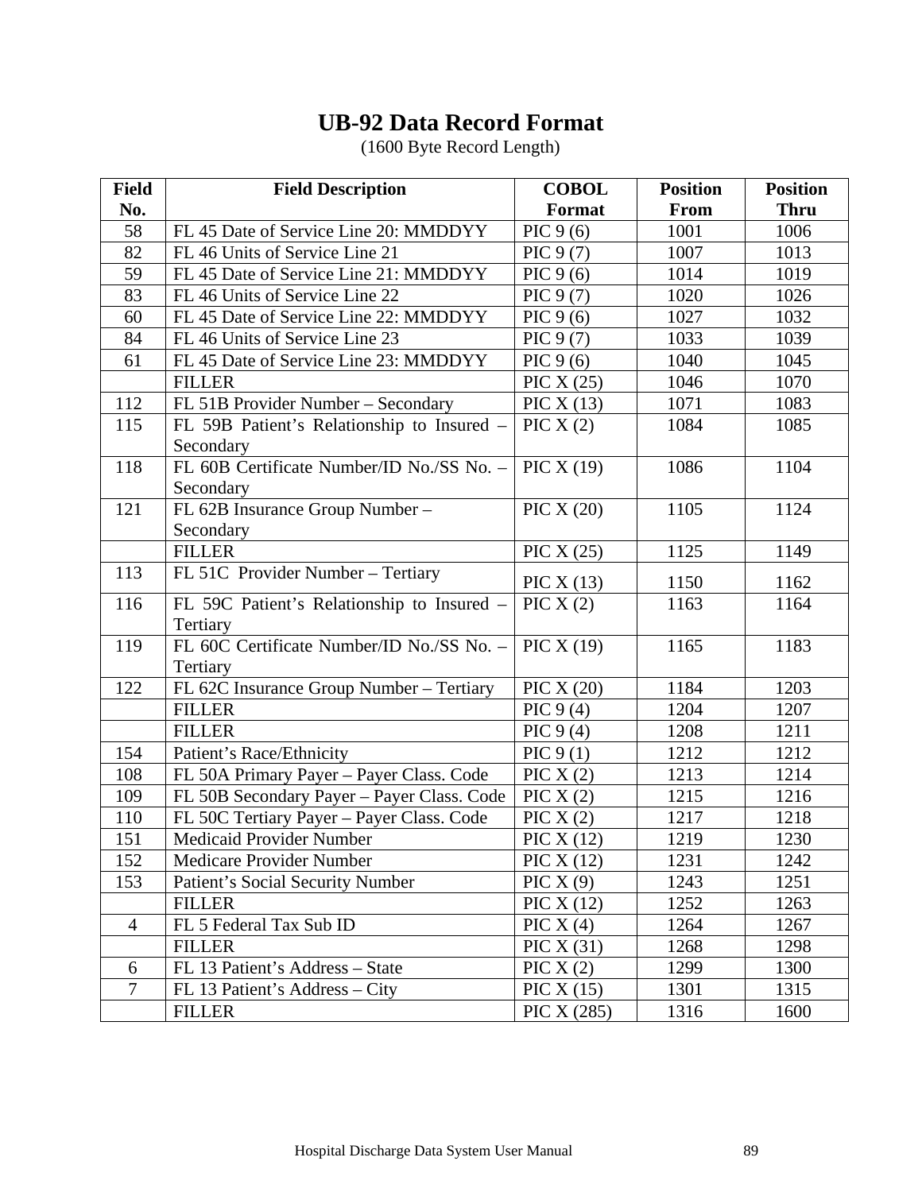# UB-92 Data Record Format

(1600 Byte Record Length)

| Field No. | Field Description | COBOL Format | Position From | Position Thru |
|---|---|---|---|---|
| 58 | FL 45 Date of Service Line 20: MMDDYY | PIC 9 (6) | 1001 | 1006 |
| 82 | FL 46 Units of Service Line 21 | PIC 9 (7) | 1007 | 1013 |
| 59 | FL 45 Date of Service Line 21: MMDDYY | PIC 9 (6) | 1014 | 1019 |
| 83 | FL 46 Units of Service Line 22 | PIC 9 (7) | 1020 | 1026 |
| 60 | FL 45 Date of Service Line 22: MMDDYY | PIC 9 (6) | 1027 | 1032 |
| 84 | FL 46 Units of Service Line 23 | PIC 9 (7) | 1033 | 1039 |
| 61 | FL 45 Date of Service Line 23: MMDDYY | PIC 9 (6) | 1040 | 1045 |
| | FILLER | PIC X (25) | 1046 | 1070 |
| 112 | FL 51B Provider Number – Secondary | PIC X (13) | 1071 | 1083 |
| 115 | FL 59B Patient's Relationship to Insured – Secondary | PIC X (2) | 1084 | 1085 |
| 118 | FL 60B Certificate Number/ID No./SS No. – Secondary | PIC X (19) | 1086 | 1104 |
| 121 | FL 62B Insurance Group Number – Secondary | PIC X (20) | 1105 | 1124 |
| | FILLER | PIC X (25) | 1125 | 1149 |
| 113 | FL 51C Provider Number – Tertiary | PIC X (13) | 1150 | 1162 |
| 116 | FL 59C Patient's Relationship to Insured – Tertiary | PIC X (2) | 1163 | 1164 |
| 119 | FL 60C Certificate Number/ID No./SS No. – Tertiary | PIC X (19) | 1165 | 1183 |
| 122 | FL 62C Insurance Group Number – Tertiary | PIC X (20) | 1184 | 1203 |
| | FILLER | PIC 9 (4) | 1204 | 1207 |
| | FILLER | PIC 9 (4) | 1208 | 1211 |
| 154 | Patient's Race/Ethnicity | PIC 9 (1) | 1212 | 1212 |
| 108 | FL 50A Primary Payer – Payer Class. Code | PIC X (2) | 1213 | 1214 |
| 109 | FL 50B Secondary Payer – Payer Class. Code | PIC X (2) | 1215 | 1216 |
| 110 | FL 50C Tertiary Payer – Payer Class. Code | PIC X (2) | 1217 | 1218 |
| 151 | Medicaid Provider Number | PIC X (12) | 1219 | 1230 |
| 152 | Medicare Provider Number | PIC X (12) | 1231 | 1242 |
| 153 | Patient's Social Security Number | PIC X (9) | 1243 | 1251 |
| | FILLER | PIC X (12) | 1252 | 1263 |
| 4 | FL 5 Federal Tax Sub ID | PIC X (4) | 1264 | 1267 |
| | FILLER | PIC X (31) | 1268 | 1298 |
| 6 | FL 13 Patient's Address – State | PIC X (2) | 1299 | 1300 |
| 7 | FL 13 Patient's Address – City | PIC X (15) | 1301 | 1315 |
| | FILLER | PIC X (285) | 1316 | 1600 |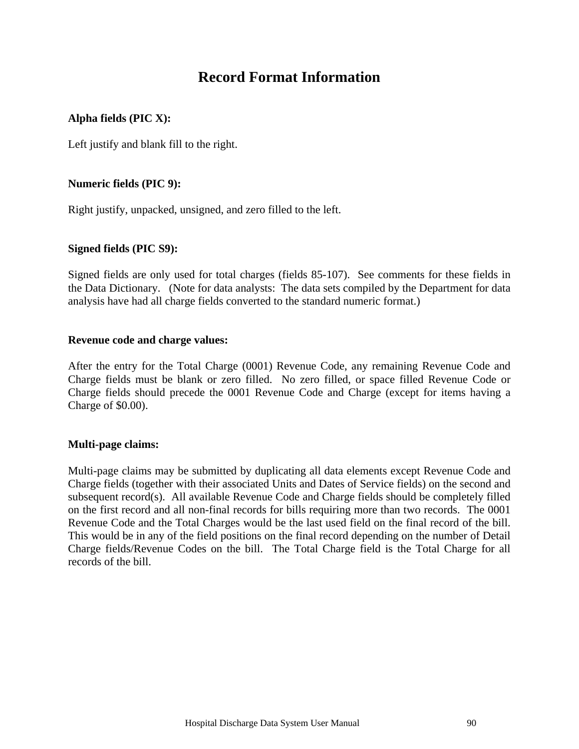# Record Format Information

**Alpha fields (PIC X):**

Left justify and blank fill to the right.

**Numeric fields (PIC 9):**

Right justify, unpacked, unsigned, and zero filled to the left.

**Signed fields (PIC S9):**

Signed fields are only used for total charges (fields 85-107). See comments for these fields in the Data Dictionary. (Note for data analysts: The data sets compiled by the Department for data analysis have had all charge fields converted to the standard numeric format.)

**Revenue code and charge values:**

After the entry for the Total Charge (0001) Revenue Code, any remaining Revenue Code and Charge fields must be blank or zero filled. No zero filled, or space filled Revenue Code or Charge fields should precede the 0001 Revenue Code and Charge (except for items having a Charge of $0.00).

**Multi-page claims:**

Multi-page claims may be submitted by duplicating all data elements except Revenue Code and Charge fields (together with their associated Units and Dates of Service fields) on the second and subsequent record(s). All available Revenue Code and Charge fields should be completely filled on the first record and all non-final records for bills requiring more than two records. The 0001 Revenue Code and the Total Charges would be the last used field on the final record of the bill. This would be in any of the field positions on the final record depending on the number of Detail Charge fields/Revenue Codes on the bill. The Total Charge field is the Total Charge for all records of the bill.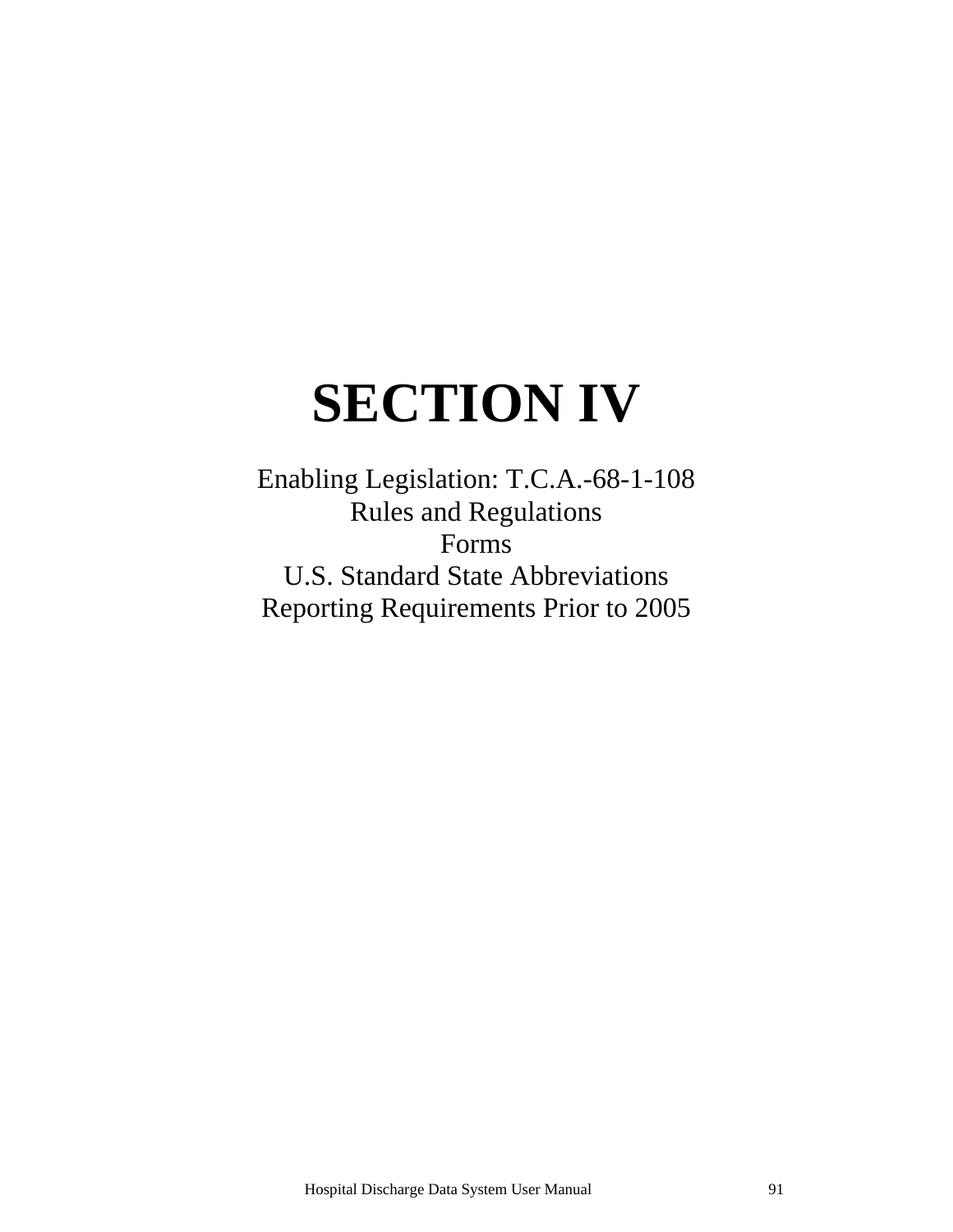# SECTION IV

Enabling Legislation: T.C.A.-68-1-108
Rules and Regulations
Forms
U.S. Standard State Abbreviations
Reporting Requirements Prior to 2005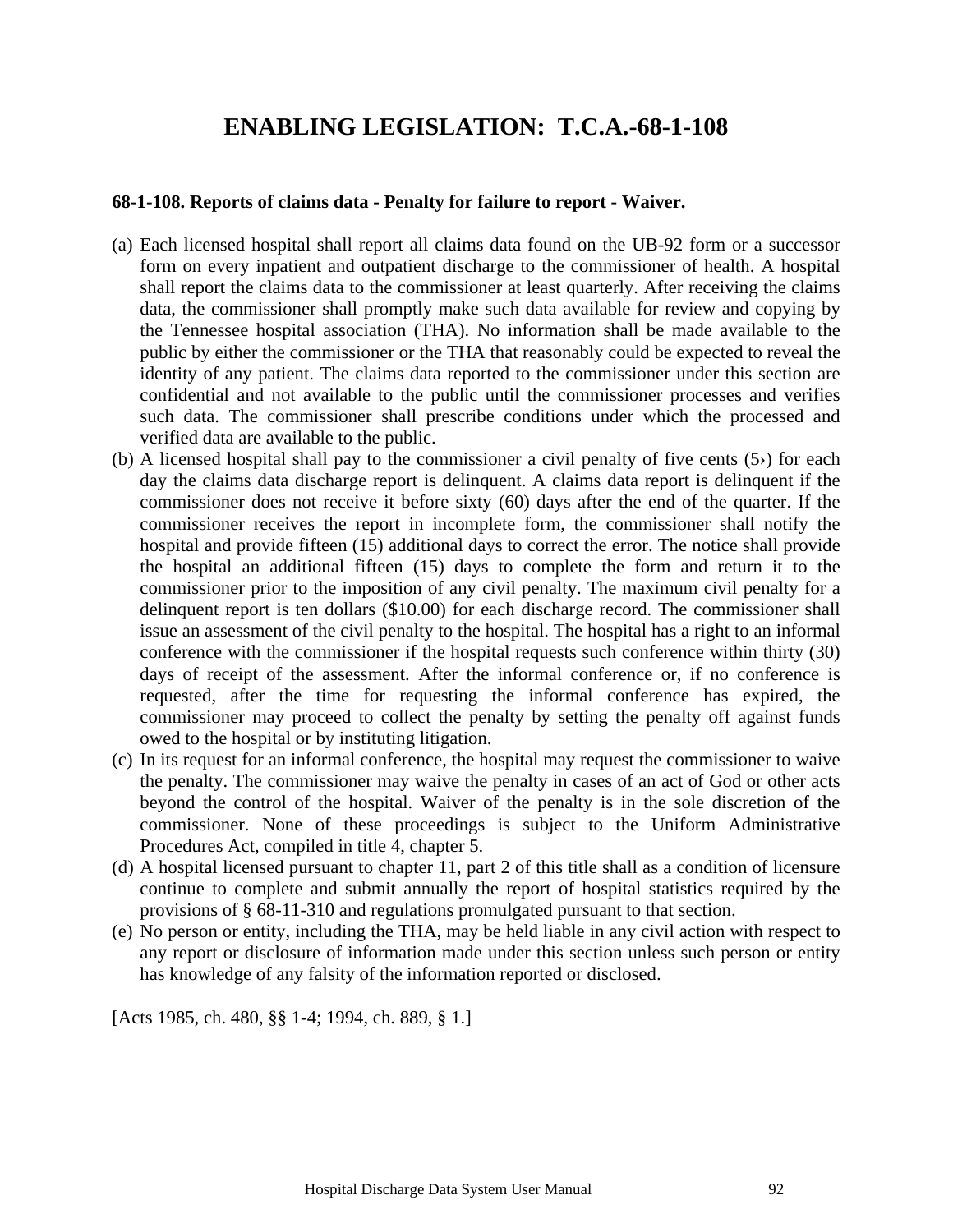# ENABLING LEGISLATION: T.C.A.-68-1-108

**68-1-108. Reports of claims data - Penalty for failure to report - Waiver.**

(a) Each licensed hospital shall report all claims data found on the UB-92 form or a successor form on every inpatient and outpatient discharge to the commissioner of health. A hospital shall report the claims data to the commissioner at least quarterly. After receiving the claims data, the commissioner shall promptly make such data available for review and copying by the Tennessee hospital association (THA). No information shall be made available to the public by either the commissioner or the THA that reasonably could be expected to reveal the identity of any patient. The claims data reported to the commissioner under this section are confidential and not available to the public until the commissioner processes and verifies such data. The commissioner shall prescribe conditions under which the processed and verified data are available to the public.

(b) A licensed hospital shall pay to the commissioner a civil penalty of five cents (5›) for each day the claims data discharge report is delinquent. A claims data report is delinquent if the commissioner does not receive it before sixty (60) days after the end of the quarter. If the commissioner receives the report in incomplete form, the commissioner shall notify the hospital and provide fifteen (15) additional days to correct the error. The notice shall provide the hospital an additional fifteen (15) days to complete the form and return it to the commissioner prior to the imposition of any civil penalty. The maximum civil penalty for a delinquent report is ten dollars ($10.00) for each discharge record. The commissioner shall issue an assessment of the civil penalty to the hospital. The hospital has a right to an informal conference with the commissioner if the hospital requests such conference within thirty (30) days of receipt of the assessment. After the informal conference or, if no conference is requested, after the time for requesting the informal conference has expired, the commissioner may proceed to collect the penalty by setting the penalty off against funds owed to the hospital or by instituting litigation.

(c) In its request for an informal conference, the hospital may request the commissioner to waive the penalty. The commissioner may waive the penalty in cases of an act of God or other acts beyond the control of the hospital. Waiver of the penalty is in the sole discretion of the commissioner. None of these proceedings is subject to the Uniform Administrative Procedures Act, compiled in title 4, chapter 5.

(d) A hospital licensed pursuant to chapter 11, part 2 of this title shall as a condition of licensure continue to complete and submit annually the report of hospital statistics required by the provisions of § 68-11-310 and regulations promulgated pursuant to that section.

(e) No person or entity, including the THA, may be held liable in any civil action with respect to any report or disclosure of information made under this section unless such person or entity has knowledge of any falsity of the information reported or disclosed.

[Acts 1985, ch. 480, §§ 1-4; 1994, ch. 889, § 1.]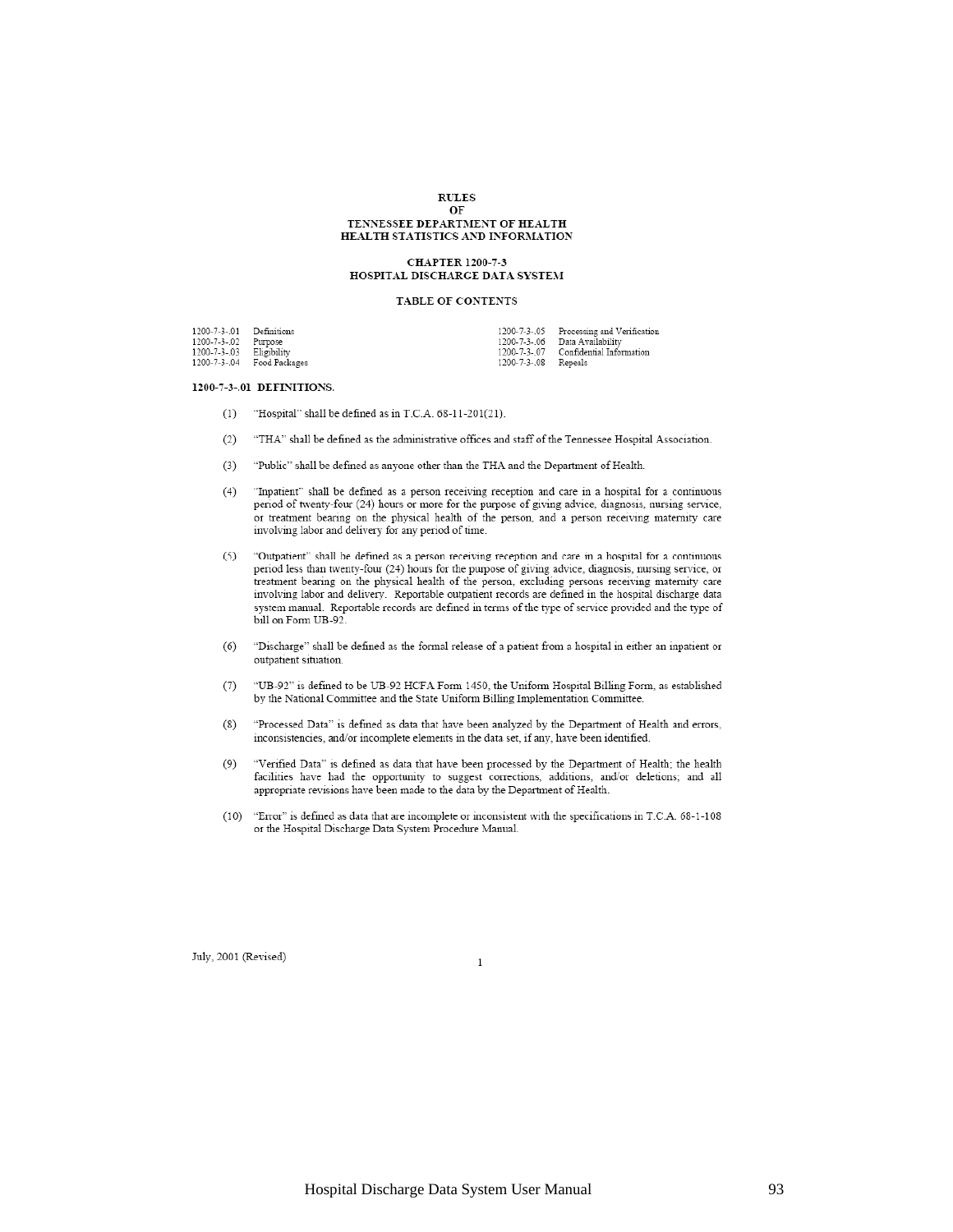# RULES
# OF
# TENNESSEE DEPARTMENT OF HEALTH
# HEALTH STATISTICS AND INFORMATION

## CHAPTER 1200-7-3
## HOSPITAL DISCHARGE DATA SYSTEM

### TABLE OF CONTENTS

| | | | |
|---|---|---|---|
| 1200-7-3-.01 | Definitions | 1200-7-3-.05 | Processing and Verification |
| 1200-7-3-.02 | Purpose | 1200-7-3-.06 | Data Availability |
| 1200-7-3-.03 | Eligibility | 1200-7-3-.07 | Confidential Information |
| 1200-7-3-.04 | Food Packages | 1200-7-3-.08 | Repeals |

**1200-7-3-.01 DEFINITIONS.**

(1) "Hospital" shall be defined as in T.C.A. 68-11-201(21).

(2) "THA" shall be defined as the administrative offices and staff of the Tennessee Hospital Association.

(3) "Public" shall be defined as anyone other than the THA and the Department of Health.

(4) "Inpatient" shall be defined as a person receiving reception and care in a hospital for a continuous period of twenty-four (24) hours or more for the purpose of giving advice, diagnosis, nursing service, or treatment bearing on the physical health of the person, and a person receiving maternity care involving labor and delivery for any period of time.

(5) "Outpatient" shall be defined as a person receiving reception and care in a hospital for a continuous period less than twenty-four (24) hours for the purpose of giving advice, diagnosis, nursing service, or treatment bearing on the physical health of the person, excluding persons receiving maternity care involving labor and delivery. Reportable outpatient records are defined in the hospital discharge data system manual. Reportable records are defined in terms of the type of service provided and the type of bill on Form UB-92.

(6) "Discharge" shall be defined as the formal release of a patient from a hospital in either an inpatient or outpatient situation.

(7) "UB-92" is defined to be UB-92 HCFA Form 1450, the Uniform Hospital Billing Form, as established by the National Committee and the State Uniform Billing Implementation Committee.

(8) "Processed Data" is defined as data that have been analyzed by the Department of Health and errors, inconsistencies, and/or incomplete elements in the data set, if any, have been identified.

(9) "Verified Data" is defined as data that have been processed by the Department of Health; the health facilities have had the opportunity to suggest corrections, additions, and/or deletions; and all appropriate revisions have been made to the data by the Department of Health.

(10) "Error" is defined as data that are incomplete or inconsistent with the specifications in T.C.A. 68-1-108 or the Hospital Discharge Data System Procedure Manual.

July, 2001 (Revised)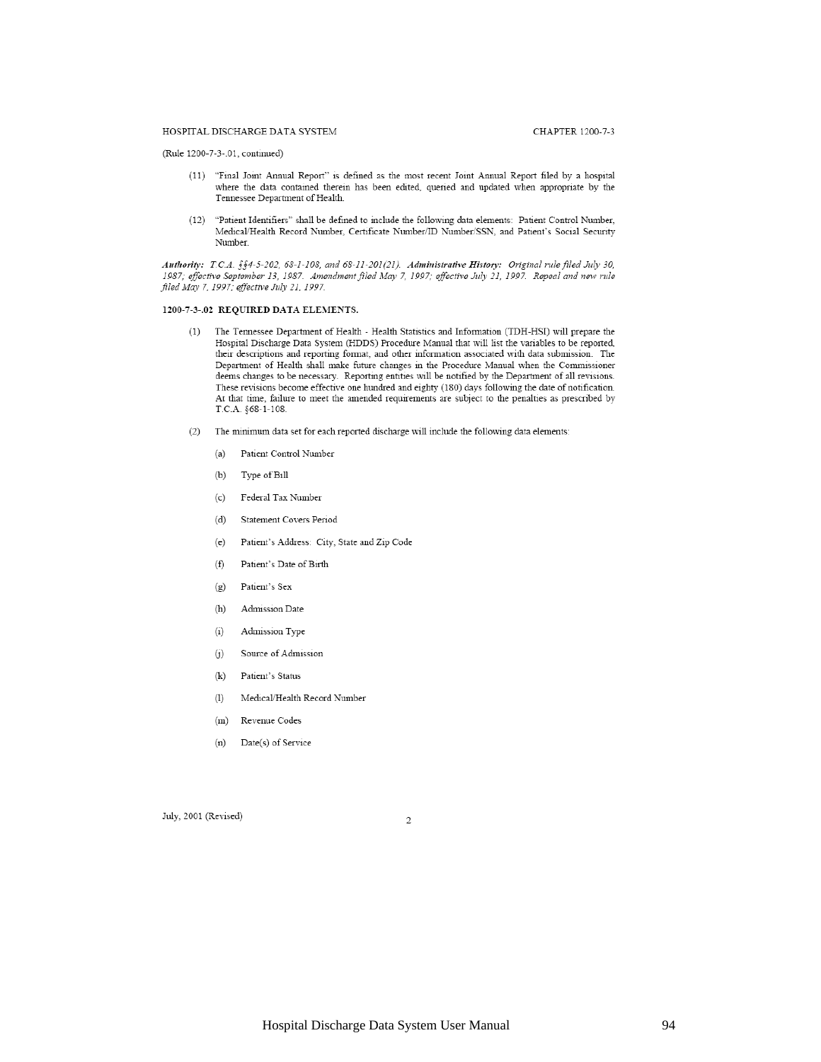(Rule 1200-7-3-.01, continued)

(11) "Final Joint Annual Report" is defined as the most recent Joint Annual Report filed by a hospital where the data contained therein has been edited, queried and updated when appropriate by the Tennessee Department of Health.

(12) "Patient Identifiers" shall be defined to include the following data elements: Patient Control Number, Medical/Health Record Number, Certificate Number/ID Number/SSN, and Patient's Social Security Number.

***Authority:*** *T.C.A. §§4-5-202, 68-1-108, and 68-11-201(21).* ***Administrative History:*** *Original rule filed July 30, 1987; effective September 13, 1987. Amendment filed May 7, 1997; effective July 21, 1997. Repeal and new rule filed May 7, 1997; effective July 21, 1997.*

**1200-7-3-.02 REQUIRED DATA ELEMENTS.**

(1) The Tennessee Department of Health - Health Statistics and Information (TDH-HSI) will prepare the Hospital Discharge Data System (HDDS) Procedure Manual that will list the variables to be reported, their descriptions and reporting format, and other information associated with data submission. The Department of Health shall make future changes in the Procedure Manual when the Commissioner deems changes to be necessary. Reporting entities will be notified by the Department of all revisions. These revisions become effective one hundred and eighty (180) days following the date of notification. At that time, failure to meet the amended requirements are subject to the penalties as prescribed by T.C.A. §68-1-108.

(2) The minimum data set for each reported discharge will include the following data elements:

(a) Patient Control Number

(b) Type of Bill

(c) Federal Tax Number

(d) Statement Covers Period

(e) Patient's Address: City, State and Zip Code

(f) Patient's Date of Birth

(g) Patient's Sex

(h) Admission Date

(i) Admission Type

(j) Source of Admission

(k) Patient's Status

(l) Medical/Health Record Number

(m) Revenue Codes

(n) Date(s) of Service

July, 2001 (Revised)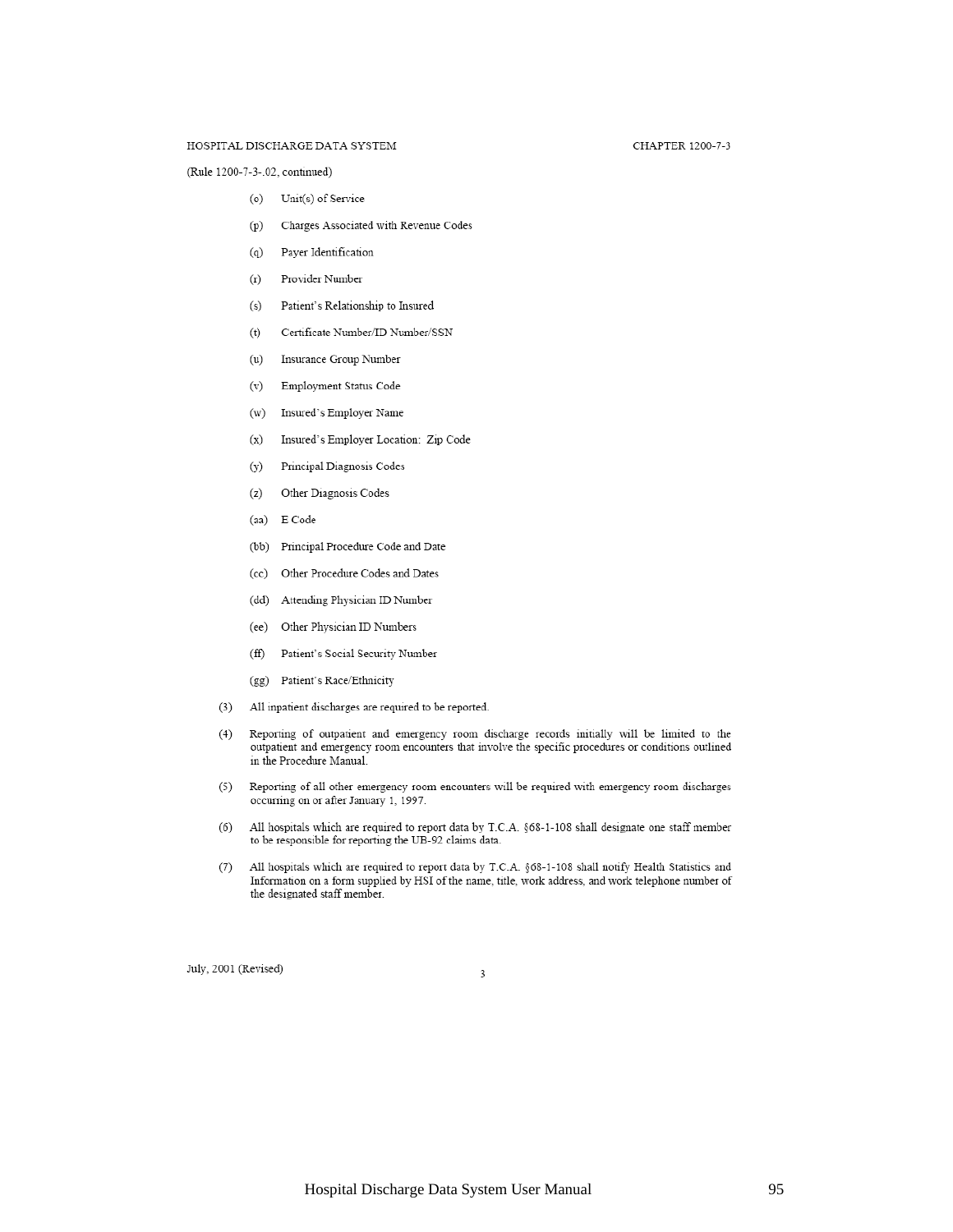(Rule 1200-7-3-.02, continued)

- (o) Unit(s) of Service
- (p) Charges Associated with Revenue Codes
- (q) Payer Identification
- (r) Provider Number
- (s) Patient's Relationship to Insured
- (t) Certificate Number/ID Number/SSN
- (u) Insurance Group Number
- (v) Employment Status Code
- (w) Insured's Employer Name
- (x) Insured's Employer Location: Zip Code
- (y) Principal Diagnosis Codes
- (z) Other Diagnosis Codes
- (aa) E Code
- (bb) Principal Procedure Code and Date
- (cc) Other Procedure Codes and Dates
- (dd) Attending Physician ID Number
- (ee) Other Physician ID Numbers
- (ff) Patient's Social Security Number
- (gg) Patient's Race/Ethnicity

(3) All inpatient discharges are required to be reported.

(4) Reporting of outpatient and emergency room discharge records initially will be limited to the outpatient and emergency room encounters that involve the specific procedures or conditions outlined in the Procedure Manual.

(5) Reporting of all other emergency room encounters will be required with emergency room discharges occurring on or after January 1, 1997.

(6) All hospitals which are required to report data by T.C.A. §68-1-108 shall designate one staff member to be responsible for reporting the UB-92 claims data.

(7) All hospitals which are required to report data by T.C.A. §68-1-108 shall notify Health Statistics and Information on a form supplied by HSI of the name, title, work address, and work telephone number of the designated staff member.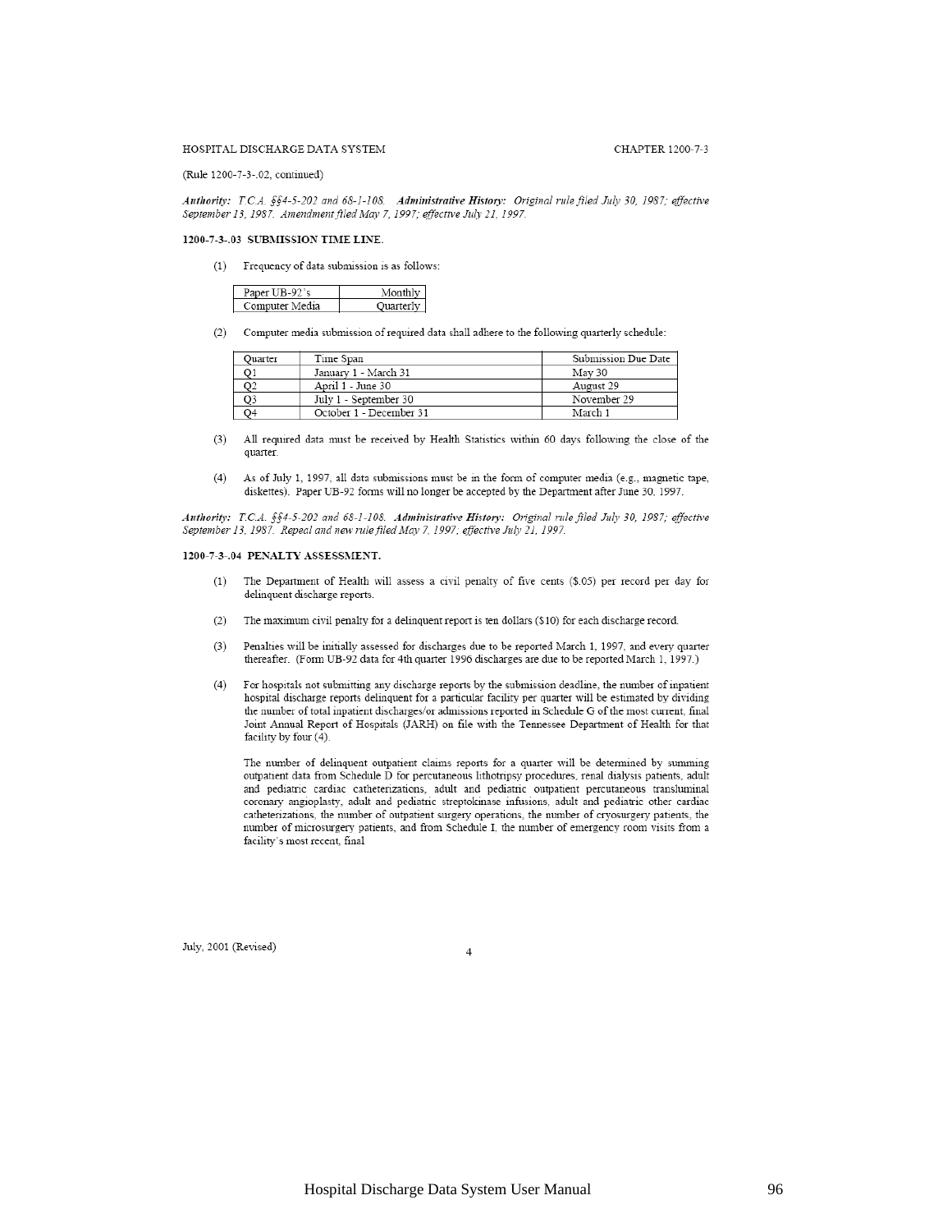(Rule 1200-7-3-.02, continued)

***Authority:*** *T.C.A. §§4-5-202 and 68-1-108.* ***Administrative History:*** *Original rule filed July 30, 1987; effective September 13, 1987. Amendment filed May 7, 1997; effective July 21, 1997.*

**1200-7-3-.03 SUBMISSION TIME LINE.**

(1) Frequency of data submission is as follows:

| Paper UB-92's | Monthly |
|---|---|
| Computer Media | Quarterly |

(2) Computer media submission of required data shall adhere to the following quarterly schedule:

| Quarter | Time Span | Submission Due Date |
|---|---|---|
| Q1 | January 1 - March 31 | May 30 |
| Q2 | April 1 - June 30 | August 29 |
| Q3 | July 1 - September 30 | November 29 |
| Q4 | October 1 - December 31 | March 1 |

(3) All required data must be received by Health Statistics within 60 days following the close of the quarter.

(4) As of July 1, 1997, all data submissions must be in the form of computer media (e.g., magnetic tape, diskettes). Paper UB-92 forms will no longer be accepted by the Department after June 30, 1997.

***Authority:*** *T.C.A. §§4-5-202 and 68-1-108.* ***Administrative History:*** *Original rule filed July 30, 1987; effective September 13, 1987. Repeal and new rule filed May 7, 1997; effective July 21, 1997.*

**1200-7-3-.04 PENALTY ASSESSMENT.**

(1) The Department of Health will assess a civil penalty of five cents ($.05) per record per day for delinquent discharge reports.

(2) The maximum civil penalty for a delinquent report is ten dollars ($10) for each discharge record.

(3) Penalties will be initially assessed for discharges due to be reported March 1, 1997, and every quarter thereafter. (Form UB-92 data for 4th quarter 1996 discharges are due to be reported March 1, 1997.)

(4) For hospitals not submitting any discharge reports by the submission deadline, the number of inpatient hospital discharge reports delinquent for a particular facility per quarter will be estimated by dividing the number of total inpatient discharges/or admissions reported in Schedule G of the most current, final Joint Annual Report of Hospitals (JARH) on file with the Tennessee Department of Health for that facility by four (4).

The number of delinquent outpatient claims reports for a quarter will be determined by summing outpatient data from Schedule D for percutaneous lithotripsy procedures, renal dialysis patients, adult and pediatric cardiac catheterizations, adult and pediatric outpatient percutaneous transluminal coronary angioplasty, adult and pediatric streptokinase infusions, adult and pediatric other cardiac catheterizations, the number of outpatient surgery operations, the number of cryosurgery patients, the number of microsurgery patients, and from Schedule I, the number of emergency room visits from a facility's most recent, final

July, 2001 (Revised)

Hospital Discharge Data System User Manual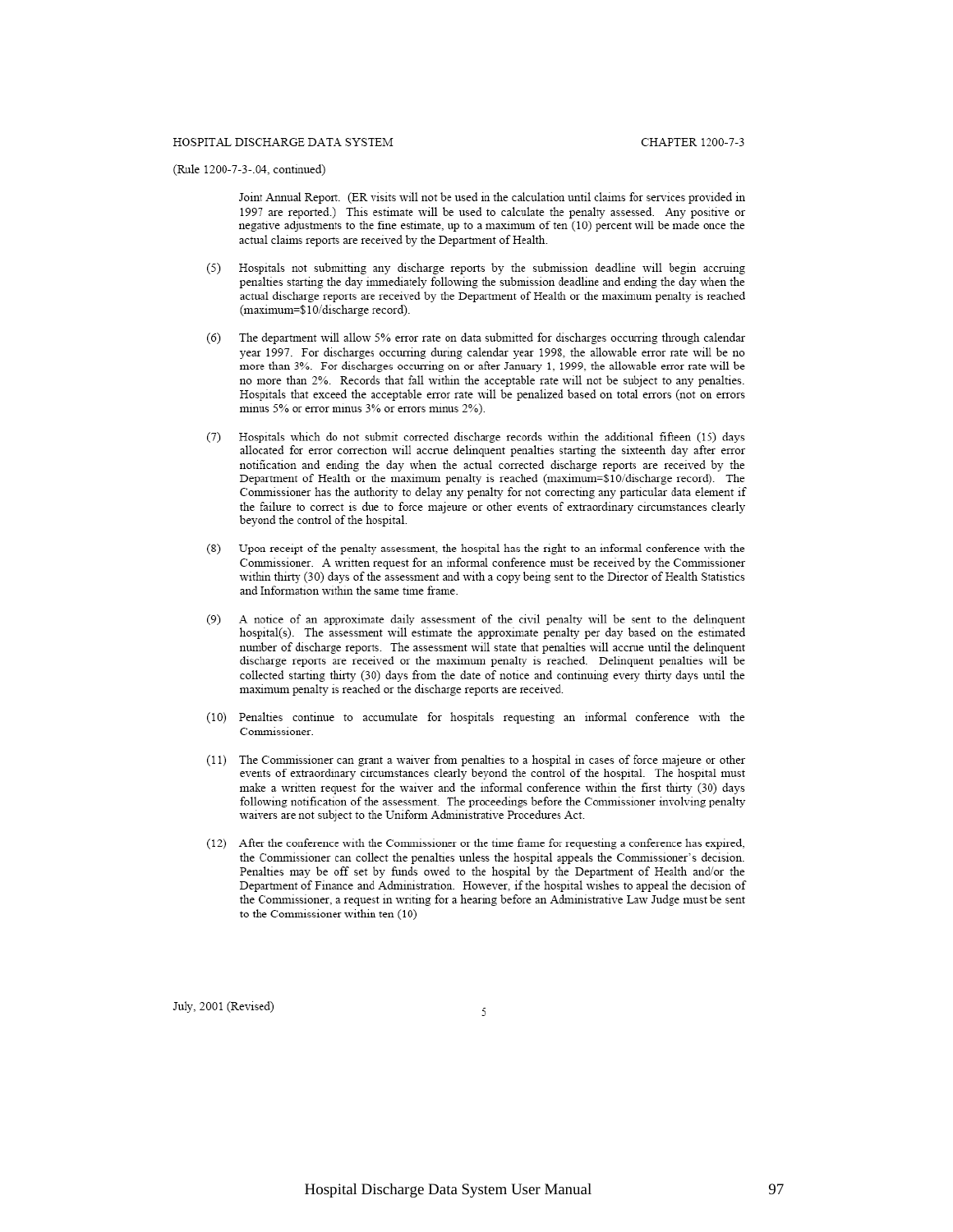(Rule 1200-7-3-.04, continued)

Joint Annual Report. (ER visits will not be used in the calculation until claims for services provided in 1997 are reported.) This estimate will be used to calculate the penalty assessed. Any positive or negative adjustments to the fine estimate, up to a maximum of ten (10) percent will be made once the actual claims reports are received by the Department of Health.

(5) Hospitals not submitting any discharge reports by the submission deadline will begin accruing penalties starting the day immediately following the submission deadline and ending the day when the actual discharge reports are received by the Department of Health or the maximum penalty is reached (maximum=$10/discharge record).

(6) The department will allow 5% error rate on data submitted for discharges occurring through calendar year 1997. For discharges occurring during calendar year 1998, the allowable error rate will be no more than 3%. For discharges occurring on or after January 1, 1999, the allowable error rate will be no more than 2%. Records that fall within the acceptable rate will not be subject to any penalties. Hospitals that exceed the acceptable error rate will be penalized based on total errors (not on errors minus 5% or error minus 3% or errors minus 2%).

(7) Hospitals which do not submit corrected discharge records within the additional fifteen (15) days allocated for error correction will accrue delinquent penalties starting the sixteenth day after error notification and ending the day when the actual corrected discharge reports are received by the Department of Health or the maximum penalty is reached (maximum=$10/discharge record). The Commissioner has the authority to delay any penalty for not correcting any particular data element if the failure to correct is due to force majeure or other events of extraordinary circumstances clearly beyond the control of the hospital.

(8) Upon receipt of the penalty assessment, the hospital has the right to an informal conference with the Commissioner. A written request for an informal conference must be received by the Commissioner within thirty (30) days of the assessment and with a copy being sent to the Director of Health Statistics and Information within the same time frame.

(9) A notice of an approximate daily assessment of the civil penalty will be sent to the delinquent hospital(s). The assessment will estimate the approximate penalty per day based on the estimated number of discharge reports. The assessment will state that penalties will accrue until the delinquent discharge reports are received or the maximum penalty is reached. Delinquent penalties will be collected starting thirty (30) days from the date of notice and continuing every thirty days until the maximum penalty is reached or the discharge reports are received.

(10) Penalties continue to accumulate for hospitals requesting an informal conference with the Commissioner.

(11) The Commissioner can grant a waiver from penalties to a hospital in cases of force majeure or other events of extraordinary circumstances clearly beyond the control of the hospital. The hospital must make a written request for the waiver and the informal conference within the first thirty (30) days following notification of the assessment. The proceedings before the Commissioner involving penalty waivers are not subject to the Uniform Administrative Procedures Act.

(12) After the conference with the Commissioner or the time frame for requesting a conference has expired, the Commissioner can collect the penalties unless the hospital appeals the Commissioner's decision. Penalties may be off set by funds owed to the hospital by the Department of Health and/or the Department of Finance and Administration. However, if the hospital wishes to appeal the decision of the Commissioner, a request in writing for a hearing before an Administrative Law Judge must be sent to the Commissioner within ten (10)

July, 2001 (Revised)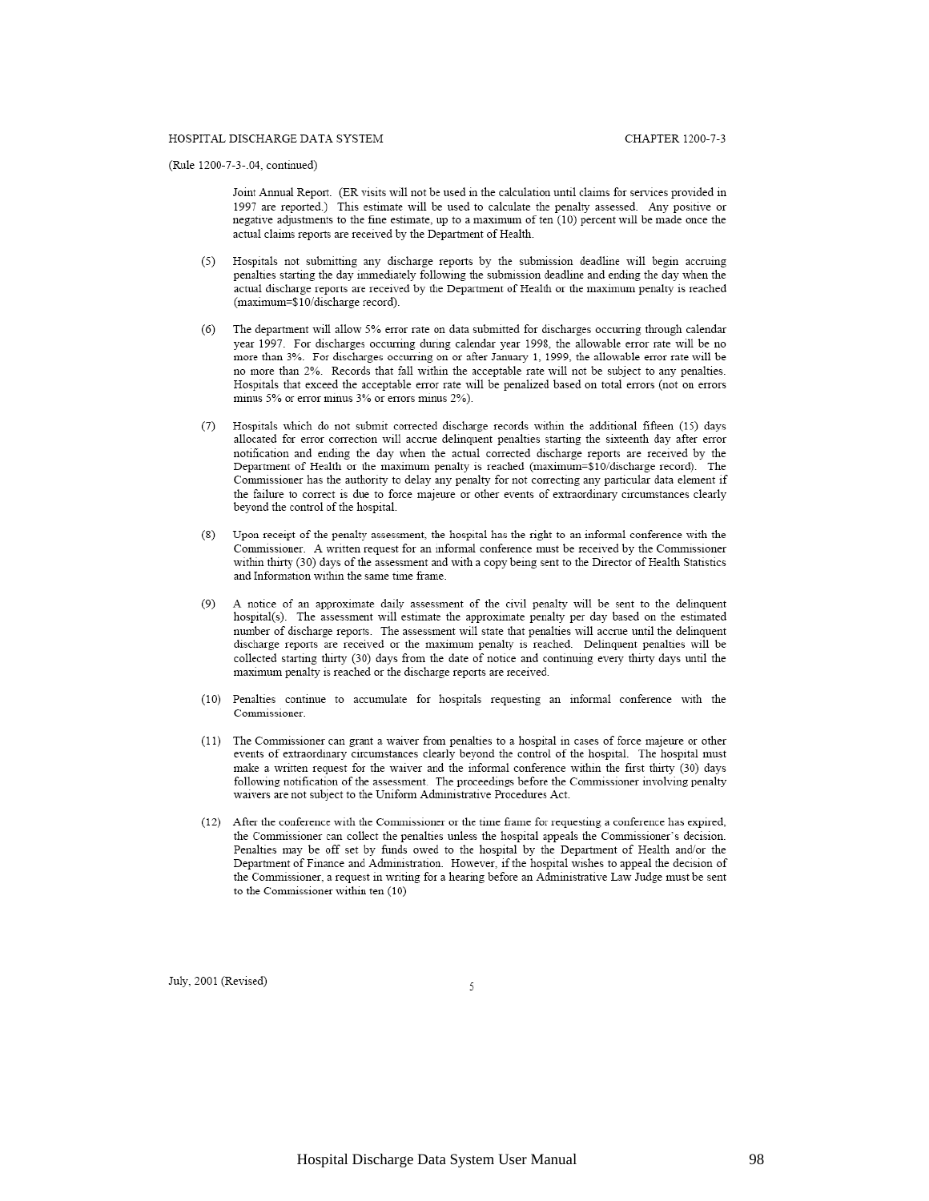(Rule 1200-7-3-.04, continued)

Joint Annual Report. (ER visits will not be used in the calculation until claims for services provided in 1997 are reported.) This estimate will be used to calculate the penalty assessed. Any positive or negative adjustments to the fine estimate, up to a maximum of ten (10) percent will be made once the actual claims reports are received by the Department of Health.

(5) Hospitals not submitting any discharge reports by the submission deadline will begin accruing penalties starting the day immediately following the submission deadline and ending the day when the actual discharge reports are received by the Department of Health or the maximum penalty is reached (maximum=$10/discharge record).

(6) The department will allow 5% error rate on data submitted for discharges occurring through calendar year 1997. For discharges occurring during calendar year 1998, the allowable error rate will be no more than 3%. For discharges occurring on or after January 1, 1999, the allowable error rate will be no more than 2%. Records that fall within the acceptable rate will not be subject to any penalties. Hospitals that exceed the acceptable error rate will be penalized based on total errors (not on errors minus 5% or error minus 3% or errors minus 2%).

(7) Hospitals which do not submit corrected discharge records within the additional fifteen (15) days allocated for error correction will accrue delinquent penalties starting the sixteenth day after error notification and ending the day when the actual corrected discharge reports are received by the Department of Health or the maximum penalty is reached (maximum=$10/discharge record). The Commissioner has the authority to delay any penalty for not correcting any particular data element if the failure to correct is due to force majeure or other events of extraordinary circumstances clearly beyond the control of the hospital.

(8) Upon receipt of the penalty assessment, the hospital has the right to an informal conference with the Commissioner. A written request for an informal conference must be received by the Commissioner within thirty (30) days of the assessment and with a copy being sent to the Director of Health Statistics and Information within the same time frame.

(9) A notice of an approximate daily assessment of the civil penalty will be sent to the delinquent hospital(s). The assessment will estimate the approximate penalty per day based on the estimated number of discharge reports. The assessment will state that penalties will accrue until the delinquent discharge reports are received or the maximum penalty is reached. Delinquent penalties will be collected starting thirty (30) days from the date of notice and continuing every thirty days until the maximum penalty is reached or the discharge reports are received.

(10) Penalties continue to accumulate for hospitals requesting an informal conference with the Commissioner.

(11) The Commissioner can grant a waiver from penalties to a hospital in cases of force majeure or other events of extraordinary circumstances clearly beyond the control of the hospital. The hospital must make a written request for the waiver and the informal conference within the first thirty (30) days following notification of the assessment. The proceedings before the Commissioner involving penalty waivers are not subject to the Uniform Administrative Procedures Act.

(12) After the conference with the Commissioner or the time frame for requesting a conference has expired, the Commissioner can collect the penalties unless the hospital appeals the Commissioner's decision. Penalties may be off set by funds owed to the hospital by the Department of Health and/or the Department of Finance and Administration. However, if the hospital wishes to appeal the decision of the Commissioner, a request in writing for a hearing before an Administrative Law Judge must be sent to the Commissioner within ten (10)

July, 2001 (Revised)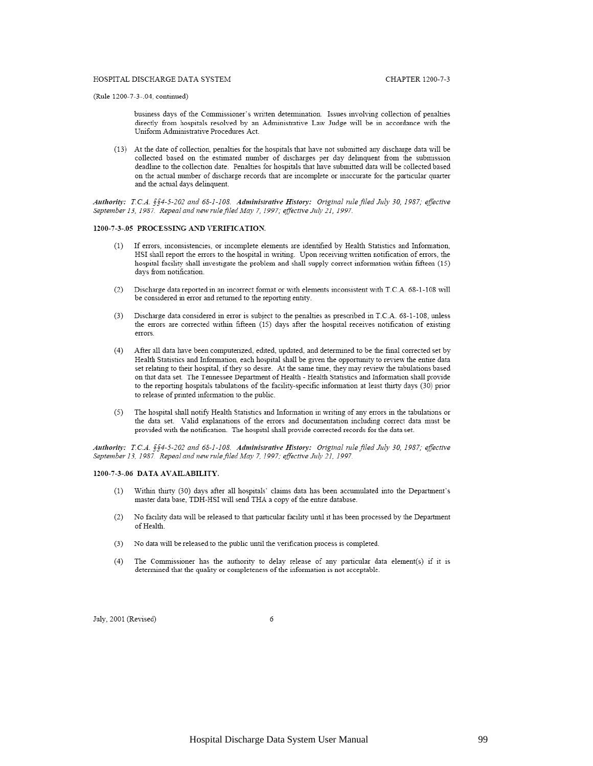(Rule 1200-7-3-.04, continued)

business days of the Commissioner's written determination. Issues involving collection of penalties directly from hospitals resolved by an Administrative Law Judge will be in accordance with the Uniform Administrative Procedures Act.

(13) At the date of collection, penalties for the hospitals that have not submitted any discharge data will be collected based on the estimated number of discharges per day delinquent from the submission deadline to the collection date. Penalties for hospitals that have submitted data will be collected based on the actual number of discharge records that are incomplete or inaccurate for the particular quarter and the actual days delinquent.

***Authority:*** *T.C.A. §§4-5-202 and 68-1-108.* ***Administrative History:*** *Original rule filed July 30, 1987; effective September 13, 1987. Repeal and new rule filed May 7, 1997; effective July 21, 1997.*

**1200-7-3-.05 PROCESSING AND VERIFICATION.**

(1) If errors, inconsistencies, or incomplete elements are identified by Health Statistics and Information, HSI shall report the errors to the hospital in writing. Upon receiving written notification of errors, the hospital facility shall investigate the problem and shall supply correct information within fifteen (15) days from notification.

(2) Discharge data reported in an incorrect format or with elements inconsistent with T.C.A. 68-1-108 will be considered in error and returned to the reporting entity.

(3) Discharge data considered in error is subject to the penalties as prescribed in T.C.A. 68-1-108, unless the errors are corrected within fifteen (15) days after the hospital receives notification of existing errors.

(4) After all data have been computerized, edited, updated, and determined to be the final corrected set by Health Statistics and Information, each hospital shall be given the opportunity to review the entire data set relating to their hospital, if they so desire. At the same time, they may review the tabulations based on that data set. The Tennessee Department of Health - Health Statistics and Information shall provide to the reporting hospitals tabulations of the facility-specific information at least thirty days (30) prior to release of printed information to the public.

(5) The hospital shall notify Health Statistics and Information in writing of any errors in the tabulations or the data set. Valid explanations of the errors and documentation including correct data must be provided with the notification. The hospital shall provide corrected records for the data set.

***Authority:*** *T.C.A. §§4-5-202 and 68-1-108.* ***Administrative History:*** *Original rule filed July 30, 1987; effective September 13, 1987. Repeal and new rule filed May 7, 1997; effective July 21, 1997.*

**1200-7-3-.06 DATA AVAILABILITY.**

(1) Within thirty (30) days after all hospitals' claims data has been accumulated into the Department's master data base, TDH-HSI will send THA a copy of the entire database.

(2) No facility data will be released to that particular facility until it has been processed by the Department of Health.

(3) No data will be released to the public until the verification process is completed.

(4) The Commissioner has the authority to delay release of any particular data element(s) if it is determined that the quality or completeness of the information is not acceptable.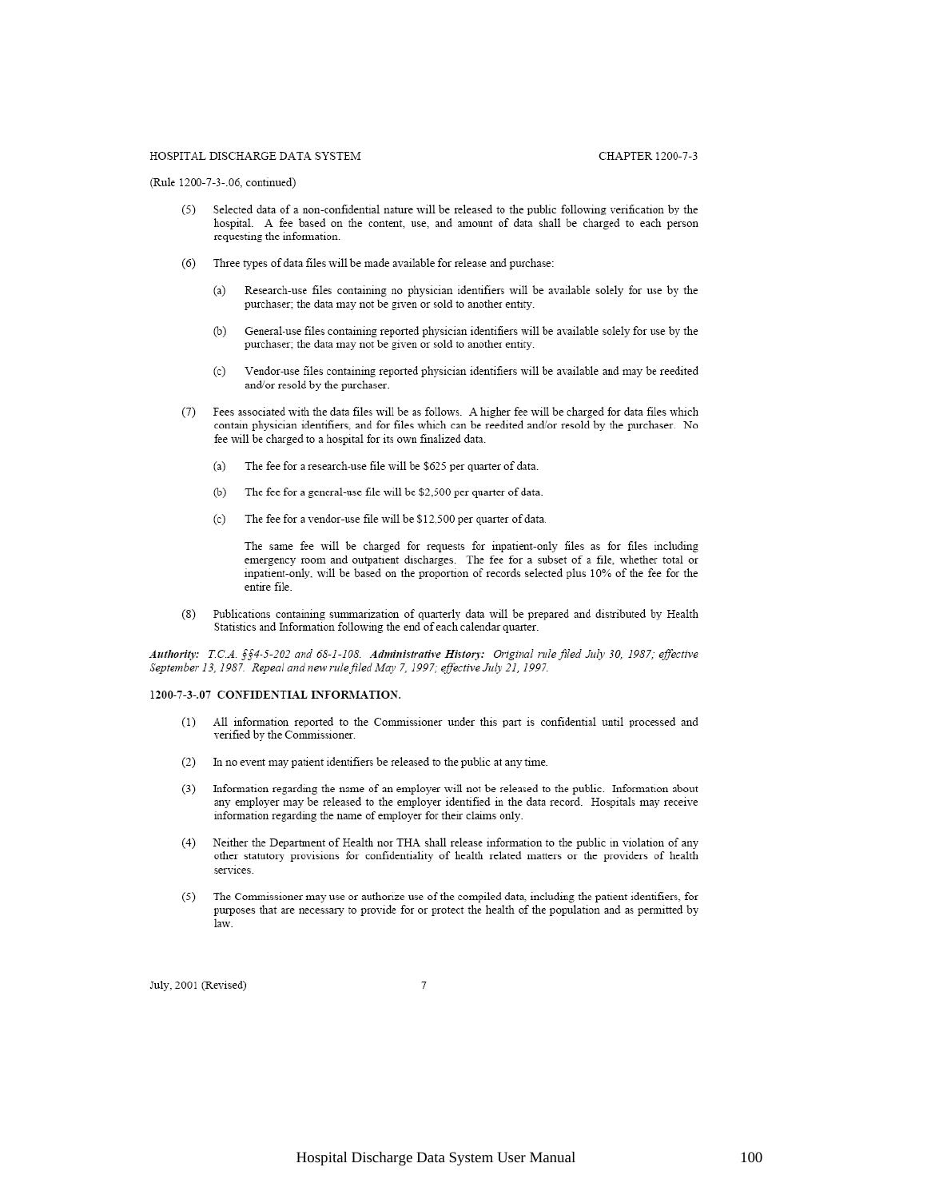(Rule 1200-7-3-.06, continued)

(5) Selected data of a non-confidential nature will be released to the public following verification by the hospital. A fee based on the content, use, and amount of data shall be charged to each person requesting the information.

(6) Three types of data files will be made available for release and purchase:

   (a) Research-use files containing no physician identifiers will be available solely for use by the purchaser; the data may not be given or sold to another entity.

   (b) General-use files containing reported physician identifiers will be available solely for use by the purchaser; the data may not be given or sold to another entity.

   (c) Vendor-use files containing reported physician identifiers will be available and may be reedited and/or resold by the purchaser.

(7) Fees associated with the data files will be as follows. A higher fee will be charged for data files which contain physician identifiers, and for files which can be reedited and/or resold by the purchaser. No fee will be charged to a hospital for its own finalized data.

   (a) The fee for a research-use file will be $625 per quarter of data.

   (b) The fee for a general-use file will be $2,500 per quarter of data.

   (c) The fee for a vendor-use file will be $12,500 per quarter of data.

   The same fee will be charged for requests for inpatient-only files as for files including emergency room and outpatient discharges. The fee for a subset of a file, whether total or inpatient-only, will be based on the proportion of records selected plus 10% of the fee for the entire file.

(8) Publications containing summarization of quarterly data will be prepared and distributed by Health Statistics and Information following the end of each calendar quarter.

***Authority:*** *T.C.A. §§4-5-202 and 68-1-108.* ***Administrative History:*** *Original rule filed July 30, 1987; effective September 13, 1987. Repeal and new rule filed May 7, 1997; effective July 21, 1997.*

**1200-7-3-.07 CONFIDENTIAL INFORMATION.**

(1) All information reported to the Commissioner under this part is confidential until processed and verified by the Commissioner.

(2) In no event may patient identifiers be released to the public at any time.

(3) Information regarding the name of an employer will not be released to the public. Information about any employer may be released to the employer identified in the data record. Hospitals may receive information regarding the name of employer for their claims only.

(4) Neither the Department of Health nor THA shall release information to the public in violation of any other statutory provisions for confidentiality of health related matters or the providers of health services.

(5) The Commissioner may use or authorize use of the compiled data, including the patient identifiers, for purposes that are necessary to provide for or protect the health of the population and as permitted by law.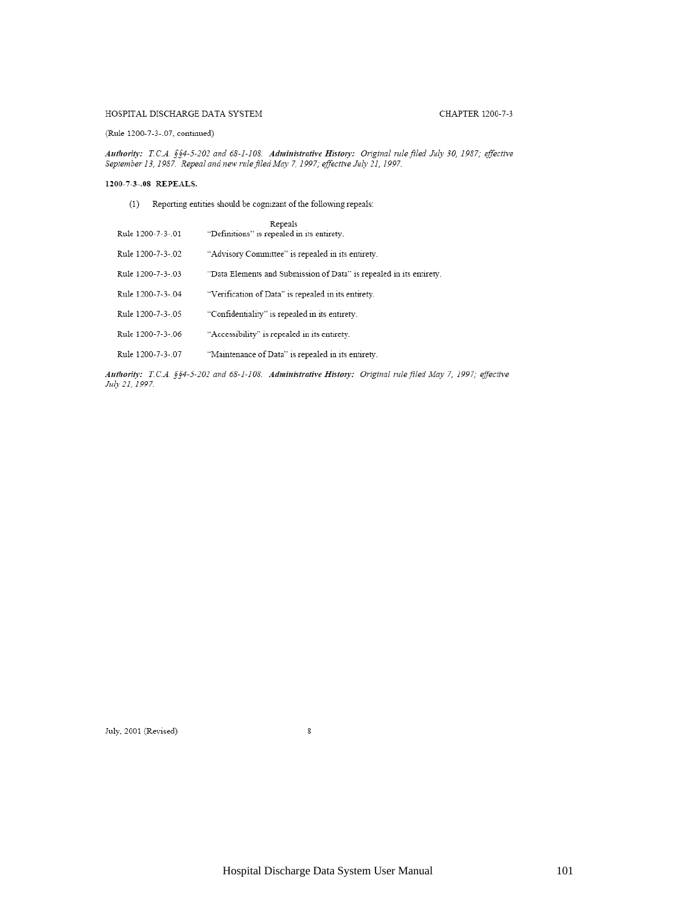(Rule 1200-7-3-.07, continued)

***Authority:*** *T.C.A. §§4-5-202 and 68-1-108.* ***Administrative History:*** *Original rule filed July 30, 1987; effective September 13, 1987. Repeal and new rule filed May 7, 1997; effective July 21, 1997.*

**1200-7-3-.08 REPEALS.**

(1) Reporting entities should be cognizant of the following repeals:

| | Repeals |
|---|---|
| Rule 1200-7-3-.01 | "Definitions" is repealed in its entirety. |
| Rule 1200-7-3-.02 | "Advisory Committee" is repealed in its entirety. |
| Rule 1200-7-3-.03 | "Data Elements and Submission of Data" is repealed in its entirety. |
| Rule 1200-7-3-.04 | "Verification of Data" is repealed in its entirety. |
| Rule 1200-7-3-.05 | "Confidentiality" is repealed in its entirety. |
| Rule 1200-7-3-.06 | "Accessibility" is repealed in its entirety. |
| Rule 1200-7-3-.07 | "Maintenance of Data" is repealed in its entirety. |

***Authority:*** *T.C.A. §§4-5-202 and 68-1-108.* ***Administrative History:*** *Original rule filed May 7, 1997; effective July 21, 1997.*

July, 2001 (Revised)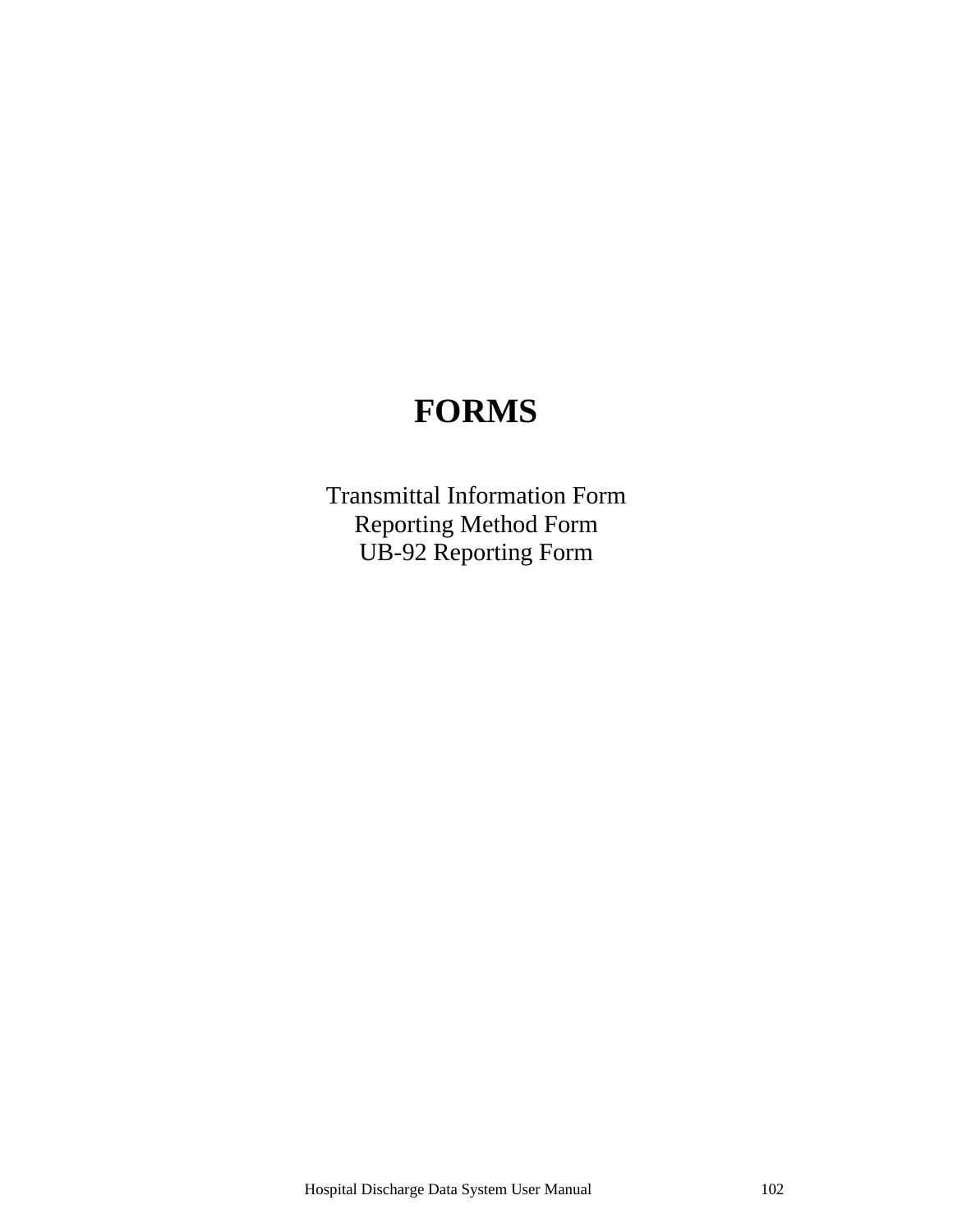# FORMS

Transmittal Information Form
Reporting Method Form
UB-92 Reporting Form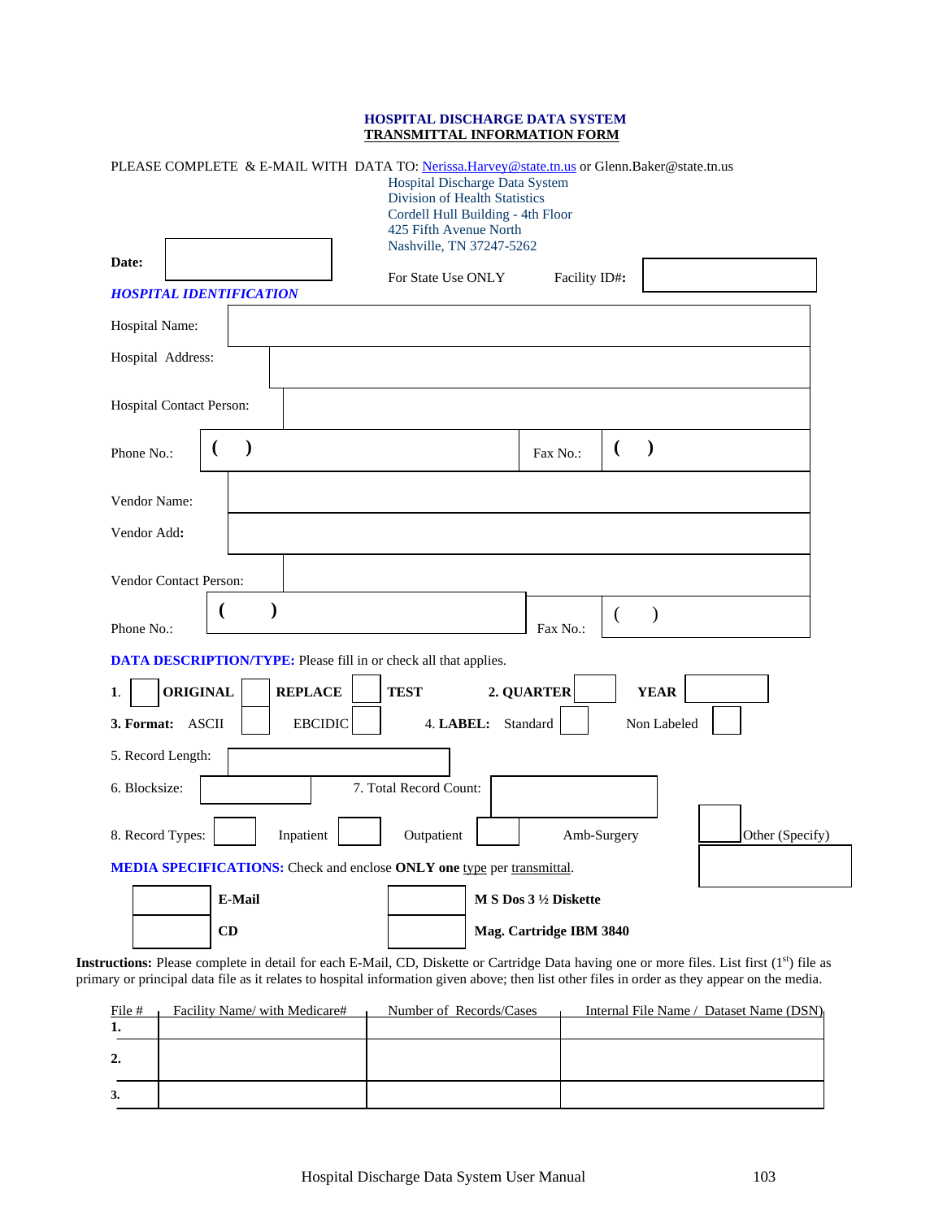# HOSPITAL DISCHARGE DATA SYSTEM
## TRANSMITTAL INFORMATION FORM

PLEASE COMPLETE & E-MAIL WITH DATA TO: Nerissa.Harvey@state.tn.us or Glenn.Baker@state.tn.us

Hospital Discharge Data System
Division of Health Statistics
Cordell Hull Building - 4th Floor
425 Fifth Avenue North
Nashville, TN 37247-5262

**Date:** ______________

For State Use ONLY     Facility ID#**:** ______________

***HOSPITAL IDENTIFICATION***

Hospital Name: ______________

Hospital Address: ______________

Hospital Contact Person: ______________

Phone No.: **( )** ______________     Fax No.: **( )** ______________

Vendor Name: ______________

Vendor Add**:** ______________

Vendor Contact Person: ______________

Phone No.: **( )** ______________     Fax No.: ( ) ______________

**DATA DESCRIPTION/TYPE:** Please fill in or check all that applies.

**1.** ☐ **ORIGINAL** ☐ **REPLACE** ☐ **TEST**     **2. QUARTER** ☐     **YEAR** ______

**3. Format:** ASCII ☐ EBCIDIC ☐     4. **LABEL:** Standard ☐ Non Labeled ☐

5. Record Length: ______________

6. Blocksize: ______________     7. Total Record Count: ______________

8. Record Types: ☐ Inpatient ☐ Outpatient ☐ Amb-Surgery ☐ Other (Specify) ______________

**MEDIA SPECIFICATIONS:** Check and enclose **ONLY one** type per transmittal.

☐ **E-Mail**     ☐ **M S Dos 3 ½ Diskette**

☐ **CD**     ☐ **Mag. Cartridge IBM 3840**

**Instructions:** Please complete in detail for each E-Mail, CD, Diskette or Cartridge Data having one or more files. List first (1st) file as primary or principal data file as it relates to hospital information given above; then list other files in order as they appear on the media.

| File # | Facility Name/ with Medicare# | Number of Records/Cases | Internal File Name / Dataset Name (DSN) |
|---|---|---|---|
| **1.** | | | |
| **2.** | | | |
| **3.** | | | |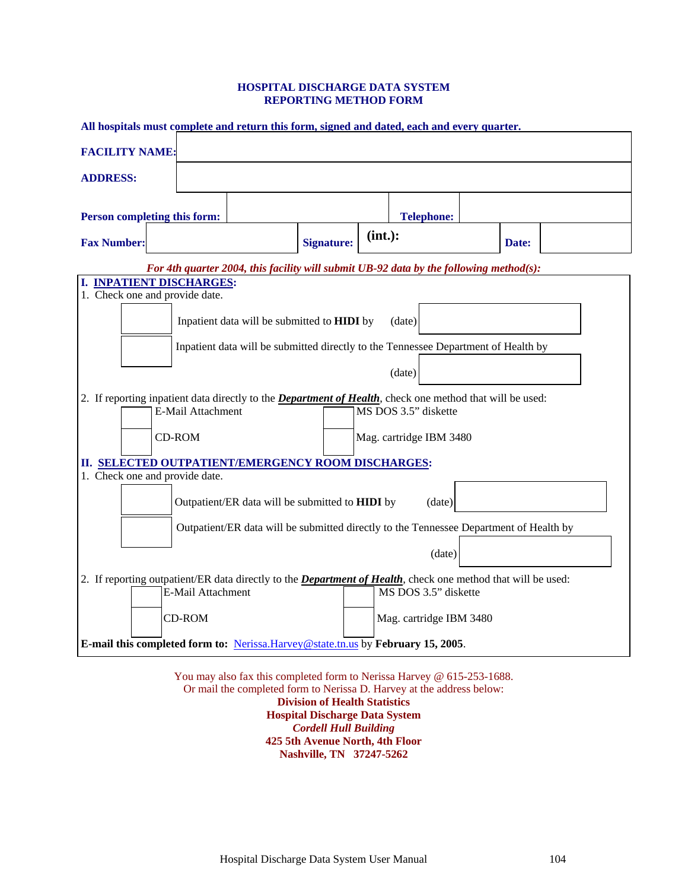# HOSPITAL DISCHARGE DATA SYSTEM
## REPORTING METHOD FORM

**All hospitals must complete and return this form, signed and dated, each and every quarter.**

| | | | |
|---|---|---|---|
| **FACILITY NAME:** | | | |
| **ADDRESS:** | | | |
| **Person completing this form:** | | **Telephone:** | |
| **Fax Number:** | | **Signature:** | **(int.):** | 
| | | **Date:** | |

***For 4th quarter 2004, this facility will submit UB-92 data by the following method(s):***

**I. INPATIENT DISCHARGES:**

1. Check one and provide date.

☐ Inpatient data will be submitted to **HIDI** by (date) ______

☐ Inpatient data will be submitted directly to the Tennessee Department of Health by (date) ______

2. If reporting inpatient data directly to the ***Department of Health***, check one method that will be used:

☐ E-Mail Attachment ☐ MS DOS 3.5" diskette

☐ CD-ROM ☐ Mag. cartridge IBM 3480

**II. SELECTED OUTPATIENT/EMERGENCY ROOM DISCHARGES:**

1. Check one and provide date.

☐ Outpatient/ER data will be submitted to **HIDI** by (date) ______

☐ Outpatient/ER data will be submitted directly to the Tennessee Department of Health by (date) ______

2. If reporting outpatient/ER data directly to the ***Department of Health***, check one method that will be used:

☐ E-Mail Attachment ☐ MS DOS 3.5" diskette

☐ CD-ROM ☐ Mag. cartridge IBM 3480

**E-mail this completed form to:** Nerissa.Harvey@state.tn.us by **February 15, 2005**.

You may also fax this completed form to Nerissa Harvey @ 615-253-1688.
Or mail the completed form to Nerissa D. Harvey at the address below:

**Division of Health Statistics**
**Hospital Discharge Data System**
***Cordell Hull Building***
**425 5th Avenue North, 4th Floor**
**Nashville, TN 37247-5262**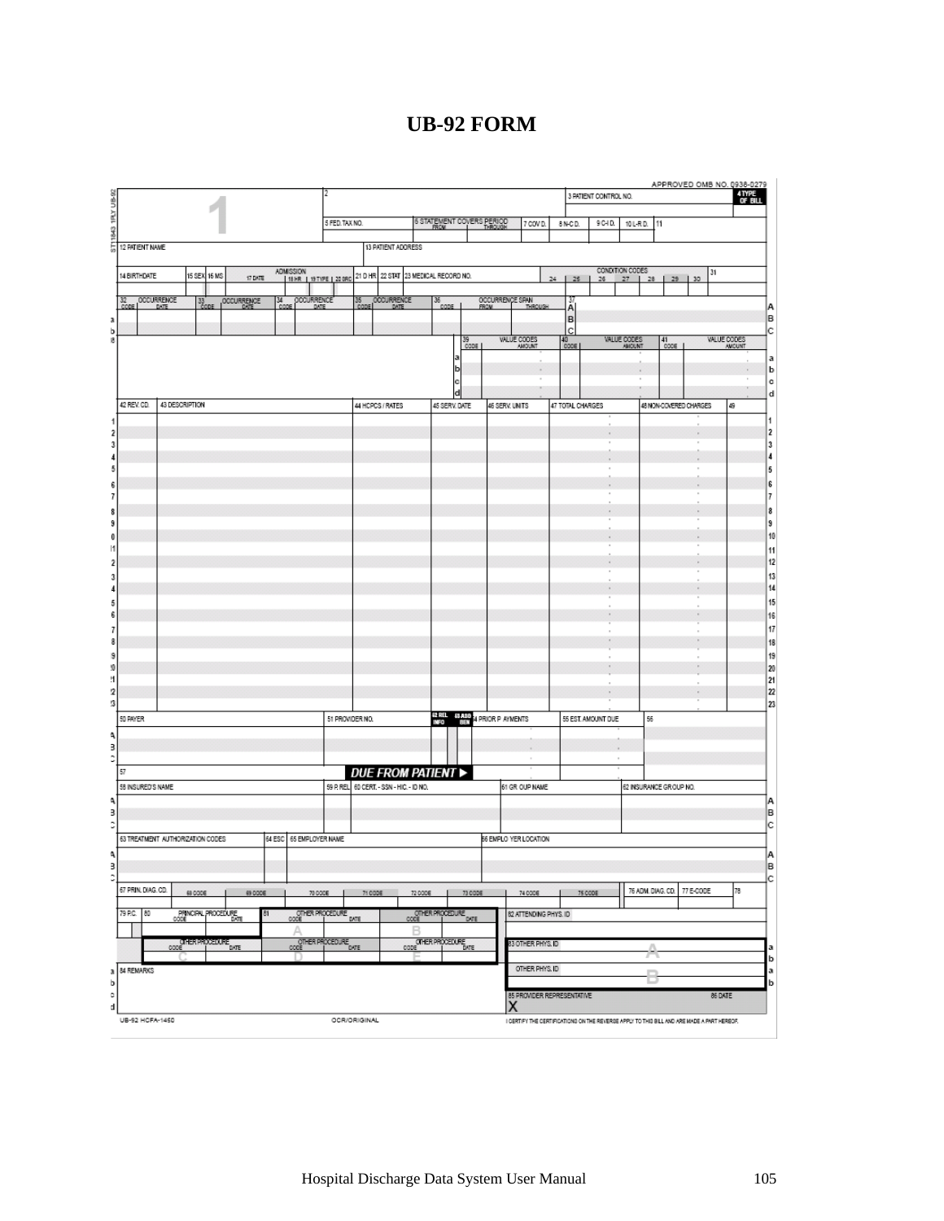# UB-92 FORM

APPROVED OMB NO. 0938-0279

| 1 | 2 | 3 PATIENT CONTROL NO. | 4 TYPE OF BILL |
|---|---|---|---|
| | 5 FED. TAX NO. | 6 STATEMENT COVERS PERIOD FROM THROUGH | 7 COV D. | 8 N-C D. | 9 C-I D. | 10 L-R D. | 11 |

| 12 PATIENT NAME | 13 PATIENT ADDRESS |
|---|---|

| 14 BIRTHDATE | 15 SEX | 16 MS | ADMISSION 17 DATE | 18 HR | 19 TYPE | 20 SRC | 21 D HR | 22 STAT | 23 MEDICAL RECORD NO. | CONDITION CODES 24 | 25 | 26 | 27 | 28 | 29 | 30 | 31 |
|---|---|---|---|---|---|---|---|---|---|---|---|---|---|---|---|---|---|

| 32 OCCURRENCE CODE | DATE | 33 OCCURRENCE CODE | DATE | 34 OCCURRENCE CODE | DATE | 35 OCCURRENCE CODE | DATE | 36 OCCURRENCE SPAN CODE | FROM | THROUGH | 37 |
|---|---|---|---|---|---|---|---|---|---|---|---|
| a | | | | | | | | | | | A |
| b | | | | | | | | | | | B |
| | | | | | | | | | | | C |

| 38 | 39 VALUE CODES CODE | AMOUNT | 40 VALUE CODES CODE | AMOUNT | 41 VALUE CODES CODE | AMOUNT |
|---|---|---|---|---|---|---|
| | a | | | | | |
| | b | | | | | |
| | c | | | | | |
| | d | | | | | |

| | 42 REV. CD. | 43 DESCRIPTION | 44 HCPCS / RATES | 45 SERV. DATE | 46 SERV. UNITS | 47 TOTAL CHARGES | 48 NON-COVERED CHARGES | 49 | |
|---|---|---|---|---|---|---|---|---|---|
| 1 | | | | | | | | | 1 |
| 2 | | | | | | | | | 2 |
| 3 | | | | | | | | | 3 |
| 4 | | | | | | | | | 4 |
| 5 | | | | | | | | | 5 |
| 6 | | | | | | | | | 6 |
| 7 | | | | | | | | | 7 |
| 8 | | | | | | | | | 8 |
| 9 | | | | | | | | | 9 |
| 10 | | | | | | | | | 10 |
| 11 | | | | | | | | | 11 |
| 12 | | | | | | | | | 12 |
| 13 | | | | | | | | | 13 |
| 14 | | | | | | | | | 14 |
| 15 | | | | | | | | | 15 |
| 16 | | | | | | | | | 16 |
| 17 | | | | | | | | | 17 |
| 18 | | | | | | | | | 18 |
| 19 | | | | | | | | | 19 |
| 20 | | | | | | | | | 20 |
| 21 | | | | | | | | | 21 |
| 22 | | | | | | | | | 22 |
| 23 | | | | | | | | | 23 |

| | 50 PAYER | 51 PROVIDER NO. | 52 REL INFO | 53 ASG BEN | 54 PRIOR PAYMENTS | 55 EST. AMOUNT DUE | 56 |
|---|---|---|---|---|---|---|---|
| A | | | | | | | |
| B | | | | | | | |
| C | | | | | | | |
| | 57 | DUE FROM PATIENT ▶ | | | | | |

| | 58 INSURED'S NAME | 59 P. REL | 60 CERT. - SSN - HIC. - ID NO. | 61 GROUP NAME | 62 INSURANCE GROUP NO. | |
|---|---|---|---|---|---|---|
| A | | | | | | A |
| B | | | | | | B |
| C | | | | | | C |

| | 63 TREATMENT AUTHORIZATION CODES | 64 ESC | 65 EMPLOYER NAME | 66 EMPLOYER LOCATION | |
|---|---|---|---|---|---|
| A | | | | | A |
| B | | | | | B |
| C | | | | | C |

| 67 PRIN. DIAG. CD. | 68 CODE | 69 CODE | 70 CODE | 71 CODE | 72 CODE | 73 CODE | 74 CODE | 75 CODE | 76 ADM. DIAG. CD. | 77 E-CODE | 78 |
|---|---|---|---|---|---|---|---|---|---|---|---|

| 79 P.C. | 80 PRINCIPAL PROCEDURE CODE | DATE | 81 OTHER PROCEDURE CODE | DATE | OTHER PROCEDURE CODE | DATE | 82 ATTENDING PHYS. ID |
|---|---|---|---|---|---|---|---|
| | | | A | | B | | |
| | OTHER PROCEDURE CODE | DATE | OTHER PROCEDURE CODE | DATE | OTHER PROCEDURE CODE | DATE | 83 OTHER PHYS. ID A |
| | C | | D | | E | | |
| | | | | | | | OTHER PHYS. ID B |

84 REMARKS

85 PROVIDER REPRESENTATIVE X | 86 DATE

UB-92 HCFA-1450 | OCR/ORIGINAL | I CERTIFY THE CERTIFICATIONS ON THE REVERSE APPLY TO THIS BILL AND ARE MADE A PART HEREOF.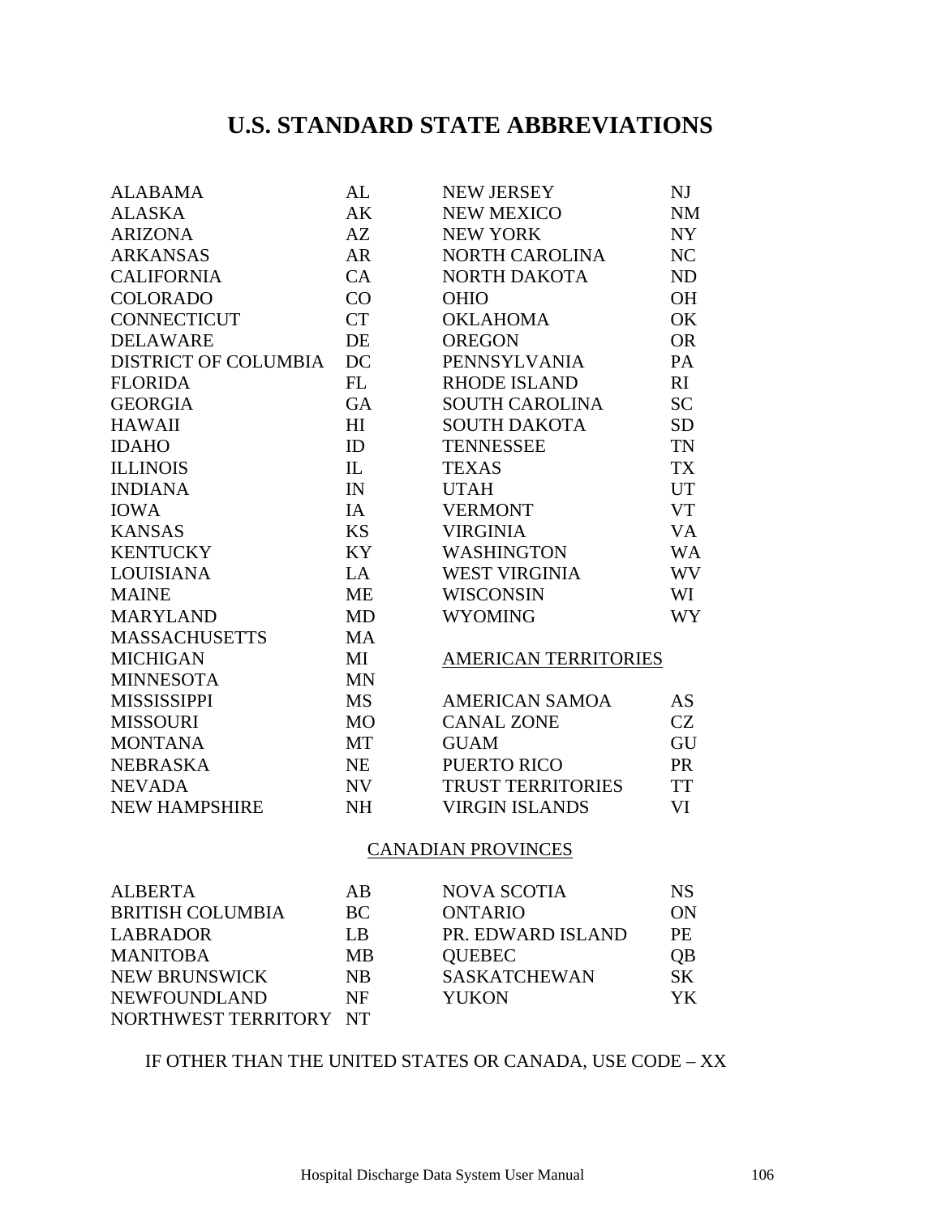# U.S. STANDARD STATE ABBREVIATIONS

| | | | |
|---|---|---|---|
| ALABAMA | AL | NEW JERSEY | NJ |
| ALASKA | AK | NEW MEXICO | NM |
| ARIZONA | AZ | NEW YORK | NY |
| ARKANSAS | AR | NORTH CAROLINA | NC |
| CALIFORNIA | CA | NORTH DAKOTA | ND |
| COLORADO | CO | OHIO | OH |
| CONNECTICUT | CT | OKLAHOMA | OK |
| DELAWARE | DE | OREGON | OR |
| DISTRICT OF COLUMBIA | DC | PENNSYLVANIA | PA |
| FLORIDA | FL | RHODE ISLAND | RI |
| GEORGIA | GA | SOUTH CAROLINA | SC |
| HAWAII | HI | SOUTH DAKOTA | SD |
| IDAHO | ID | TENNESSEE | TN |
| ILLINOIS | IL | TEXAS | TX |
| INDIANA | IN | UTAH | UT |
| IOWA | IA | VERMONT | VT |
| KANSAS | KS | VIRGINIA | VA |
| KENTUCKY | KY | WASHINGTON | WA |
| LOUISIANA | LA | WEST VIRGINIA | WV |
| MAINE | ME | WISCONSIN | WI |
| MARYLAND | MD | WYOMING | WY |
| MASSACHUSETTS | MA | | |
| MICHIGAN | MI | AMERICAN TERRITORIES | |
| MINNESOTA | MN | | |
| MISSISSIPPI | MS | AMERICAN SAMOA | AS |
| MISSOURI | MO | CANAL ZONE | CZ |
| MONTANA | MT | GUAM | GU |
| NEBRASKA | NE | PUERTO RICO | PR |
| NEVADA | NV | TRUST TERRITORIES | TT |
| NEW HAMPSHIRE | NH | VIRGIN ISLANDS | VI |

CANADIAN PROVINCES

| | | | |
|---|---|---|---|
| ALBERTA | AB | NOVA SCOTIA | NS |
| BRITISH COLUMBIA | BC | ONTARIO | ON |
| LABRADOR | LB | PR. EDWARD ISLAND | PE |
| MANITOBA | MB | QUEBEC | QB |
| NEW BRUNSWICK | NB | SASKATCHEWAN | SK |
| NEWFOUNDLAND | NF | YUKON | YK |
| NORTHWEST TERRITORY | NT | | |

IF OTHER THAN THE UNITED STATES OR CANADA, USE CODE – XX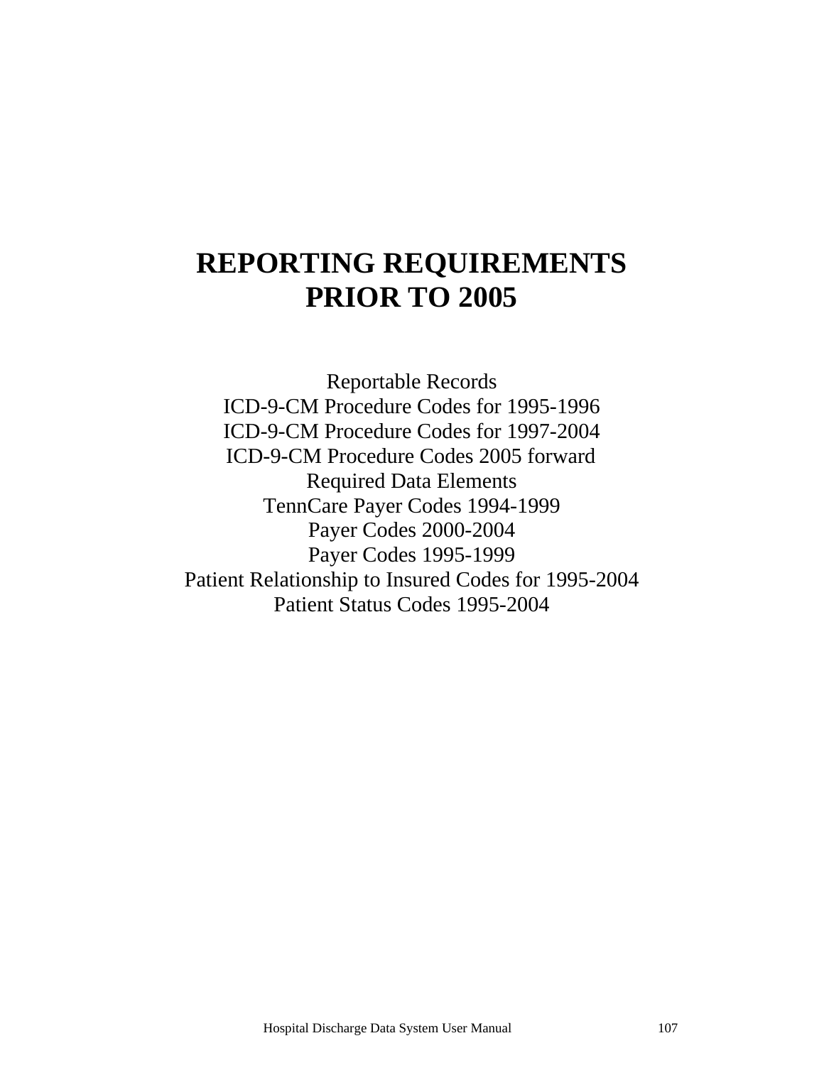# REPORTING REQUIREMENTS PRIOR TO 2005

Reportable Records
ICD-9-CM Procedure Codes for 1995-1996
ICD-9-CM Procedure Codes for 1997-2004
ICD-9-CM Procedure Codes 2005 forward
Required Data Elements
TennCare Payer Codes 1994-1999
Payer Codes 2000-2004
Payer Codes 1995-1999
Patient Relationship to Insured Codes for 1995-2004
Patient Status Codes 1995-2004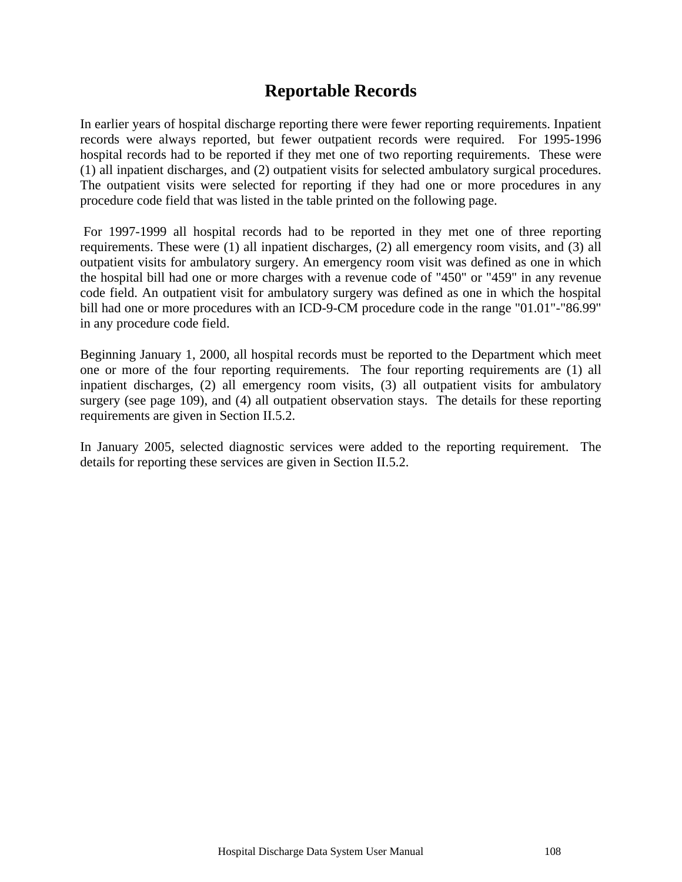# Reportable Records

In earlier years of hospital discharge reporting there were fewer reporting requirements. Inpatient records were always reported, but fewer outpatient records were required. For 1995-1996 hospital records had to be reported if they met one of two reporting requirements. These were (1) all inpatient discharges, and (2) outpatient visits for selected ambulatory surgical procedures. The outpatient visits were selected for reporting if they had one or more procedures in any procedure code field that was listed in the table printed on the following page.

For 1997-1999 all hospital records had to be reported in they met one of three reporting requirements. These were (1) all inpatient discharges, (2) all emergency room visits, and (3) all outpatient visits for ambulatory surgery. An emergency room visit was defined as one in which the hospital bill had one or more charges with a revenue code of "450" or "459" in any revenue code field. An outpatient visit for ambulatory surgery was defined as one in which the hospital bill had one or more procedures with an ICD-9-CM procedure code in the range "01.01"-"86.99" in any procedure code field.

Beginning January 1, 2000, all hospital records must be reported to the Department which meet one or more of the four reporting requirements. The four reporting requirements are (1) all inpatient discharges, (2) all emergency room visits, (3) all outpatient visits for ambulatory surgery (see page 109), and (4) all outpatient observation stays. The details for these reporting requirements are given in Section II.5.2.

In January 2005, selected diagnostic services were added to the reporting requirement. The details for reporting these services are given in Section II.5.2.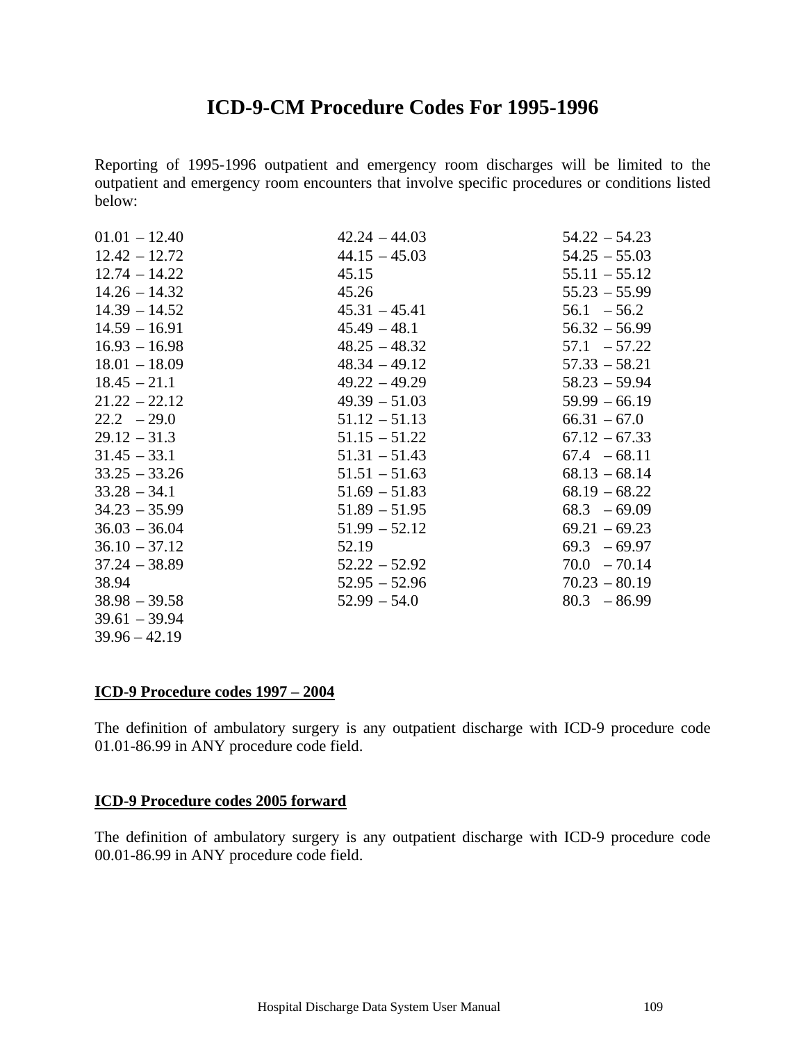# ICD-9-CM Procedure Codes For 1995-1996

Reporting of 1995-1996 outpatient and emergency room discharges will be limited to the outpatient and emergency room encounters that involve specific procedures or conditions listed below:

| | | |
|---|---|---|
| 01.01 – 12.40 | 42.24 – 44.03 | 54.22 – 54.23 |
| 12.42 – 12.72 | 44.15 – 45.03 | 54.25 – 55.03 |
| 12.74 – 14.22 | 45.15 | 55.11 – 55.12 |
| 14.26 – 14.32 | 45.26 | 55.23 – 55.99 |
| 14.39 – 14.52 | 45.31 – 45.41 | 56.1 – 56.2 |
| 14.59 – 16.91 | 45.49 – 48.1 | 56.32 – 56.99 |
| 16.93 – 16.98 | 48.25 – 48.32 | 57.1 – 57.22 |
| 18.01 – 18.09 | 48.34 – 49.12 | 57.33 – 58.21 |
| 18.45 – 21.1 | 49.22 – 49.29 | 58.23 – 59.94 |
| 21.22 – 22.12 | 49.39 – 51.03 | 59.99 – 66.19 |
| 22.2 – 29.0 | 51.12 – 51.13 | 66.31 – 67.0 |
| 29.12 – 31.3 | 51.15 – 51.22 | 67.12 – 67.33 |
| 31.45 – 33.1 | 51.31 – 51.43 | 67.4 – 68.11 |
| 33.25 – 33.26 | 51.51 – 51.63 | 68.13 – 68.14 |
| 33.28 – 34.1 | 51.69 – 51.83 | 68.19 – 68.22 |
| 34.23 – 35.99 | 51.89 – 51.95 | 68.3 – 69.09 |
| 36.03 – 36.04 | 51.99 – 52.12 | 69.21 – 69.23 |
| 36.10 – 37.12 | 52.19 | 69.3 – 69.97 |
| 37.24 – 38.89 | 52.22 – 52.92 | 70.0 – 70.14 |
| 38.94 | 52.95 – 52.96 | 70.23 – 80.19 |
| 38.98 – 39.58 | 52.99 – 54.0 | 80.3 – 86.99 |
| 39.61 – 39.94 | | |
| 39.96 – 42.19 | | |

**ICD-9 Procedure codes 1997 – 2004**

The definition of ambulatory surgery is any outpatient discharge with ICD-9 procedure code 01.01-86.99 in ANY procedure code field.

**ICD-9 Procedure codes 2005 forward**

The definition of ambulatory surgery is any outpatient discharge with ICD-9 procedure code 00.01-86.99 in ANY procedure code field.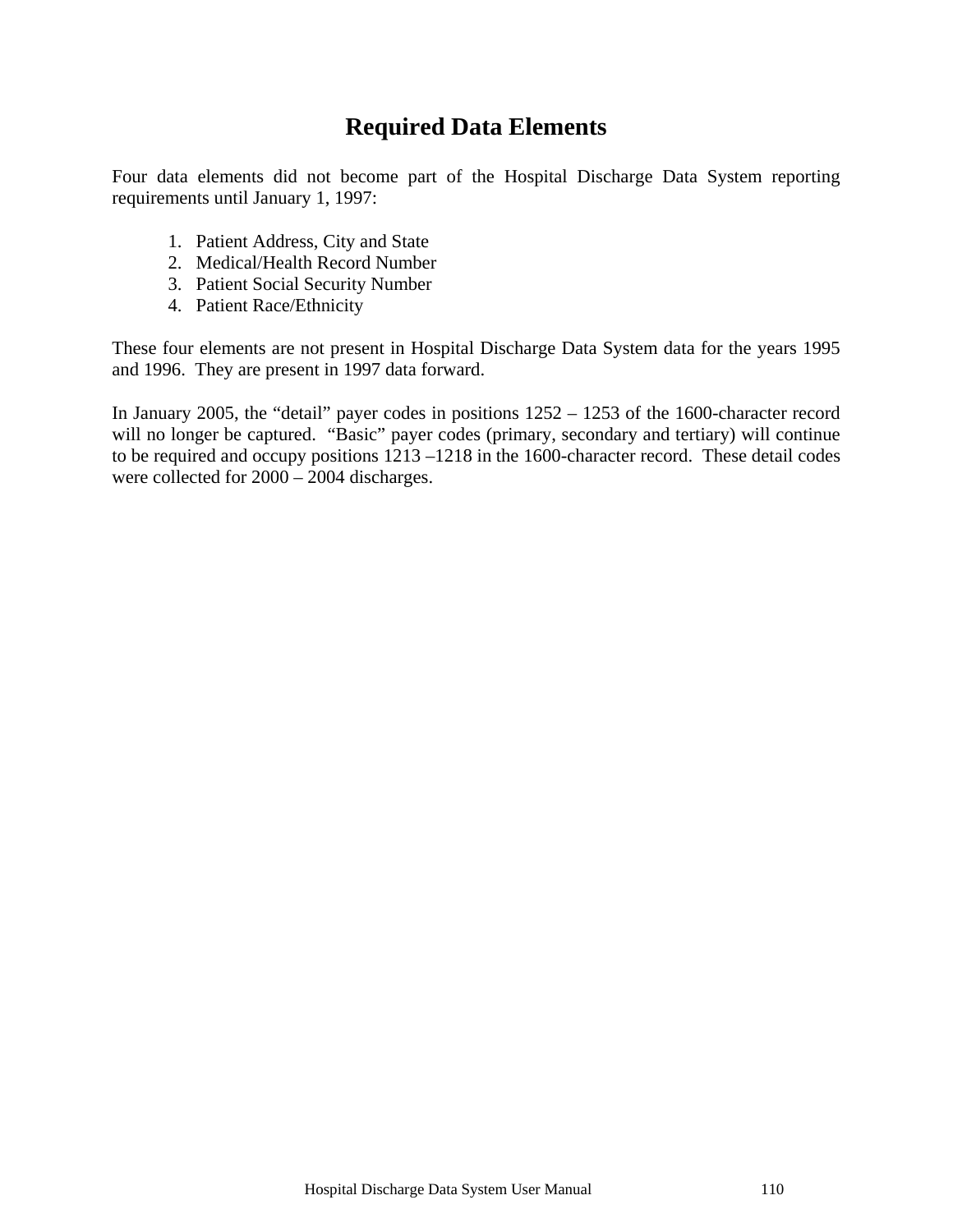# Required Data Elements

Four data elements did not become part of the Hospital Discharge Data System reporting requirements until January 1, 1997:

1. Patient Address, City and State
2. Medical/Health Record Number
3. Patient Social Security Number
4. Patient Race/Ethnicity

These four elements are not present in Hospital Discharge Data System data for the years 1995 and 1996. They are present in 1997 data forward.

In January 2005, the "detail" payer codes in positions 1252 – 1253 of the 1600-character record will no longer be captured. "Basic" payer codes (primary, secondary and tertiary) will continue to be required and occupy positions 1213 –1218 in the 1600-character record. These detail codes were collected for 2000 – 2004 discharges.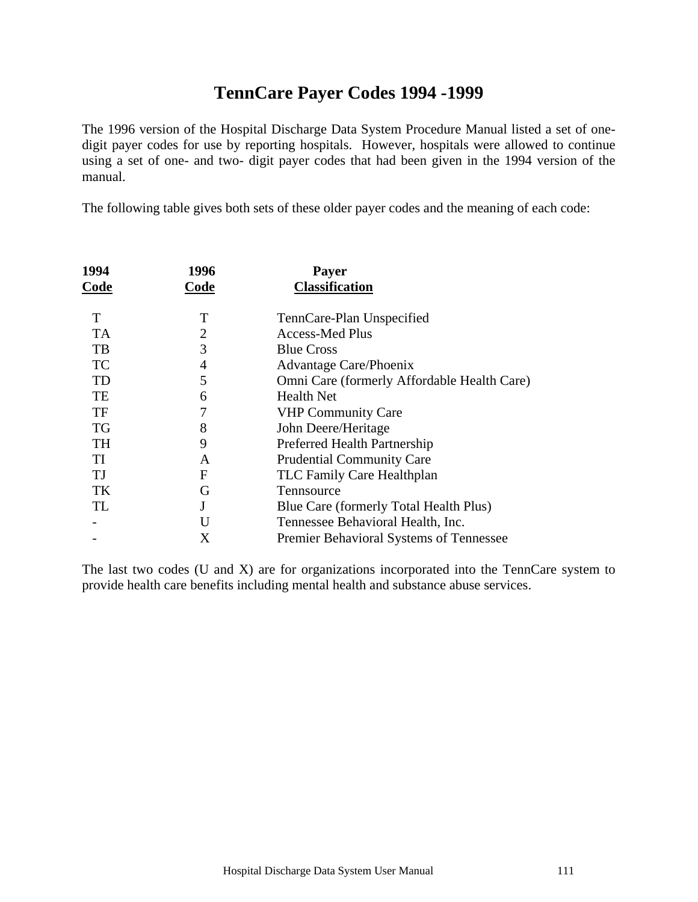# TennCare Payer Codes 1994 -1999

The 1996 version of the Hospital Discharge Data System Procedure Manual listed a set of one-digit payer codes for use by reporting hospitals. However, hospitals were allowed to continue using a set of one- and two- digit payer codes that had been given in the 1994 version of the manual.

The following table gives both sets of these older payer codes and the meaning of each code:

| 1994 Code | 1996 Code | Payer Classification |
|---|---|---|
| T | T | TennCare-Plan Unspecified |
| TA | 2 | Access-Med Plus |
| TB | 3 | Blue Cross |
| TC | 4 | Advantage Care/Phoenix |
| TD | 5 | Omni Care (formerly Affordable Health Care) |
| TE | 6 | Health Net |
| TF | 7 | VHP Community Care |
| TG | 8 | John Deere/Heritage |
| TH | 9 | Preferred Health Partnership |
| TI | A | Prudential Community Care |
| TJ | F | TLC Family Care Healthplan |
| TK | G | Tennsource |
| TL | J | Blue Care (formerly Total Health Plus) |
| - | U | Tennessee Behavioral Health, Inc. |
| - | X | Premier Behavioral Systems of Tennessee |

The last two codes (U and X) are for organizations incorporated into the TennCare system to provide health care benefits including mental health and substance abuse services.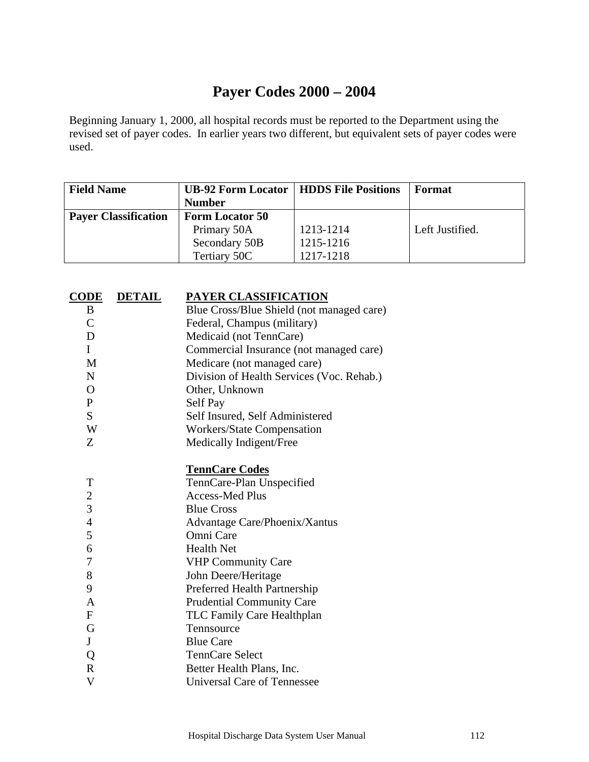# Payer Codes 2000 – 2004

Beginning January 1, 2000, all hospital records must be reported to the Department using the revised set of payer codes. In earlier years two different, but equivalent sets of payer codes were used.

| Field Name | UB-92 Form Locator Number | HDDS File Positions | Format |
|---|---|---|---|
| **Payer Classification** | **Form Locator 50**<br>Primary 50A<br>Secondary 50B<br>Tertiary 50C | <br>1213-1214<br>1215-1216<br>1217-1218 | <br>Left Justified. |

| CODE | DETAIL | PAYER CLASSIFICATION |
|---|---|---|
| B | | Blue Cross/Blue Shield (not managed care) |
| C | | Federal, Champus (military) |
| D | | Medicaid (not TennCare) |
| I | | Commercial Insurance (not managed care) |
| M | | Medicare (not managed care) |
| N | | Division of Health Services (Voc. Rehab.) |
| O | | Other, Unknown |
| P | | Self Pay |
| S | | Self Insured, Self Administered |
| W | | Workers/State Compensation |
| Z | | Medically Indigent/Free |
| | | **TennCare Codes** |
| T | | TennCare-Plan Unspecified |
| 2 | | Access-Med Plus |
| 3 | | Blue Cross |
| 4 | | Advantage Care/Phoenix/Xantus |
| 5 | | Omni Care |
| 6 | | Health Net |
| 7 | | VHP Community Care |
| 8 | | John Deere/Heritage |
| 9 | | Preferred Health Partnership |
| A | | Prudential Community Care |
| F | | TLC Family Care Healthplan |
| G | | Tennsource |
| J | | Blue Care |
| Q | | TennCare Select |
| R | | Better Health Plans, Inc. |
| V | | Universal Care of Tennessee |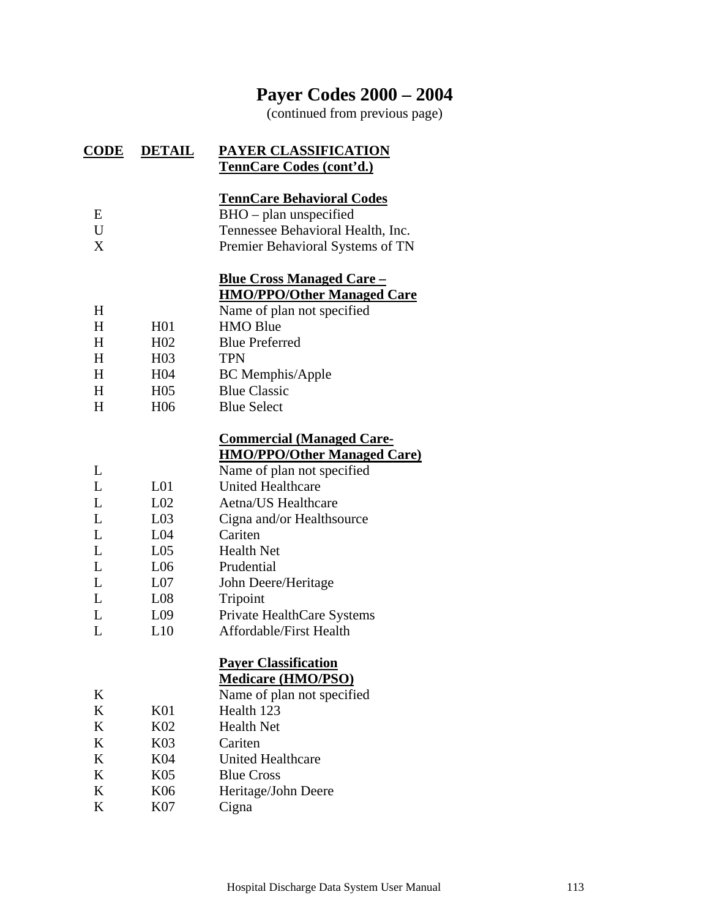# Payer Codes 2000 – 2004

(continued from previous page)

| CODE | DETAIL | PAYER CLASSIFICATION |
|---|---|---|
| | | **TennCare Codes (cont'd.)** |
| | | |
| | | **TennCare Behavioral Codes** |
| E | | BHO – plan unspecified |
| U | | Tennessee Behavioral Health, Inc. |
| X | | Premier Behavioral Systems of TN |
| | | |
| | | **Blue Cross Managed Care – HMO/PPO/Other Managed Care** |
| H | | Name of plan not specified |
| H | H01 | HMO Blue |
| H | H02 | Blue Preferred |
| H | H03 | TPN |
| H | H04 | BC Memphis/Apple |
| H | H05 | Blue Classic |
| H | H06 | Blue Select |
| | | |
| | | **Commercial (Managed Care-HMO/PPO/Other Managed Care)** |
| L | | Name of plan not specified |
| L | L01 | United Healthcare |
| L | L02 | Aetna/US Healthcare |
| L | L03 | Cigna and/or Healthsource |
| L | L04 | Cariten |
| L | L05 | Health Net |
| L | L06 | Prudential |
| L | L07 | John Deere/Heritage |
| L | L08 | Tripoint |
| L | L09 | Private HealthCare Systems |
| L | L10 | Affordable/First Health |
| | | |
| | | **Payer Classification Medicare (HMO/PSO)** |
| K | | Name of plan not specified |
| K | K01 | Health 123 |
| K | K02 | Health Net |
| K | K03 | Cariten |
| K | K04 | United Healthcare |
| K | K05 | Blue Cross |
| K | K06 | Heritage/John Deere |
| K | K07 | Cigna |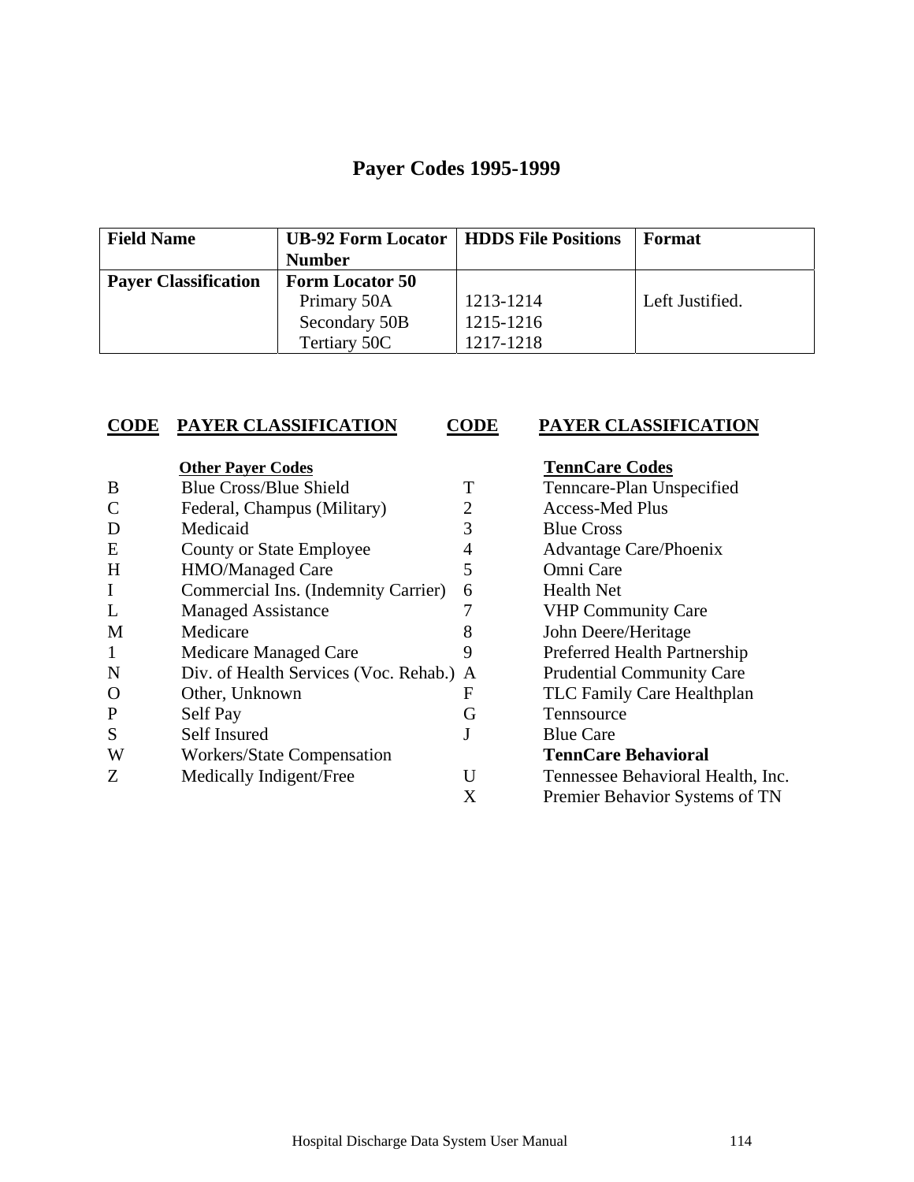# Payer Codes 1995-1999

| Field Name | UB-92 Form Locator Number | HDDS File Positions | Format |
|---|---|---|---|
| **Payer Classification** | **Form Locator 50**<br>Primary 50A<br>Secondary 50B<br>Tertiary 50C | <br>1213-1214<br>1215-1216<br>1217-1218 | <br>Left Justified. |

| CODE | PAYER CLASSIFICATION | CODE | PAYER CLASSIFICATION |
|---|---|---|---|
| | **Other Payer Codes** | | **TennCare Codes** |
| B | Blue Cross/Blue Shield | T | Tenncare-Plan Unspecified |
| C | Federal, Champus (Military) | 2 | Access-Med Plus |
| D | Medicaid | 3 | Blue Cross |
| E | County or State Employee | 4 | Advantage Care/Phoenix |
| H | HMO/Managed Care | 5 | Omni Care |
| I | Commercial Ins. (Indemnity Carrier) | 6 | Health Net |
| L | Managed Assistance | 7 | VHP Community Care |
| M | Medicare | 8 | John Deere/Heritage |
| 1 | Medicare Managed Care | 9 | Preferred Health Partnership |
| N | Div. of Health Services (Voc. Rehab.) | A | Prudential Community Care |
| O | Other, Unknown | F | TLC Family Care Healthplan |
| P | Self Pay | G | Tennsource |
| S | Self Insured | J | Blue Care |
| W | Workers/State Compensation | | **TennCare Behavioral** |
| Z | Medically Indigent/Free | U | Tennessee Behavioral Health, Inc. |
| | | X | Premier Behavior Systems of TN |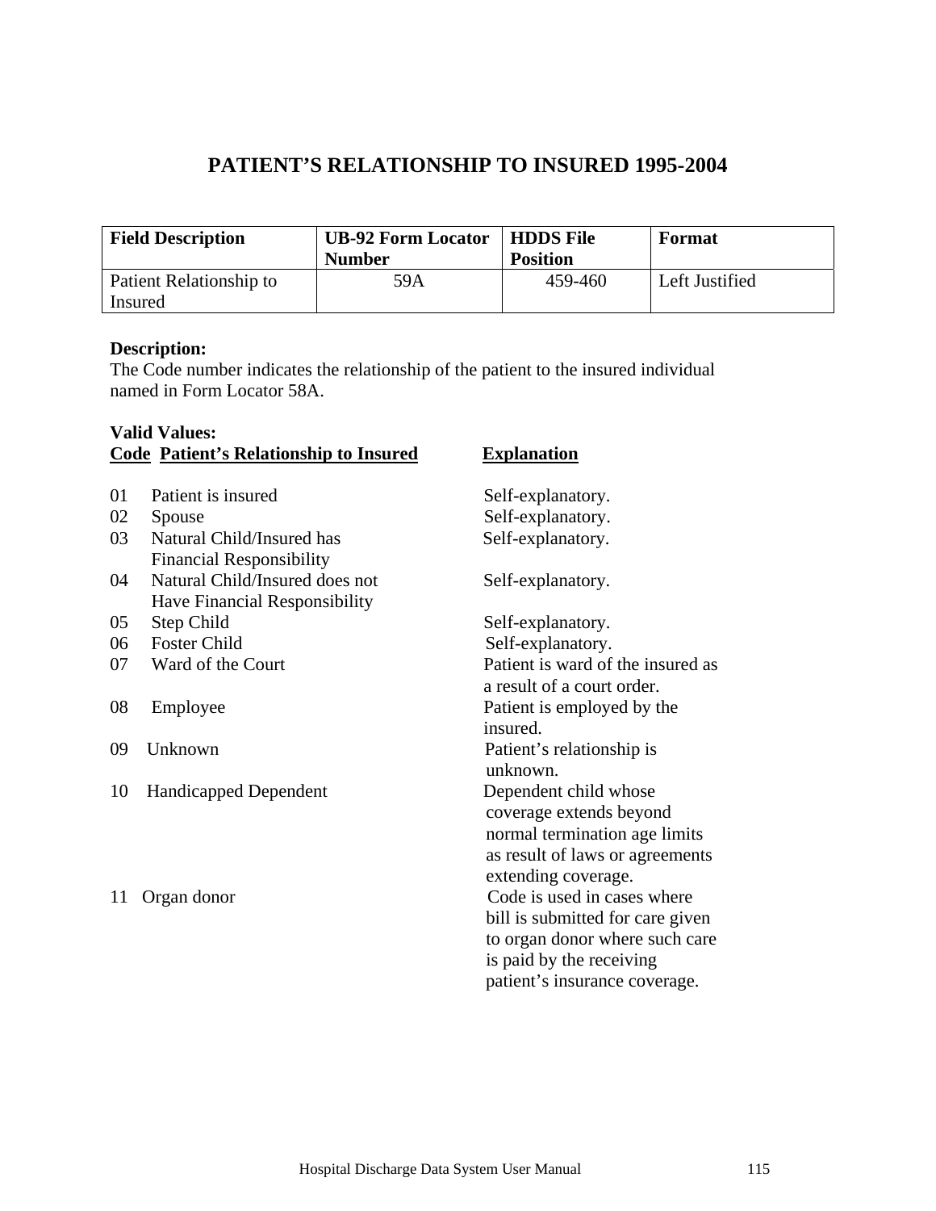# PATIENT'S RELATIONSHIP TO INSURED 1995-2004

| Field Description | UB-92 Form Locator Number | HDDS File Position | Format |
|---|---|---|---|
| Patient Relationship to Insured | 59A | 459-460 | Left Justified |

**Description:**
The Code number indicates the relationship of the patient to the insured individual named in Form Locator 58A.

**Valid Values:**

| Code | Patient's Relationship to Insured | Explanation |
|---|---|---|
| 01 | Patient is insured | Self-explanatory. |
| 02 | Spouse | Self-explanatory. |
| 03 | Natural Child/Insured has Financial Responsibility | Self-explanatory. |
| 04 | Natural Child/Insured does not Have Financial Responsibility | Self-explanatory. |
| 05 | Step Child | Self-explanatory. |
| 06 | Foster Child | Self-explanatory. |
| 07 | Ward of the Court | Patient is ward of the insured as a result of a court order. |
| 08 | Employee | Patient is employed by the insured. |
| 09 | Unknown | Patient's relationship is unknown. |
| 10 | Handicapped Dependent | Dependent child whose coverage extends beyond normal termination age limits as result of laws or agreements extending coverage. |
| 11 | Organ donor | Code is used in cases where bill is submitted for care given to organ donor where such care is paid by the receiving patient's insurance coverage. |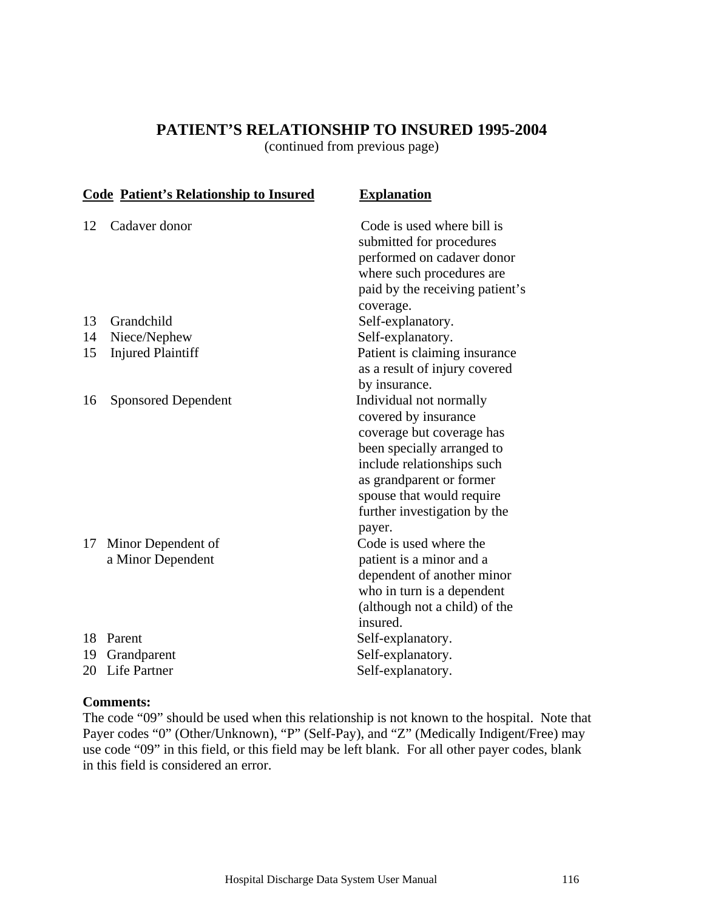## PATIENT'S RELATIONSHIP TO INSURED 1995-2004

(continued from previous page)

| Code | Patient's Relationship to Insured | Explanation |
|---|---|---|
| 12 | Cadaver donor | Code is used where bill is submitted for procedures performed on cadaver donor where such procedures are paid by the receiving patient's coverage. |
| 13 | Grandchild | Self-explanatory. |
| 14 | Niece/Nephew | Self-explanatory. |
| 15 | Injured Plaintiff | Patient is claiming insurance as a result of injury covered by insurance. |
| 16 | Sponsored Dependent | Individual not normally covered by insurance coverage but coverage has been specially arranged to include relationships such as grandparent or former spouse that would require further investigation by the payer. |
| 17 | Minor Dependent of a Minor Dependent | Code is used where the patient is a minor and a dependent of another minor who in turn is a dependent (although not a child) of the insured. |
| 18 | Parent | Self-explanatory. |
| 19 | Grandparent | Self-explanatory. |
| 20 | Life Partner | Self-explanatory. |

**Comments:**
The code "09" should be used when this relationship is not known to the hospital. Note that Payer codes "0" (Other/Unknown), "P" (Self-Pay), and "Z" (Medically Indigent/Free) may use code "09" in this field, or this field may be left blank. For all other payer codes, blank in this field is considered an error.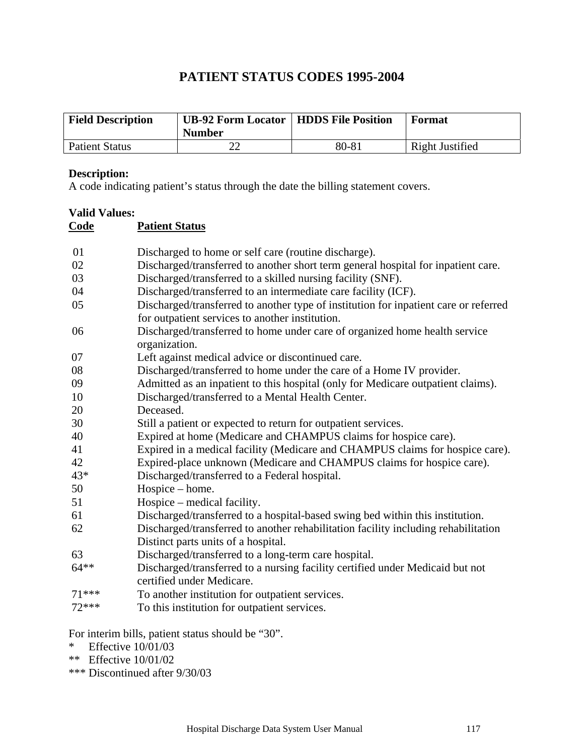# PATIENT STATUS CODES 1995-2004

| Field Description | UB-92 Form Locator Number | HDDS File Position | Format |
|---|---|---|---|
| Patient Status | 22 | 80-81 | Right Justified |

**Description:**
A code indicating patient's status through the date the billing statement covers.

**Valid Values:**

| Code | Patient Status |
|---|---|
| 01 | Discharged to home or self care (routine discharge). |
| 02 | Discharged/transferred to another short term general hospital for inpatient care. |
| 03 | Discharged/transferred to a skilled nursing facility (SNF). |
| 04 | Discharged/transferred to an intermediate care facility (ICF). |
| 05 | Discharged/transferred to another type of institution for inpatient care or referred for outpatient services to another institution. |
| 06 | Discharged/transferred to home under care of organized home health service organization. |
| 07 | Left against medical advice or discontinued care. |
| 08 | Discharged/transferred to home under the care of a Home IV provider. |
| 09 | Admitted as an inpatient to this hospital (only for Medicare outpatient claims). |
| 10 | Discharged/transferred to a Mental Health Center. |
| 20 | Deceased. |
| 30 | Still a patient or expected to return for outpatient services. |
| 40 | Expired at home (Medicare and CHAMPUS claims for hospice care). |
| 41 | Expired in a medical facility (Medicare and CHAMPUS claims for hospice care). |
| 42 | Expired-place unknown (Medicare and CHAMPUS claims for hospice care). |
| 43* | Discharged/transferred to a Federal hospital. |
| 50 | Hospice – home. |
| 51 | Hospice – medical facility. |
| 61 | Discharged/transferred to a hospital-based swing bed within this institution. |
| 62 | Discharged/transferred to another rehabilitation facility including rehabilitation Distinct parts units of a hospital. |
| 63 | Discharged/transferred to a long-term care hospital. |
| 64** | Discharged/transferred to a nursing facility certified under Medicaid but not certified under Medicare. |
| 71*** | To another institution for outpatient services. |
| 72*** | To this institution for outpatient services. |

For interim bills, patient status should be "30".

\* Effective 10/01/03

** Effective 10/01/02

*** Discontinued after 9/30/03